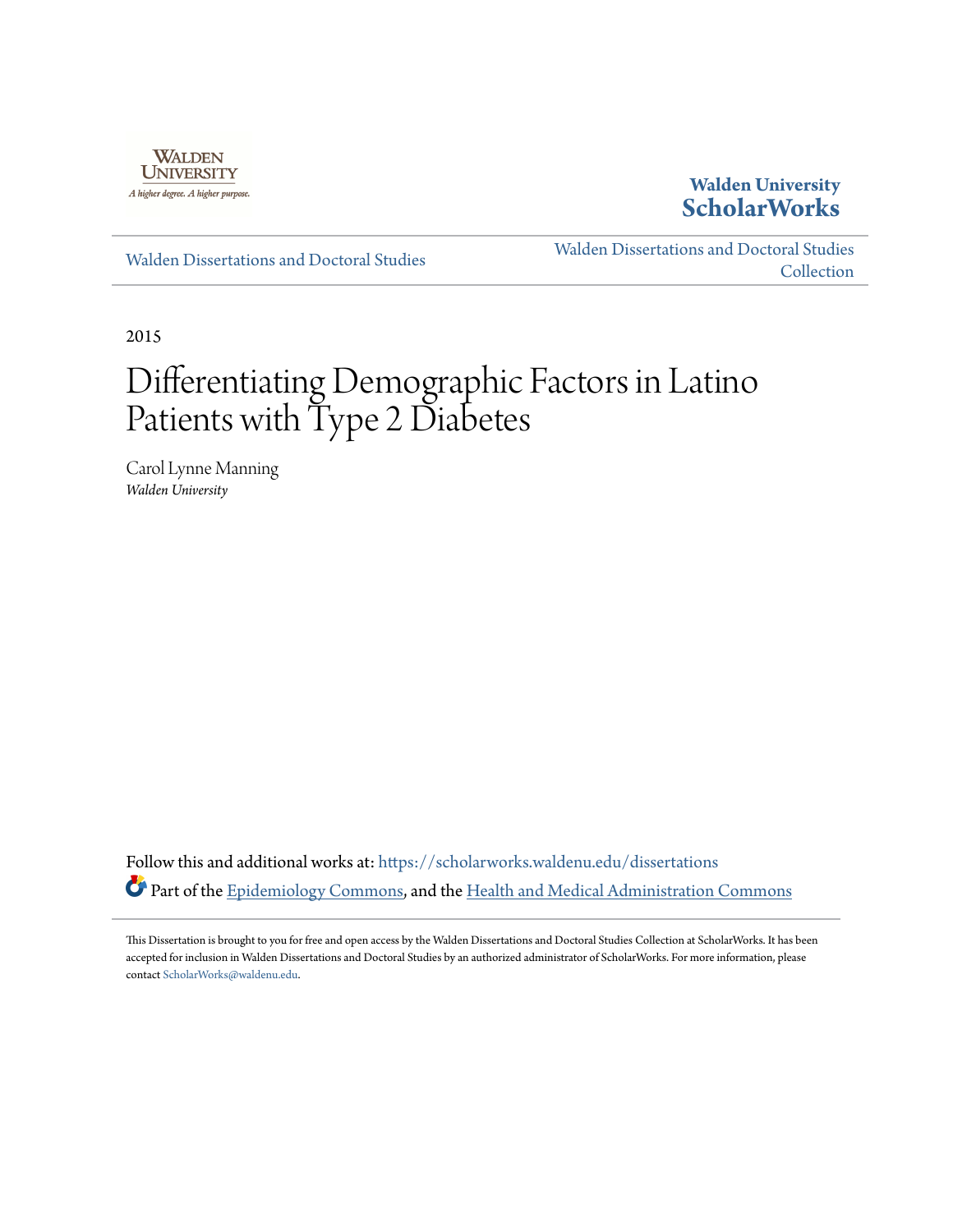Walden University
A higher degree. A higher purpose.

**Walden University ScholarWorks**

Walden Dissertations and Doctoral Studies

Walden Dissertations and Doctoral Studies Collection

2015

# Differentiating Demographic Factors in Latino Patients with Type 2 Diabetes

Carol Lynne Manning
*Walden University*

Follow this and additional works at: https://scholarworks.waldenu.edu/dissertations

Part of the Epidemiology Commons, and the Health and Medical Administration Commons

This Dissertation is brought to you for free and open access by the Walden Dissertations and Doctoral Studies Collection at ScholarWorks. It has been accepted for inclusion in Walden Dissertations and Doctoral Studies by an authorized administrator of ScholarWorks. For more information, please contact ScholarWorks@waldenu.edu.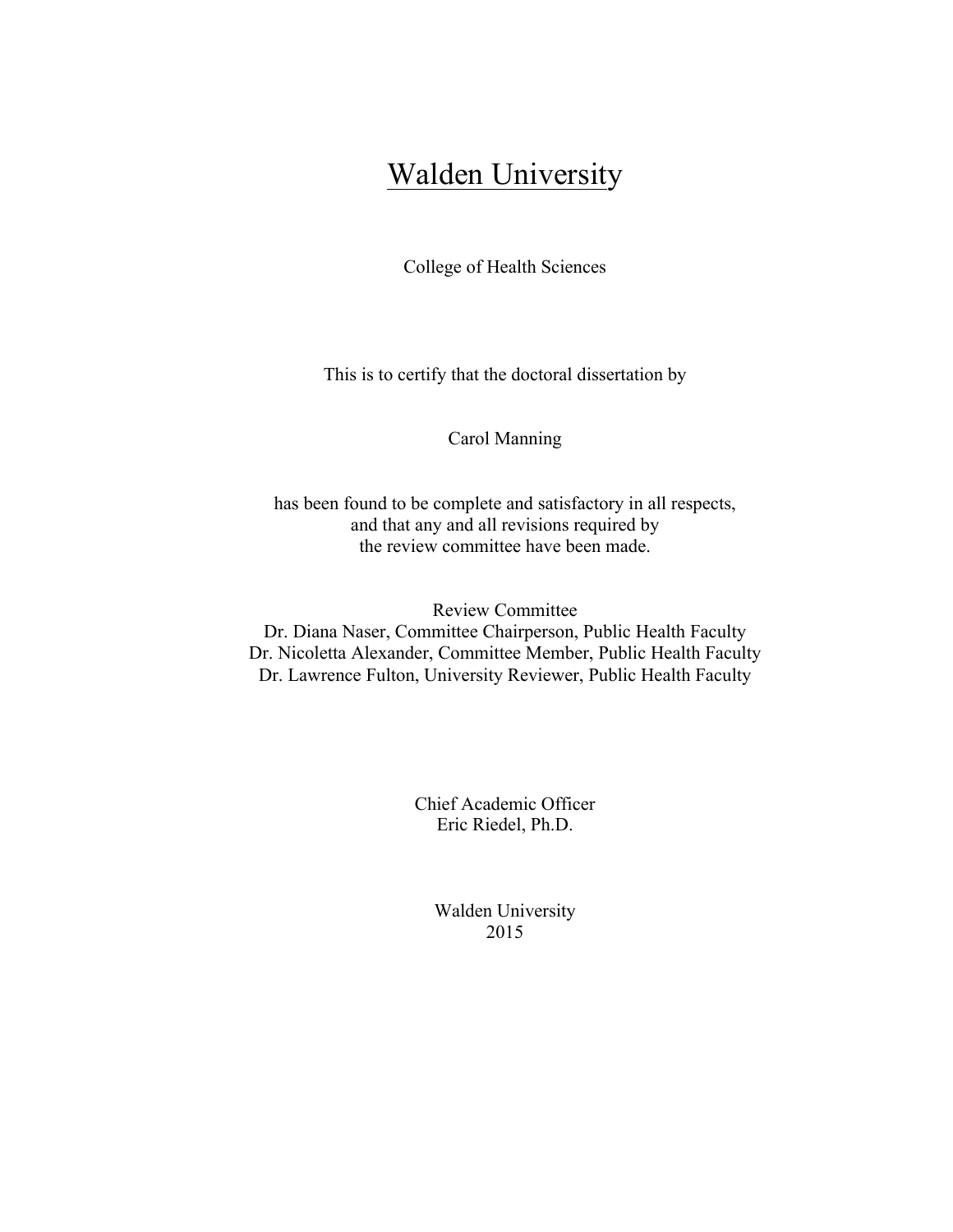# Walden University

College of Health Sciences

This is to certify that the doctoral dissertation by

Carol Manning

has been found to be complete and satisfactory in all respects,
and that any and all revisions required by
the review committee have been made.

Review Committee
Dr. Diana Naser, Committee Chairperson, Public Health Faculty
Dr. Nicoletta Alexander, Committee Member, Public Health Faculty
Dr. Lawrence Fulton, University Reviewer, Public Health Faculty

Chief Academic Officer
Eric Riedel, Ph.D.

Walden University
2015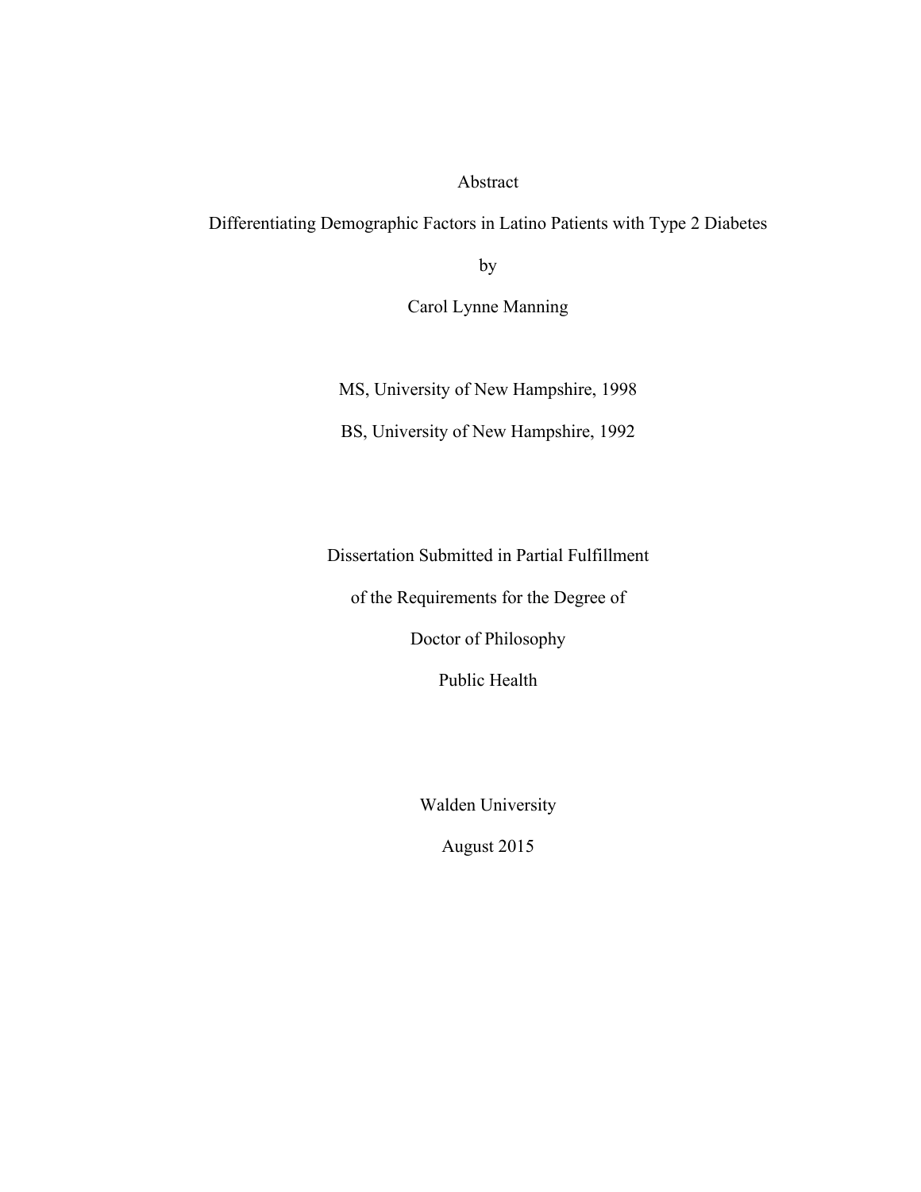Abstract

Differentiating Demographic Factors in Latino Patients with Type 2 Diabetes

by

Carol Lynne Manning

MS, University of New Hampshire, 1998

BS, University of New Hampshire, 1992

Dissertation Submitted in Partial Fulfillment

of the Requirements for the Degree of

Doctor of Philosophy

Public Health

Walden University

August 2015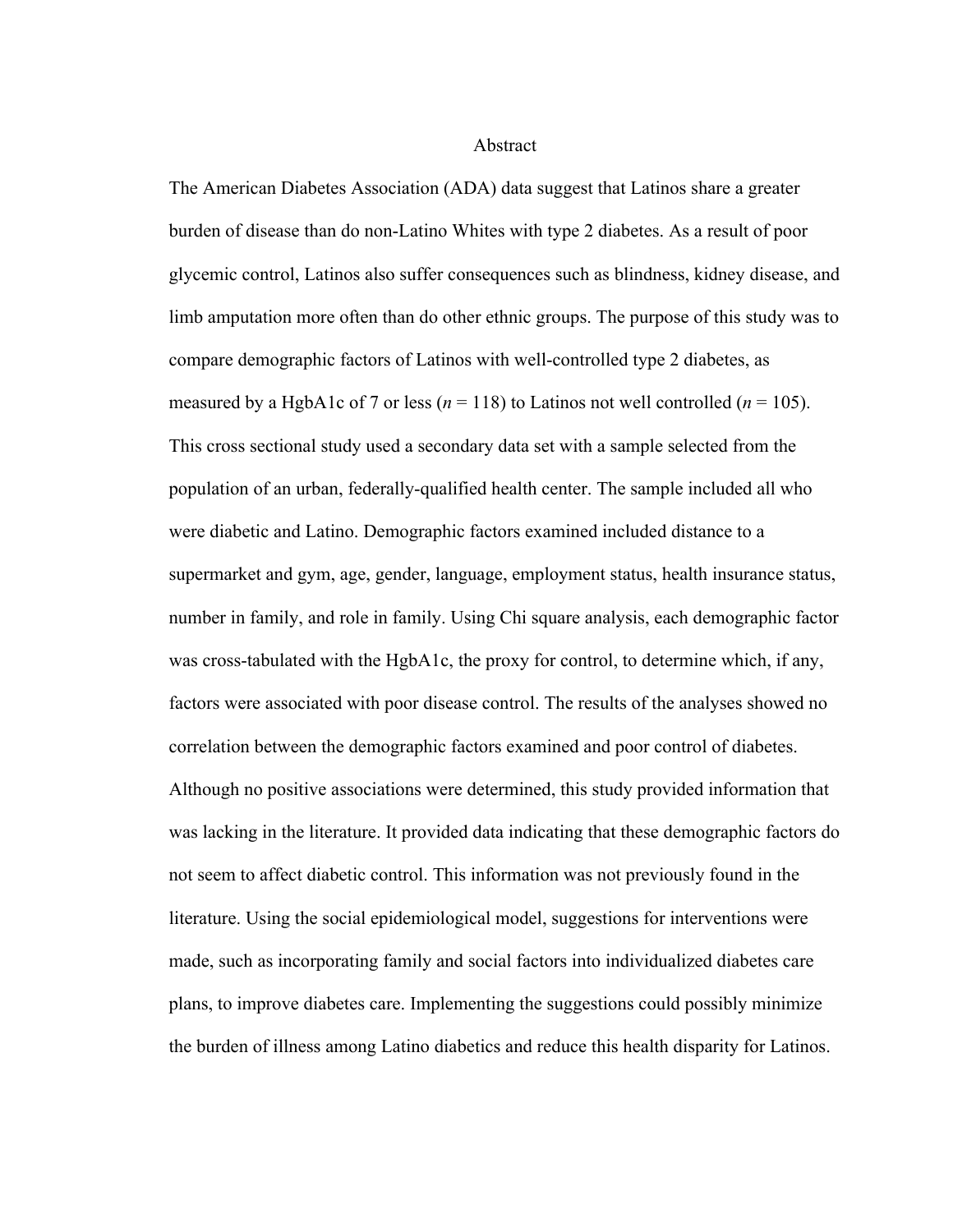# Abstract

The American Diabetes Association (ADA) data suggest that Latinos share a greater burden of disease than do non-Latino Whites with type 2 diabetes. As a result of poor glycemic control, Latinos also suffer consequences such as blindness, kidney disease, and limb amputation more often than do other ethnic groups. The purpose of this study was to compare demographic factors of Latinos with well-controlled type 2 diabetes, as measured by a HgbA1c of 7 or less ($n$ = 118) to Latinos not well controlled ($n$ = 105). This cross sectional study used a secondary data set with a sample selected from the population of an urban, federally-qualified health center. The sample included all who were diabetic and Latino. Demographic factors examined included distance to a supermarket and gym, age, gender, language, employment status, health insurance status, number in family, and role in family. Using Chi square analysis, each demographic factor was cross-tabulated with the HgbA1c, the proxy for control, to determine which, if any, factors were associated with poor disease control. The results of the analyses showed no correlation between the demographic factors examined and poor control of diabetes. Although no positive associations were determined, this study provided information that was lacking in the literature. It provided data indicating that these demographic factors do not seem to affect diabetic control. This information was not previously found in the literature. Using the social epidemiological model, suggestions for interventions were made, such as incorporating family and social factors into individualized diabetes care plans, to improve diabetes care. Implementing the suggestions could possibly minimize the burden of illness among Latino diabetics and reduce this health disparity for Latinos.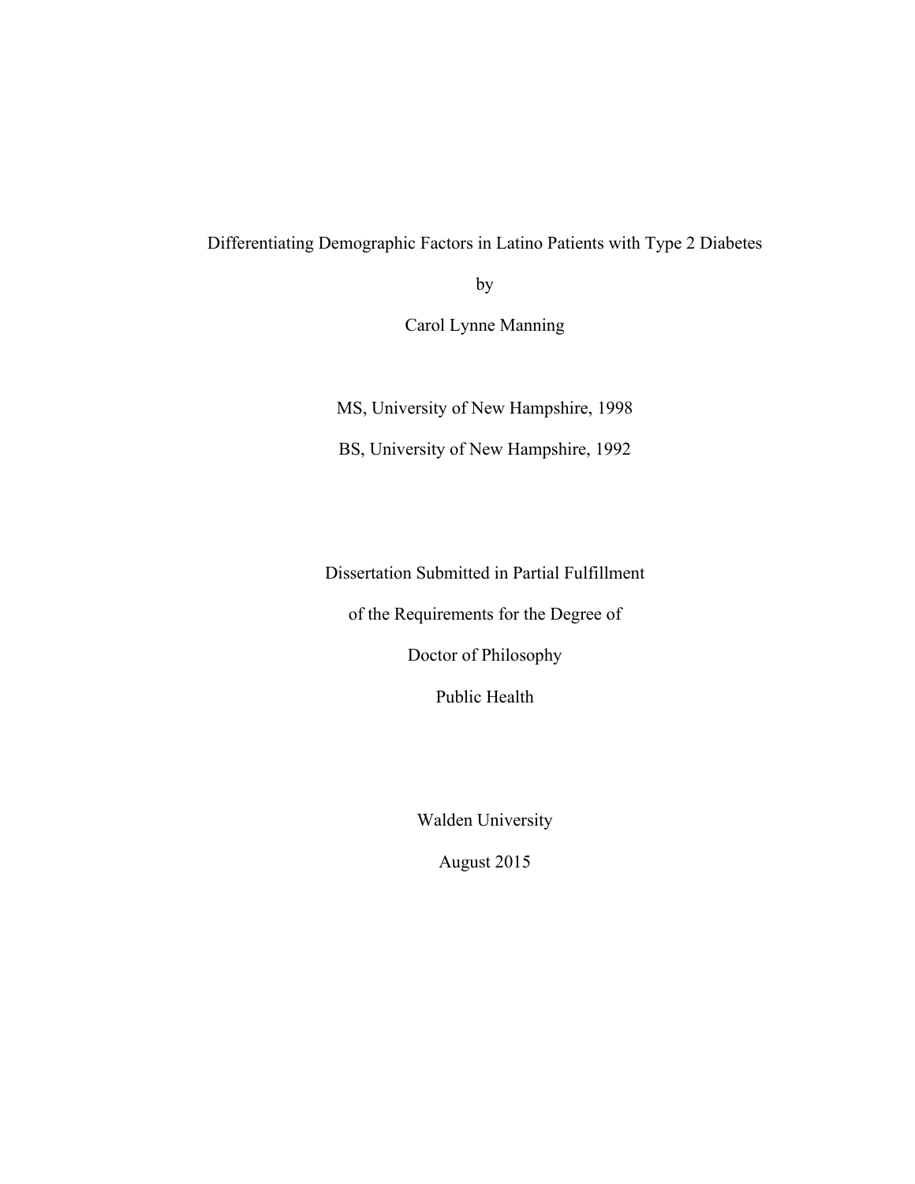Differentiating Demographic Factors in Latino Patients with Type 2 Diabetes

by

Carol Lynne Manning

MS, University of New Hampshire, 1998

BS, University of New Hampshire, 1992

Dissertation Submitted in Partial Fulfillment

of the Requirements for the Degree of

Doctor of Philosophy

Public Health

Walden University

August 2015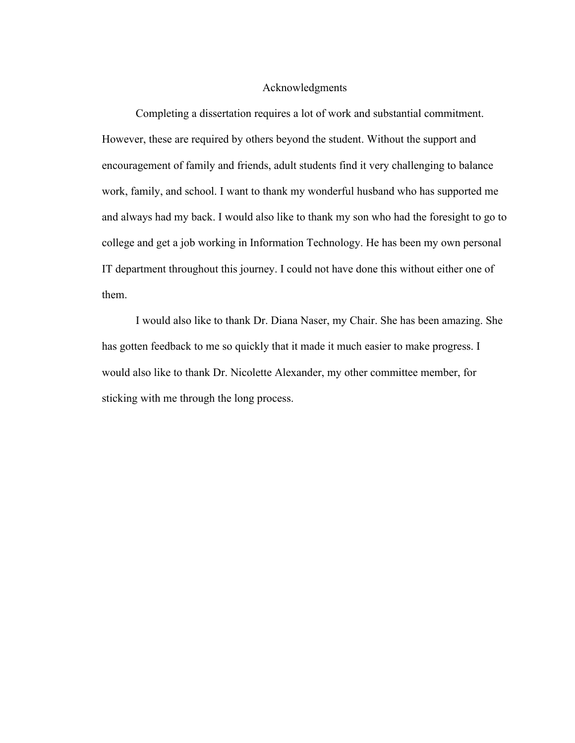# Acknowledgments

Completing a dissertation requires a lot of work and substantial commitment. However, these are required by others beyond the student. Without the support and encouragement of family and friends, adult students find it very challenging to balance work, family, and school. I want to thank my wonderful husband who has supported me and always had my back. I would also like to thank my son who had the foresight to go to college and get a job working in Information Technology. He has been my own personal IT department throughout this journey. I could not have done this without either one of them.

I would also like to thank Dr. Diana Naser, my Chair. She has been amazing. She has gotten feedback to me so quickly that it made it much easier to make progress. I would also like to thank Dr. Nicolette Alexander, my other committee member, for sticking with me through the long process.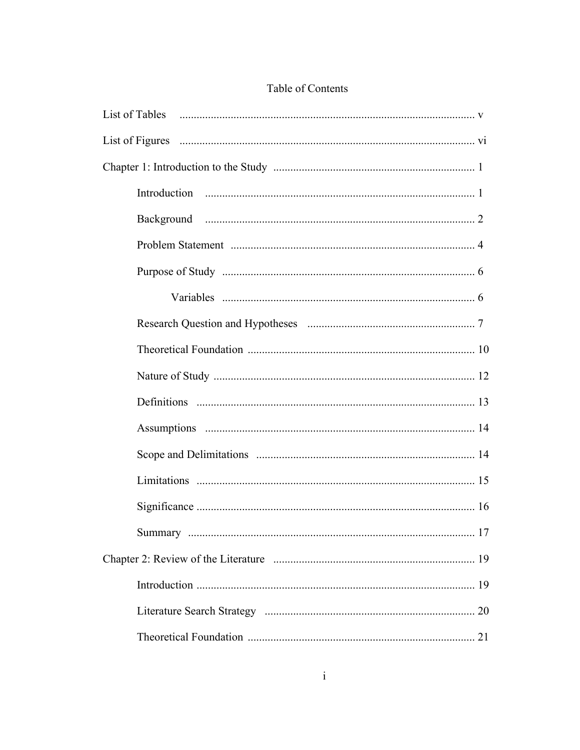# Table of Contents

List of Tables ........................................................................................................ v

List of Figures ....................................................................................................... vi

Chapter 1: Introduction to the Study ...................................................................... 1

Introduction ............................................................................................... 1

Background ............................................................................................... 2

Problem Statement ..................................................................................... 4

Purpose of Study ........................................................................................ 6

Variables ........................................................................................ 6

Research Question and Hypotheses ........................................................... 7

Theoretical Foundation ............................................................................... 10

Nature of Study ........................................................................................... 12

Definitions ................................................................................................. 13

Assumptions .............................................................................................. 14

Scope and Delimitations ............................................................................ 14

Limitations ................................................................................................. 15

Significance ................................................................................................. 16

Summary .................................................................................................... 17

Chapter 2: Review of the Literature ...................................................................... 19

Introduction ................................................................................................. 19

Literature Search Strategy .......................................................................... 20

Theoretical Foundation ............................................................................... 21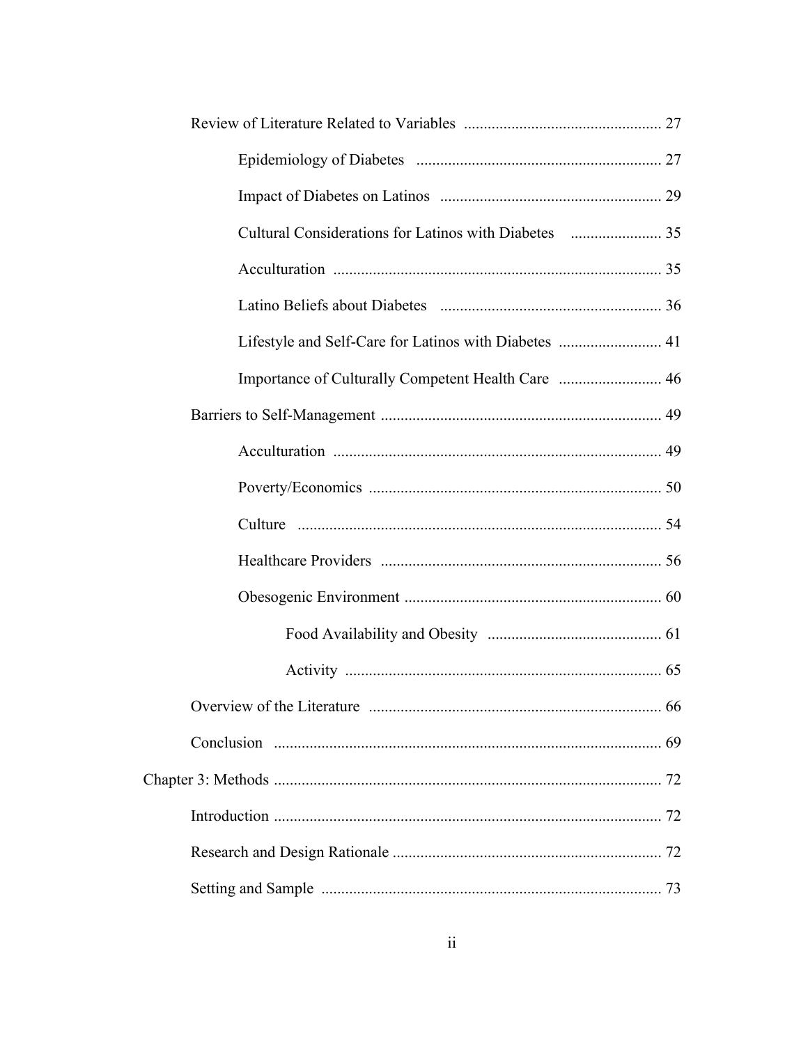Review of Literature Related to Variables .................................................. 27

Epidemiology of Diabetes .............................................................. 27

Impact of Diabetes on Latinos ........................................................ 29

Cultural Considerations for Latinos with Diabetes ....................... 35

Acculturation .................................................................................. 35

Latino Beliefs about Diabetes ........................................................ 36

Lifestyle and Self-Care for Latinos with Diabetes .......................... 41

Importance of Culturally Competent Health Care .......................... 46

Barriers to Self-Management ....................................................................... 49

Acculturation .................................................................................. 49

Poverty/Economics .......................................................................... 50

Culture ............................................................................................ 54

Healthcare Providers ....................................................................... 56

Obesogenic Environment ................................................................ 60

Food Availability and Obesity ............................................ 61

Activity ................................................................................ 65

Overview of the Literature .......................................................................... 66

Conclusion .................................................................................................. 69

Chapter 3: Methods .................................................................................................. 72

Introduction .................................................................................................. 72

Research and Design Rationale .................................................................... 72

Setting and Sample ...................................................................................... 73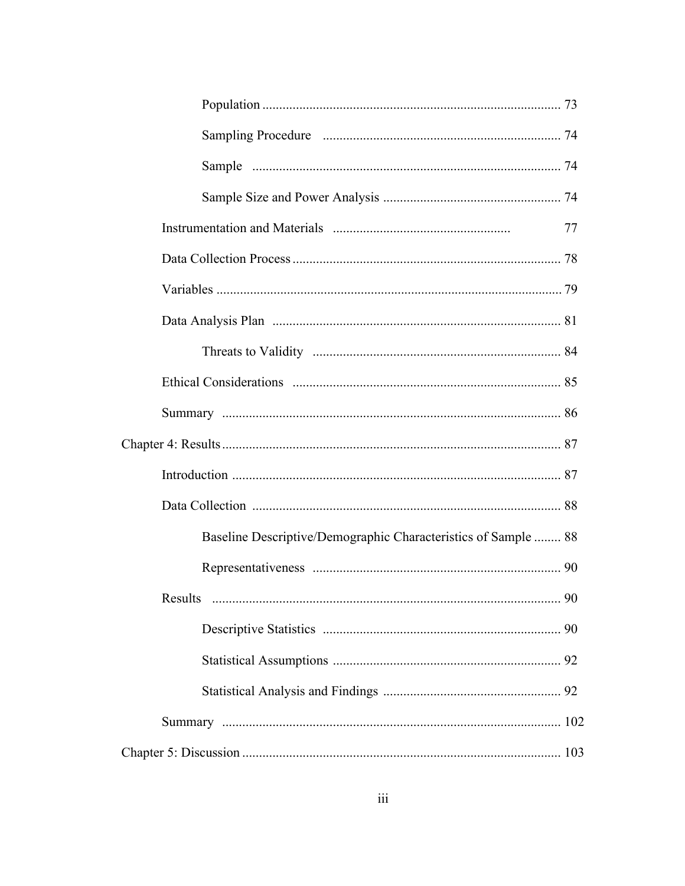Population ........................................................................................ 73

Sampling Procedure ...................................................................... 74

Sample ........................................................................................... 74

Sample Size and Power Analysis ..................................................... 74

Instrumentation and Materials ..................................................... 77

Data Collection Process ................................................................................ 78

Variables ....................................................................................................... 79

Data Analysis Plan ...................................................................................... 81

Threats to Validity ......................................................................... 84

Ethical Considerations ................................................................................ 85

Summary ..................................................................................................... 86

Chapter 4: Results ........................................................................................................ 87

Introduction .................................................................................................. 87

Data Collection ............................................................................................ 88

Baseline Descriptive/Demographic Characteristics of Sample ........ 88

Representativeness ......................................................................... 90

Results ........................................................................................................ 90

Descriptive Statistics ...................................................................... 90

Statistical Assumptions ................................................................... 92

Statistical Analysis and Findings ..................................................... 92

Summary ..................................................................................................... 102

Chapter 5: Discussion .................................................................................................. 103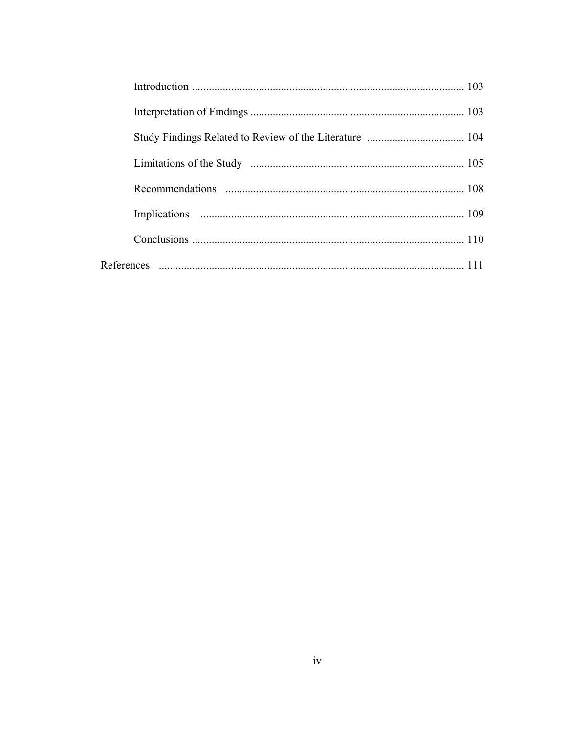Introduction .................................................................................................. 103

Interpretation of Findings ............................................................................. 103

Study Findings Related to Review of the Literature ................................... 104

Limitations of the Study ............................................................................. 105

Recommendations ...................................................................................... 108

Implications ............................................................................................... 109

Conclusions ................................................................................................. 110

References ............................................................................................................. 111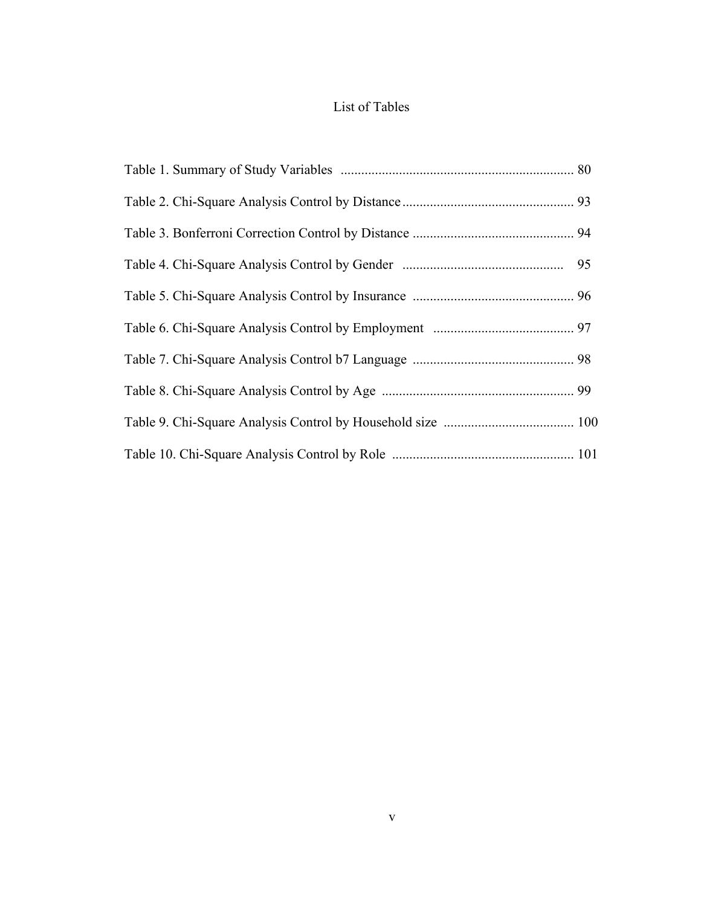# List of Tables

Table 1. Summary of Study Variables .................................................................... 80

Table 2. Chi-Square Analysis Control by Distance.................................................. 93

Table 3. Bonferroni Correction Control by Distance ............................................... 94

Table 4. Chi-Square Analysis Control by Gender ............................................... 95

Table 5. Chi-Square Analysis Control by Insurance ............................................... 96

Table 6. Chi-Square Analysis Control by Employment ......................................... 97

Table 7. Chi-Square Analysis Control b7 Language ............................................... 98

Table 8. Chi-Square Analysis Control by Age ........................................................ 99

Table 9. Chi-Square Analysis Control by Household size ...................................... 100

Table 10. Chi-Square Analysis Control by Role ..................................................... 101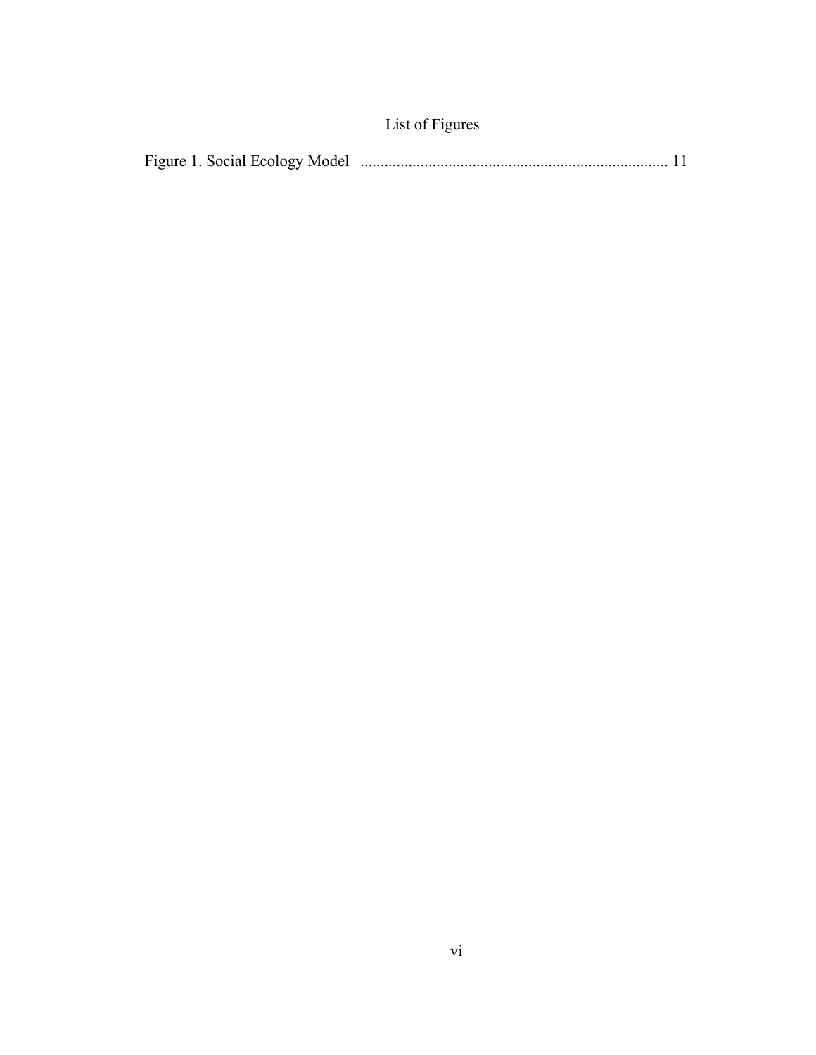# List of Figures

Figure 1. Social Ecology Model ............................................................................ 11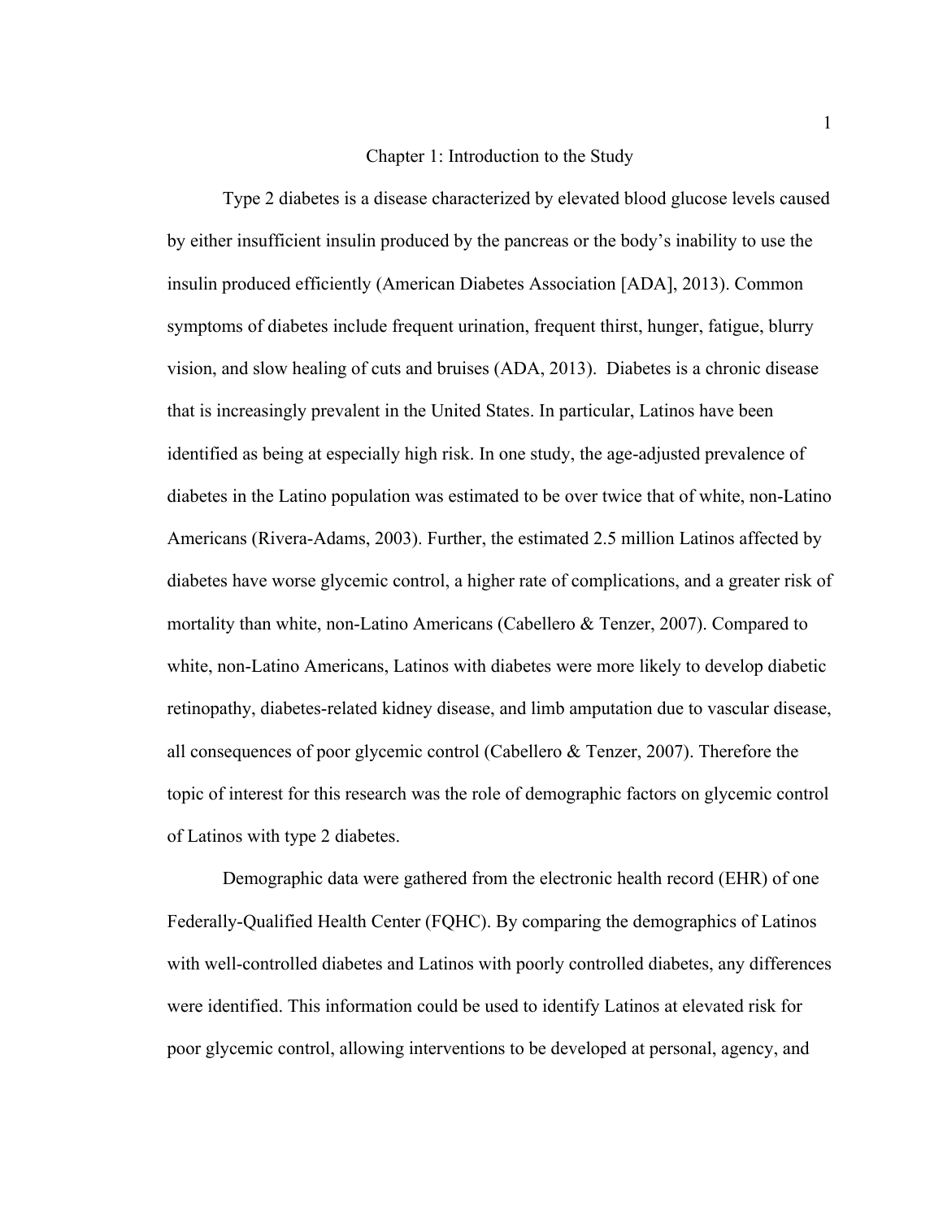# Chapter 1: Introduction to the Study

Type 2 diabetes is a disease characterized by elevated blood glucose levels caused by either insufficient insulin produced by the pancreas or the body's inability to use the insulin produced efficiently (American Diabetes Association [ADA], 2013). Common symptoms of diabetes include frequent urination, frequent thirst, hunger, fatigue, blurry vision, and slow healing of cuts and bruises (ADA, 2013). Diabetes is a chronic disease that is increasingly prevalent in the United States. In particular, Latinos have been identified as being at especially high risk. In one study, the age-adjusted prevalence of diabetes in the Latino population was estimated to be over twice that of white, non-Latino Americans (Rivera-Adams, 2003). Further, the estimated 2.5 million Latinos affected by diabetes have worse glycemic control, a higher rate of complications, and a greater risk of mortality than white, non-Latino Americans (Cabellero & Tenzer, 2007). Compared to white, non-Latino Americans, Latinos with diabetes were more likely to develop diabetic retinopathy, diabetes-related kidney disease, and limb amputation due to vascular disease, all consequences of poor glycemic control (Cabellero & Tenzer, 2007). Therefore the topic of interest for this research was the role of demographic factors on glycemic control of Latinos with type 2 diabetes.

Demographic data were gathered from the electronic health record (EHR) of one Federally-Qualified Health Center (FQHC). By comparing the demographics of Latinos with well-controlled diabetes and Latinos with poorly controlled diabetes, any differences were identified. This information could be used to identify Latinos at elevated risk for poor glycemic control, allowing interventions to be developed at personal, agency, and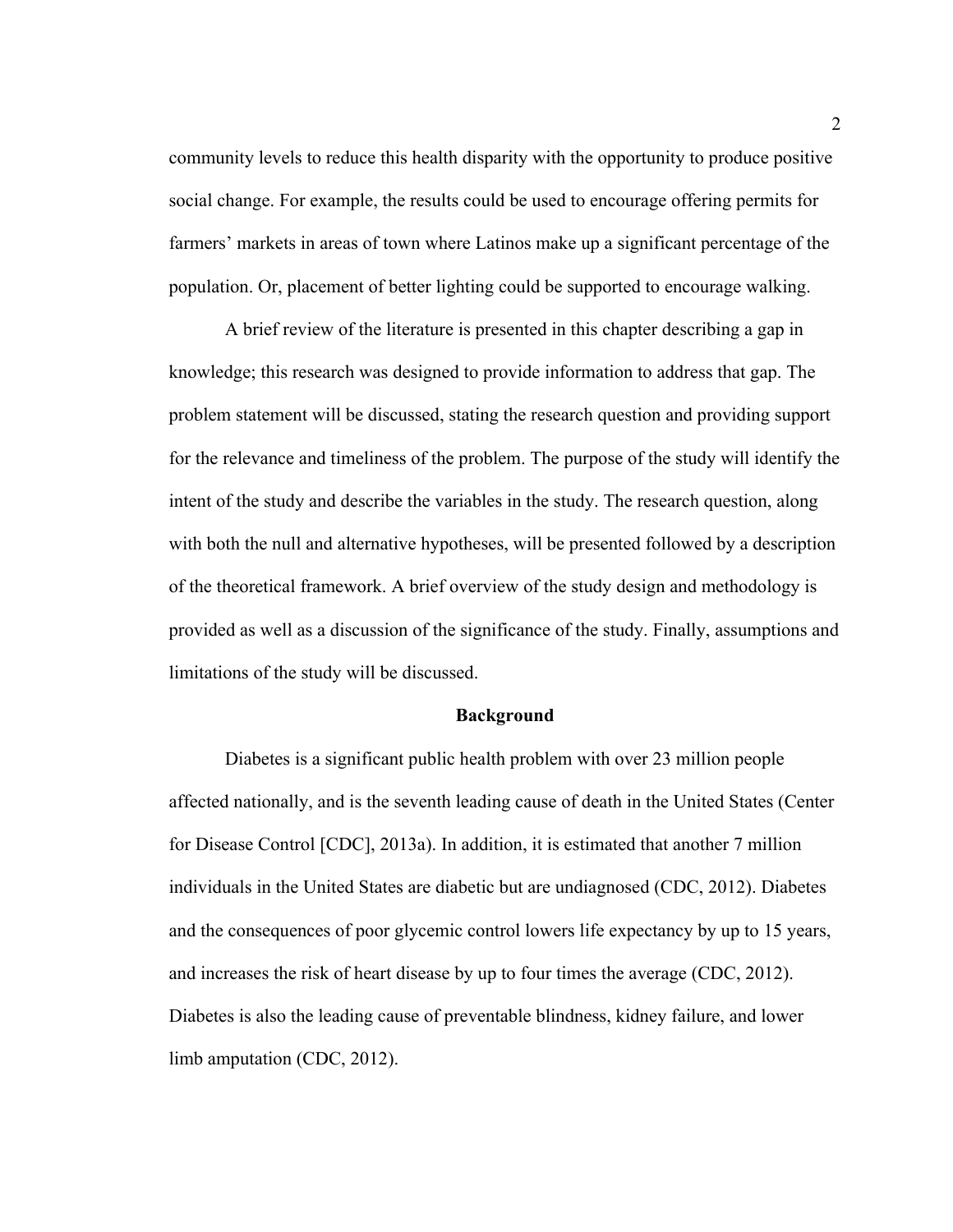community levels to reduce this health disparity with the opportunity to produce positive social change. For example, the results could be used to encourage offering permits for farmers' markets in areas of town where Latinos make up a significant percentage of the population. Or, placement of better lighting could be supported to encourage walking.

A brief review of the literature is presented in this chapter describing a gap in knowledge; this research was designed to provide information to address that gap. The problem statement will be discussed, stating the research question and providing support for the relevance and timeliness of the problem. The purpose of the study will identify the intent of the study and describe the variables in the study. The research question, along with both the null and alternative hypotheses, will be presented followed by a description of the theoretical framework. A brief overview of the study design and methodology is provided as well as a discussion of the significance of the study. Finally, assumptions and limitations of the study will be discussed.

## Background

Diabetes is a significant public health problem with over 23 million people affected nationally, and is the seventh leading cause of death in the United States (Center for Disease Control [CDC], 2013a). In addition, it is estimated that another 7 million individuals in the United States are diabetic but are undiagnosed (CDC, 2012). Diabetes and the consequences of poor glycemic control lowers life expectancy by up to 15 years, and increases the risk of heart disease by up to four times the average (CDC, 2012). Diabetes is also the leading cause of preventable blindness, kidney failure, and lower limb amputation (CDC, 2012).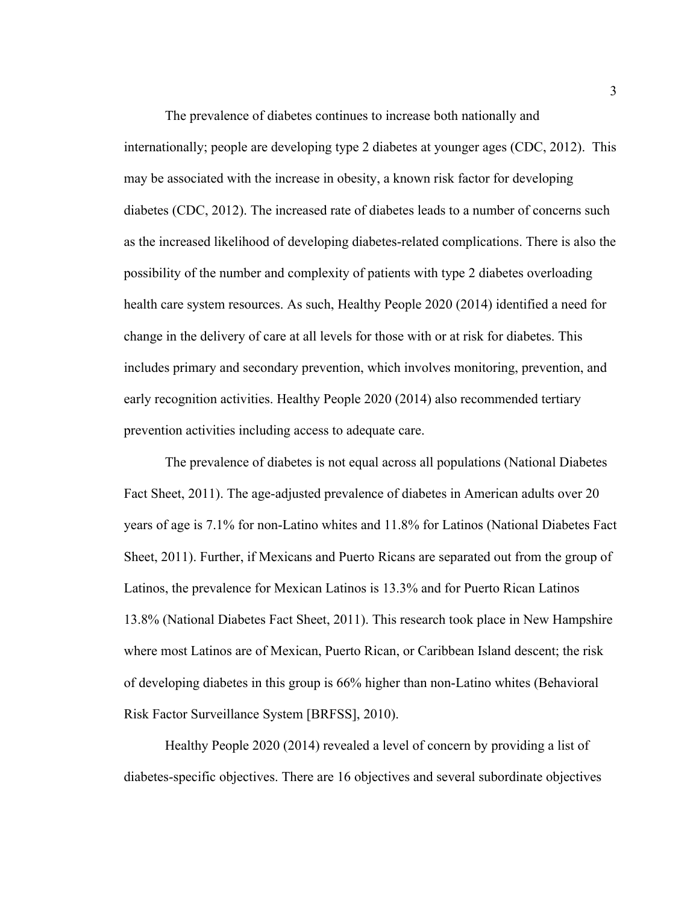The prevalence of diabetes continues to increase both nationally and internationally; people are developing type 2 diabetes at younger ages (CDC, 2012). This may be associated with the increase in obesity, a known risk factor for developing diabetes (CDC, 2012). The increased rate of diabetes leads to a number of concerns such as the increased likelihood of developing diabetes-related complications. There is also the possibility of the number and complexity of patients with type 2 diabetes overloading health care system resources. As such, Healthy People 2020 (2014) identified a need for change in the delivery of care at all levels for those with or at risk for diabetes. This includes primary and secondary prevention, which involves monitoring, prevention, and early recognition activities. Healthy People 2020 (2014) also recommended tertiary prevention activities including access to adequate care.

The prevalence of diabetes is not equal across all populations (National Diabetes Fact Sheet, 2011). The age-adjusted prevalence of diabetes in American adults over 20 years of age is 7.1% for non-Latino whites and 11.8% for Latinos (National Diabetes Fact Sheet, 2011). Further, if Mexicans and Puerto Ricans are separated out from the group of Latinos, the prevalence for Mexican Latinos is 13.3% and for Puerto Rican Latinos 13.8% (National Diabetes Fact Sheet, 2011). This research took place in New Hampshire where most Latinos are of Mexican, Puerto Rican, or Caribbean Island descent; the risk of developing diabetes in this group is 66% higher than non-Latino whites (Behavioral Risk Factor Surveillance System [BRFSS], 2010).

Healthy People 2020 (2014) revealed a level of concern by providing a list of diabetes-specific objectives. There are 16 objectives and several subordinate objectives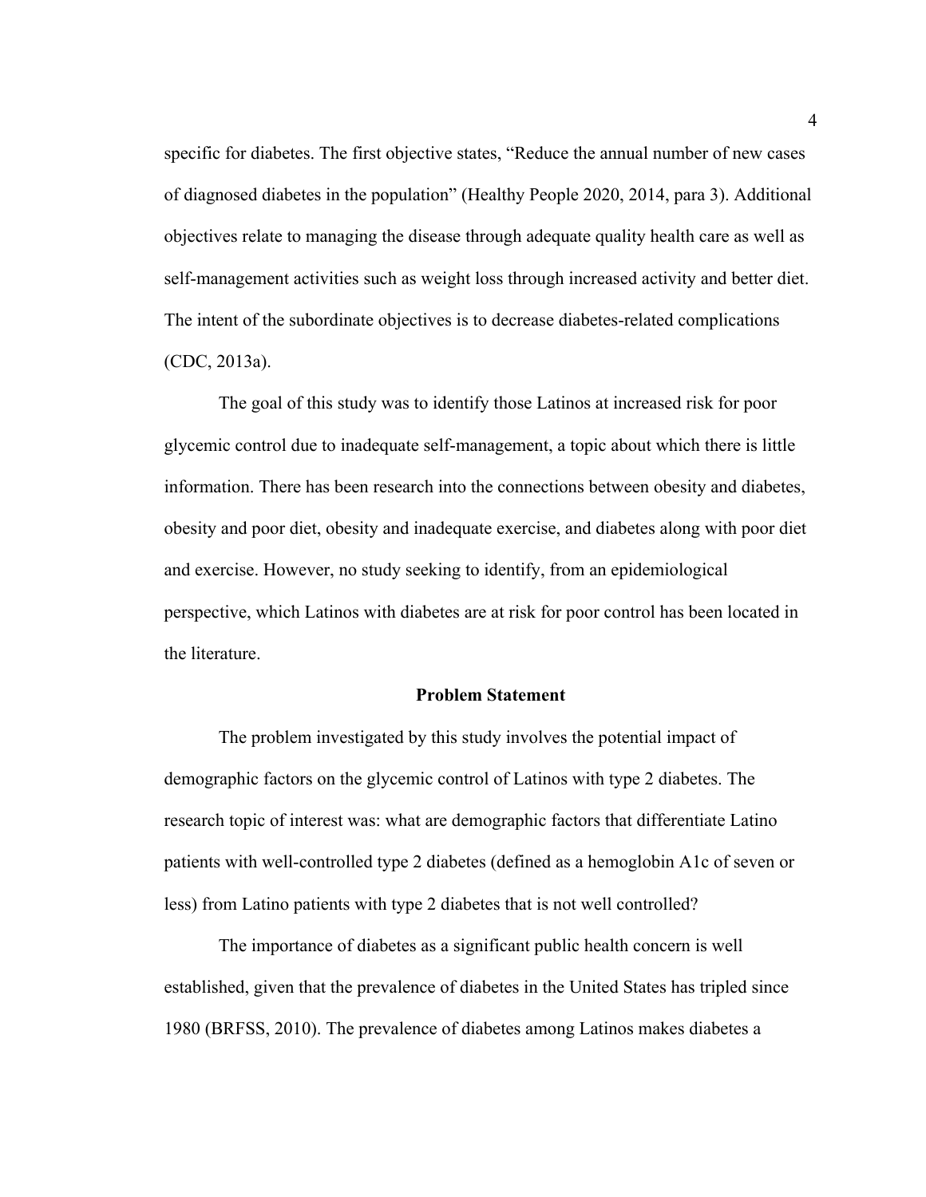specific for diabetes. The first objective states, “Reduce the annual number of new cases of diagnosed diabetes in the population” (Healthy People 2020, 2014, para 3). Additional objectives relate to managing the disease through adequate quality health care as well as self-management activities such as weight loss through increased activity and better diet. The intent of the subordinate objectives is to decrease diabetes-related complications (CDC, 2013a).

The goal of this study was to identify those Latinos at increased risk for poor glycemic control due to inadequate self-management, a topic about which there is little information. There has been research into the connections between obesity and diabetes, obesity and poor diet, obesity and inadequate exercise, and diabetes along with poor diet and exercise. However, no study seeking to identify, from an epidemiological perspective, which Latinos with diabetes are at risk for poor control has been located in the literature.

## Problem Statement

The problem investigated by this study involves the potential impact of demographic factors on the glycemic control of Latinos with type 2 diabetes. The research topic of interest was: what are demographic factors that differentiate Latino patients with well-controlled type 2 diabetes (defined as a hemoglobin A1c of seven or less) from Latino patients with type 2 diabetes that is not well controlled?

The importance of diabetes as a significant public health concern is well established, given that the prevalence of diabetes in the United States has tripled since 1980 (BRFSS, 2010). The prevalence of diabetes among Latinos makes diabetes a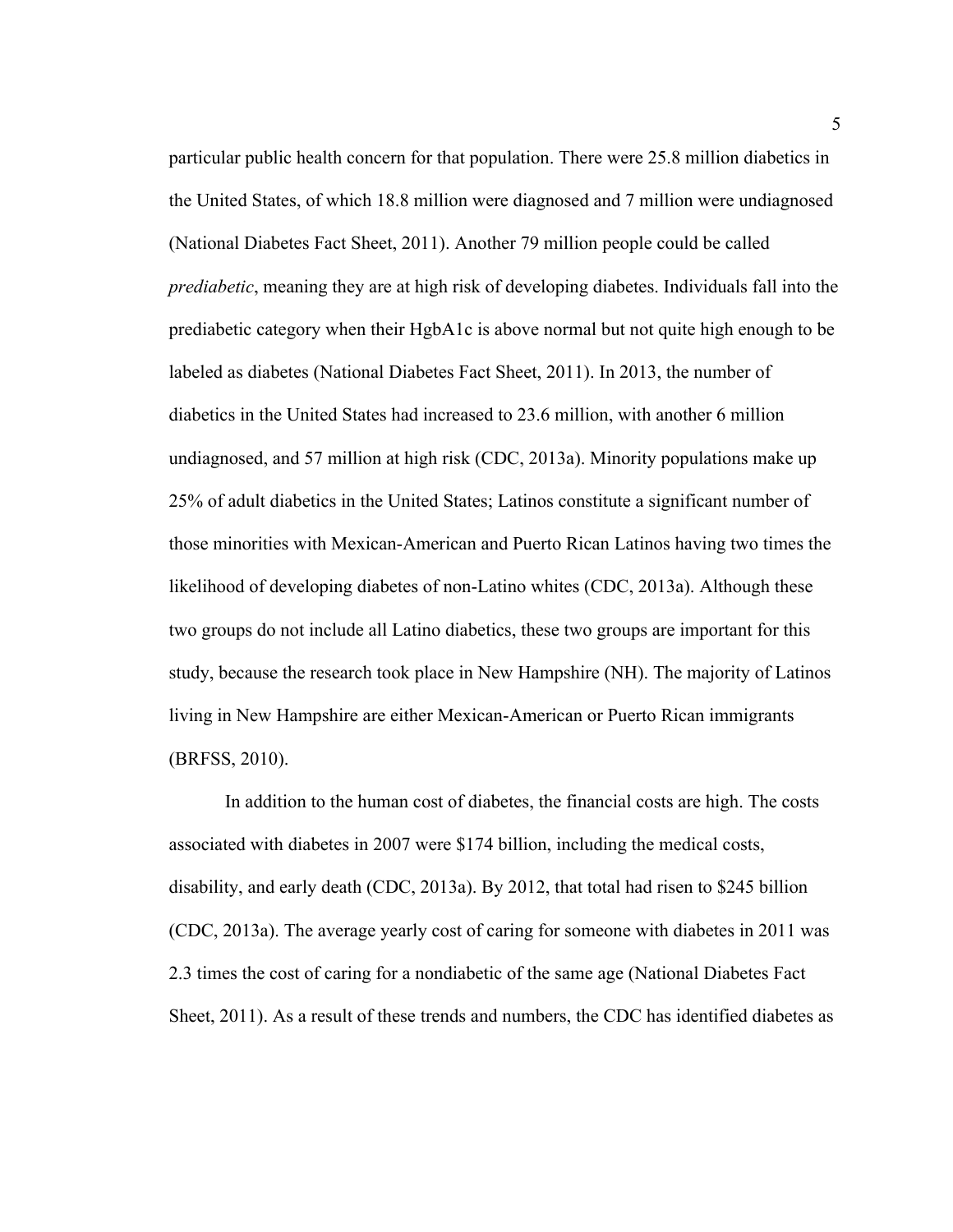particular public health concern for that population. There were 25.8 million diabetics in the United States, of which 18.8 million were diagnosed and 7 million were undiagnosed (National Diabetes Fact Sheet, 2011). Another 79 million people could be called *prediabetic*, meaning they are at high risk of developing diabetes. Individuals fall into the prediabetic category when their HgbA1c is above normal but not quite high enough to be labeled as diabetes (National Diabetes Fact Sheet, 2011). In 2013, the number of diabetics in the United States had increased to 23.6 million, with another 6 million undiagnosed, and 57 million at high risk (CDC, 2013a). Minority populations make up 25% of adult diabetics in the United States; Latinos constitute a significant number of those minorities with Mexican-American and Puerto Rican Latinos having two times the likelihood of developing diabetes of non-Latino whites (CDC, 2013a). Although these two groups do not include all Latino diabetics, these two groups are important for this study, because the research took place in New Hampshire (NH). The majority of Latinos living in New Hampshire are either Mexican-American or Puerto Rican immigrants (BRFSS, 2010).

In addition to the human cost of diabetes, the financial costs are high. The costs associated with diabetes in 2007 were $174 billion, including the medical costs, disability, and early death (CDC, 2013a). By 2012, that total had risen to $245 billion (CDC, 2013a). The average yearly cost of caring for someone with diabetes in 2011 was 2.3 times the cost of caring for a nondiabetic of the same age (National Diabetes Fact Sheet, 2011). As a result of these trends and numbers, the CDC has identified diabetes as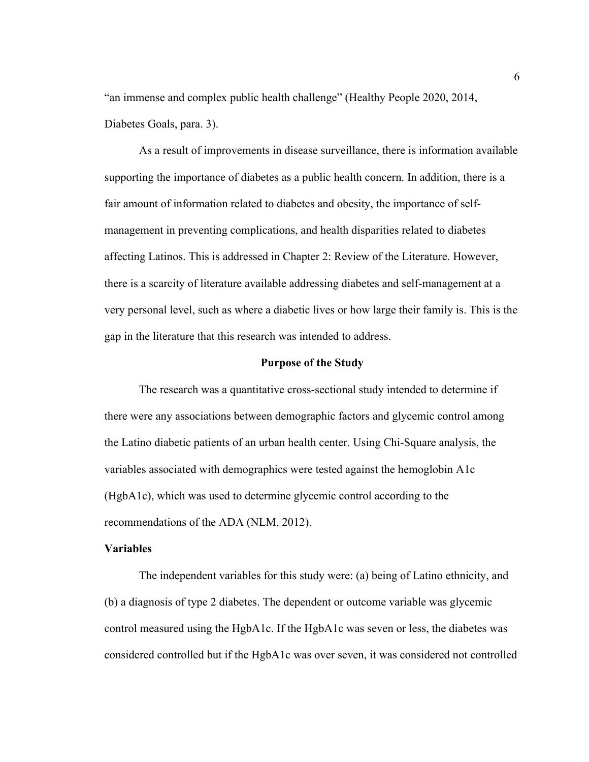"an immense and complex public health challenge" (Healthy People 2020, 2014, Diabetes Goals, para. 3).

As a result of improvements in disease surveillance, there is information available supporting the importance of diabetes as a public health concern. In addition, there is a fair amount of information related to diabetes and obesity, the importance of self-management in preventing complications, and health disparities related to diabetes affecting Latinos. This is addressed in Chapter 2: Review of the Literature. However, there is a scarcity of literature available addressing diabetes and self-management at a very personal level, such as where a diabetic lives or how large their family is. This is the gap in the literature that this research was intended to address.

## Purpose of the Study

The research was a quantitative cross-sectional study intended to determine if there were any associations between demographic factors and glycemic control among the Latino diabetic patients of an urban health center. Using Chi-Square analysis, the variables associated with demographics were tested against the hemoglobin A1c (HgbA1c), which was used to determine glycemic control according to the recommendations of the ADA (NLM, 2012).

### Variables

The independent variables for this study were: (a) being of Latino ethnicity, and (b) a diagnosis of type 2 diabetes. The dependent or outcome variable was glycemic control measured using the HgbA1c. If the HgbA1c was seven or less, the diabetes was considered controlled but if the HgbA1c was over seven, it was considered not controlled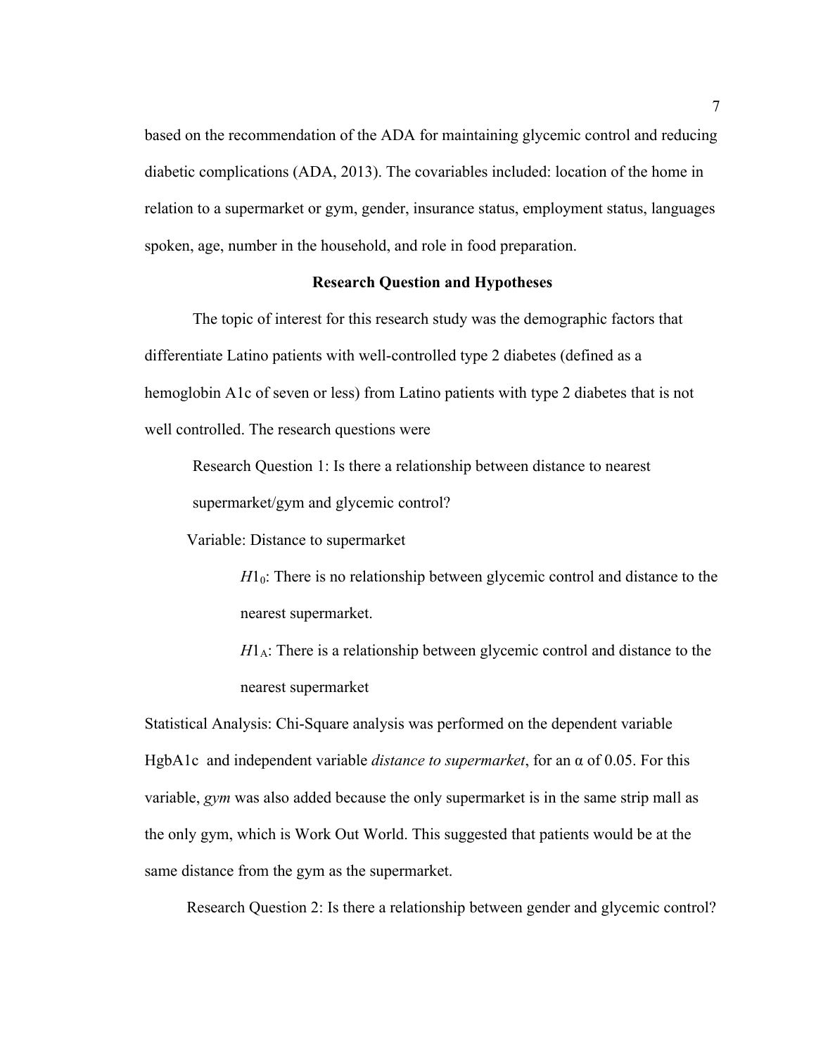based on the recommendation of the ADA for maintaining glycemic control and reducing diabetic complications (ADA, 2013). The covariables included: location of the home in relation to a supermarket or gym, gender, insurance status, employment status, languages spoken, age, number in the household, and role in food preparation.

## Research Question and Hypotheses

The topic of interest for this research study was the demographic factors that differentiate Latino patients with well-controlled type 2 diabetes (defined as a hemoglobin A1c of seven or less) from Latino patients with type 2 diabetes that is not well controlled. The research questions were

Research Question 1: Is there a relationship between distance to nearest supermarket/gym and glycemic control?

Variable: Distance to supermarket

$H1_0$: There is no relationship between glycemic control and distance to the nearest supermarket.

$H1_A$: There is a relationship between glycemic control and distance to the nearest supermarket

Statistical Analysis: Chi-Square analysis was performed on the dependent variable HgbA1c and independent variable *distance to supermarket*, for an α of 0.05. For this variable, *gym* was also added because the only supermarket is in the same strip mall as the only gym, which is Work Out World. This suggested that patients would be at the same distance from the gym as the supermarket.

Research Question 2: Is there a relationship between gender and glycemic control?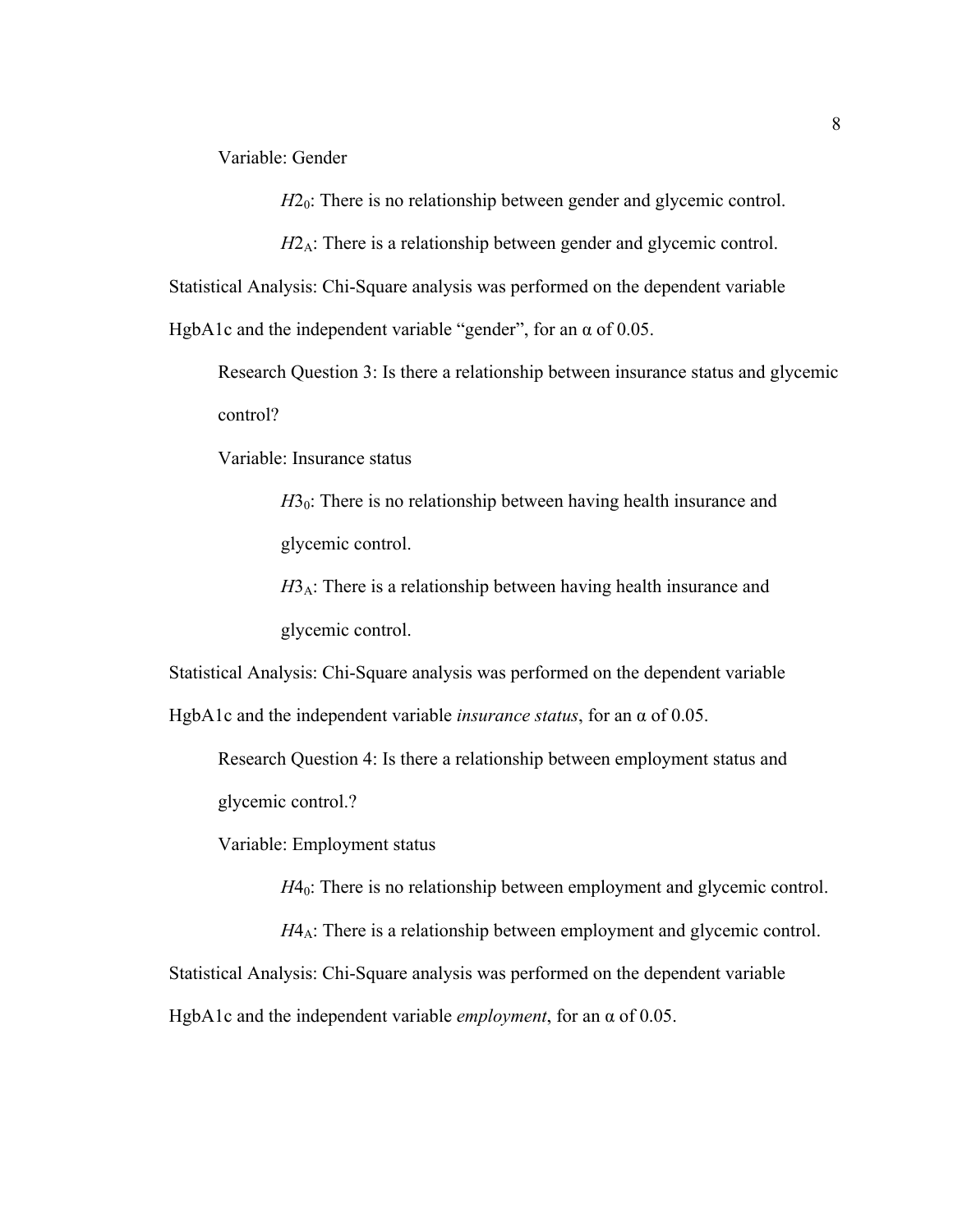Variable: Gender

$H2_0$: There is no relationship between gender and glycemic control.

$H2_A$: There is a relationship between gender and glycemic control.

Statistical Analysis: Chi-Square analysis was performed on the dependent variable HgbA1c and the independent variable “gender”, for an α of 0.05.

Research Question 3: Is there a relationship between insurance status and glycemic control?

Variable: Insurance status

$H3_0$: There is no relationship between having health insurance and glycemic control.

$H3_A$: There is a relationship between having health insurance and glycemic control.

Statistical Analysis: Chi-Square analysis was performed on the dependent variable HgbA1c and the independent variable *insurance status*, for an α of 0.05.

Research Question 4: Is there a relationship between employment status and glycemic control.?

Variable: Employment status

$H4_0$: There is no relationship between employment and glycemic control.

$H4_A$: There is a relationship between employment and glycemic control.

Statistical Analysis: Chi-Square analysis was performed on the dependent variable HgbA1c and the independent variable *employment*, for an α of 0.05.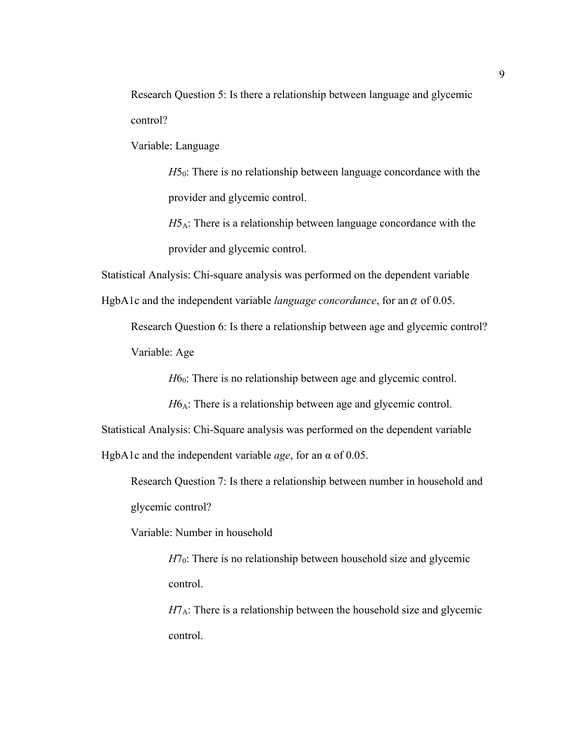Research Question 5: Is there a relationship between language and glycemic control?

Variable: Language

$H5_0$: There is no relationship between language concordance with the provider and glycemic control.

$H5_A$: There is a relationship between language concordance with the provider and glycemic control.

Statistical Analysis: Chi-square analysis was performed on the dependent variable HgbA1c and the independent variable *language concordance*, for an $\alpha$ of 0.05.

Research Question 6: Is there a relationship between age and glycemic control?

Variable: Age

$H6_0$: There is no relationship between age and glycemic control.

$H6_A$: There is a relationship between age and glycemic control.

Statistical Analysis: Chi-Square analysis was performed on the dependent variable HgbA1c and the independent variable *age*, for an $\alpha$ of 0.05.

Research Question 7: Is there a relationship between number in household and glycemic control?

Variable: Number in household

$H7_0$: There is no relationship between household size and glycemic control.

$H7_A$: There is a relationship between the household size and glycemic control.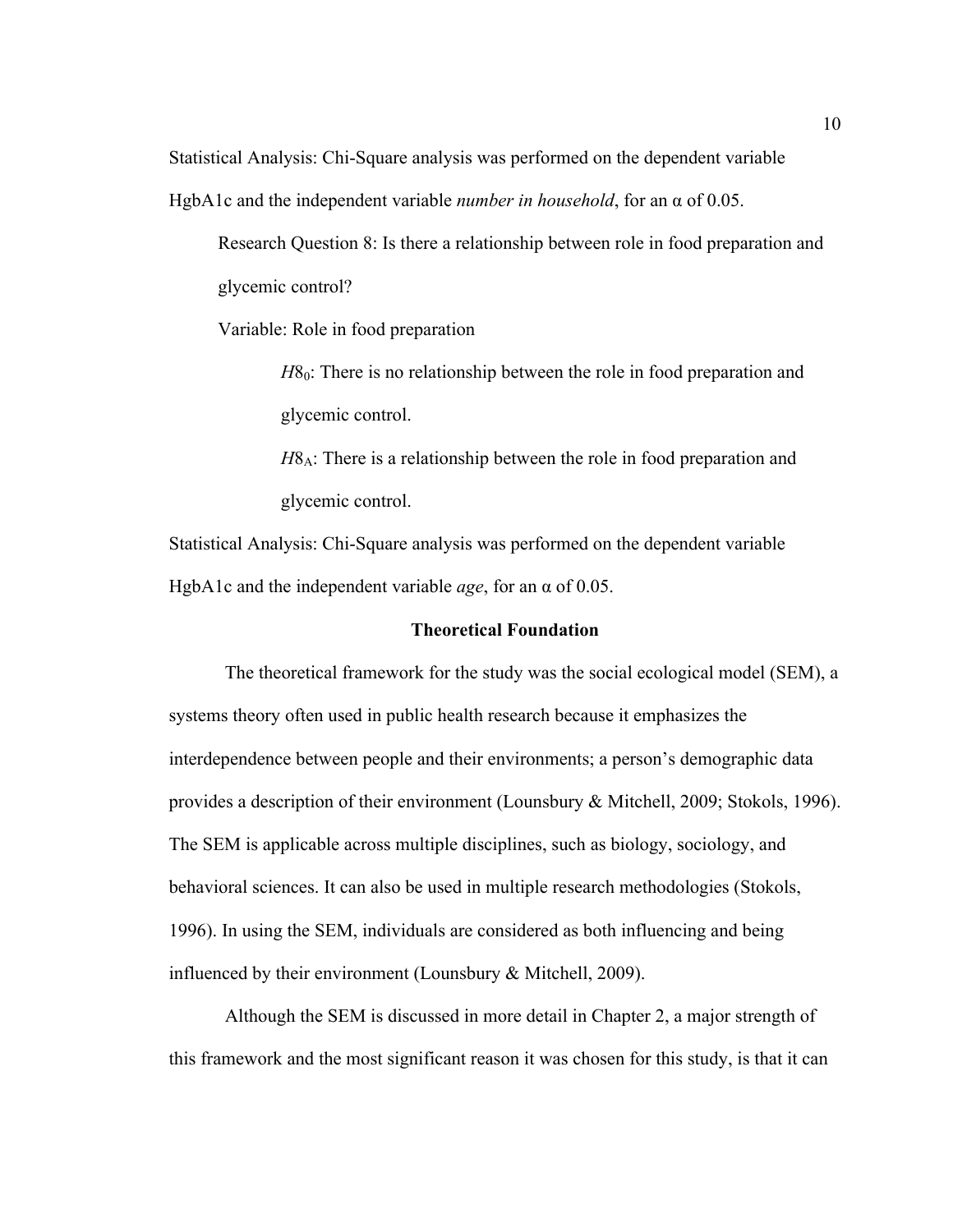Statistical Analysis: Chi-Square analysis was performed on the dependent variable HgbA1c and the independent variable *number in household*, for an α of 0.05.

Research Question 8: Is there a relationship between role in food preparation and glycemic control?

Variable: Role in food preparation

$H8_0$: There is no relationship between the role in food preparation and glycemic control.

$H8_A$: There is a relationship between the role in food preparation and glycemic control.

Statistical Analysis: Chi-Square analysis was performed on the dependent variable HgbA1c and the independent variable *age*, for an α of 0.05.

## Theoretical Foundation

The theoretical framework for the study was the social ecological model (SEM), a systems theory often used in public health research because it emphasizes the interdependence between people and their environments; a person's demographic data provides a description of their environment (Lounsbury & Mitchell, 2009; Stokols, 1996). The SEM is applicable across multiple disciplines, such as biology, sociology, and behavioral sciences. It can also be used in multiple research methodologies (Stokols, 1996). In using the SEM, individuals are considered as both influencing and being influenced by their environment (Lounsbury & Mitchell, 2009).

Although the SEM is discussed in more detail in Chapter 2, a major strength of this framework and the most significant reason it was chosen for this study, is that it can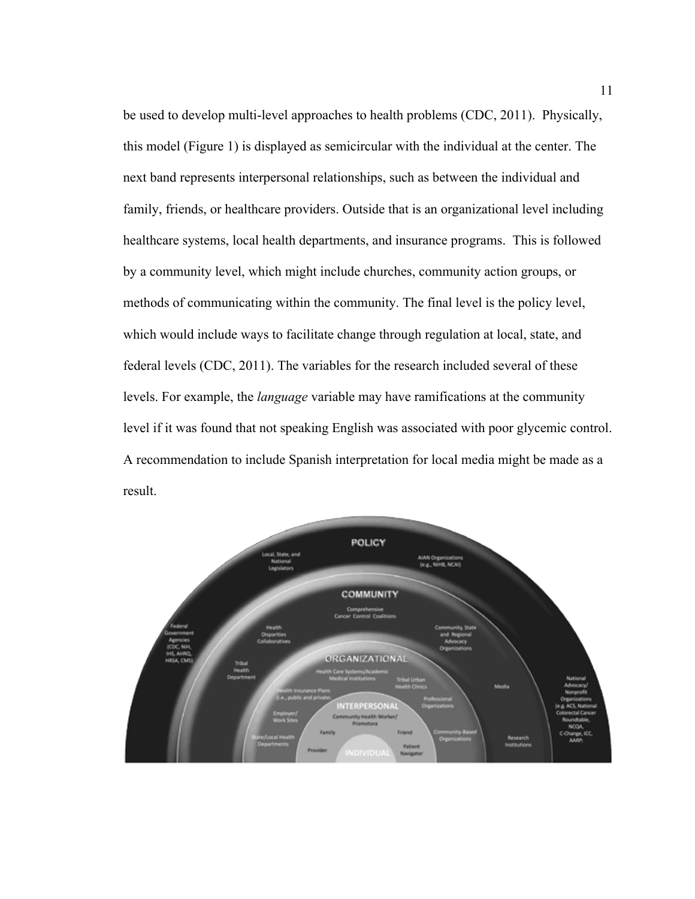be used to develop multi-level approaches to health problems (CDC, 2011). Physically, this model (Figure 1) is displayed as semicircular with the individual at the center. The next band represents interpersonal relationships, such as between the individual and family, friends, or healthcare providers. Outside that is an organizational level including healthcare systems, local health departments, and insurance programs. This is followed by a community level, which might include churches, community action groups, or methods of communicating within the community. The final level is the policy level, which would include ways to facilitate change through regulation at local, state, and federal levels (CDC, 2011). The variables for the research included several of these levels. For example, the *language* variable may have ramifications at the community level if it was found that not speaking English was associated with poor glycemic control. A recommendation to include Spanish interpretation for local media might be made as a result.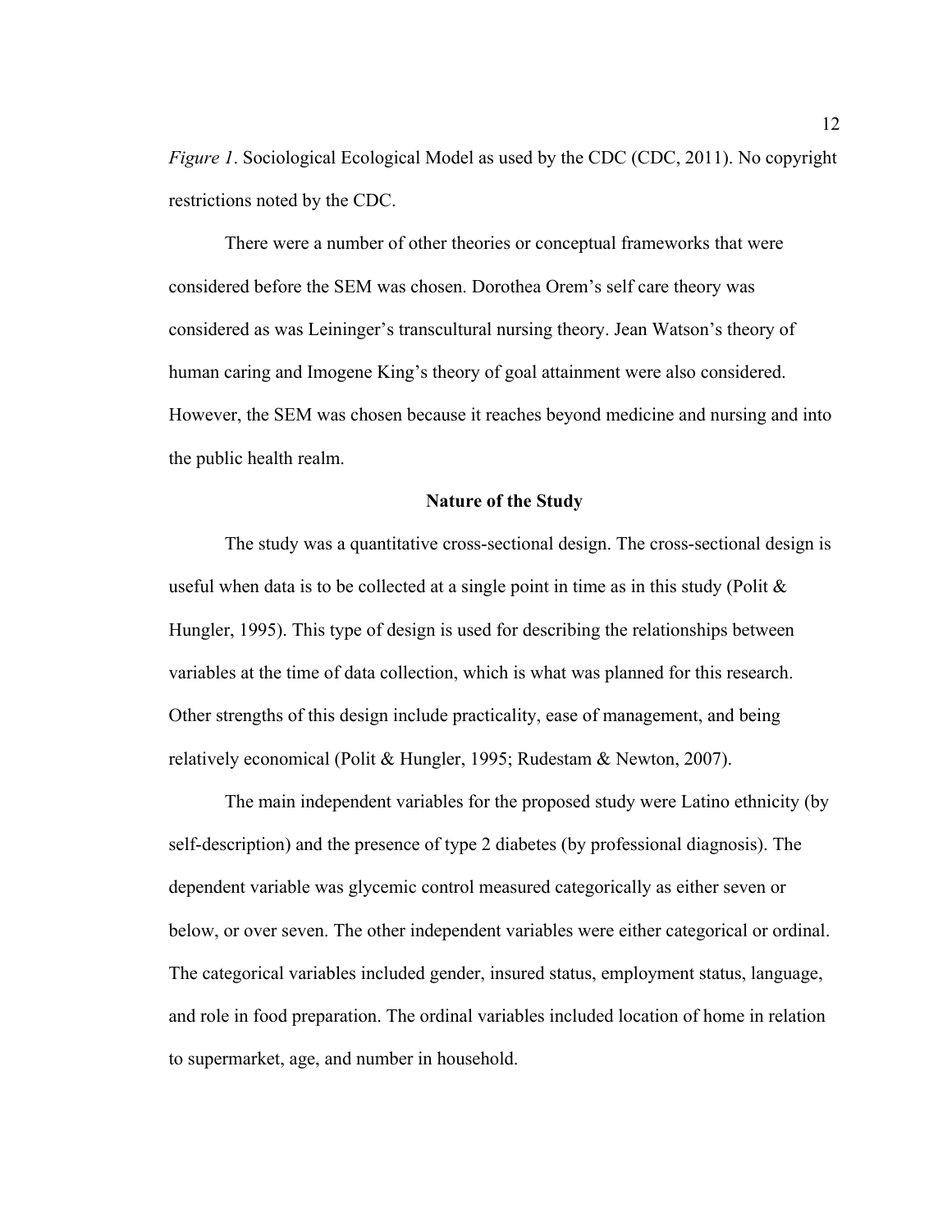*Figure 1*. Sociological Ecological Model as used by the CDC (CDC, 2011). No copyright restrictions noted by the CDC.

There were a number of other theories or conceptual frameworks that were considered before the SEM was chosen. Dorothea Orem's self care theory was considered as was Leininger's transcultural nursing theory. Jean Watson's theory of human caring and Imogene King's theory of goal attainment were also considered. However, the SEM was chosen because it reaches beyond medicine and nursing and into the public health realm.

## Nature of the Study

The study was a quantitative cross-sectional design. The cross-sectional design is useful when data is to be collected at a single point in time as in this study (Polit & Hungler, 1995). This type of design is used for describing the relationships between variables at the time of data collection, which is what was planned for this research. Other strengths of this design include practicality, ease of management, and being relatively economical (Polit & Hungler, 1995; Rudestam & Newton, 2007).

The main independent variables for the proposed study were Latino ethnicity (by self-description) and the presence of type 2 diabetes (by professional diagnosis). The dependent variable was glycemic control measured categorically as either seven or below, or over seven. The other independent variables were either categorical or ordinal. The categorical variables included gender, insured status, employment status, language, and role in food preparation. The ordinal variables included location of home in relation to supermarket, age, and number in household.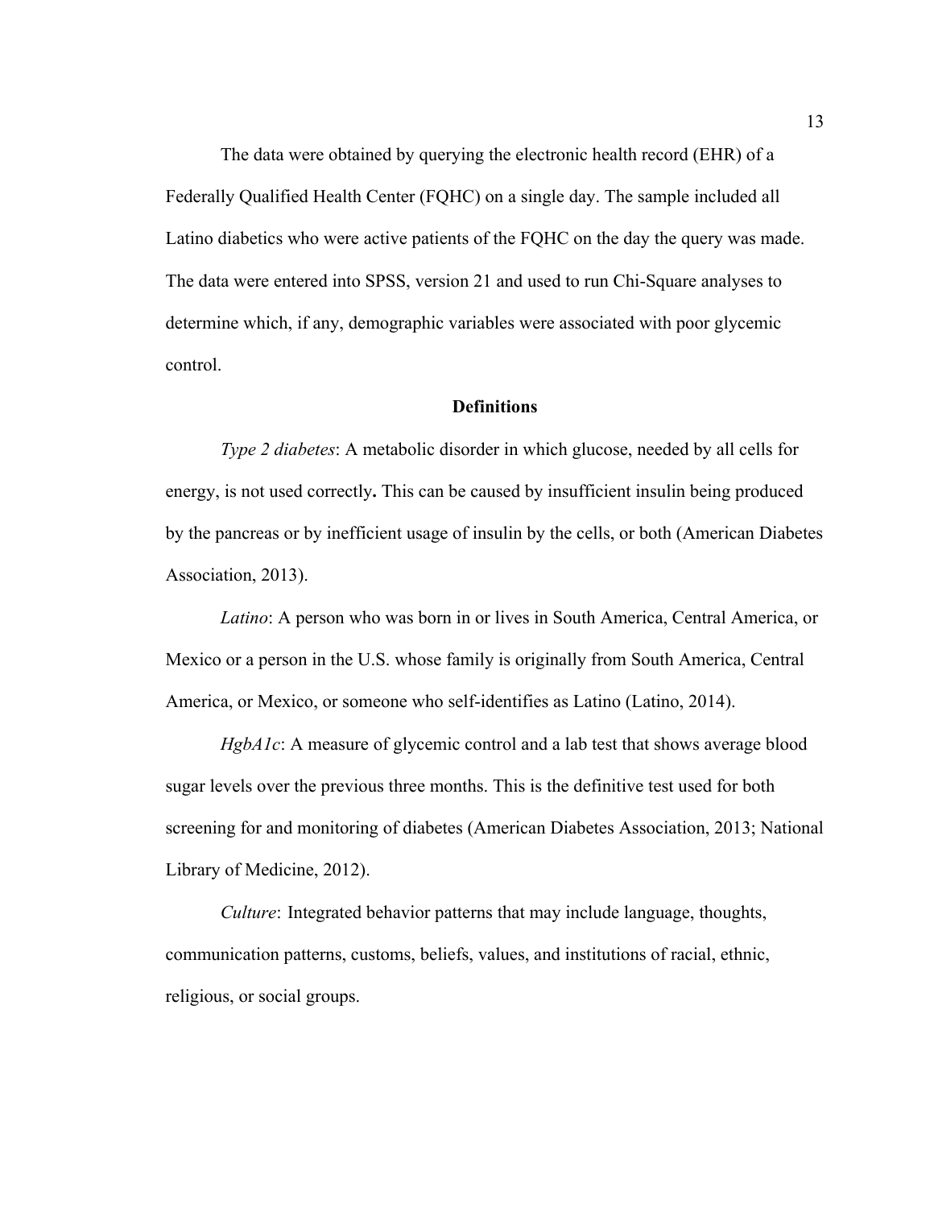The data were obtained by querying the electronic health record (EHR) of a Federally Qualified Health Center (FQHC) on a single day. The sample included all Latino diabetics who were active patients of the FQHC on the day the query was made. The data were entered into SPSS, version 21 and used to run Chi-Square analyses to determine which, if any, demographic variables were associated with poor glycemic control.

## Definitions

*Type 2 diabetes*: A metabolic disorder in which glucose, needed by all cells for energy, is not used correctly**.** This can be caused by insufficient insulin being produced by the pancreas or by inefficient usage of insulin by the cells, or both (American Diabetes Association, 2013).

*Latino*: A person who was born in or lives in South America, Central America, or Mexico or a person in the U.S. whose family is originally from South America, Central America, or Mexico, or someone who self-identifies as Latino (Latino, 2014).

*HgbA1c*: A measure of glycemic control and a lab test that shows average blood sugar levels over the previous three months. This is the definitive test used for both screening for and monitoring of diabetes (American Diabetes Association, 2013; National Library of Medicine, 2012).

*Culture*: Integrated behavior patterns that may include language, thoughts, communication patterns, customs, beliefs, values, and institutions of racial, ethnic, religious, or social groups.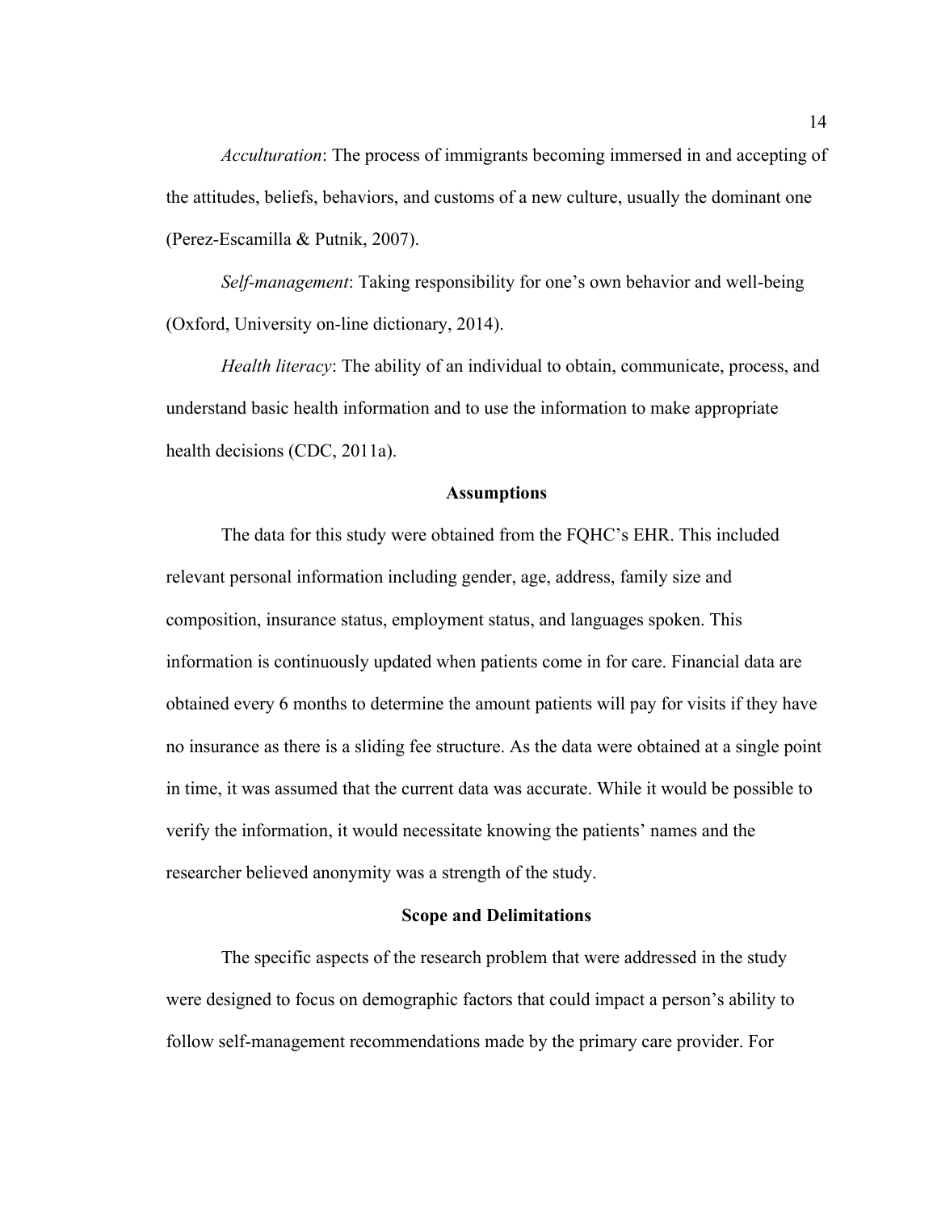*Acculturation*: The process of immigrants becoming immersed in and accepting of the attitudes, beliefs, behaviors, and customs of a new culture, usually the dominant one (Perez-Escamilla & Putnik, 2007).

*Self-management*: Taking responsibility for one's own behavior and well-being (Oxford, University on-line dictionary, 2014).

*Health literacy*: The ability of an individual to obtain, communicate, process, and understand basic health information and to use the information to make appropriate health decisions (CDC, 2011a).

## Assumptions

The data for this study were obtained from the FQHC's EHR. This included relevant personal information including gender, age, address, family size and composition, insurance status, employment status, and languages spoken. This information is continuously updated when patients come in for care. Financial data are obtained every 6 months to determine the amount patients will pay for visits if they have no insurance as there is a sliding fee structure. As the data were obtained at a single point in time, it was assumed that the current data was accurate. While it would be possible to verify the information, it would necessitate knowing the patients' names and the researcher believed anonymity was a strength of the study.

## Scope and Delimitations

The specific aspects of the research problem that were addressed in the study were designed to focus on demographic factors that could impact a person's ability to follow self-management recommendations made by the primary care provider. For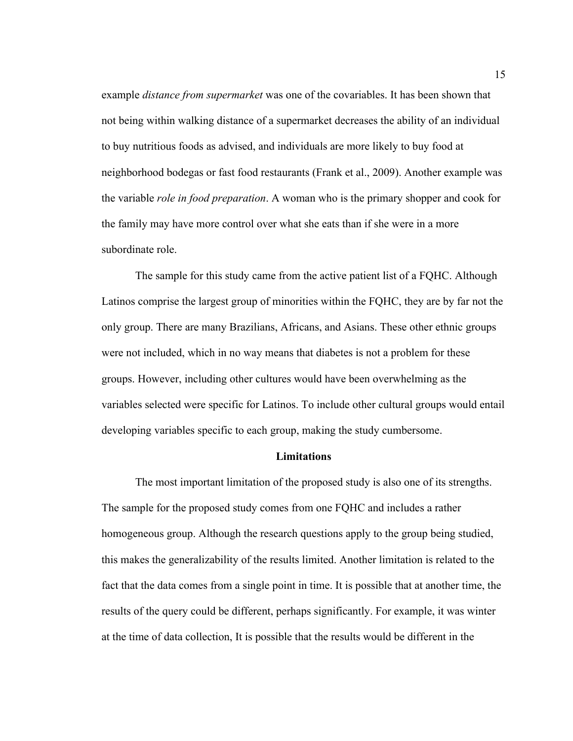example *distance from supermarket* was one of the covariables. It has been shown that not being within walking distance of a supermarket decreases the ability of an individual to buy nutritious foods as advised, and individuals are more likely to buy food at neighborhood bodegas or fast food restaurants (Frank et al., 2009). Another example was the variable *role in food preparation*. A woman who is the primary shopper and cook for the family may have more control over what she eats than if she were in a more subordinate role.

The sample for this study came from the active patient list of a FQHC. Although Latinos comprise the largest group of minorities within the FQHC, they are by far not the only group. There are many Brazilians, Africans, and Asians. These other ethnic groups were not included, which in no way means that diabetes is not a problem for these groups. However, including other cultures would have been overwhelming as the variables selected were specific for Latinos. To include other cultural groups would entail developing variables specific to each group, making the study cumbersome.

## Limitations

The most important limitation of the proposed study is also one of its strengths. The sample for the proposed study comes from one FQHC and includes a rather homogeneous group. Although the research questions apply to the group being studied, this makes the generalizability of the results limited. Another limitation is related to the fact that the data comes from a single point in time. It is possible that at another time, the results of the query could be different, perhaps significantly. For example, it was winter at the time of data collection, It is possible that the results would be different in the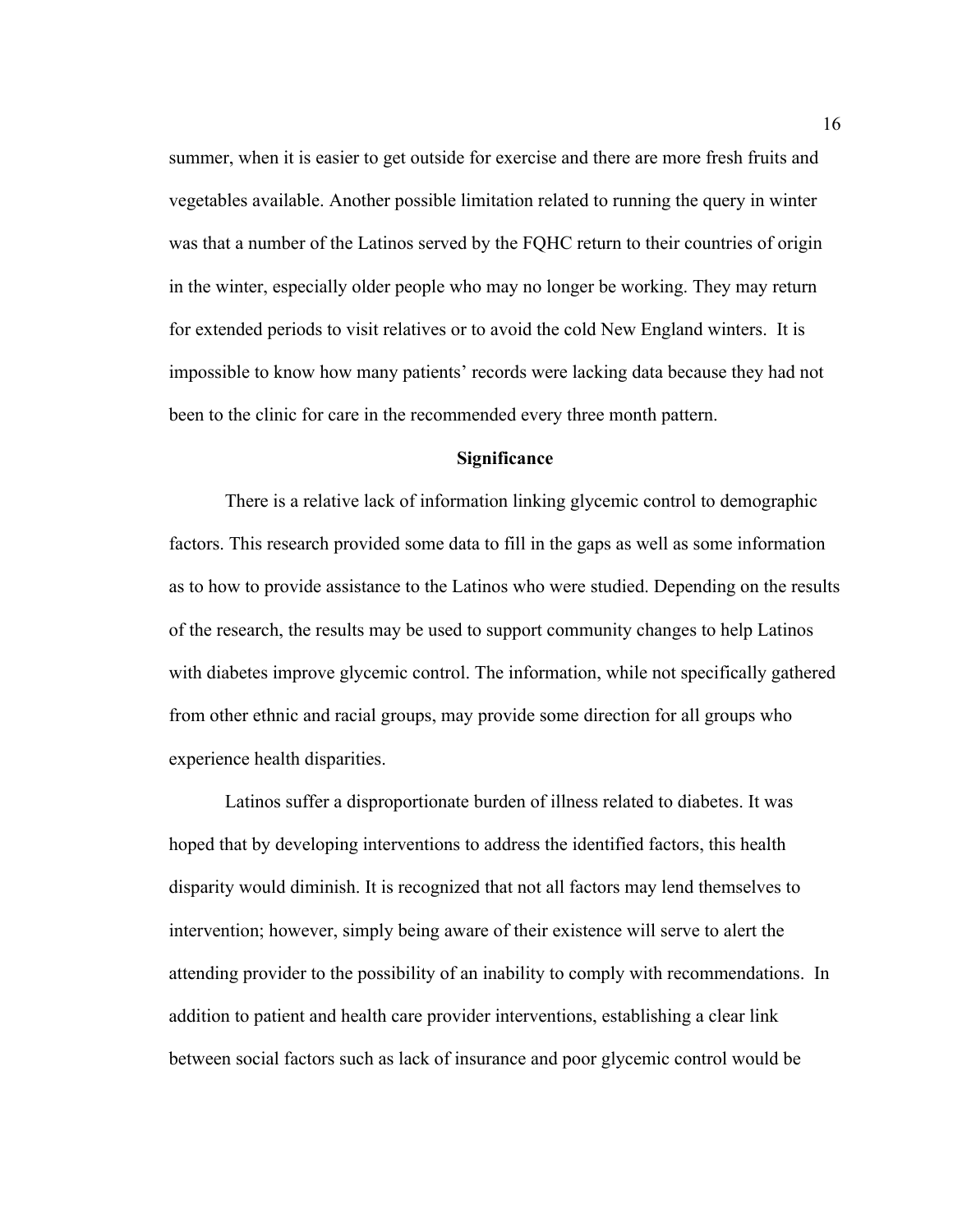summer, when it is easier to get outside for exercise and there are more fresh fruits and vegetables available. Another possible limitation related to running the query in winter was that a number of the Latinos served by the FQHC return to their countries of origin in the winter, especially older people who may no longer be working. They may return for extended periods to visit relatives or to avoid the cold New England winters. It is impossible to know how many patients' records were lacking data because they had not been to the clinic for care in the recommended every three month pattern.

## Significance

There is a relative lack of information linking glycemic control to demographic factors. This research provided some data to fill in the gaps as well as some information as to how to provide assistance to the Latinos who were studied. Depending on the results of the research, the results may be used to support community changes to help Latinos with diabetes improve glycemic control. The information, while not specifically gathered from other ethnic and racial groups, may provide some direction for all groups who experience health disparities.

Latinos suffer a disproportionate burden of illness related to diabetes. It was hoped that by developing interventions to address the identified factors, this health disparity would diminish. It is recognized that not all factors may lend themselves to intervention; however, simply being aware of their existence will serve to alert the attending provider to the possibility of an inability to comply with recommendations. In addition to patient and health care provider interventions, establishing a clear link between social factors such as lack of insurance and poor glycemic control would be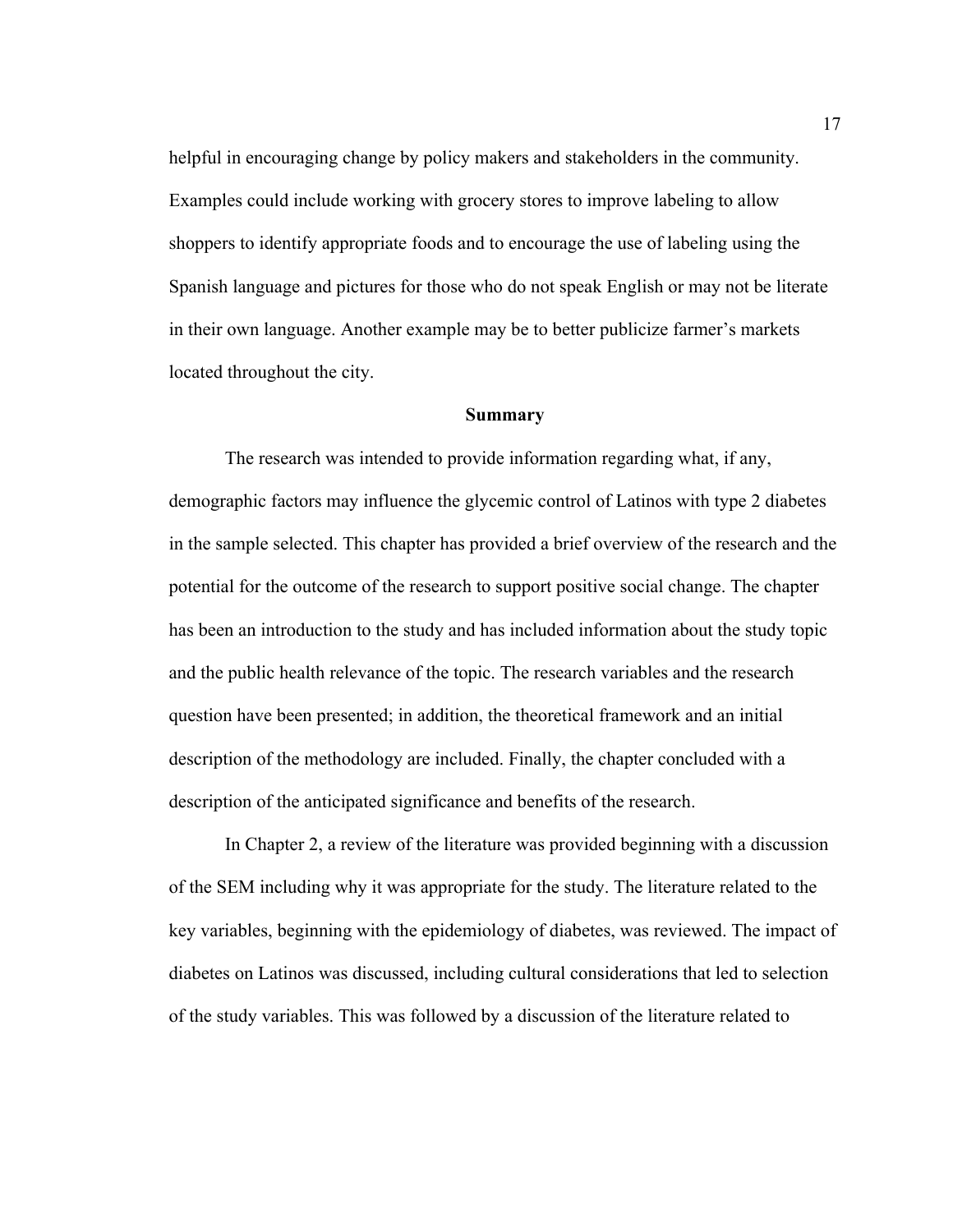helpful in encouraging change by policy makers and stakeholders in the community. Examples could include working with grocery stores to improve labeling to allow shoppers to identify appropriate foods and to encourage the use of labeling using the Spanish language and pictures for those who do not speak English or may not be literate in their own language. Another example may be to better publicize farmer's markets located throughout the city.

## Summary

The research was intended to provide information regarding what, if any, demographic factors may influence the glycemic control of Latinos with type 2 diabetes in the sample selected. This chapter has provided a brief overview of the research and the potential for the outcome of the research to support positive social change. The chapter has been an introduction to the study and has included information about the study topic and the public health relevance of the topic. The research variables and the research question have been presented; in addition, the theoretical framework and an initial description of the methodology are included. Finally, the chapter concluded with a description of the anticipated significance and benefits of the research.

In Chapter 2, a review of the literature was provided beginning with a discussion of the SEM including why it was appropriate for the study. The literature related to the key variables, beginning with the epidemiology of diabetes, was reviewed. The impact of diabetes on Latinos was discussed, including cultural considerations that led to selection of the study variables. This was followed by a discussion of the literature related to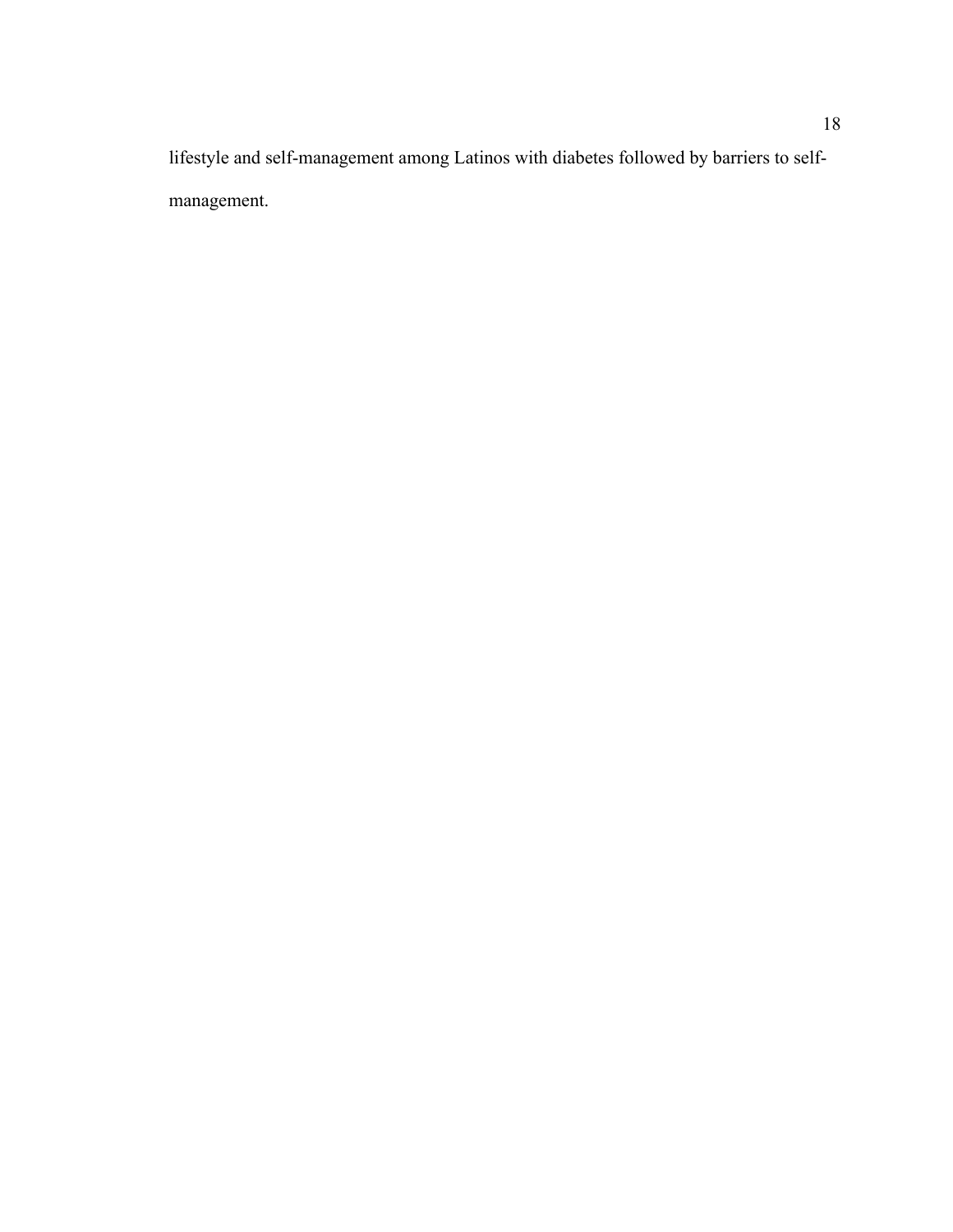lifestyle and self-management among Latinos with diabetes followed by barriers to self-management.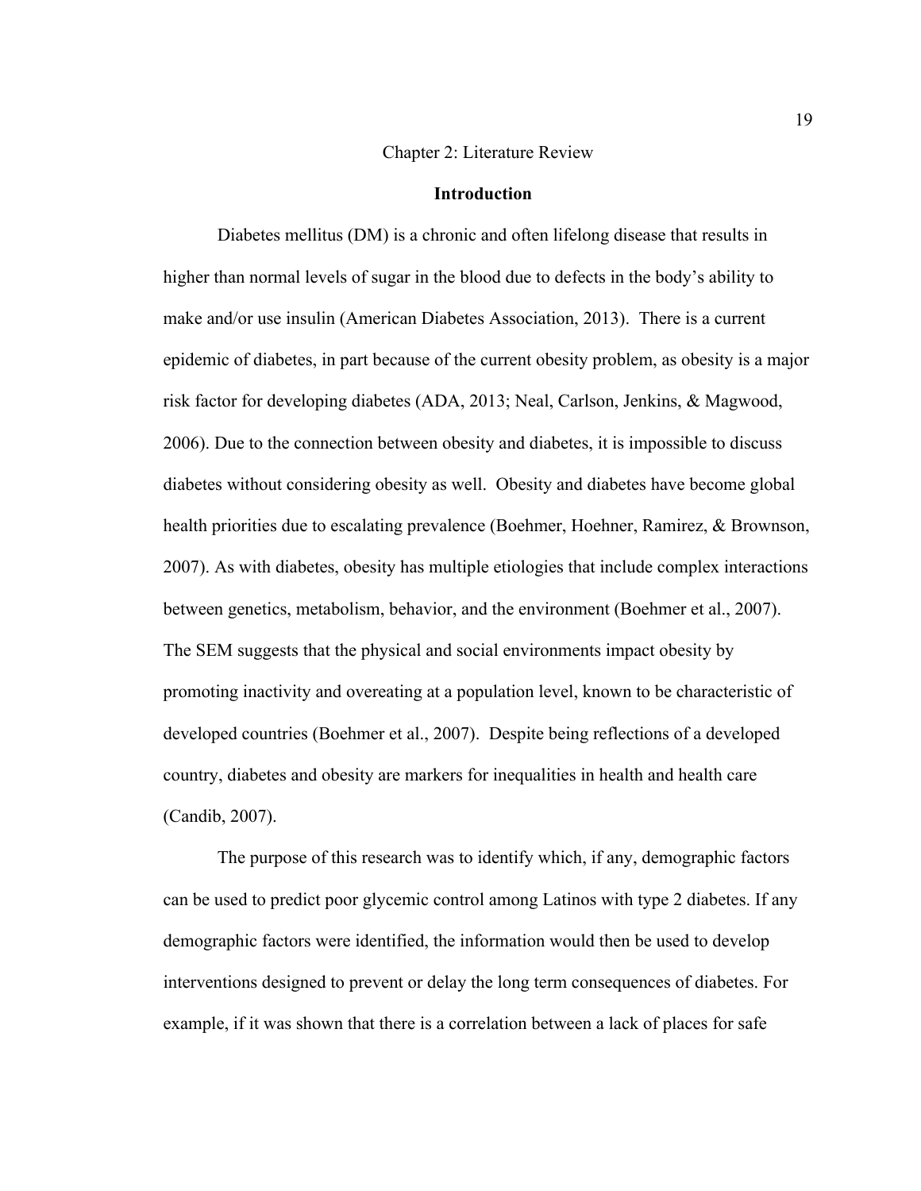# Chapter 2: Literature Review

## Introduction

Diabetes mellitus (DM) is a chronic and often lifelong disease that results in higher than normal levels of sugar in the blood due to defects in the body's ability to make and/or use insulin (American Diabetes Association, 2013). There is a current epidemic of diabetes, in part because of the current obesity problem, as obesity is a major risk factor for developing diabetes (ADA, 2013; Neal, Carlson, Jenkins, & Magwood, 2006). Due to the connection between obesity and diabetes, it is impossible to discuss diabetes without considering obesity as well. Obesity and diabetes have become global health priorities due to escalating prevalence (Boehmer, Hoehner, Ramirez, & Brownson, 2007). As with diabetes, obesity has multiple etiologies that include complex interactions between genetics, metabolism, behavior, and the environment (Boehmer et al., 2007). The SEM suggests that the physical and social environments impact obesity by promoting inactivity and overeating at a population level, known to be characteristic of developed countries (Boehmer et al., 2007). Despite being reflections of a developed country, diabetes and obesity are markers for inequalities in health and health care (Candib, 2007).

The purpose of this research was to identify which, if any, demographic factors can be used to predict poor glycemic control among Latinos with type 2 diabetes. If any demographic factors were identified, the information would then be used to develop interventions designed to prevent or delay the long term consequences of diabetes. For example, if it was shown that there is a correlation between a lack of places for safe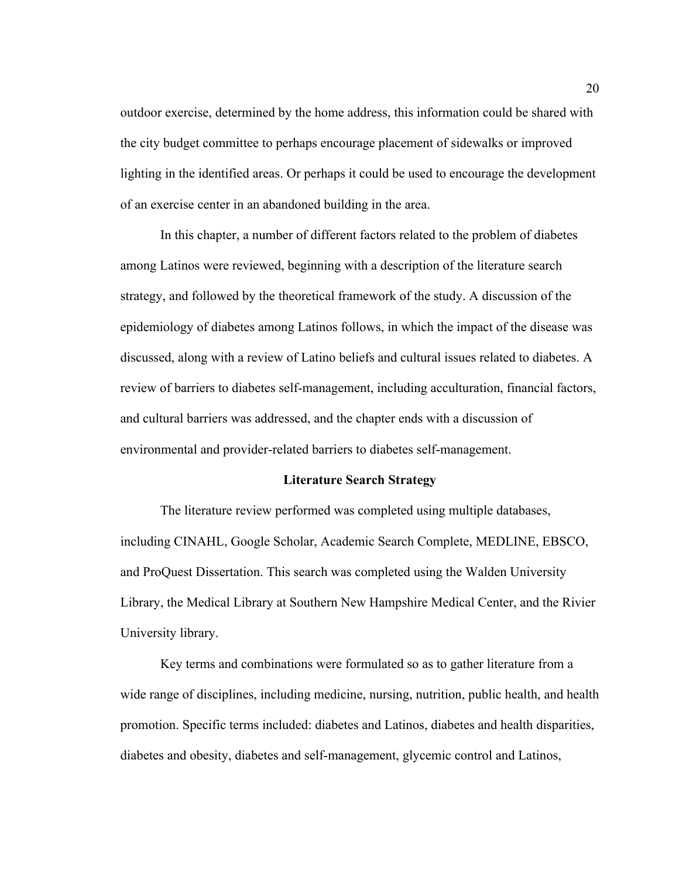outdoor exercise, determined by the home address, this information could be shared with the city budget committee to perhaps encourage placement of sidewalks or improved lighting in the identified areas. Or perhaps it could be used to encourage the development of an exercise center in an abandoned building in the area.

In this chapter, a number of different factors related to the problem of diabetes among Latinos were reviewed, beginning with a description of the literature search strategy, and followed by the theoretical framework of the study. A discussion of the epidemiology of diabetes among Latinos follows, in which the impact of the disease was discussed, along with a review of Latino beliefs and cultural issues related to diabetes. A review of barriers to diabetes self-management, including acculturation, financial factors, and cultural barriers was addressed, and the chapter ends with a discussion of environmental and provider-related barriers to diabetes self-management.

## Literature Search Strategy

The literature review performed was completed using multiple databases, including CINAHL, Google Scholar, Academic Search Complete, MEDLINE, EBSCO, and ProQuest Dissertation. This search was completed using the Walden University Library, the Medical Library at Southern New Hampshire Medical Center, and the Rivier University library.

Key terms and combinations were formulated so as to gather literature from a wide range of disciplines, including medicine, nursing, nutrition, public health, and health promotion. Specific terms included: diabetes and Latinos, diabetes and health disparities, diabetes and obesity, diabetes and self-management, glycemic control and Latinos,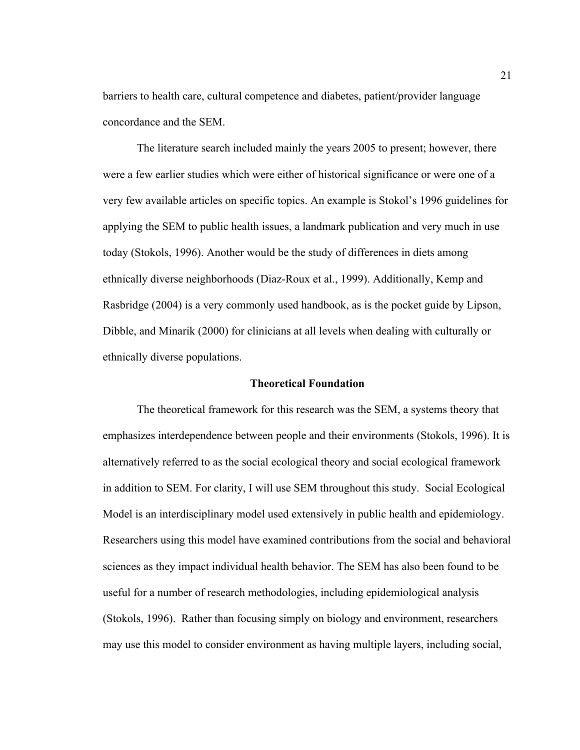barriers to health care, cultural competence and diabetes, patient/provider language concordance and the SEM.

The literature search included mainly the years 2005 to present; however, there were a few earlier studies which were either of historical significance or were one of a very few available articles on specific topics. An example is Stokol's 1996 guidelines for applying the SEM to public health issues, a landmark publication and very much in use today (Stokols, 1996). Another would be the study of differences in diets among ethnically diverse neighborhoods (Diaz-Roux et al., 1999). Additionally, Kemp and Rasbridge (2004) is a very commonly used handbook, as is the pocket guide by Lipson, Dibble, and Minarik (2000) for clinicians at all levels when dealing with culturally or ethnically diverse populations.

## Theoretical Foundation

The theoretical framework for this research was the SEM, a systems theory that emphasizes interdependence between people and their environments (Stokols, 1996). It is alternatively referred to as the social ecological theory and social ecological framework in addition to SEM. For clarity, I will use SEM throughout this study. Social Ecological Model is an interdisciplinary model used extensively in public health and epidemiology. Researchers using this model have examined contributions from the social and behavioral sciences as they impact individual health behavior. The SEM has also been found to be useful for a number of research methodologies, including epidemiological analysis (Stokols, 1996). Rather than focusing simply on biology and environment, researchers may use this model to consider environment as having multiple layers, including social,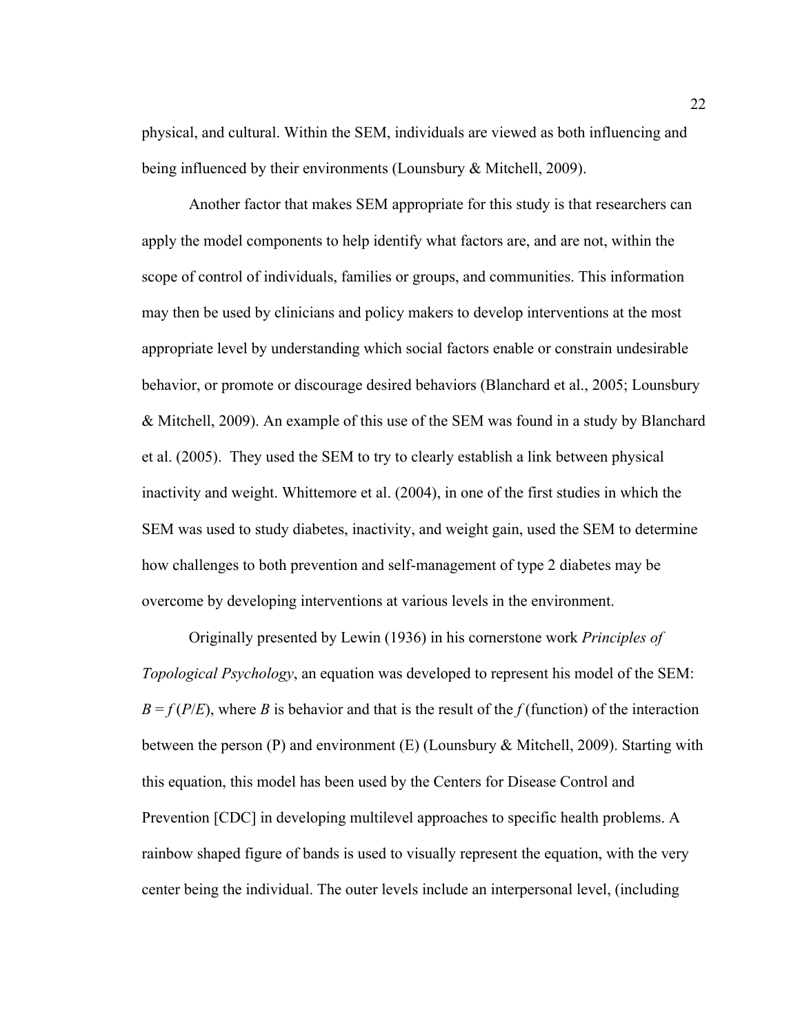physical, and cultural. Within the SEM, individuals are viewed as both influencing and being influenced by their environments (Lounsbury & Mitchell, 2009).

Another factor that makes SEM appropriate for this study is that researchers can apply the model components to help identify what factors are, and are not, within the scope of control of individuals, families or groups, and communities. This information may then be used by clinicians and policy makers to develop interventions at the most appropriate level by understanding which social factors enable or constrain undesirable behavior, or promote or discourage desired behaviors (Blanchard et al., 2005; Lounsbury & Mitchell, 2009). An example of this use of the SEM was found in a study by Blanchard et al. (2005). They used the SEM to try to clearly establish a link between physical inactivity and weight. Whittemore et al. (2004), in one of the first studies in which the SEM was used to study diabetes, inactivity, and weight gain, used the SEM to determine how challenges to both prevention and self-management of type 2 diabetes may be overcome by developing interventions at various levels in the environment.

Originally presented by Lewin (1936) in his cornerstone work *Principles of Topological Psychology*, an equation was developed to represent his model of the SEM: $B = f\,(P/E)$, where $B$ is behavior and that is the result of the $f$ (function) of the interaction between the person (P) and environment (E) (Lounsbury & Mitchell, 2009). Starting with this equation, this model has been used by the Centers for Disease Control and Prevention [CDC] in developing multilevel approaches to specific health problems. A rainbow shaped figure of bands is used to visually represent the equation, with the very center being the individual. The outer levels include an interpersonal level, (including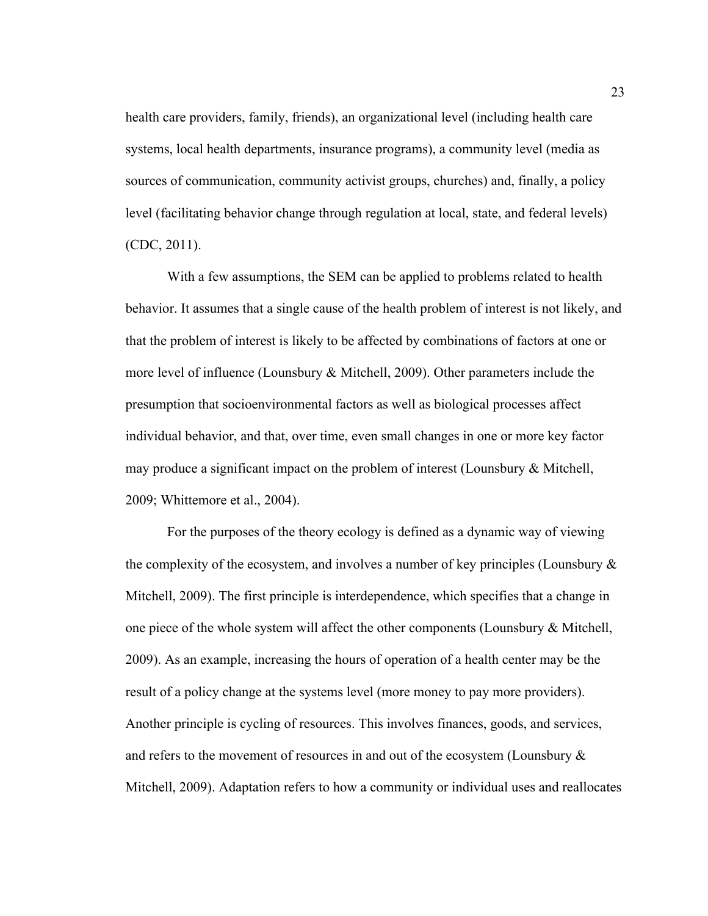health care providers, family, friends), an organizational level (including health care systems, local health departments, insurance programs), a community level (media as sources of communication, community activist groups, churches) and, finally, a policy level (facilitating behavior change through regulation at local, state, and federal levels) (CDC, 2011).

With a few assumptions, the SEM can be applied to problems related to health behavior. It assumes that a single cause of the health problem of interest is not likely, and that the problem of interest is likely to be affected by combinations of factors at one or more level of influence (Lounsbury & Mitchell, 2009). Other parameters include the presumption that socioenvironmental factors as well as biological processes affect individual behavior, and that, over time, even small changes in one or more key factor may produce a significant impact on the problem of interest (Lounsbury & Mitchell, 2009; Whittemore et al., 2004).

For the purposes of the theory ecology is defined as a dynamic way of viewing the complexity of the ecosystem, and involves a number of key principles (Lounsbury & Mitchell, 2009). The first principle is interdependence, which specifies that a change in one piece of the whole system will affect the other components (Lounsbury & Mitchell, 2009). As an example, increasing the hours of operation of a health center may be the result of a policy change at the systems level (more money to pay more providers). Another principle is cycling of resources. This involves finances, goods, and services, and refers to the movement of resources in and out of the ecosystem (Lounsbury & Mitchell, 2009). Adaptation refers to how a community or individual uses and reallocates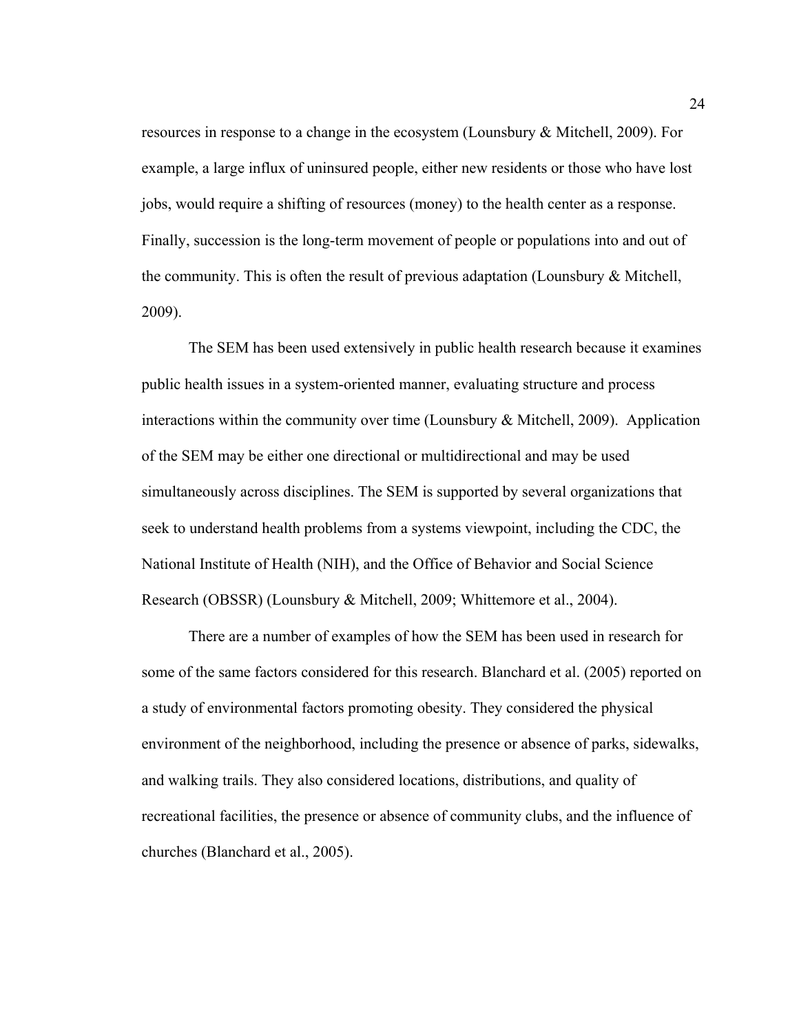resources in response to a change in the ecosystem (Lounsbury & Mitchell, 2009). For example, a large influx of uninsured people, either new residents or those who have lost jobs, would require a shifting of resources (money) to the health center as a response. Finally, succession is the long-term movement of people or populations into and out of the community. This is often the result of previous adaptation (Lounsbury & Mitchell, 2009).

The SEM has been used extensively in public health research because it examines public health issues in a system-oriented manner, evaluating structure and process interactions within the community over time (Lounsbury & Mitchell, 2009). Application of the SEM may be either one directional or multidirectional and may be used simultaneously across disciplines. The SEM is supported by several organizations that seek to understand health problems from a systems viewpoint, including the CDC, the National Institute of Health (NIH), and the Office of Behavior and Social Science Research (OBSSR) (Lounsbury & Mitchell, 2009; Whittemore et al., 2004).

There are a number of examples of how the SEM has been used in research for some of the same factors considered for this research. Blanchard et al. (2005) reported on a study of environmental factors promoting obesity. They considered the physical environment of the neighborhood, including the presence or absence of parks, sidewalks, and walking trails. They also considered locations, distributions, and quality of recreational facilities, the presence or absence of community clubs, and the influence of churches (Blanchard et al., 2005).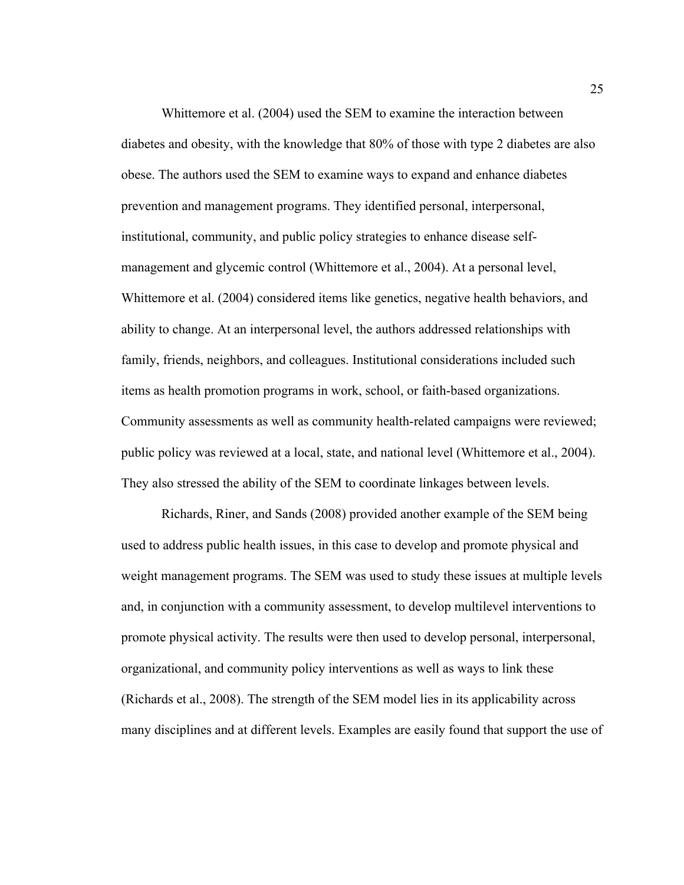Whittemore et al. (2004) used the SEM to examine the interaction between diabetes and obesity, with the knowledge that 80% of those with type 2 diabetes are also obese. The authors used the SEM to examine ways to expand and enhance diabetes prevention and management programs. They identified personal, interpersonal, institutional, community, and public policy strategies to enhance disease self-management and glycemic control (Whittemore et al., 2004). At a personal level, Whittemore et al. (2004) considered items like genetics, negative health behaviors, and ability to change. At an interpersonal level, the authors addressed relationships with family, friends, neighbors, and colleagues. Institutional considerations included such items as health promotion programs in work, school, or faith-based organizations. Community assessments as well as community health-related campaigns were reviewed; public policy was reviewed at a local, state, and national level (Whittemore et al., 2004). They also stressed the ability of the SEM to coordinate linkages between levels.

Richards, Riner, and Sands (2008) provided another example of the SEM being used to address public health issues, in this case to develop and promote physical and weight management programs. The SEM was used to study these issues at multiple levels and, in conjunction with a community assessment, to develop multilevel interventions to promote physical activity. The results were then used to develop personal, interpersonal, organizational, and community policy interventions as well as ways to link these (Richards et al., 2008). The strength of the SEM model lies in its applicability across many disciplines and at different levels. Examples are easily found that support the use of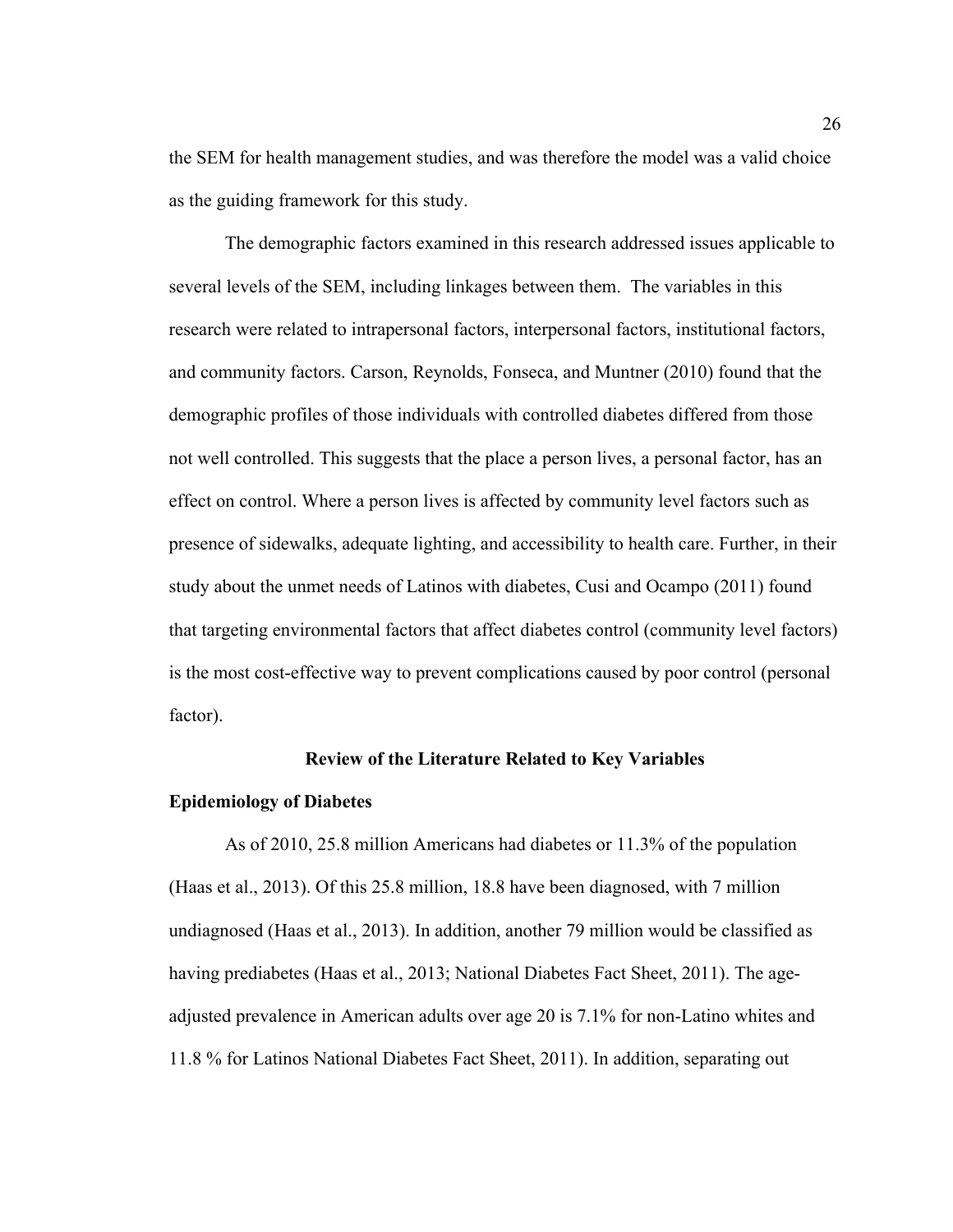the SEM for health management studies, and was therefore the model was a valid choice as the guiding framework for this study.

The demographic factors examined in this research addressed issues applicable to several levels of the SEM, including linkages between them. The variables in this research were related to intrapersonal factors, interpersonal factors, institutional factors, and community factors. Carson, Reynolds, Fonseca, and Muntner (2010) found that the demographic profiles of those individuals with controlled diabetes differed from those not well controlled. This suggests that the place a person lives, a personal factor, has an effect on control. Where a person lives is affected by community level factors such as presence of sidewalks, adequate lighting, and accessibility to health care. Further, in their study about the unmet needs of Latinos with diabetes, Cusi and Ocampo (2011) found that targeting environmental factors that affect diabetes control (community level factors) is the most cost-effective way to prevent complications caused by poor control (personal factor).

## Review of the Literature Related to Key Variables

### Epidemiology of Diabetes

As of 2010, 25.8 million Americans had diabetes or 11.3% of the population (Haas et al., 2013). Of this 25.8 million, 18.8 have been diagnosed, with 7 million undiagnosed (Haas et al., 2013). In addition, another 79 million would be classified as having prediabetes (Haas et al., 2013; National Diabetes Fact Sheet, 2011). The age-adjusted prevalence in American adults over age 20 is 7.1% for non-Latino whites and 11.8 % for Latinos National Diabetes Fact Sheet, 2011). In addition, separating out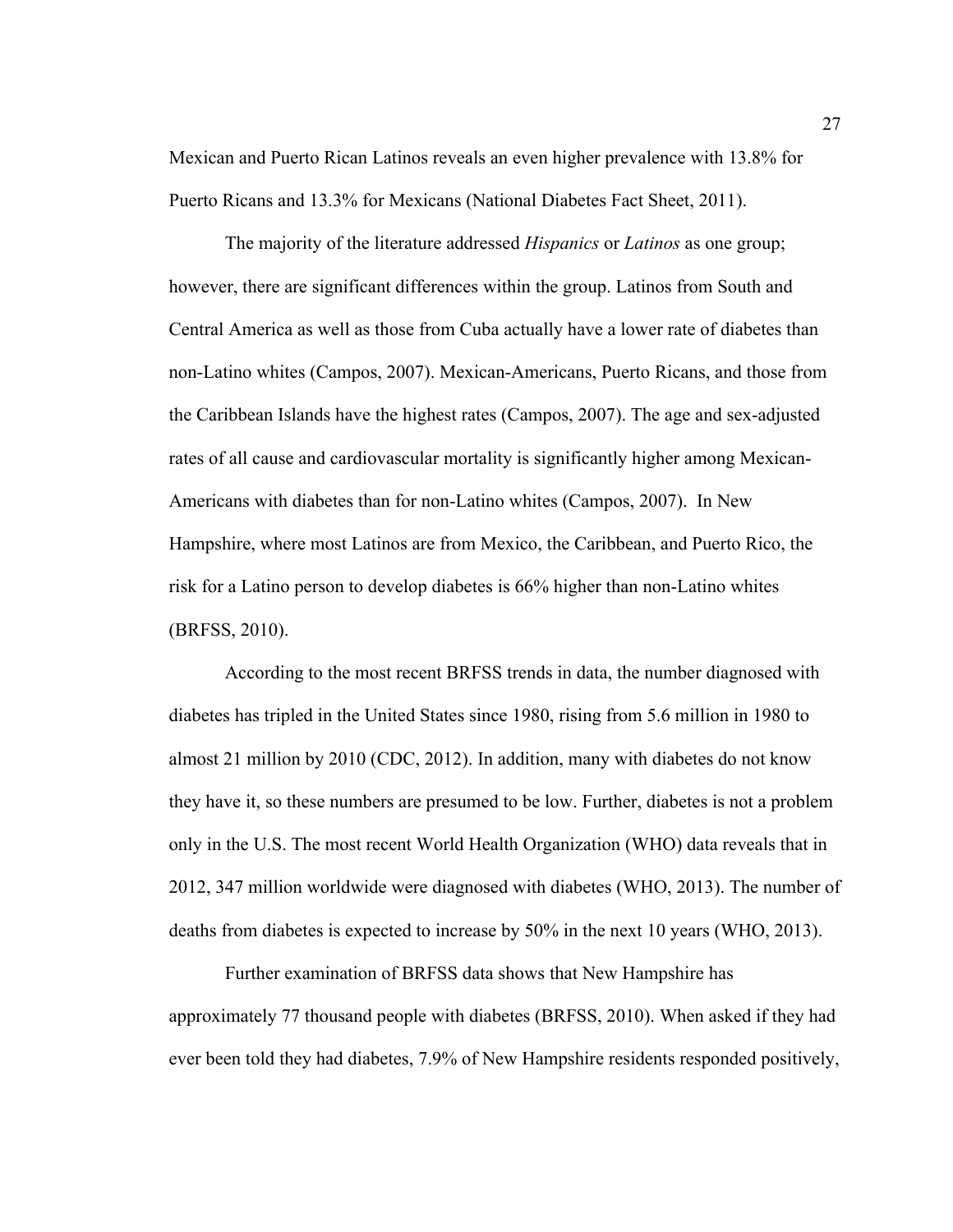Mexican and Puerto Rican Latinos reveals an even higher prevalence with 13.8% for Puerto Ricans and 13.3% for Mexicans (National Diabetes Fact Sheet, 2011).

The majority of the literature addressed *Hispanics* or *Latinos* as one group; however, there are significant differences within the group. Latinos from South and Central America as well as those from Cuba actually have a lower rate of diabetes than non-Latino whites (Campos, 2007). Mexican-Americans, Puerto Ricans, and those from the Caribbean Islands have the highest rates (Campos, 2007). The age and sex-adjusted rates of all cause and cardiovascular mortality is significantly higher among Mexican-Americans with diabetes than for non-Latino whites (Campos, 2007). In New Hampshire, where most Latinos are from Mexico, the Caribbean, and Puerto Rico, the risk for a Latino person to develop diabetes is 66% higher than non-Latino whites (BRFSS, 2010).

According to the most recent BRFSS trends in data, the number diagnosed with diabetes has tripled in the United States since 1980, rising from 5.6 million in 1980 to almost 21 million by 2010 (CDC, 2012). In addition, many with diabetes do not know they have it, so these numbers are presumed to be low. Further, diabetes is not a problem only in the U.S. The most recent World Health Organization (WHO) data reveals that in 2012, 347 million worldwide were diagnosed with diabetes (WHO, 2013). The number of deaths from diabetes is expected to increase by 50% in the next 10 years (WHO, 2013).

Further examination of BRFSS data shows that New Hampshire has approximately 77 thousand people with diabetes (BRFSS, 2010). When asked if they had ever been told they had diabetes, 7.9% of New Hampshire residents responded positively,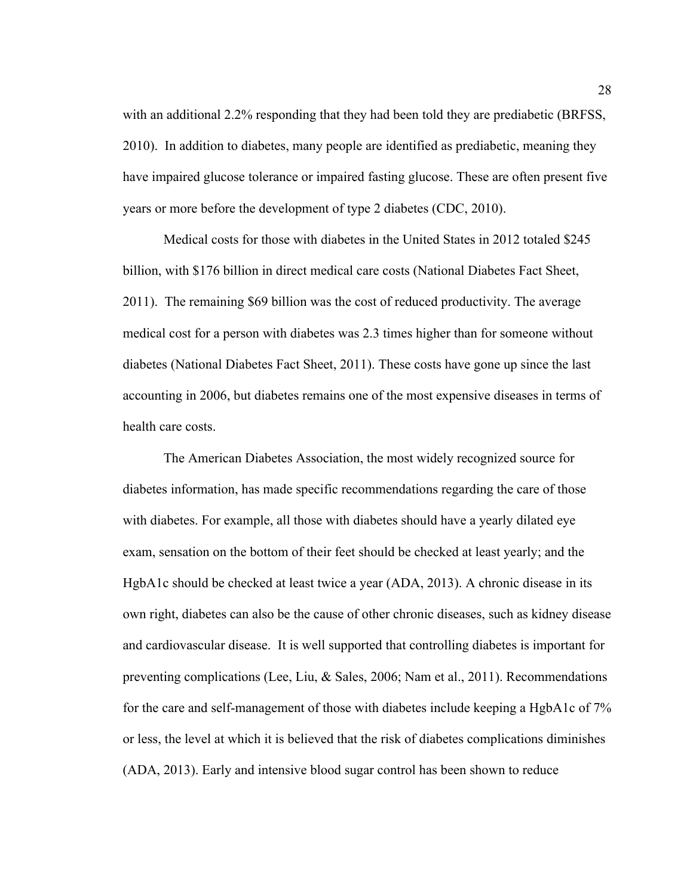with an additional 2.2% responding that they had been told they are prediabetic (BRFSS, 2010). In addition to diabetes, many people are identified as prediabetic, meaning they have impaired glucose tolerance or impaired fasting glucose. These are often present five years or more before the development of type 2 diabetes (CDC, 2010).

Medical costs for those with diabetes in the United States in 2012 totaled $245 billion, with $176 billion in direct medical care costs (National Diabetes Fact Sheet, 2011). The remaining $69 billion was the cost of reduced productivity. The average medical cost for a person with diabetes was 2.3 times higher than for someone without diabetes (National Diabetes Fact Sheet, 2011). These costs have gone up since the last accounting in 2006, but diabetes remains one of the most expensive diseases in terms of health care costs.

The American Diabetes Association, the most widely recognized source for diabetes information, has made specific recommendations regarding the care of those with diabetes. For example, all those with diabetes should have a yearly dilated eye exam, sensation on the bottom of their feet should be checked at least yearly; and the HgbA1c should be checked at least twice a year (ADA, 2013). A chronic disease in its own right, diabetes can also be the cause of other chronic diseases, such as kidney disease and cardiovascular disease. It is well supported that controlling diabetes is important for preventing complications (Lee, Liu, & Sales, 2006; Nam et al., 2011). Recommendations for the care and self-management of those with diabetes include keeping a HgbA1c of 7% or less, the level at which it is believed that the risk of diabetes complications diminishes (ADA, 2013). Early and intensive blood sugar control has been shown to reduce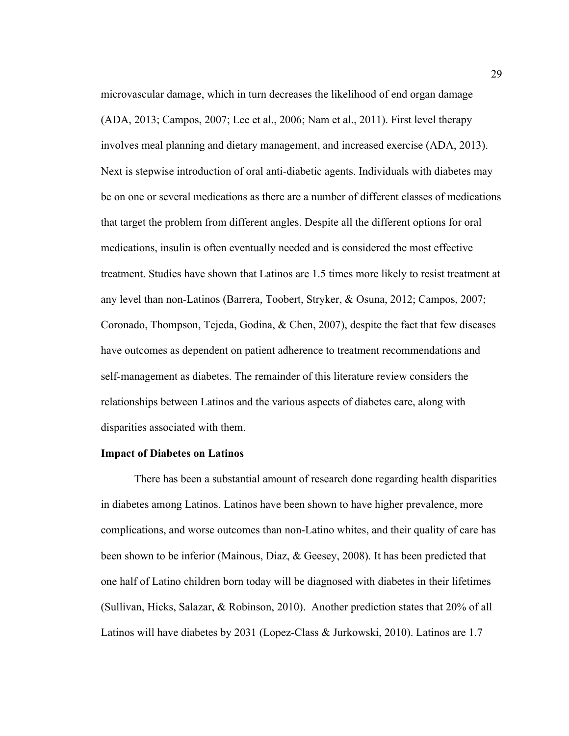microvascular damage, which in turn decreases the likelihood of end organ damage (ADA, 2013; Campos, 2007; Lee et al., 2006; Nam et al., 2011). First level therapy involves meal planning and dietary management, and increased exercise (ADA, 2013). Next is stepwise introduction of oral anti-diabetic agents. Individuals with diabetes may be on one or several medications as there are a number of different classes of medications that target the problem from different angles. Despite all the different options for oral medications, insulin is often eventually needed and is considered the most effective treatment. Studies have shown that Latinos are 1.5 times more likely to resist treatment at any level than non-Latinos (Barrera, Toobert, Stryker, & Osuna, 2012; Campos, 2007; Coronado, Thompson, Tejeda, Godina, & Chen, 2007), despite the fact that few diseases have outcomes as dependent on patient adherence to treatment recommendations and self-management as diabetes. The remainder of this literature review considers the relationships between Latinos and the various aspects of diabetes care, along with disparities associated with them.

**Impact of Diabetes on Latinos**

There has been a substantial amount of research done regarding health disparities in diabetes among Latinos. Latinos have been shown to have higher prevalence, more complications, and worse outcomes than non-Latino whites, and their quality of care has been shown to be inferior (Mainous, Diaz, & Geesey, 2008). It has been predicted that one half of Latino children born today will be diagnosed with diabetes in their lifetimes (Sullivan, Hicks, Salazar, & Robinson, 2010). Another prediction states that 20% of all Latinos will have diabetes by 2031 (Lopez-Class & Jurkowski, 2010). Latinos are 1.7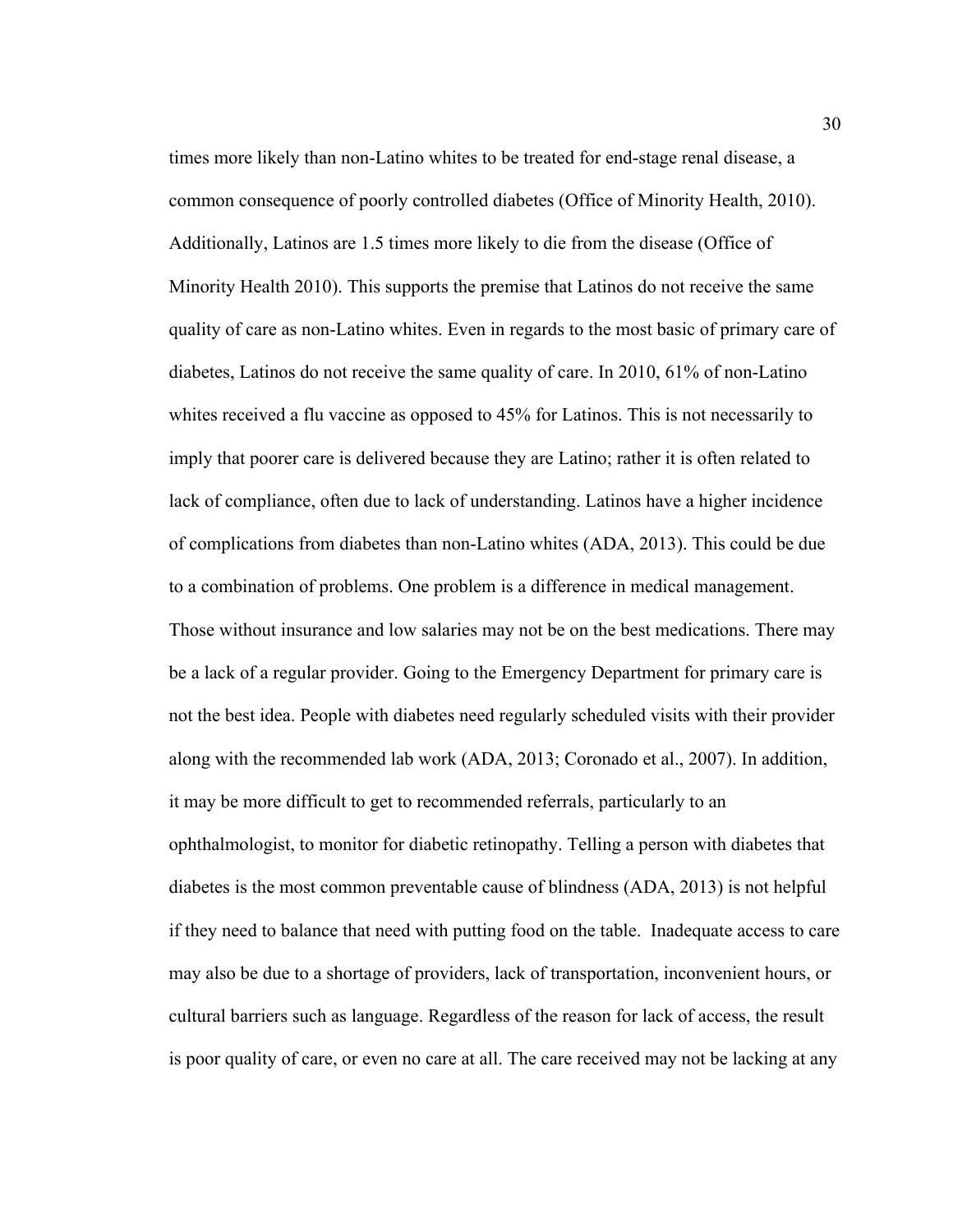times more likely than non-Latino whites to be treated for end-stage renal disease, a common consequence of poorly controlled diabetes (Office of Minority Health, 2010). Additionally, Latinos are 1.5 times more likely to die from the disease (Office of Minority Health 2010). This supports the premise that Latinos do not receive the same quality of care as non-Latino whites. Even in regards to the most basic of primary care of diabetes, Latinos do not receive the same quality of care. In 2010, 61% of non-Latino whites received a flu vaccine as opposed to 45% for Latinos. This is not necessarily to imply that poorer care is delivered because they are Latino; rather it is often related to lack of compliance, often due to lack of understanding. Latinos have a higher incidence of complications from diabetes than non-Latino whites (ADA, 2013). This could be due to a combination of problems. One problem is a difference in medical management. Those without insurance and low salaries may not be on the best medications. There may be a lack of a regular provider. Going to the Emergency Department for primary care is not the best idea. People with diabetes need regularly scheduled visits with their provider along with the recommended lab work (ADA, 2013; Coronado et al., 2007). In addition, it may be more difficult to get to recommended referrals, particularly to an ophthalmologist, to monitor for diabetic retinopathy. Telling a person with diabetes that diabetes is the most common preventable cause of blindness (ADA, 2013) is not helpful if they need to balance that need with putting food on the table. Inadequate access to care may also be due to a shortage of providers, lack of transportation, inconvenient hours, or cultural barriers such as language. Regardless of the reason for lack of access, the result is poor quality of care, or even no care at all. The care received may not be lacking at any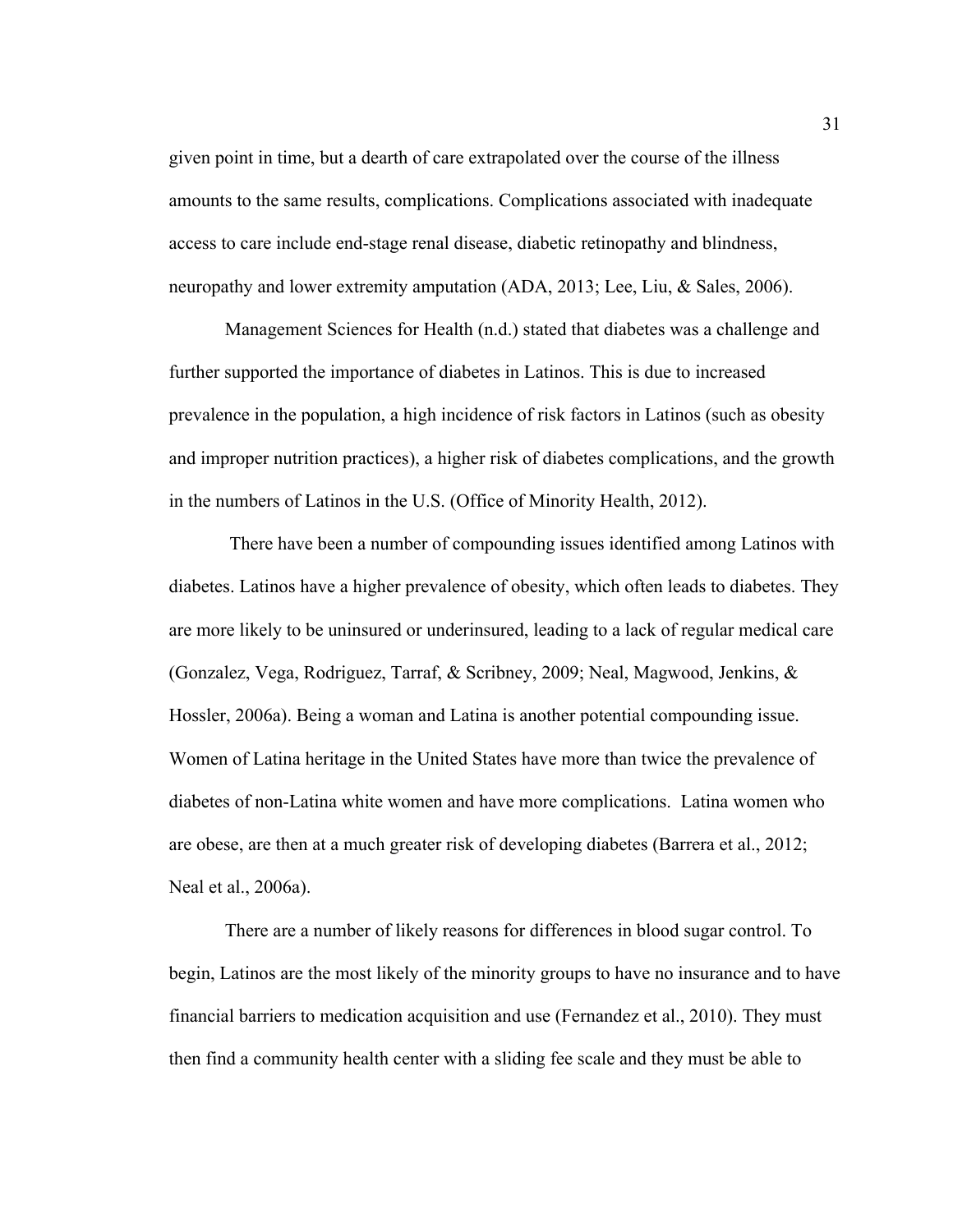given point in time, but a dearth of care extrapolated over the course of the illness amounts to the same results, complications. Complications associated with inadequate access to care include end-stage renal disease, diabetic retinopathy and blindness, neuropathy and lower extremity amputation (ADA, 2013; Lee, Liu, & Sales, 2006).

Management Sciences for Health (n.d.) stated that diabetes was a challenge and further supported the importance of diabetes in Latinos. This is due to increased prevalence in the population, a high incidence of risk factors in Latinos (such as obesity and improper nutrition practices), a higher risk of diabetes complications, and the growth in the numbers of Latinos in the U.S. (Office of Minority Health, 2012).

There have been a number of compounding issues identified among Latinos with diabetes. Latinos have a higher prevalence of obesity, which often leads to diabetes. They are more likely to be uninsured or underinsured, leading to a lack of regular medical care (Gonzalez, Vega, Rodriguez, Tarraf, & Scribney, 2009; Neal, Magwood, Jenkins, & Hossler, 2006a). Being a woman and Latina is another potential compounding issue. Women of Latina heritage in the United States have more than twice the prevalence of diabetes of non-Latina white women and have more complications. Latina women who are obese, are then at a much greater risk of developing diabetes (Barrera et al., 2012; Neal et al., 2006a).

There are a number of likely reasons for differences in blood sugar control. To begin, Latinos are the most likely of the minority groups to have no insurance and to have financial barriers to medication acquisition and use (Fernandez et al., 2010). They must then find a community health center with a sliding fee scale and they must be able to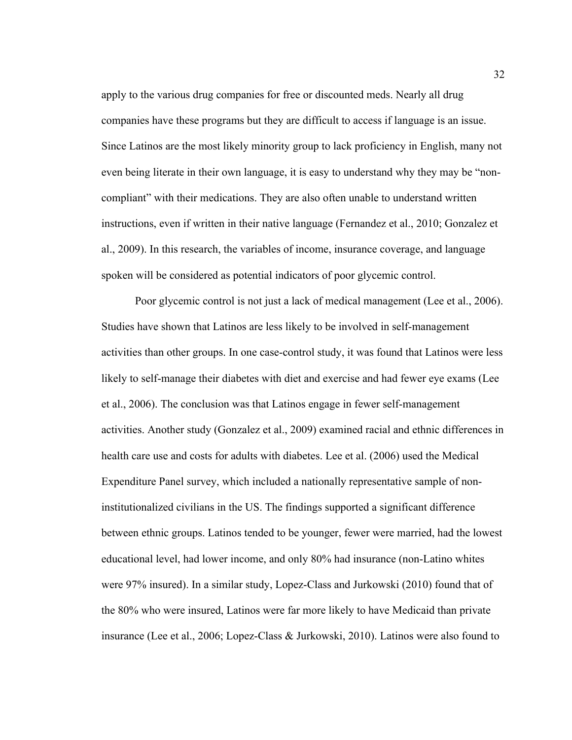apply to the various drug companies for free or discounted meds. Nearly all drug companies have these programs but they are difficult to access if language is an issue. Since Latinos are the most likely minority group to lack proficiency in English, many not even being literate in their own language, it is easy to understand why they may be "non-compliant" with their medications. They are also often unable to understand written instructions, even if written in their native language (Fernandez et al., 2010; Gonzalez et al., 2009). In this research, the variables of income, insurance coverage, and language spoken will be considered as potential indicators of poor glycemic control.

Poor glycemic control is not just a lack of medical management (Lee et al., 2006). Studies have shown that Latinos are less likely to be involved in self-management activities than other groups. In one case-control study, it was found that Latinos were less likely to self-manage their diabetes with diet and exercise and had fewer eye exams (Lee et al., 2006). The conclusion was that Latinos engage in fewer self-management activities. Another study (Gonzalez et al., 2009) examined racial and ethnic differences in health care use and costs for adults with diabetes. Lee et al. (2006) used the Medical Expenditure Panel survey, which included a nationally representative sample of non-institutionalized civilians in the US. The findings supported a significant difference between ethnic groups. Latinos tended to be younger, fewer were married, had the lowest educational level, had lower income, and only 80% had insurance (non-Latino whites were 97% insured). In a similar study, Lopez-Class and Jurkowski (2010) found that of the 80% who were insured, Latinos were far more likely to have Medicaid than private insurance (Lee et al., 2006; Lopez-Class & Jurkowski, 2010). Latinos were also found to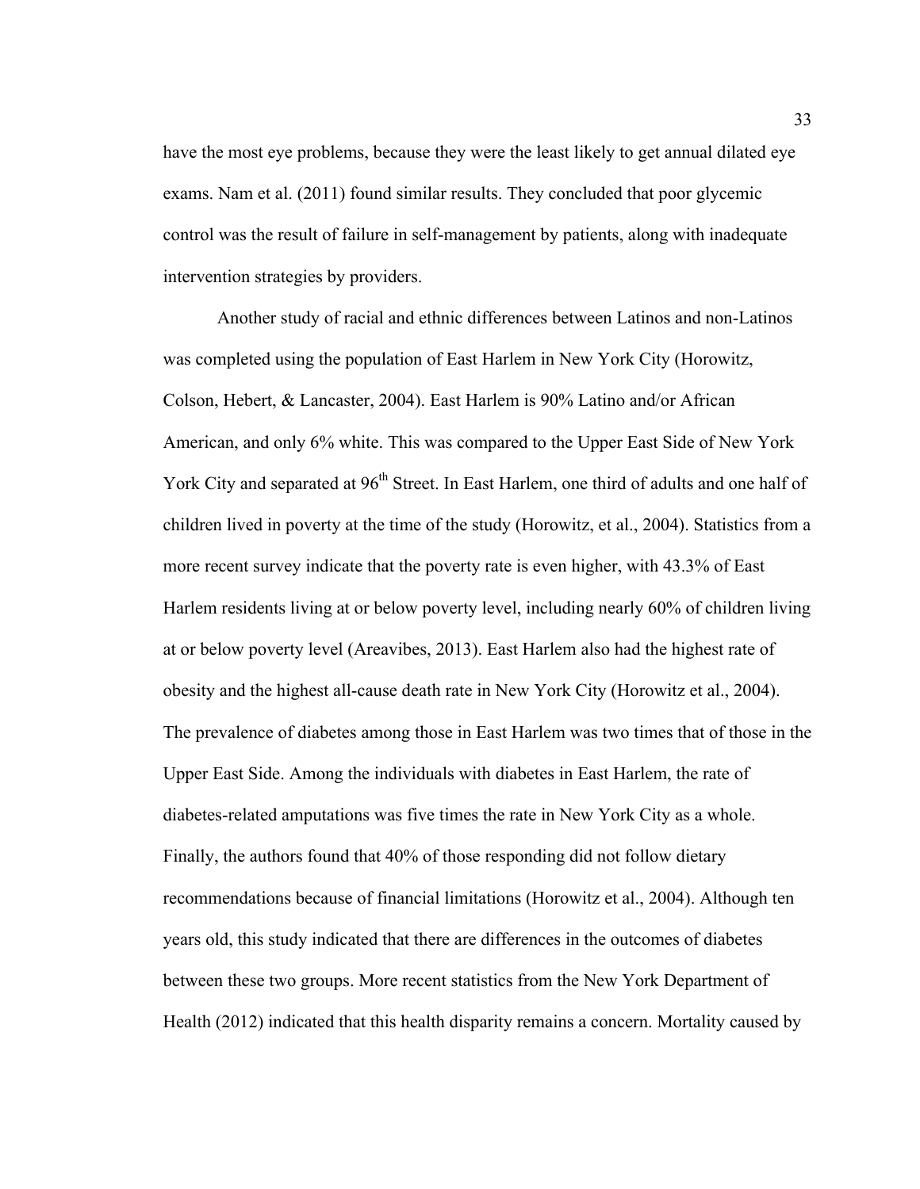have the most eye problems, because they were the least likely to get annual dilated eye exams. Nam et al. (2011) found similar results. They concluded that poor glycemic control was the result of failure in self-management by patients, along with inadequate intervention strategies by providers.

Another study of racial and ethnic differences between Latinos and non-Latinos was completed using the population of East Harlem in New York City (Horowitz, Colson, Hebert, & Lancaster, 2004). East Harlem is 90% Latino and/or African American, and only 6% white. This was compared to the Upper East Side of New York York City and separated at 96th Street. In East Harlem, one third of adults and one half of children lived in poverty at the time of the study (Horowitz, et al., 2004). Statistics from a more recent survey indicate that the poverty rate is even higher, with 43.3% of East Harlem residents living at or below poverty level, including nearly 60% of children living at or below poverty level (Areavibes, 2013). East Harlem also had the highest rate of obesity and the highest all-cause death rate in New York City (Horowitz et al., 2004). The prevalence of diabetes among those in East Harlem was two times that of those in the Upper East Side. Among the individuals with diabetes in East Harlem, the rate of diabetes-related amputations was five times the rate in New York City as a whole. Finally, the authors found that 40% of those responding did not follow dietary recommendations because of financial limitations (Horowitz et al., 2004). Although ten years old, this study indicated that there are differences in the outcomes of diabetes between these two groups. More recent statistics from the New York Department of Health (2012) indicated that this health disparity remains a concern. Mortality caused by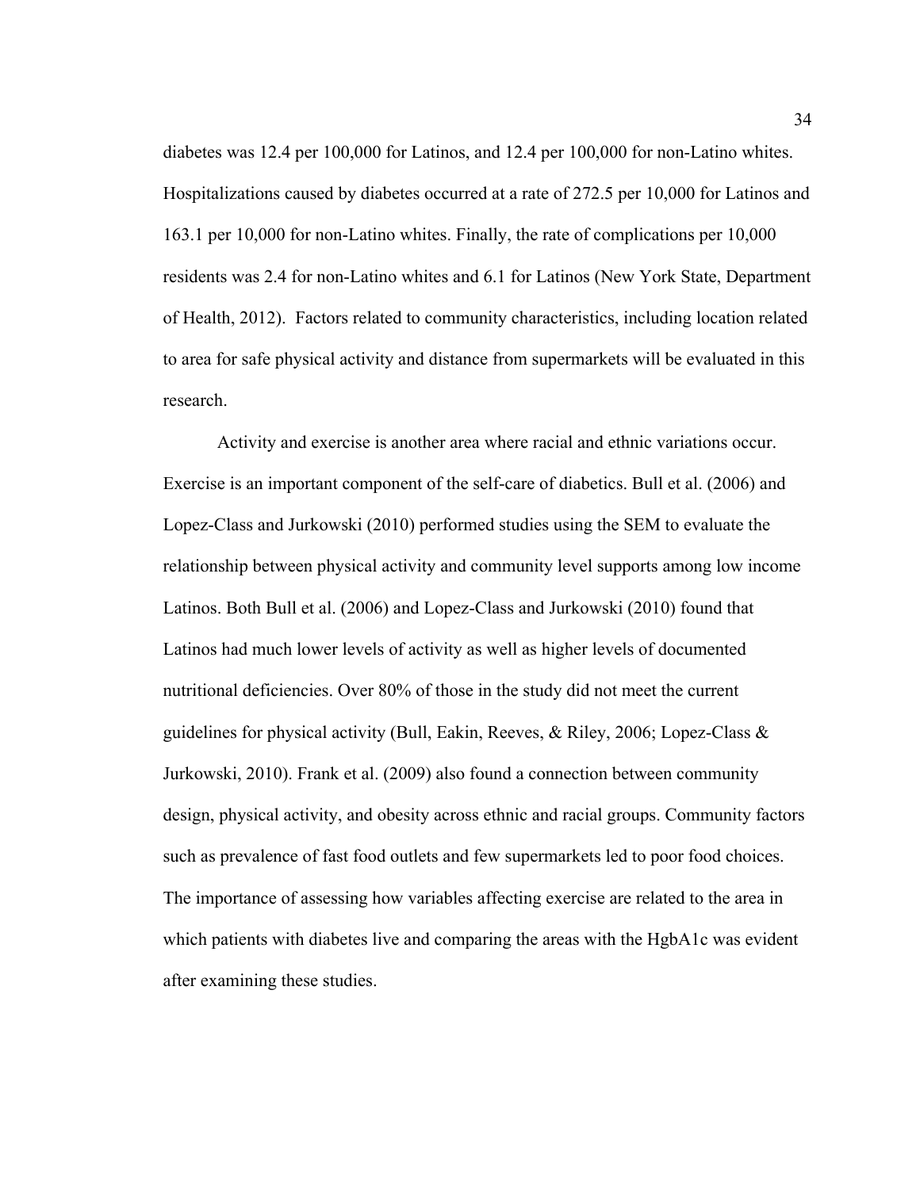diabetes was 12.4 per 100,000 for Latinos, and 12.4 per 100,000 for non-Latino whites. Hospitalizations caused by diabetes occurred at a rate of 272.5 per 10,000 for Latinos and 163.1 per 10,000 for non-Latino whites. Finally, the rate of complications per 10,000 residents was 2.4 for non-Latino whites and 6.1 for Latinos (New York State, Department of Health, 2012). Factors related to community characteristics, including location related to area for safe physical activity and distance from supermarkets will be evaluated in this research.

Activity and exercise is another area where racial and ethnic variations occur. Exercise is an important component of the self-care of diabetics. Bull et al. (2006) and Lopez-Class and Jurkowski (2010) performed studies using the SEM to evaluate the relationship between physical activity and community level supports among low income Latinos. Both Bull et al. (2006) and Lopez-Class and Jurkowski (2010) found that Latinos had much lower levels of activity as well as higher levels of documented nutritional deficiencies. Over 80% of those in the study did not meet the current guidelines for physical activity (Bull, Eakin, Reeves, & Riley, 2006; Lopez-Class & Jurkowski, 2010). Frank et al. (2009) also found a connection between community design, physical activity, and obesity across ethnic and racial groups. Community factors such as prevalence of fast food outlets and few supermarkets led to poor food choices. The importance of assessing how variables affecting exercise are related to the area in which patients with diabetes live and comparing the areas with the HgbA1c was evident after examining these studies.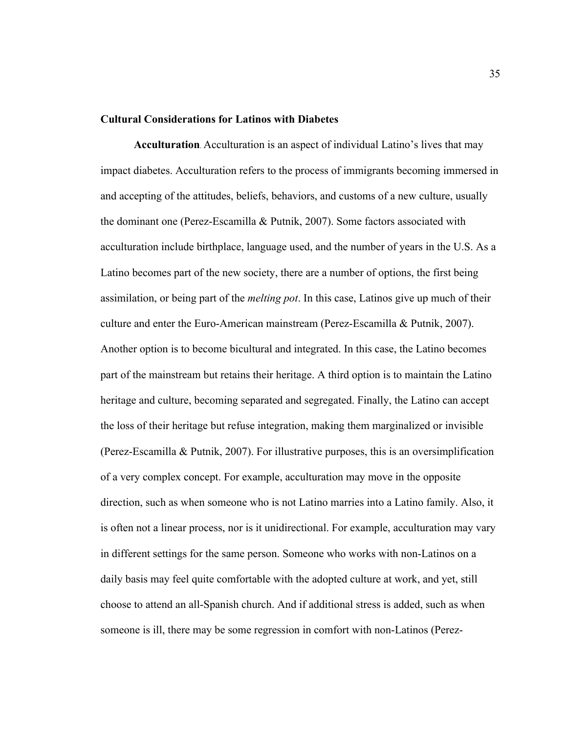## Cultural Considerations for Latinos with Diabetes

**Acculturation**. Acculturation is an aspect of individual Latino's lives that may impact diabetes. Acculturation refers to the process of immigrants becoming immersed in and accepting of the attitudes, beliefs, behaviors, and customs of a new culture, usually the dominant one (Perez-Escamilla & Putnik, 2007). Some factors associated with acculturation include birthplace, language used, and the number of years in the U.S. As a Latino becomes part of the new society, there are a number of options, the first being assimilation, or being part of the *melting pot*. In this case, Latinos give up much of their culture and enter the Euro-American mainstream (Perez-Escamilla & Putnik, 2007). Another option is to become bicultural and integrated. In this case, the Latino becomes part of the mainstream but retains their heritage. A third option is to maintain the Latino heritage and culture, becoming separated and segregated. Finally, the Latino can accept the loss of their heritage but refuse integration, making them marginalized or invisible (Perez-Escamilla & Putnik, 2007). For illustrative purposes, this is an oversimplification of a very complex concept. For example, acculturation may move in the opposite direction, such as when someone who is not Latino marries into a Latino family. Also, it is often not a linear process, nor is it unidirectional. For example, acculturation may vary in different settings for the same person. Someone who works with non-Latinos on a daily basis may feel quite comfortable with the adopted culture at work, and yet, still choose to attend an all-Spanish church. And if additional stress is added, such as when someone is ill, there may be some regression in comfort with non-Latinos (Perez-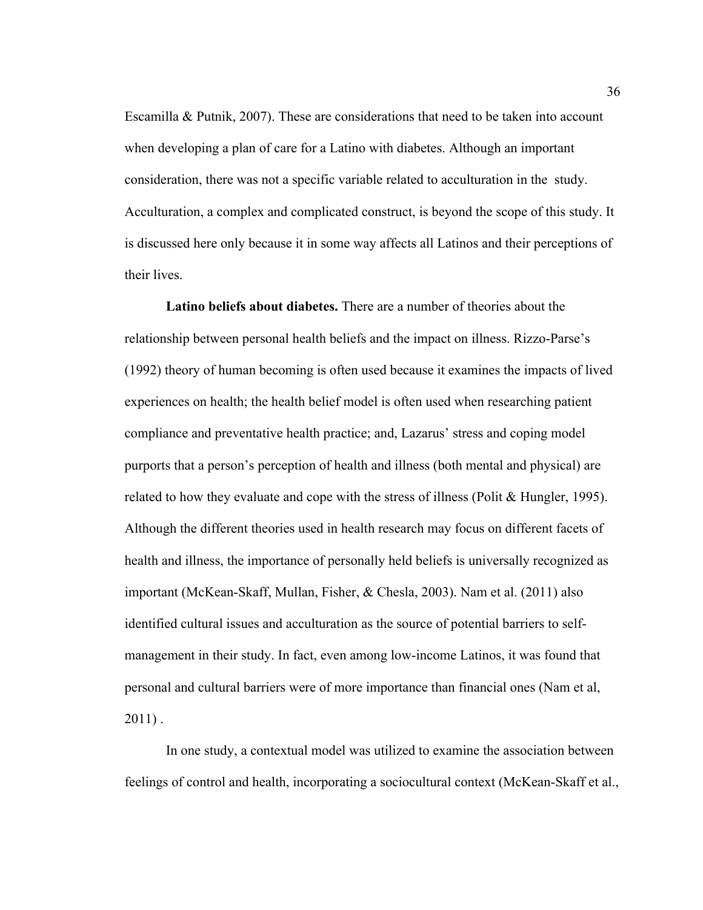Escamilla & Putnik, 2007). These are considerations that need to be taken into account when developing a plan of care for a Latino with diabetes. Although an important consideration, there was not a specific variable related to acculturation in the  study. Acculturation, a complex and complicated construct, is beyond the scope of this study. It is discussed here only because it in some way affects all Latinos and their perceptions of their lives.

**Latino beliefs about diabetes.** There are a number of theories about the relationship between personal health beliefs and the impact on illness. Rizzo-Parse's (1992) theory of human becoming is often used because it examines the impacts of lived experiences on health; the health belief model is often used when researching patient compliance and preventative health practice; and, Lazarus' stress and coping model purports that a person's perception of health and illness (both mental and physical) are related to how they evaluate and cope with the stress of illness (Polit & Hungler, 1995). Although the different theories used in health research may focus on different facets of health and illness, the importance of personally held beliefs is universally recognized as important (McKean-Skaff, Mullan, Fisher, & Chesla, 2003). Nam et al. (2011) also identified cultural issues and acculturation as the source of potential barriers to self-management in their study. In fact, even among low-income Latinos, it was found that personal and cultural barriers were of more importance than financial ones (Nam et al, 2011) .

In one study, a contextual model was utilized to examine the association between feelings of control and health, incorporating a sociocultural context (McKean-Skaff et al.,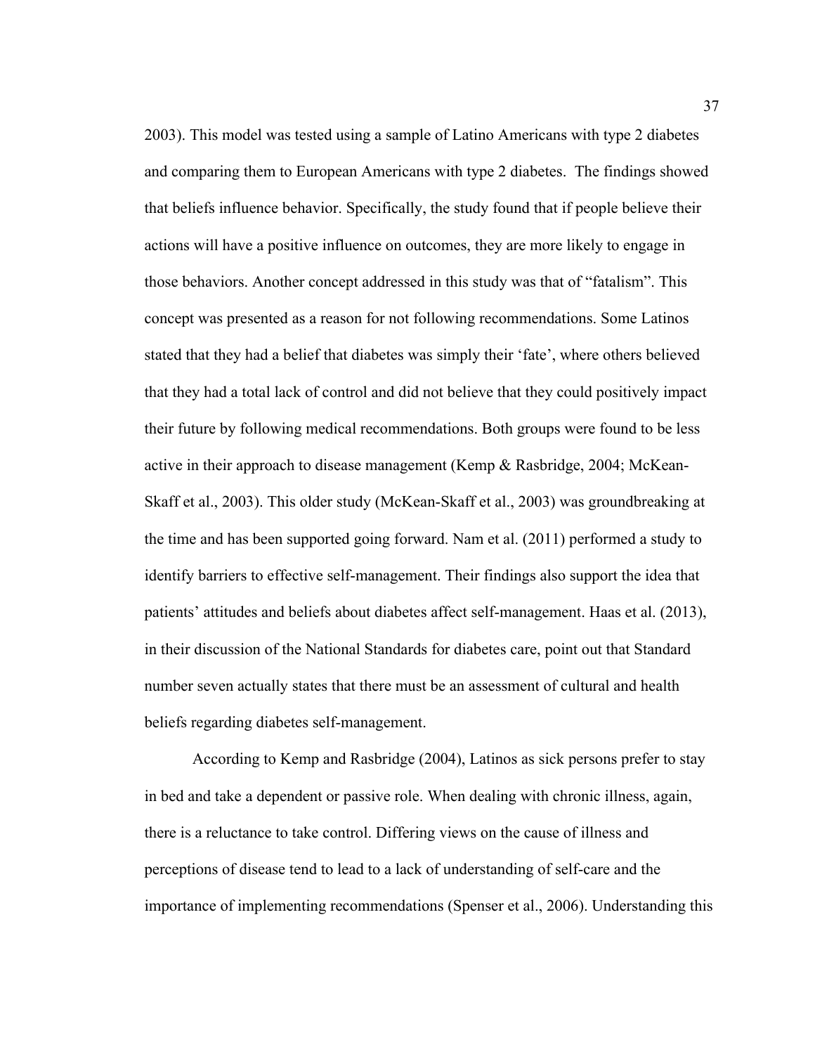2003). This model was tested using a sample of Latino Americans with type 2 diabetes and comparing them to European Americans with type 2 diabetes.  The findings showed that beliefs influence behavior. Specifically, the study found that if people believe their actions will have a positive influence on outcomes, they are more likely to engage in those behaviors. Another concept addressed in this study was that of "fatalism". This concept was presented as a reason for not following recommendations. Some Latinos stated that they had a belief that diabetes was simply their 'fate', where others believed that they had a total lack of control and did not believe that they could positively impact their future by following medical recommendations. Both groups were found to be less active in their approach to disease management (Kemp & Rasbridge, 2004; McKean-Skaff et al., 2003). This older study (McKean-Skaff et al., 2003) was groundbreaking at the time and has been supported going forward. Nam et al. (2011) performed a study to identify barriers to effective self-management. Their findings also support the idea that patients' attitudes and beliefs about diabetes affect self-management. Haas et al. (2013), in their discussion of the National Standards for diabetes care, point out that Standard number seven actually states that there must be an assessment of cultural and health beliefs regarding diabetes self-management.

According to Kemp and Rasbridge (2004), Latinos as sick persons prefer to stay in bed and take a dependent or passive role. When dealing with chronic illness, again, there is a reluctance to take control. Differing views on the cause of illness and perceptions of disease tend to lead to a lack of understanding of self-care and the importance of implementing recommendations (Spenser et al., 2006). Understanding this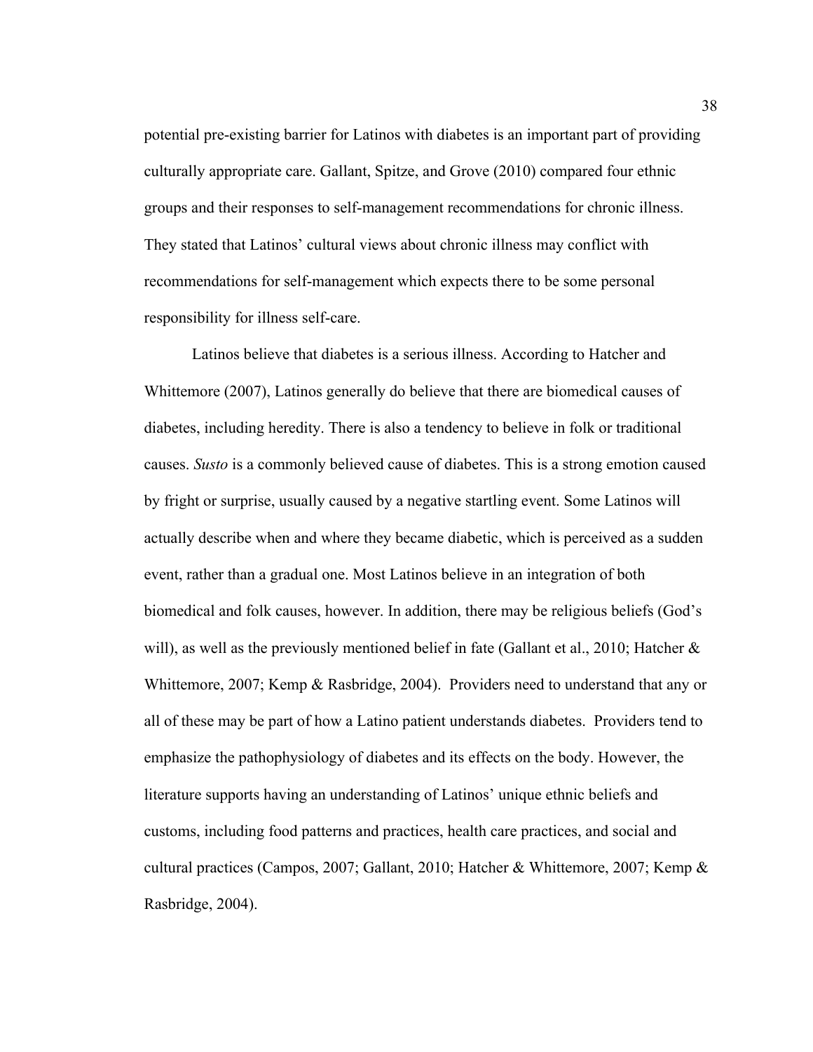potential pre-existing barrier for Latinos with diabetes is an important part of providing culturally appropriate care. Gallant, Spitze, and Grove (2010) compared four ethnic groups and their responses to self-management recommendations for chronic illness. They stated that Latinos' cultural views about chronic illness may conflict with recommendations for self-management which expects there to be some personal responsibility for illness self-care.

Latinos believe that diabetes is a serious illness. According to Hatcher and Whittemore (2007), Latinos generally do believe that there are biomedical causes of diabetes, including heredity. There is also a tendency to believe in folk or traditional causes. *Susto* is a commonly believed cause of diabetes. This is a strong emotion caused by fright or surprise, usually caused by a negative startling event. Some Latinos will actually describe when and where they became diabetic, which is perceived as a sudden event, rather than a gradual one. Most Latinos believe in an integration of both biomedical and folk causes, however. In addition, there may be religious beliefs (God's will), as well as the previously mentioned belief in fate (Gallant et al., 2010; Hatcher & Whittemore, 2007; Kemp & Rasbridge, 2004). Providers need to understand that any or all of these may be part of how a Latino patient understands diabetes. Providers tend to emphasize the pathophysiology of diabetes and its effects on the body. However, the literature supports having an understanding of Latinos' unique ethnic beliefs and customs, including food patterns and practices, health care practices, and social and cultural practices (Campos, 2007; Gallant, 2010; Hatcher & Whittemore, 2007; Kemp & Rasbridge, 2004).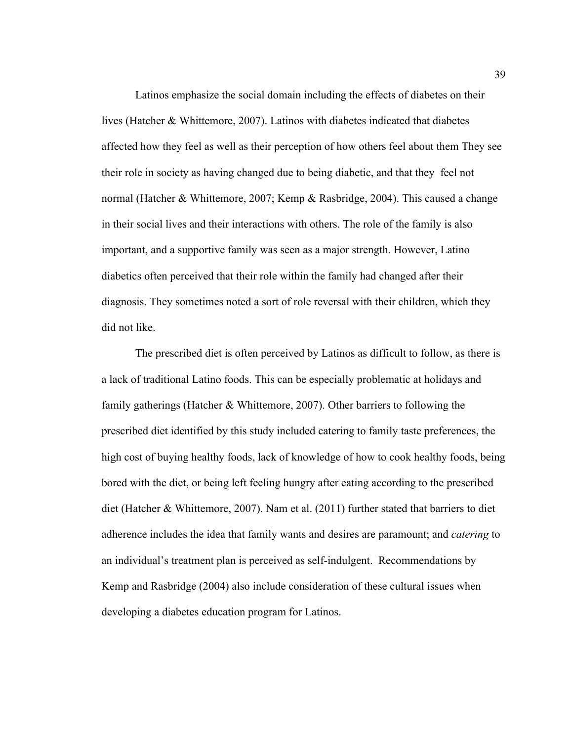Latinos emphasize the social domain including the effects of diabetes on their lives (Hatcher & Whittemore, 2007). Latinos with diabetes indicated that diabetes affected how they feel as well as their perception of how others feel about them They see their role in society as having changed due to being diabetic, and that they feel not normal (Hatcher & Whittemore, 2007; Kemp & Rasbridge, 2004). This caused a change in their social lives and their interactions with others. The role of the family is also important, and a supportive family was seen as a major strength. However, Latino diabetics often perceived that their role within the family had changed after their diagnosis. They sometimes noted a sort of role reversal with their children, which they did not like.

The prescribed diet is often perceived by Latinos as difficult to follow, as there is a lack of traditional Latino foods. This can be especially problematic at holidays and family gatherings (Hatcher & Whittemore, 2007). Other barriers to following the prescribed diet identified by this study included catering to family taste preferences, the high cost of buying healthy foods, lack of knowledge of how to cook healthy foods, being bored with the diet, or being left feeling hungry after eating according to the prescribed diet (Hatcher & Whittemore, 2007). Nam et al. (2011) further stated that barriers to diet adherence includes the idea that family wants and desires are paramount; and *catering* to an individual's treatment plan is perceived as self-indulgent. Recommendations by Kemp and Rasbridge (2004) also include consideration of these cultural issues when developing a diabetes education program for Latinos.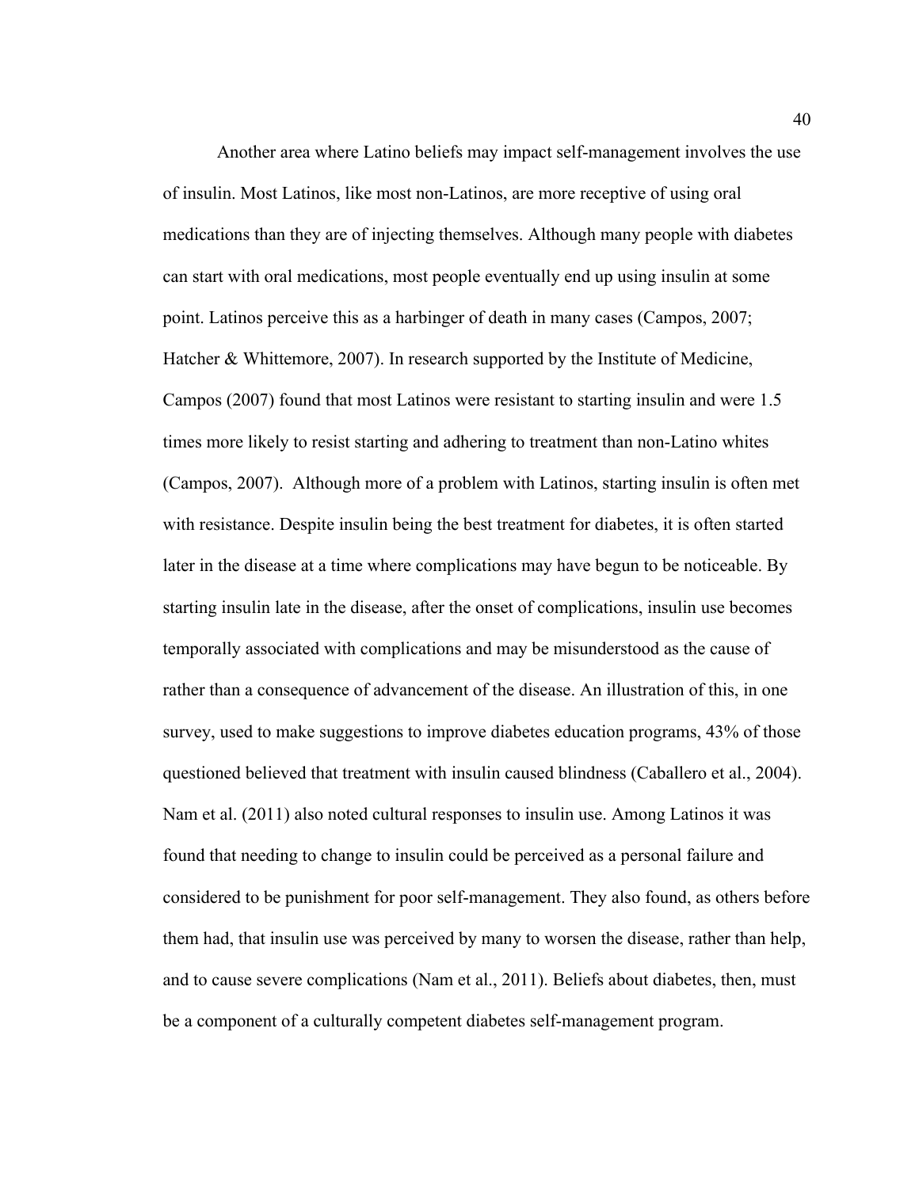Another area where Latino beliefs may impact self-management involves the use of insulin. Most Latinos, like most non-Latinos, are more receptive of using oral medications than they are of injecting themselves. Although many people with diabetes can start with oral medications, most people eventually end up using insulin at some point. Latinos perceive this as a harbinger of death in many cases (Campos, 2007; Hatcher & Whittemore, 2007). In research supported by the Institute of Medicine, Campos (2007) found that most Latinos were resistant to starting insulin and were 1.5 times more likely to resist starting and adhering to treatment than non-Latino whites (Campos, 2007). Although more of a problem with Latinos, starting insulin is often met with resistance. Despite insulin being the best treatment for diabetes, it is often started later in the disease at a time where complications may have begun to be noticeable. By starting insulin late in the disease, after the onset of complications, insulin use becomes temporally associated with complications and may be misunderstood as the cause of rather than a consequence of advancement of the disease. An illustration of this, in one survey, used to make suggestions to improve diabetes education programs, 43% of those questioned believed that treatment with insulin caused blindness (Caballero et al., 2004). Nam et al. (2011) also noted cultural responses to insulin use. Among Latinos it was found that needing to change to insulin could be perceived as a personal failure and considered to be punishment for poor self-management. They also found, as others before them had, that insulin use was perceived by many to worsen the disease, rather than help, and to cause severe complications (Nam et al., 2011). Beliefs about diabetes, then, must be a component of a culturally competent diabetes self-management program.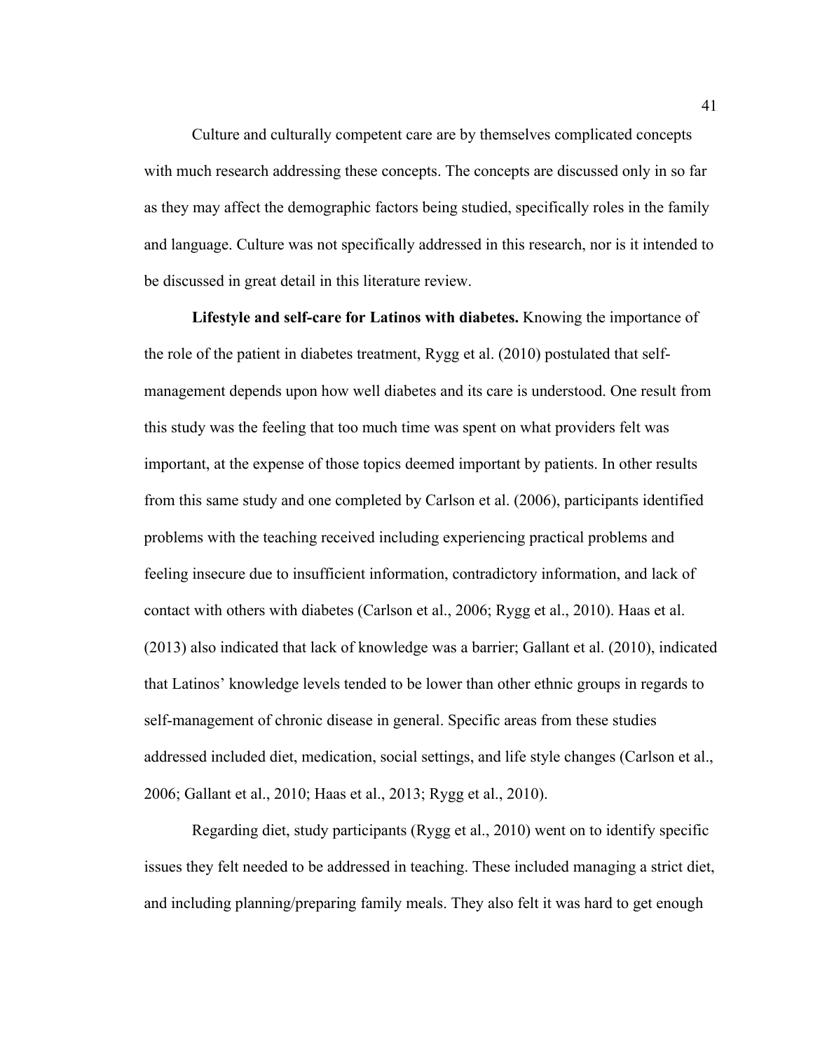Culture and culturally competent care are by themselves complicated concepts with much research addressing these concepts. The concepts are discussed only in so far as they may affect the demographic factors being studied, specifically roles in the family and language. Culture was not specifically addressed in this research, nor is it intended to be discussed in great detail in this literature review.

**Lifestyle and self-care for Latinos with diabetes.** Knowing the importance of the role of the patient in diabetes treatment, Rygg et al. (2010) postulated that self-management depends upon how well diabetes and its care is understood. One result from this study was the feeling that too much time was spent on what providers felt was important, at the expense of those topics deemed important by patients. In other results from this same study and one completed by Carlson et al. (2006), participants identified problems with the teaching received including experiencing practical problems and feeling insecure due to insufficient information, contradictory information, and lack of contact with others with diabetes (Carlson et al., 2006; Rygg et al., 2010). Haas et al. (2013) also indicated that lack of knowledge was a barrier; Gallant et al. (2010), indicated that Latinos' knowledge levels tended to be lower than other ethnic groups in regards to self-management of chronic disease in general. Specific areas from these studies addressed included diet, medication, social settings, and life style changes (Carlson et al., 2006; Gallant et al., 2010; Haas et al., 2013; Rygg et al., 2010).

Regarding diet, study participants (Rygg et al., 2010) went on to identify specific issues they felt needed to be addressed in teaching. These included managing a strict diet, and including planning/preparing family meals. They also felt it was hard to get enough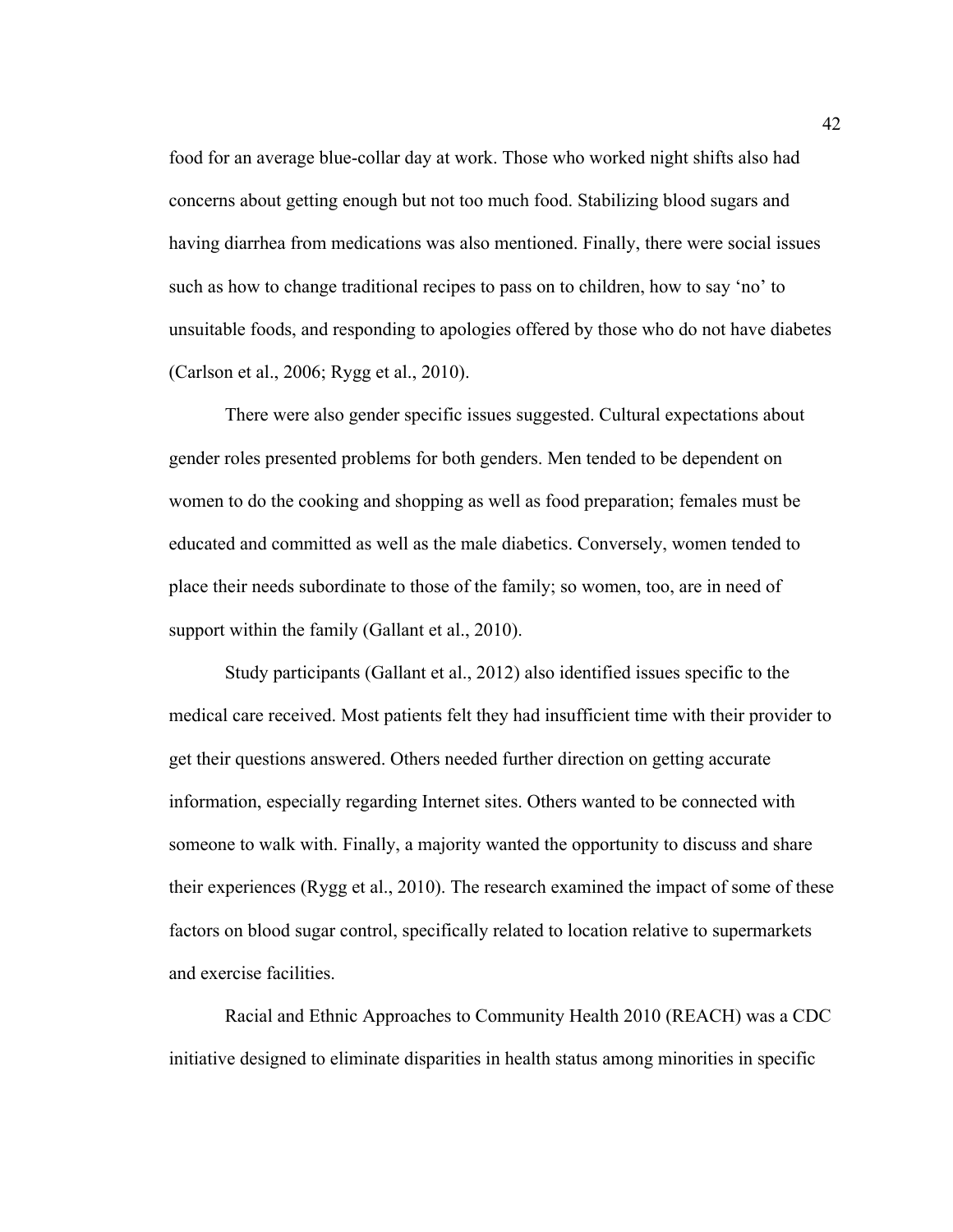food for an average blue-collar day at work. Those who worked night shifts also had concerns about getting enough but not too much food. Stabilizing blood sugars and having diarrhea from medications was also mentioned. Finally, there were social issues such as how to change traditional recipes to pass on to children, how to say 'no' to unsuitable foods, and responding to apologies offered by those who do not have diabetes (Carlson et al., 2006; Rygg et al., 2010).

There were also gender specific issues suggested. Cultural expectations about gender roles presented problems for both genders. Men tended to be dependent on women to do the cooking and shopping as well as food preparation; females must be educated and committed as well as the male diabetics. Conversely, women tended to place their needs subordinate to those of the family; so women, too, are in need of support within the family (Gallant et al., 2010).

Study participants (Gallant et al., 2012) also identified issues specific to the medical care received. Most patients felt they had insufficient time with their provider to get their questions answered. Others needed further direction on getting accurate information, especially regarding Internet sites. Others wanted to be connected with someone to walk with. Finally, a majority wanted the opportunity to discuss and share their experiences (Rygg et al., 2010). The research examined the impact of some of these factors on blood sugar control, specifically related to location relative to supermarkets and exercise facilities.

Racial and Ethnic Approaches to Community Health 2010 (REACH) was a CDC initiative designed to eliminate disparities in health status among minorities in specific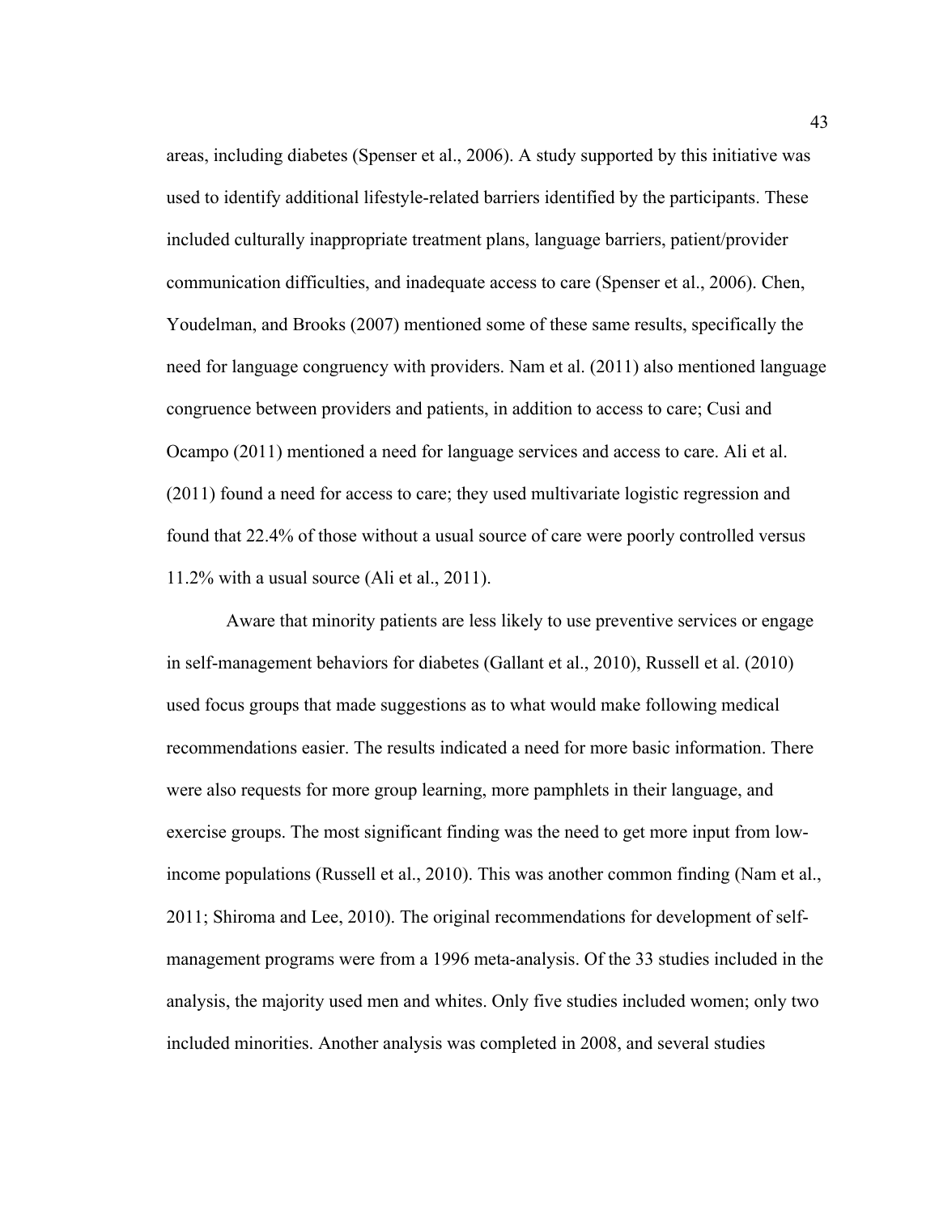areas, including diabetes (Spenser et al., 2006). A study supported by this initiative was used to identify additional lifestyle-related barriers identified by the participants. These included culturally inappropriate treatment plans, language barriers, patient/provider communication difficulties, and inadequate access to care (Spenser et al., 2006). Chen, Youdelman, and Brooks (2007) mentioned some of these same results, specifically the need for language congruency with providers. Nam et al. (2011) also mentioned language congruence between providers and patients, in addition to access to care; Cusi and Ocampo (2011) mentioned a need for language services and access to care. Ali et al. (2011) found a need for access to care; they used multivariate logistic regression and found that 22.4% of those without a usual source of care were poorly controlled versus 11.2% with a usual source (Ali et al., 2011).

Aware that minority patients are less likely to use preventive services or engage in self-management behaviors for diabetes (Gallant et al., 2010), Russell et al. (2010) used focus groups that made suggestions as to what would make following medical recommendations easier. The results indicated a need for more basic information. There were also requests for more group learning, more pamphlets in their language, and exercise groups. The most significant finding was the need to get more input from low-income populations (Russell et al., 2010). This was another common finding (Nam et al., 2011; Shiroma and Lee, 2010). The original recommendations for development of self-management programs were from a 1996 meta-analysis. Of the 33 studies included in the analysis, the majority used men and whites. Only five studies included women; only two included minorities. Another analysis was completed in 2008, and several studies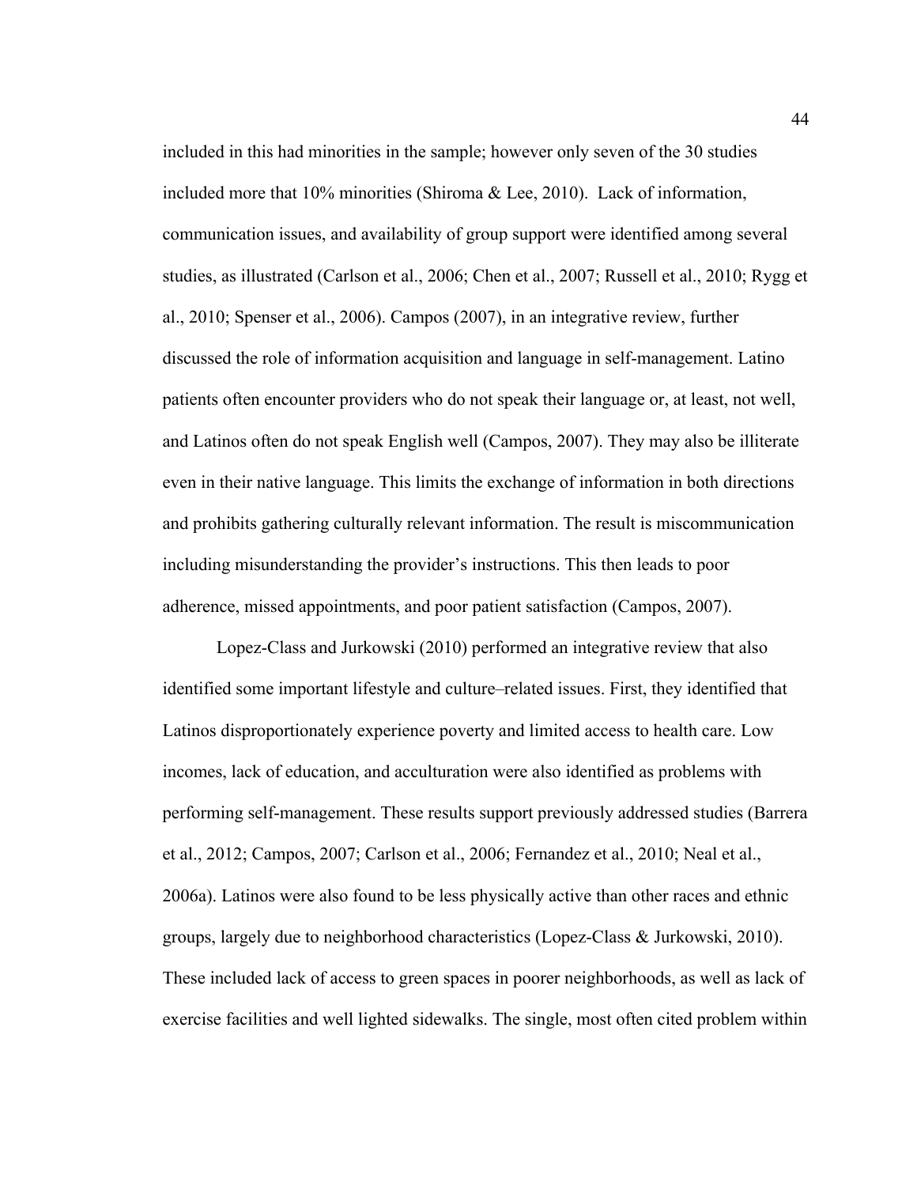included in this had minorities in the sample; however only seven of the 30 studies included more that 10% minorities (Shiroma & Lee, 2010). Lack of information, communication issues, and availability of group support were identified among several studies, as illustrated (Carlson et al., 2006; Chen et al., 2007; Russell et al., 2010; Rygg et al., 2010; Spenser et al., 2006). Campos (2007), in an integrative review, further discussed the role of information acquisition and language in self-management. Latino patients often encounter providers who do not speak their language or, at least, not well, and Latinos often do not speak English well (Campos, 2007). They may also be illiterate even in their native language. This limits the exchange of information in both directions and prohibits gathering culturally relevant information. The result is miscommunication including misunderstanding the provider's instructions. This then leads to poor adherence, missed appointments, and poor patient satisfaction (Campos, 2007).

Lopez-Class and Jurkowski (2010) performed an integrative review that also identified some important lifestyle and culture–related issues. First, they identified that Latinos disproportionately experience poverty and limited access to health care. Low incomes, lack of education, and acculturation were also identified as problems with performing self-management. These results support previously addressed studies (Barrera et al., 2012; Campos, 2007; Carlson et al., 2006; Fernandez et al., 2010; Neal et al., 2006a). Latinos were also found to be less physically active than other races and ethnic groups, largely due to neighborhood characteristics (Lopez-Class & Jurkowski, 2010). These included lack of access to green spaces in poorer neighborhoods, as well as lack of exercise facilities and well lighted sidewalks. The single, most often cited problem within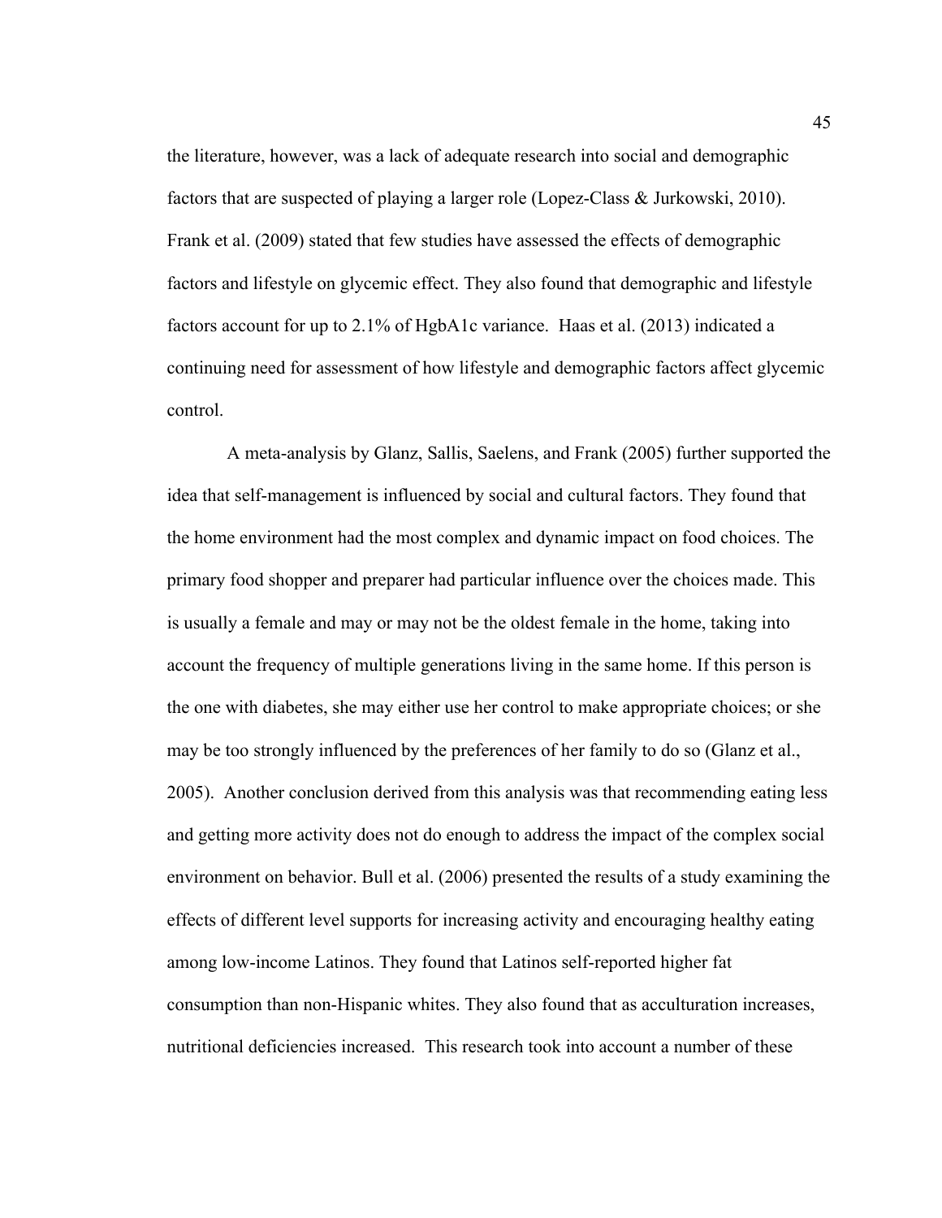the literature, however, was a lack of adequate research into social and demographic factors that are suspected of playing a larger role (Lopez-Class & Jurkowski, 2010). Frank et al. (2009) stated that few studies have assessed the effects of demographic factors and lifestyle on glycemic effect. They also found that demographic and lifestyle factors account for up to 2.1% of HgbA1c variance. Haas et al. (2013) indicated a continuing need for assessment of how lifestyle and demographic factors affect glycemic control.

A meta-analysis by Glanz, Sallis, Saelens, and Frank (2005) further supported the idea that self-management is influenced by social and cultural factors. They found that the home environment had the most complex and dynamic impact on food choices. The primary food shopper and preparer had particular influence over the choices made. This is usually a female and may or may not be the oldest female in the home, taking into account the frequency of multiple generations living in the same home. If this person is the one with diabetes, she may either use her control to make appropriate choices; or she may be too strongly influenced by the preferences of her family to do so (Glanz et al., 2005). Another conclusion derived from this analysis was that recommending eating less and getting more activity does not do enough to address the impact of the complex social environment on behavior. Bull et al. (2006) presented the results of a study examining the effects of different level supports for increasing activity and encouraging healthy eating among low-income Latinos. They found that Latinos self-reported higher fat consumption than non-Hispanic whites. They also found that as acculturation increases, nutritional deficiencies increased. This research took into account a number of these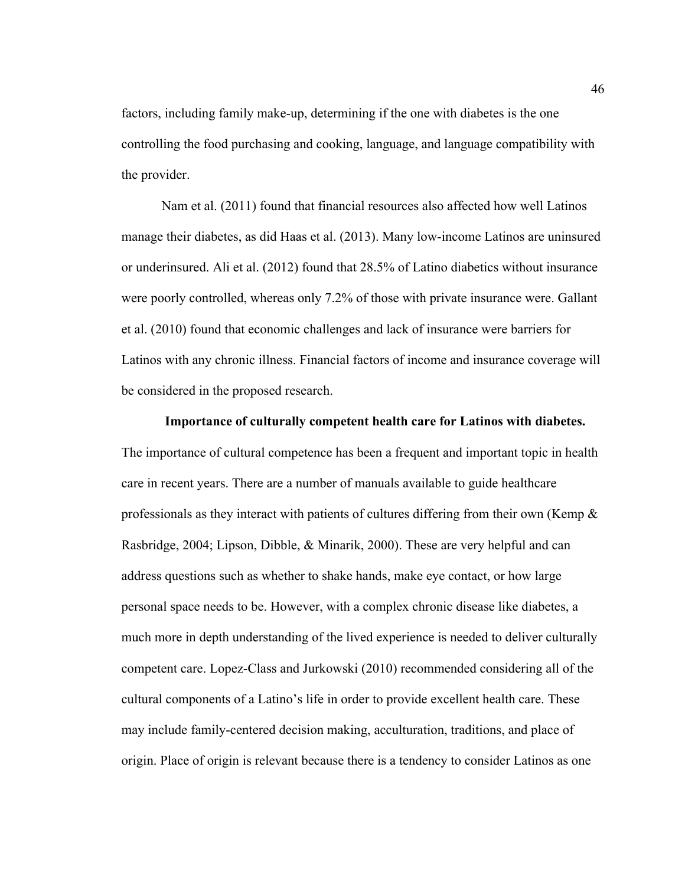factors, including family make-up, determining if the one with diabetes is the one controlling the food purchasing and cooking, language, and language compatibility with the provider.

Nam et al. (2011) found that financial resources also affected how well Latinos manage their diabetes, as did Haas et al. (2013). Many low-income Latinos are uninsured or underinsured. Ali et al. (2012) found that 28.5% of Latino diabetics without insurance were poorly controlled, whereas only 7.2% of those with private insurance were. Gallant et al. (2010) found that economic challenges and lack of insurance were barriers for Latinos with any chronic illness. Financial factors of income and insurance coverage will be considered in the proposed research.

**Importance of culturally competent health care for Latinos with diabetes.** The importance of cultural competence has been a frequent and important topic in health care in recent years. There are a number of manuals available to guide healthcare professionals as they interact with patients of cultures differing from their own (Kemp & Rasbridge, 2004; Lipson, Dibble, & Minarik, 2000). These are very helpful and can address questions such as whether to shake hands, make eye contact, or how large personal space needs to be. However, with a complex chronic disease like diabetes, a much more in depth understanding of the lived experience is needed to deliver culturally competent care. Lopez-Class and Jurkowski (2010) recommended considering all of the cultural components of a Latino's life in order to provide excellent health care. These may include family-centered decision making, acculturation, traditions, and place of origin. Place of origin is relevant because there is a tendency to consider Latinos as one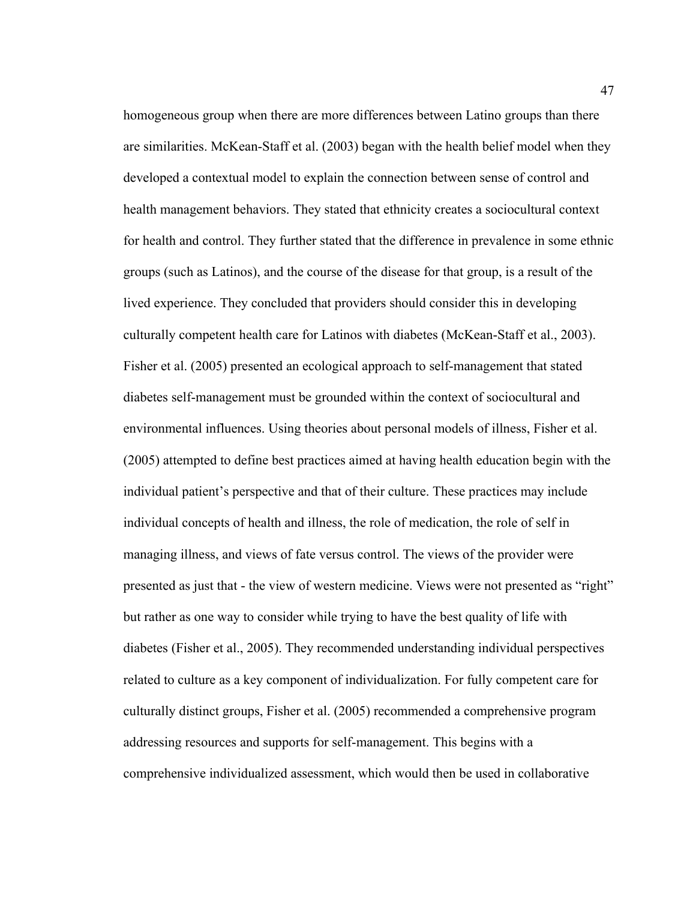homogeneous group when there are more differences between Latino groups than there are similarities. McKean-Staff et al. (2003) began with the health belief model when they developed a contextual model to explain the connection between sense of control and health management behaviors. They stated that ethnicity creates a sociocultural context for health and control. They further stated that the difference in prevalence in some ethnic groups (such as Latinos), and the course of the disease for that group, is a result of the lived experience. They concluded that providers should consider this in developing culturally competent health care for Latinos with diabetes (McKean-Staff et al., 2003). Fisher et al. (2005) presented an ecological approach to self-management that stated diabetes self-management must be grounded within the context of sociocultural and environmental influences. Using theories about personal models of illness, Fisher et al. (2005) attempted to define best practices aimed at having health education begin with the individual patient's perspective and that of their culture. These practices may include individual concepts of health and illness, the role of medication, the role of self in managing illness, and views of fate versus control. The views of the provider were presented as just that - the view of western medicine. Views were not presented as "right" but rather as one way to consider while trying to have the best quality of life with diabetes (Fisher et al., 2005). They recommended understanding individual perspectives related to culture as a key component of individualization. For fully competent care for culturally distinct groups, Fisher et al. (2005) recommended a comprehensive program addressing resources and supports for self-management. This begins with a comprehensive individualized assessment, which would then be used in collaborative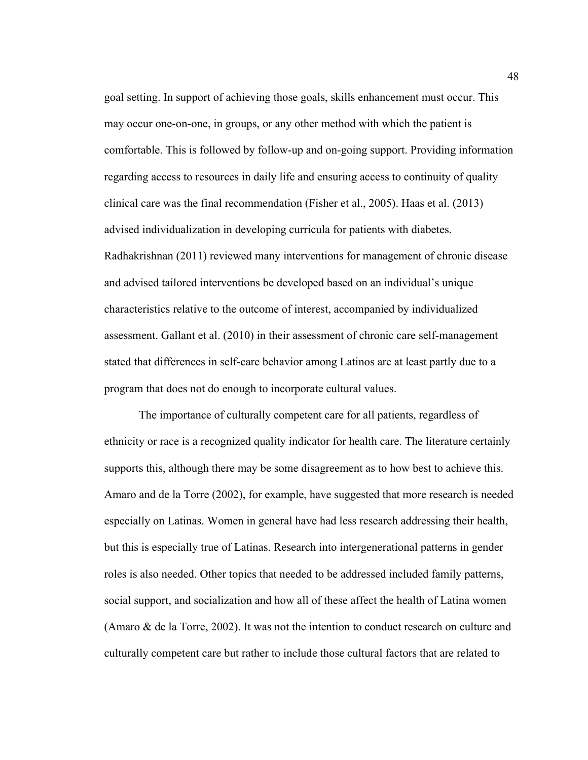goal setting. In support of achieving those goals, skills enhancement must occur. This may occur one-on-one, in groups, or any other method with which the patient is comfortable. This is followed by follow-up and on-going support. Providing information regarding access to resources in daily life and ensuring access to continuity of quality clinical care was the final recommendation (Fisher et al., 2005). Haas et al. (2013) advised individualization in developing curricula for patients with diabetes. Radhakrishnan (2011) reviewed many interventions for management of chronic disease and advised tailored interventions be developed based on an individual's unique characteristics relative to the outcome of interest, accompanied by individualized assessment. Gallant et al. (2010) in their assessment of chronic care self-management stated that differences in self-care behavior among Latinos are at least partly due to a program that does not do enough to incorporate cultural values.

The importance of culturally competent care for all patients, regardless of ethnicity or race is a recognized quality indicator for health care. The literature certainly supports this, although there may be some disagreement as to how best to achieve this. Amaro and de la Torre (2002), for example, have suggested that more research is needed especially on Latinas. Women in general have had less research addressing their health, but this is especially true of Latinas. Research into intergenerational patterns in gender roles is also needed. Other topics that needed to be addressed included family patterns, social support, and socialization and how all of these affect the health of Latina women (Amaro & de la Torre, 2002). It was not the intention to conduct research on culture and culturally competent care but rather to include those cultural factors that are related to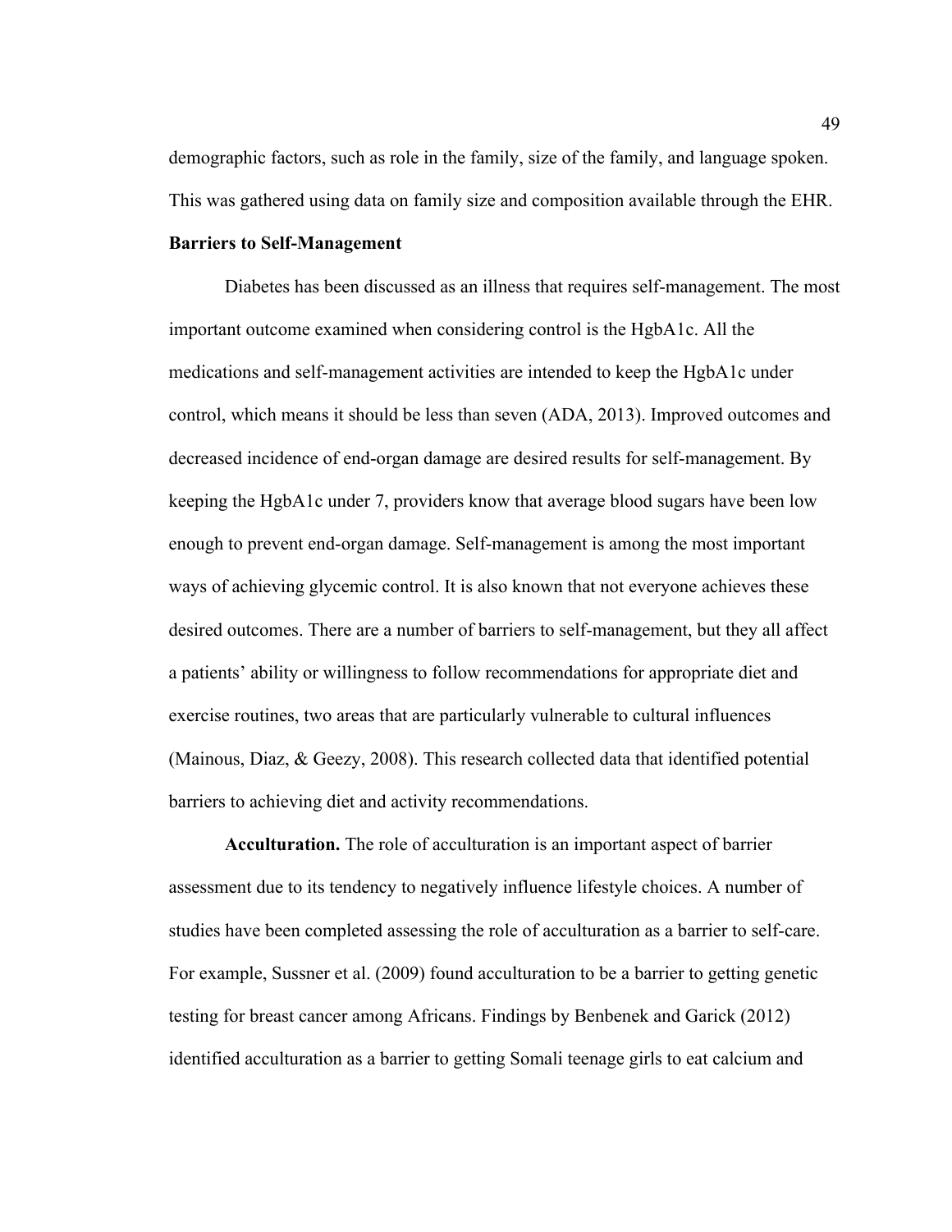demographic factors, such as role in the family, size of the family, and language spoken. This was gathered using data on family size and composition available through the EHR.

## Barriers to Self-Management

Diabetes has been discussed as an illness that requires self-management. The most important outcome examined when considering control is the HgbA1c. All the medications and self-management activities are intended to keep the HgbA1c under control, which means it should be less than seven (ADA, 2013). Improved outcomes and decreased incidence of end-organ damage are desired results for self-management. By keeping the HgbA1c under 7, providers know that average blood sugars have been low enough to prevent end-organ damage. Self-management is among the most important ways of achieving glycemic control. It is also known that not everyone achieves these desired outcomes. There are a number of barriers to self-management, but they all affect a patients' ability or willingness to follow recommendations for appropriate diet and exercise routines, two areas that are particularly vulnerable to cultural influences (Mainous, Diaz, & Geezy, 2008). This research collected data that identified potential barriers to achieving diet and activity recommendations.

**Acculturation.** The role of acculturation is an important aspect of barrier assessment due to its tendency to negatively influence lifestyle choices. A number of studies have been completed assessing the role of acculturation as a barrier to self-care. For example, Sussner et al. (2009) found acculturation to be a barrier to getting genetic testing for breast cancer among Africans. Findings by Benbenek and Garick (2012) identified acculturation as a barrier to getting Somali teenage girls to eat calcium and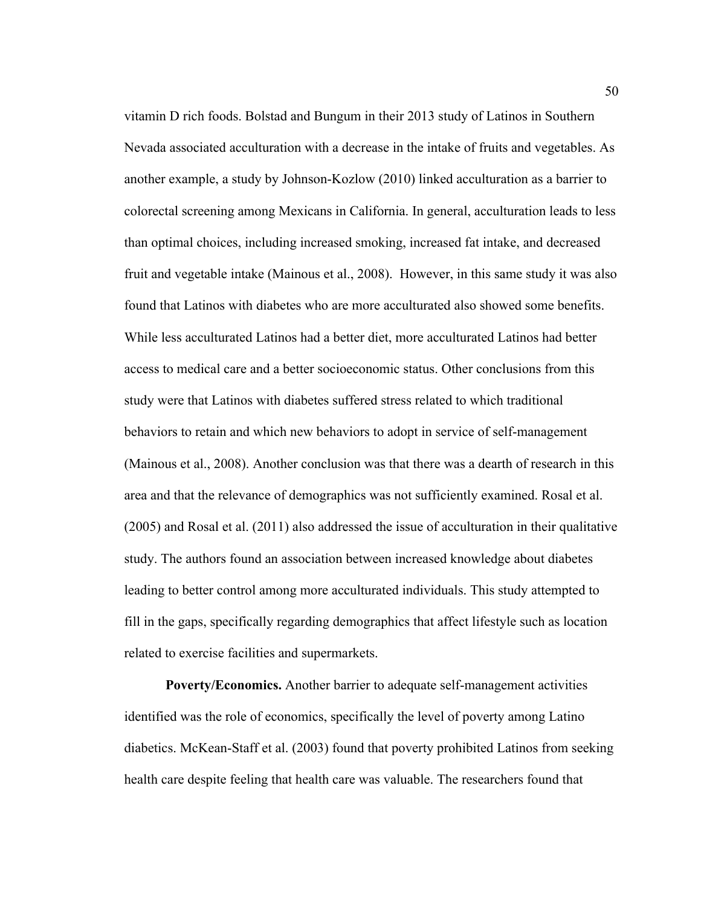vitamin D rich foods. Bolstad and Bungum in their 2013 study of Latinos in Southern Nevada associated acculturation with a decrease in the intake of fruits and vegetables. As another example, a study by Johnson-Kozlow (2010) linked acculturation as a barrier to colorectal screening among Mexicans in California. In general, acculturation leads to less than optimal choices, including increased smoking, increased fat intake, and decreased fruit and vegetable intake (Mainous et al., 2008). However, in this same study it was also found that Latinos with diabetes who are more acculturated also showed some benefits. While less acculturated Latinos had a better diet, more acculturated Latinos had better access to medical care and a better socioeconomic status. Other conclusions from this study were that Latinos with diabetes suffered stress related to which traditional behaviors to retain and which new behaviors to adopt in service of self-management (Mainous et al., 2008). Another conclusion was that there was a dearth of research in this area and that the relevance of demographics was not sufficiently examined. Rosal et al. (2005) and Rosal et al. (2011) also addressed the issue of acculturation in their qualitative study. The authors found an association between increased knowledge about diabetes leading to better control among more acculturated individuals. This study attempted to fill in the gaps, specifically regarding demographics that affect lifestyle such as location related to exercise facilities and supermarkets.

**Poverty/Economics.** Another barrier to adequate self-management activities identified was the role of economics, specifically the level of poverty among Latino diabetics. McKean-Staff et al. (2003) found that poverty prohibited Latinos from seeking health care despite feeling that health care was valuable. The researchers found that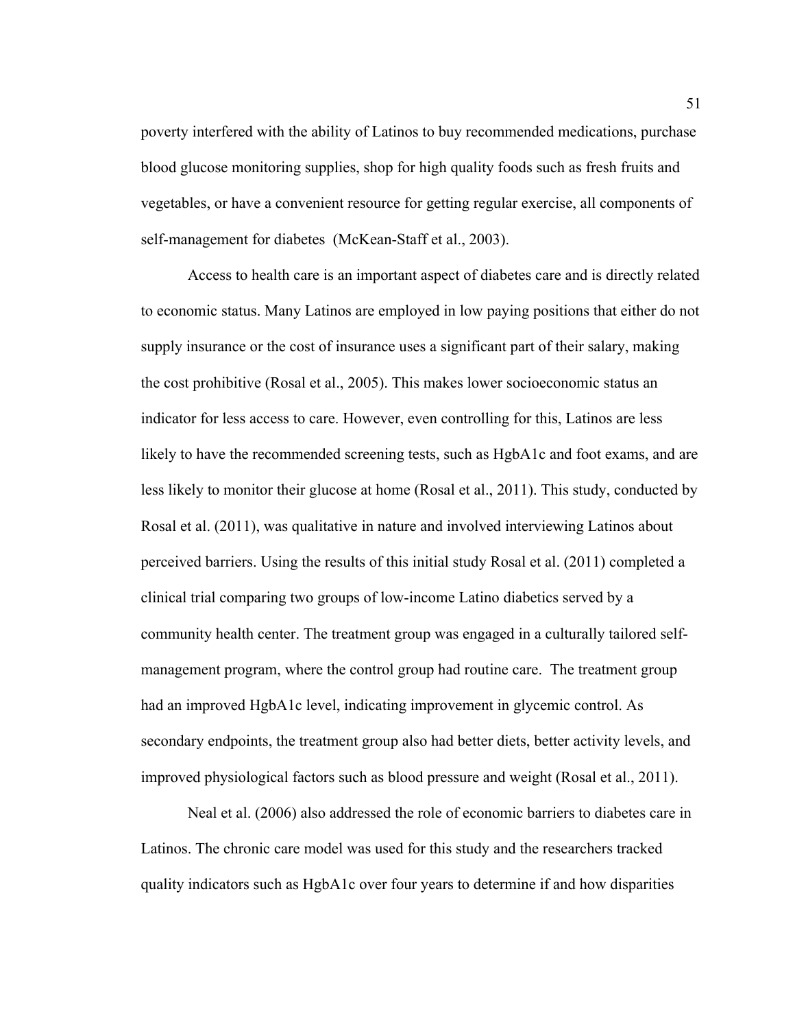poverty interfered with the ability of Latinos to buy recommended medications, purchase blood glucose monitoring supplies, shop for high quality foods such as fresh fruits and vegetables, or have a convenient resource for getting regular exercise, all components of self-management for diabetes (McKean-Staff et al., 2003).

Access to health care is an important aspect of diabetes care and is directly related to economic status. Many Latinos are employed in low paying positions that either do not supply insurance or the cost of insurance uses a significant part of their salary, making the cost prohibitive (Rosal et al., 2005). This makes lower socioeconomic status an indicator for less access to care. However, even controlling for this, Latinos are less likely to have the recommended screening tests, such as HgbA1c and foot exams, and are less likely to monitor their glucose at home (Rosal et al., 2011). This study, conducted by Rosal et al. (2011), was qualitative in nature and involved interviewing Latinos about perceived barriers. Using the results of this initial study Rosal et al. (2011) completed a clinical trial comparing two groups of low-income Latino diabetics served by a community health center. The treatment group was engaged in a culturally tailored self-management program, where the control group had routine care. The treatment group had an improved HgbA1c level, indicating improvement in glycemic control. As secondary endpoints, the treatment group also had better diets, better activity levels, and improved physiological factors such as blood pressure and weight (Rosal et al., 2011).

Neal et al. (2006) also addressed the role of economic barriers to diabetes care in Latinos. The chronic care model was used for this study and the researchers tracked quality indicators such as HgbA1c over four years to determine if and how disparities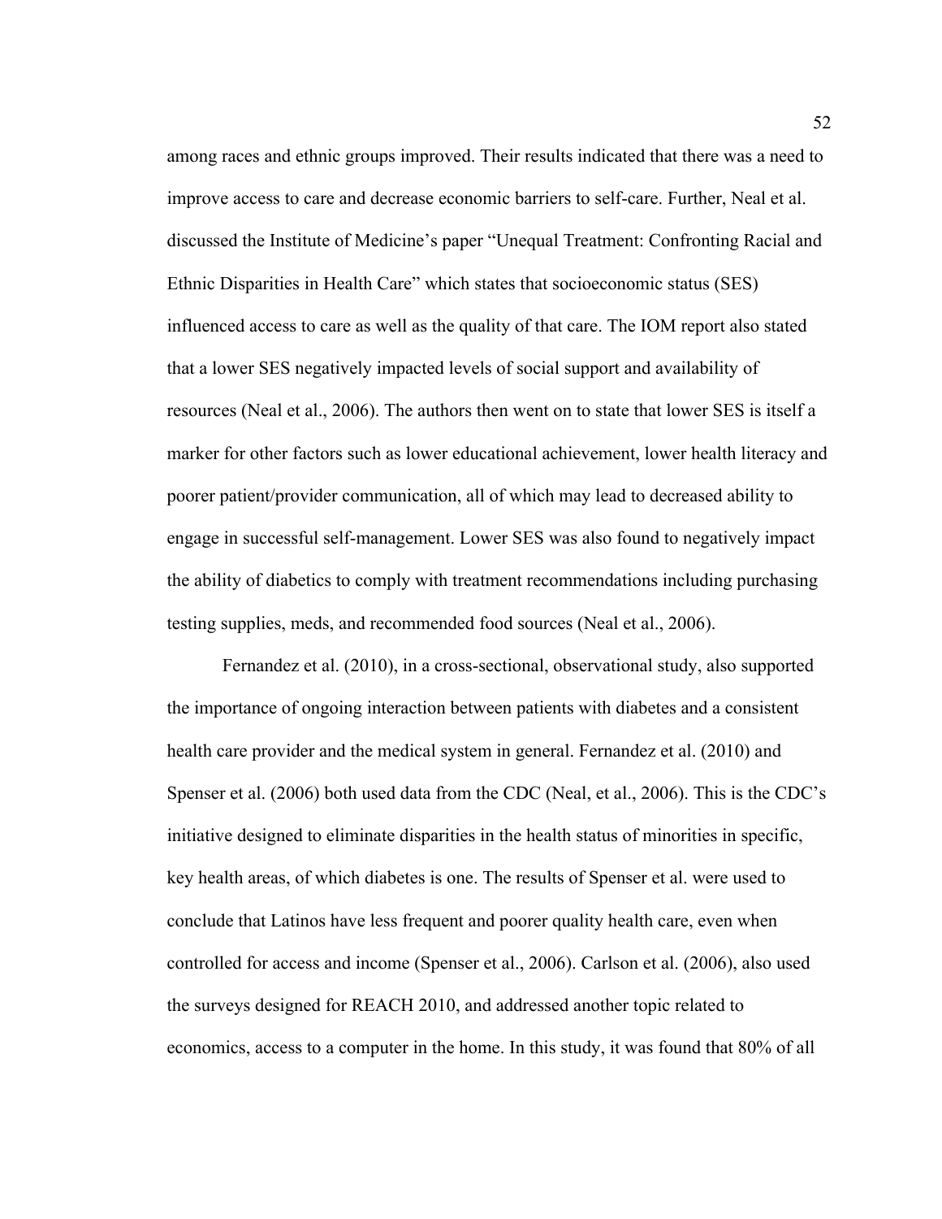among races and ethnic groups improved. Their results indicated that there was a need to improve access to care and decrease economic barriers to self-care. Further, Neal et al. discussed the Institute of Medicine's paper "Unequal Treatment: Confronting Racial and Ethnic Disparities in Health Care" which states that socioeconomic status (SES) influenced access to care as well as the quality of that care. The IOM report also stated that a lower SES negatively impacted levels of social support and availability of resources (Neal et al., 2006). The authors then went on to state that lower SES is itself a marker for other factors such as lower educational achievement, lower health literacy and poorer patient/provider communication, all of which may lead to decreased ability to engage in successful self-management. Lower SES was also found to negatively impact the ability of diabetics to comply with treatment recommendations including purchasing testing supplies, meds, and recommended food sources (Neal et al., 2006).

Fernandez et al. (2010), in a cross-sectional, observational study, also supported the importance of ongoing interaction between patients with diabetes and a consistent health care provider and the medical system in general. Fernandez et al. (2010) and Spenser et al. (2006) both used data from the CDC (Neal, et al., 2006). This is the CDC's initiative designed to eliminate disparities in the health status of minorities in specific, key health areas, of which diabetes is one. The results of Spenser et al. were used to conclude that Latinos have less frequent and poorer quality health care, even when controlled for access and income (Spenser et al., 2006). Carlson et al. (2006), also used the surveys designed for REACH 2010, and addressed another topic related to economics, access to a computer in the home. In this study, it was found that 80% of all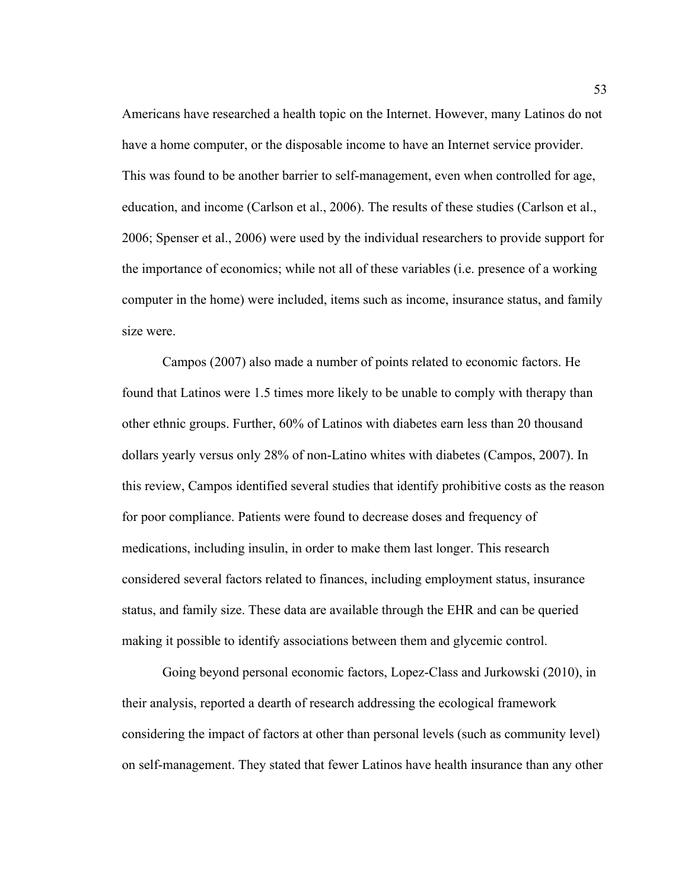Americans have researched a health topic on the Internet. However, many Latinos do not have a home computer, or the disposable income to have an Internet service provider. This was found to be another barrier to self-management, even when controlled for age, education, and income (Carlson et al., 2006). The results of these studies (Carlson et al., 2006; Spenser et al., 2006) were used by the individual researchers to provide support for the importance of economics; while not all of these variables (i.e. presence of a working computer in the home) were included, items such as income, insurance status, and family size were.

Campos (2007) also made a number of points related to economic factors. He found that Latinos were 1.5 times more likely to be unable to comply with therapy than other ethnic groups. Further, 60% of Latinos with diabetes earn less than 20 thousand dollars yearly versus only 28% of non-Latino whites with diabetes (Campos, 2007). In this review, Campos identified several studies that identify prohibitive costs as the reason for poor compliance. Patients were found to decrease doses and frequency of medications, including insulin, in order to make them last longer. This research considered several factors related to finances, including employment status, insurance status, and family size. These data are available through the EHR and can be queried making it possible to identify associations between them and glycemic control.

Going beyond personal economic factors, Lopez-Class and Jurkowski (2010), in their analysis, reported a dearth of research addressing the ecological framework considering the impact of factors at other than personal levels (such as community level) on self-management. They stated that fewer Latinos have health insurance than any other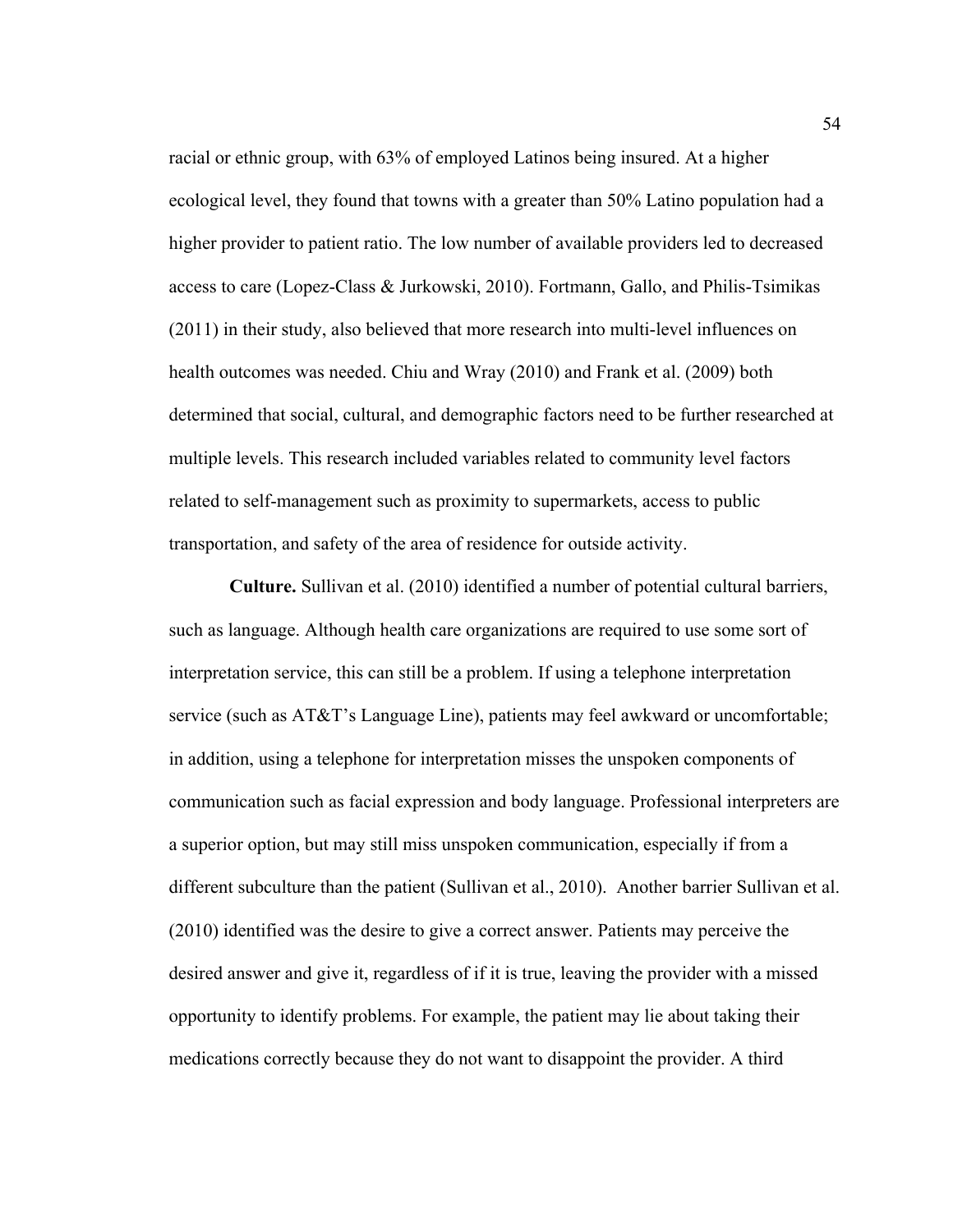racial or ethnic group, with 63% of employed Latinos being insured. At a higher ecological level, they found that towns with a greater than 50% Latino population had a higher provider to patient ratio. The low number of available providers led to decreased access to care (Lopez-Class & Jurkowski, 2010). Fortmann, Gallo, and Philis-Tsimikas (2011) in their study, also believed that more research into multi-level influences on health outcomes was needed. Chiu and Wray (2010) and Frank et al. (2009) both determined that social, cultural, and demographic factors need to be further researched at multiple levels. This research included variables related to community level factors related to self-management such as proximity to supermarkets, access to public transportation, and safety of the area of residence for outside activity.

**Culture.** Sullivan et al. (2010) identified a number of potential cultural barriers, such as language. Although health care organizations are required to use some sort of interpretation service, this can still be a problem. If using a telephone interpretation service (such as AT&T's Language Line), patients may feel awkward or uncomfortable; in addition, using a telephone for interpretation misses the unspoken components of communication such as facial expression and body language. Professional interpreters are a superior option, but may still miss unspoken communication, especially if from a different subculture than the patient (Sullivan et al., 2010). Another barrier Sullivan et al. (2010) identified was the desire to give a correct answer. Patients may perceive the desired answer and give it, regardless of if it is true, leaving the provider with a missed opportunity to identify problems. For example, the patient may lie about taking their medications correctly because they do not want to disappoint the provider. A third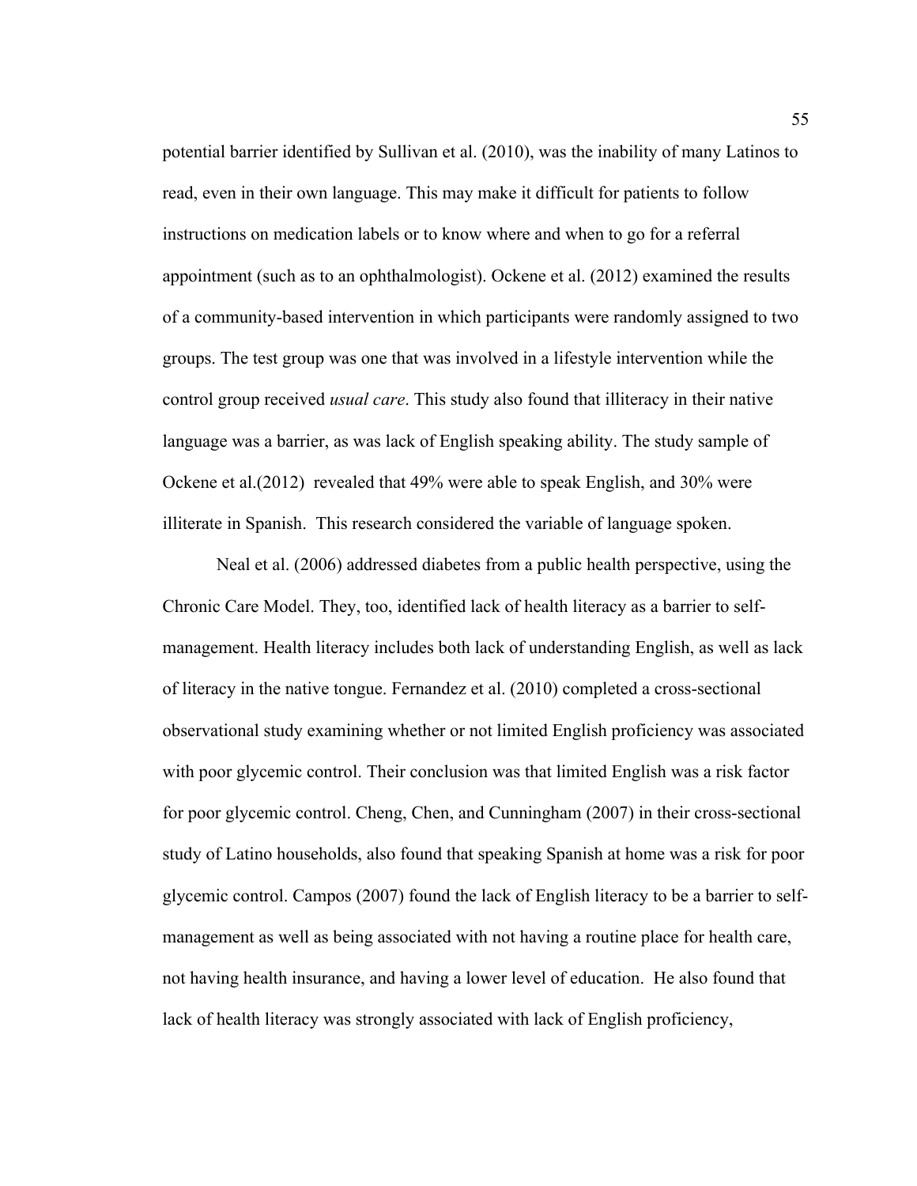potential barrier identified by Sullivan et al. (2010), was the inability of many Latinos to read, even in their own language. This may make it difficult for patients to follow instructions on medication labels or to know where and when to go for a referral appointment (such as to an ophthalmologist). Ockene et al. (2012) examined the results of a community-based intervention in which participants were randomly assigned to two groups. The test group was one that was involved in a lifestyle intervention while the control group received *usual care*. This study also found that illiteracy in their native language was a barrier, as was lack of English speaking ability. The study sample of Ockene et al.(2012) revealed that 49% were able to speak English, and 30% were illiterate in Spanish. This research considered the variable of language spoken.

Neal et al. (2006) addressed diabetes from a public health perspective, using the Chronic Care Model. They, too, identified lack of health literacy as a barrier to self-management. Health literacy includes both lack of understanding English, as well as lack of literacy in the native tongue. Fernandez et al. (2010) completed a cross-sectional observational study examining whether or not limited English proficiency was associated with poor glycemic control. Their conclusion was that limited English was a risk factor for poor glycemic control. Cheng, Chen, and Cunningham (2007) in their cross-sectional study of Latino households, also found that speaking Spanish at home was a risk for poor glycemic control. Campos (2007) found the lack of English literacy to be a barrier to self-management as well as being associated with not having a routine place for health care, not having health insurance, and having a lower level of education. He also found that lack of health literacy was strongly associated with lack of English proficiency,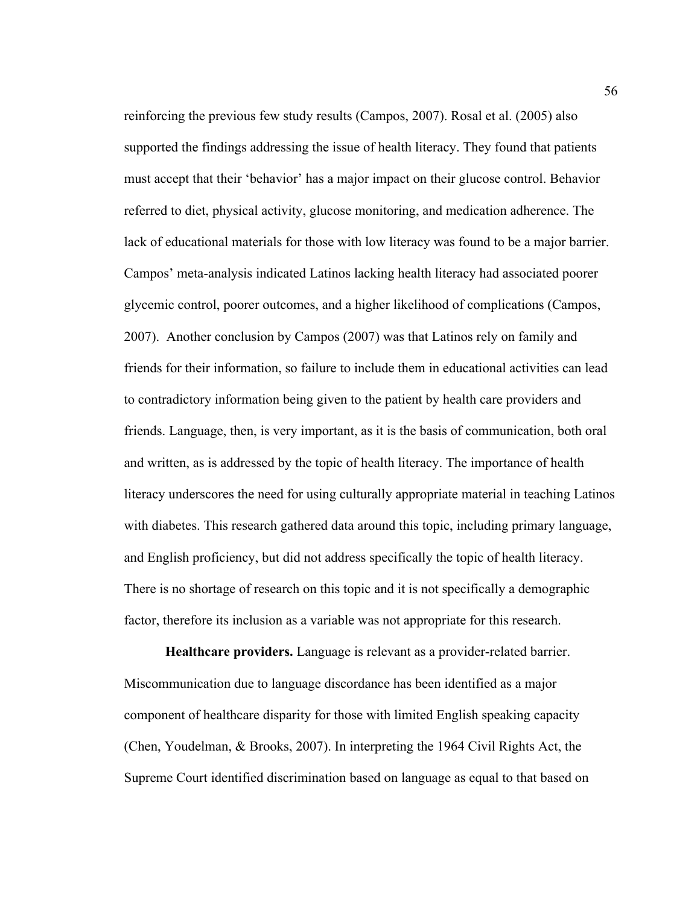reinforcing the previous few study results (Campos, 2007). Rosal et al. (2005) also supported the findings addressing the issue of health literacy. They found that patients must accept that their 'behavior' has a major impact on their glucose control. Behavior referred to diet, physical activity, glucose monitoring, and medication adherence. The lack of educational materials for those with low literacy was found to be a major barrier. Campos' meta-analysis indicated Latinos lacking health literacy had associated poorer glycemic control, poorer outcomes, and a higher likelihood of complications (Campos, 2007). Another conclusion by Campos (2007) was that Latinos rely on family and friends for their information, so failure to include them in educational activities can lead to contradictory information being given to the patient by health care providers and friends. Language, then, is very important, as it is the basis of communication, both oral and written, as is addressed by the topic of health literacy. The importance of health literacy underscores the need for using culturally appropriate material in teaching Latinos with diabetes. This research gathered data around this topic, including primary language, and English proficiency, but did not address specifically the topic of health literacy. There is no shortage of research on this topic and it is not specifically a demographic factor, therefore its inclusion as a variable was not appropriate for this research.

**Healthcare providers.** Language is relevant as a provider-related barrier. Miscommunication due to language discordance has been identified as a major component of healthcare disparity for those with limited English speaking capacity (Chen, Youdelman, & Brooks, 2007). In interpreting the 1964 Civil Rights Act, the Supreme Court identified discrimination based on language as equal to that based on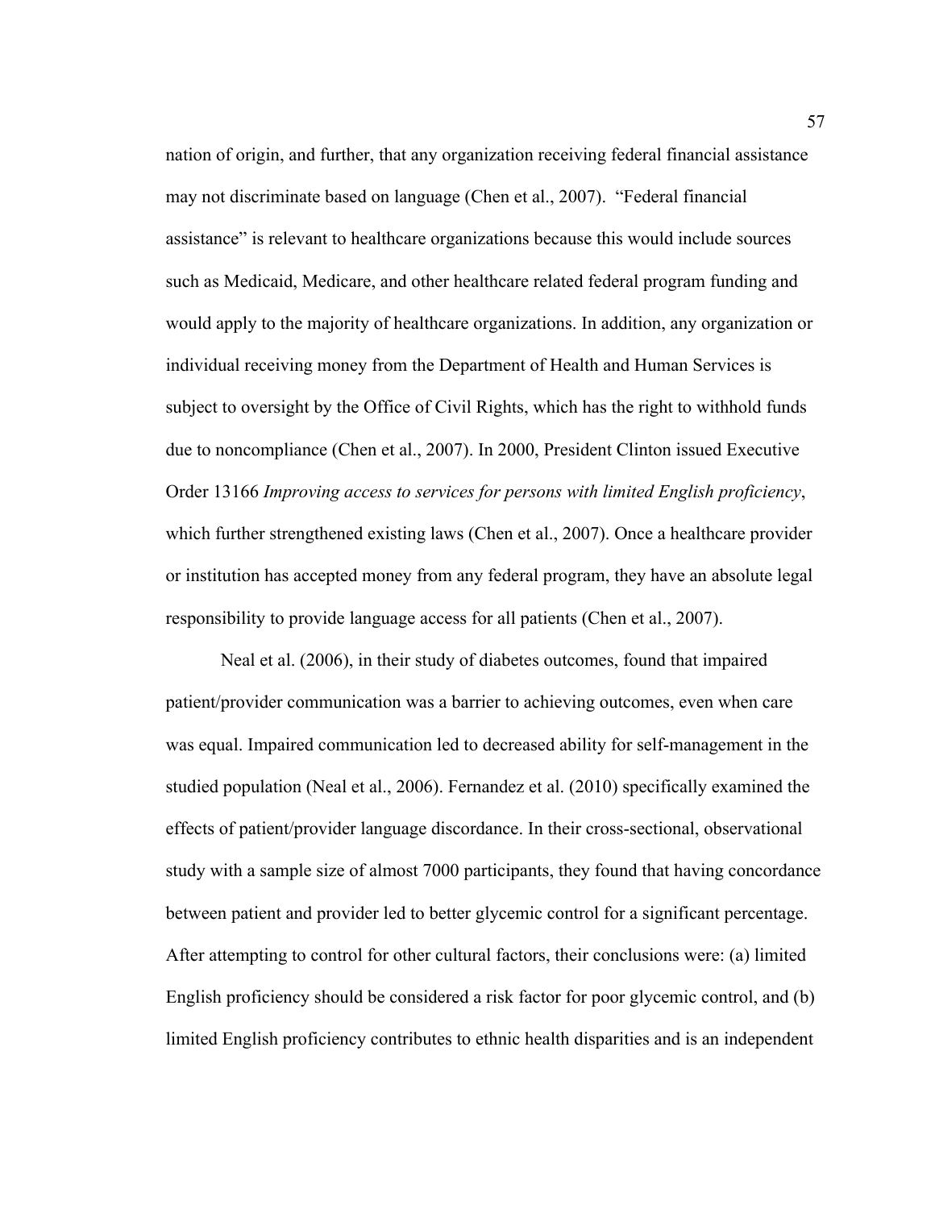nation of origin, and further, that any organization receiving federal financial assistance may not discriminate based on language (Chen et al., 2007). "Federal financial assistance" is relevant to healthcare organizations because this would include sources such as Medicaid, Medicare, and other healthcare related federal program funding and would apply to the majority of healthcare organizations. In addition, any organization or individual receiving money from the Department of Health and Human Services is subject to oversight by the Office of Civil Rights, which has the right to withhold funds due to noncompliance (Chen et al., 2007). In 2000, President Clinton issued Executive Order 13166 *Improving access to services for persons with limited English proficiency*, which further strengthened existing laws (Chen et al., 2007). Once a healthcare provider or institution has accepted money from any federal program, they have an absolute legal responsibility to provide language access for all patients (Chen et al., 2007).

Neal et al. (2006), in their study of diabetes outcomes, found that impaired patient/provider communication was a barrier to achieving outcomes, even when care was equal. Impaired communication led to decreased ability for self-management in the studied population (Neal et al., 2006). Fernandez et al. (2010) specifically examined the effects of patient/provider language discordance. In their cross-sectional, observational study with a sample size of almost 7000 participants, they found that having concordance between patient and provider led to better glycemic control for a significant percentage. After attempting to control for other cultural factors, their conclusions were: (a) limited English proficiency should be considered a risk factor for poor glycemic control, and (b) limited English proficiency contributes to ethnic health disparities and is an independent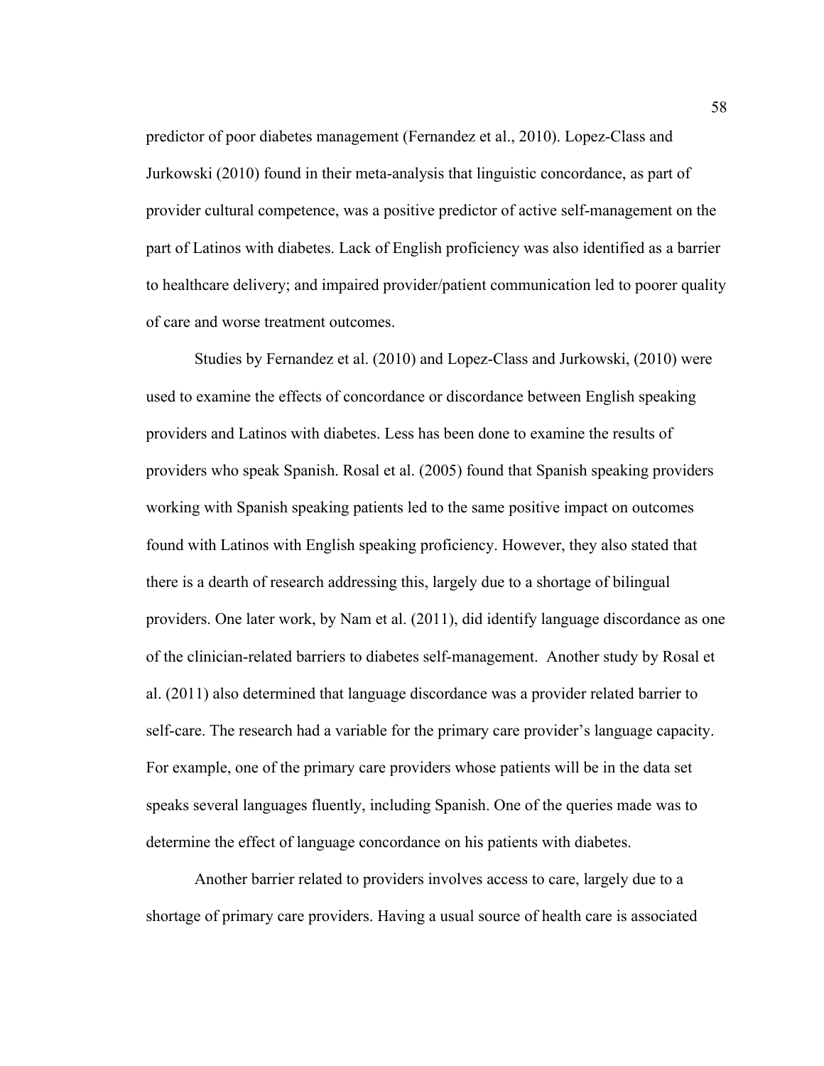predictor of poor diabetes management (Fernandez et al., 2010). Lopez-Class and Jurkowski (2010) found in their meta-analysis that linguistic concordance, as part of provider cultural competence, was a positive predictor of active self-management on the part of Latinos with diabetes. Lack of English proficiency was also identified as a barrier to healthcare delivery; and impaired provider/patient communication led to poorer quality of care and worse treatment outcomes.

Studies by Fernandez et al. (2010) and Lopez-Class and Jurkowski, (2010) were used to examine the effects of concordance or discordance between English speaking providers and Latinos with diabetes. Less has been done to examine the results of providers who speak Spanish. Rosal et al. (2005) found that Spanish speaking providers working with Spanish speaking patients led to the same positive impact on outcomes found with Latinos with English speaking proficiency. However, they also stated that there is a dearth of research addressing this, largely due to a shortage of bilingual providers. One later work, by Nam et al. (2011), did identify language discordance as one of the clinician-related barriers to diabetes self-management. Another study by Rosal et al. (2011) also determined that language discordance was a provider related barrier to self-care. The research had a variable for the primary care provider's language capacity. For example, one of the primary care providers whose patients will be in the data set speaks several languages fluently, including Spanish. One of the queries made was to determine the effect of language concordance on his patients with diabetes.

Another barrier related to providers involves access to care, largely due to a shortage of primary care providers. Having a usual source of health care is associated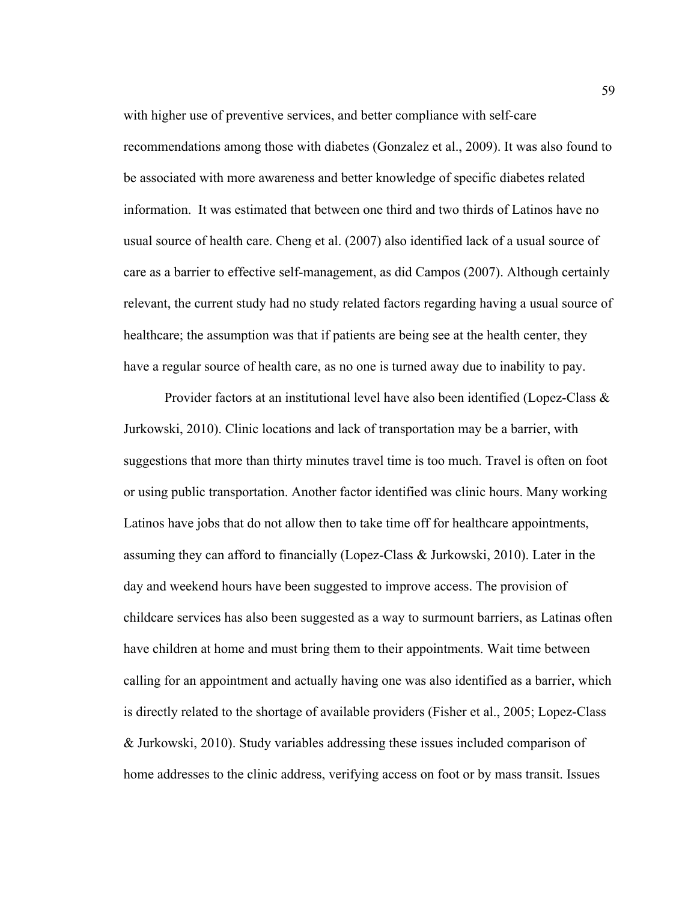with higher use of preventive services, and better compliance with self-care recommendations among those with diabetes (Gonzalez et al., 2009). It was also found to be associated with more awareness and better knowledge of specific diabetes related information. It was estimated that between one third and two thirds of Latinos have no usual source of health care. Cheng et al. (2007) also identified lack of a usual source of care as a barrier to effective self-management, as did Campos (2007). Although certainly relevant, the current study had no study related factors regarding having a usual source of healthcare; the assumption was that if patients are being see at the health center, they have a regular source of health care, as no one is turned away due to inability to pay.

Provider factors at an institutional level have also been identified (Lopez-Class & Jurkowski, 2010). Clinic locations and lack of transportation may be a barrier, with suggestions that more than thirty minutes travel time is too much. Travel is often on foot or using public transportation. Another factor identified was clinic hours. Many working Latinos have jobs that do not allow then to take time off for healthcare appointments, assuming they can afford to financially (Lopez-Class & Jurkowski, 2010). Later in the day and weekend hours have been suggested to improve access. The provision of childcare services has also been suggested as a way to surmount barriers, as Latinas often have children at home and must bring them to their appointments. Wait time between calling for an appointment and actually having one was also identified as a barrier, which is directly related to the shortage of available providers (Fisher et al., 2005; Lopez-Class & Jurkowski, 2010). Study variables addressing these issues included comparison of home addresses to the clinic address, verifying access on foot or by mass transit. Issues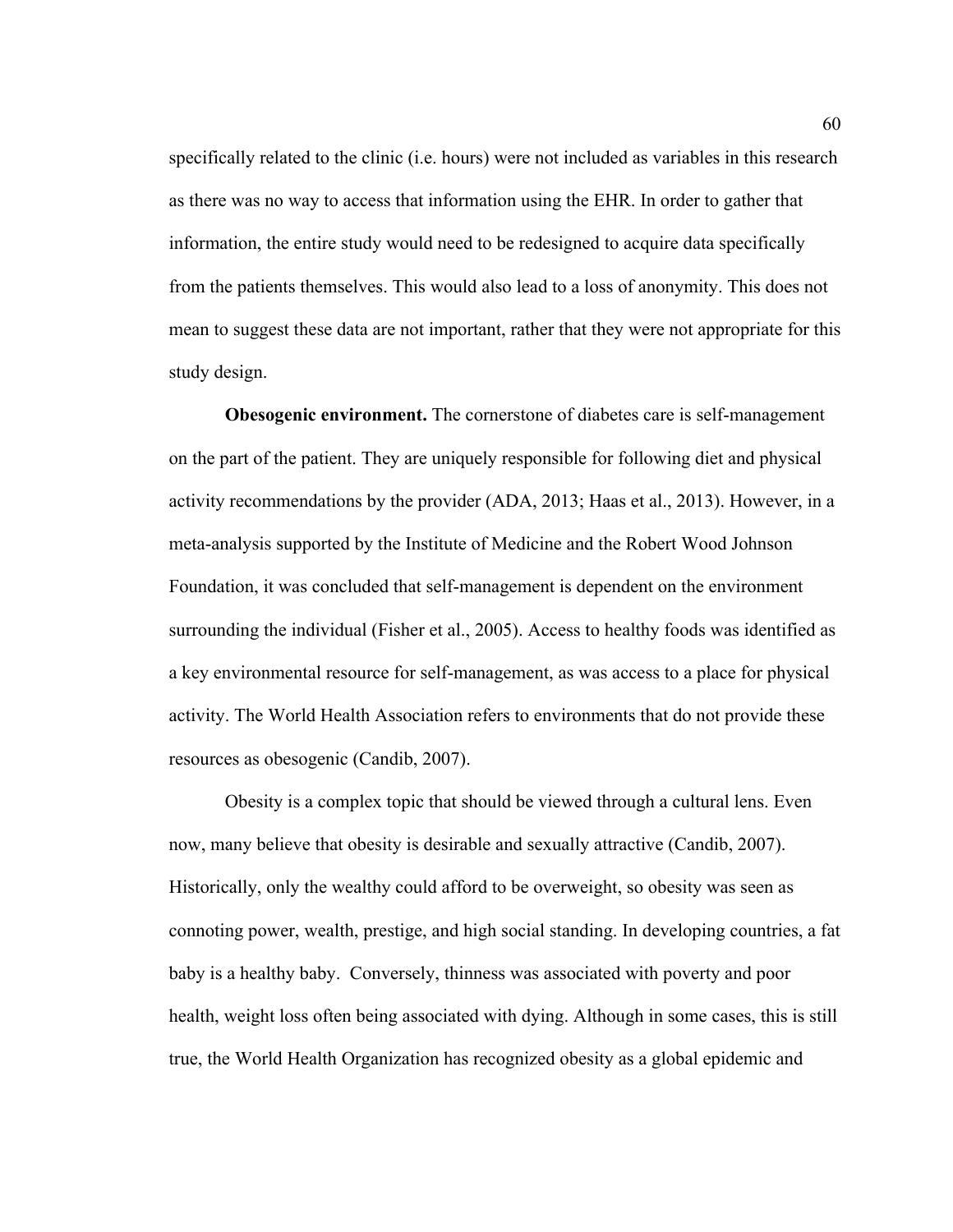specifically related to the clinic (i.e. hours) were not included as variables in this research as there was no way to access that information using the EHR. In order to gather that information, the entire study would need to be redesigned to acquire data specifically from the patients themselves. This would also lead to a loss of anonymity. This does not mean to suggest these data are not important, rather that they were not appropriate for this study design.

**Obesogenic environment.** The cornerstone of diabetes care is self-management on the part of the patient. They are uniquely responsible for following diet and physical activity recommendations by the provider (ADA, 2013; Haas et al., 2013). However, in a meta-analysis supported by the Institute of Medicine and the Robert Wood Johnson Foundation, it was concluded that self-management is dependent on the environment surrounding the individual (Fisher et al., 2005). Access to healthy foods was identified as a key environmental resource for self-management, as was access to a place for physical activity. The World Health Association refers to environments that do not provide these resources as obesogenic (Candib, 2007).

Obesity is a complex topic that should be viewed through a cultural lens. Even now, many believe that obesity is desirable and sexually attractive (Candib, 2007). Historically, only the wealthy could afford to be overweight, so obesity was seen as connoting power, wealth, prestige, and high social standing. In developing countries, a fat baby is a healthy baby. Conversely, thinness was associated with poverty and poor health, weight loss often being associated with dying. Although in some cases, this is still true, the World Health Organization has recognized obesity as a global epidemic and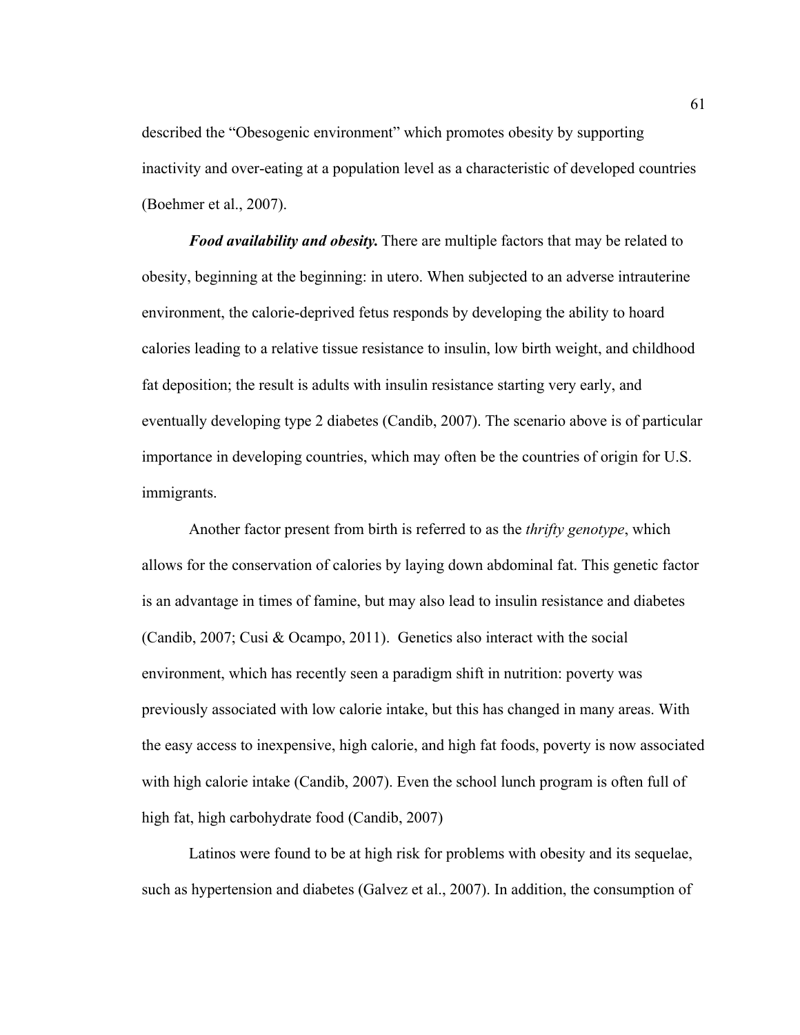described the “Obesogenic environment” which promotes obesity by supporting inactivity and over-eating at a population level as a characteristic of developed countries (Boehmer et al., 2007).

***Food availability and obesity.*** There are multiple factors that may be related to obesity, beginning at the beginning: in utero. When subjected to an adverse intrauterine environment, the calorie-deprived fetus responds by developing the ability to hoard calories leading to a relative tissue resistance to insulin, low birth weight, and childhood fat deposition; the result is adults with insulin resistance starting very early, and eventually developing type 2 diabetes (Candib, 2007). The scenario above is of particular importance in developing countries, which may often be the countries of origin for U.S. immigrants.

Another factor present from birth is referred to as the *thrifty genotype*, which allows for the conservation of calories by laying down abdominal fat. This genetic factor is an advantage in times of famine, but may also lead to insulin resistance and diabetes (Candib, 2007; Cusi & Ocampo, 2011). Genetics also interact with the social environment, which has recently seen a paradigm shift in nutrition: poverty was previously associated with low calorie intake, but this has changed in many areas. With the easy access to inexpensive, high calorie, and high fat foods, poverty is now associated with high calorie intake (Candib, 2007). Even the school lunch program is often full of high fat, high carbohydrate food (Candib, 2007)

Latinos were found to be at high risk for problems with obesity and its sequelae, such as hypertension and diabetes (Galvez et al., 2007). In addition, the consumption of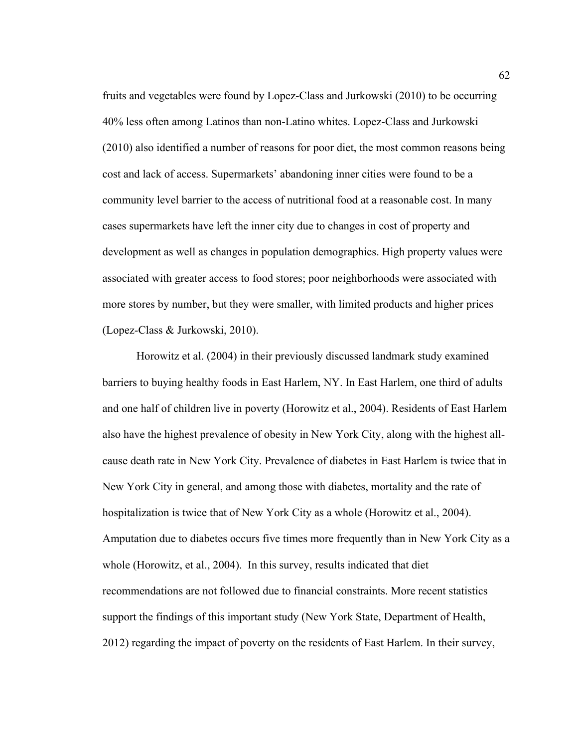fruits and vegetables were found by Lopez-Class and Jurkowski (2010) to be occurring 40% less often among Latinos than non-Latino whites. Lopez-Class and Jurkowski (2010) also identified a number of reasons for poor diet, the most common reasons being cost and lack of access. Supermarkets' abandoning inner cities were found to be a community level barrier to the access of nutritional food at a reasonable cost. In many cases supermarkets have left the inner city due to changes in cost of property and development as well as changes in population demographics. High property values were associated with greater access to food stores; poor neighborhoods were associated with more stores by number, but they were smaller, with limited products and higher prices (Lopez-Class & Jurkowski, 2010).

Horowitz et al. (2004) in their previously discussed landmark study examined barriers to buying healthy foods in East Harlem, NY. In East Harlem, one third of adults and one half of children live in poverty (Horowitz et al., 2004). Residents of East Harlem also have the highest prevalence of obesity in New York City, along with the highest all-cause death rate in New York City. Prevalence of diabetes in East Harlem is twice that in New York City in general, and among those with diabetes, mortality and the rate of hospitalization is twice that of New York City as a whole (Horowitz et al., 2004). Amputation due to diabetes occurs five times more frequently than in New York City as a whole (Horowitz, et al., 2004). In this survey, results indicated that diet recommendations are not followed due to financial constraints. More recent statistics support the findings of this important study (New York State, Department of Health, 2012) regarding the impact of poverty on the residents of East Harlem. In their survey,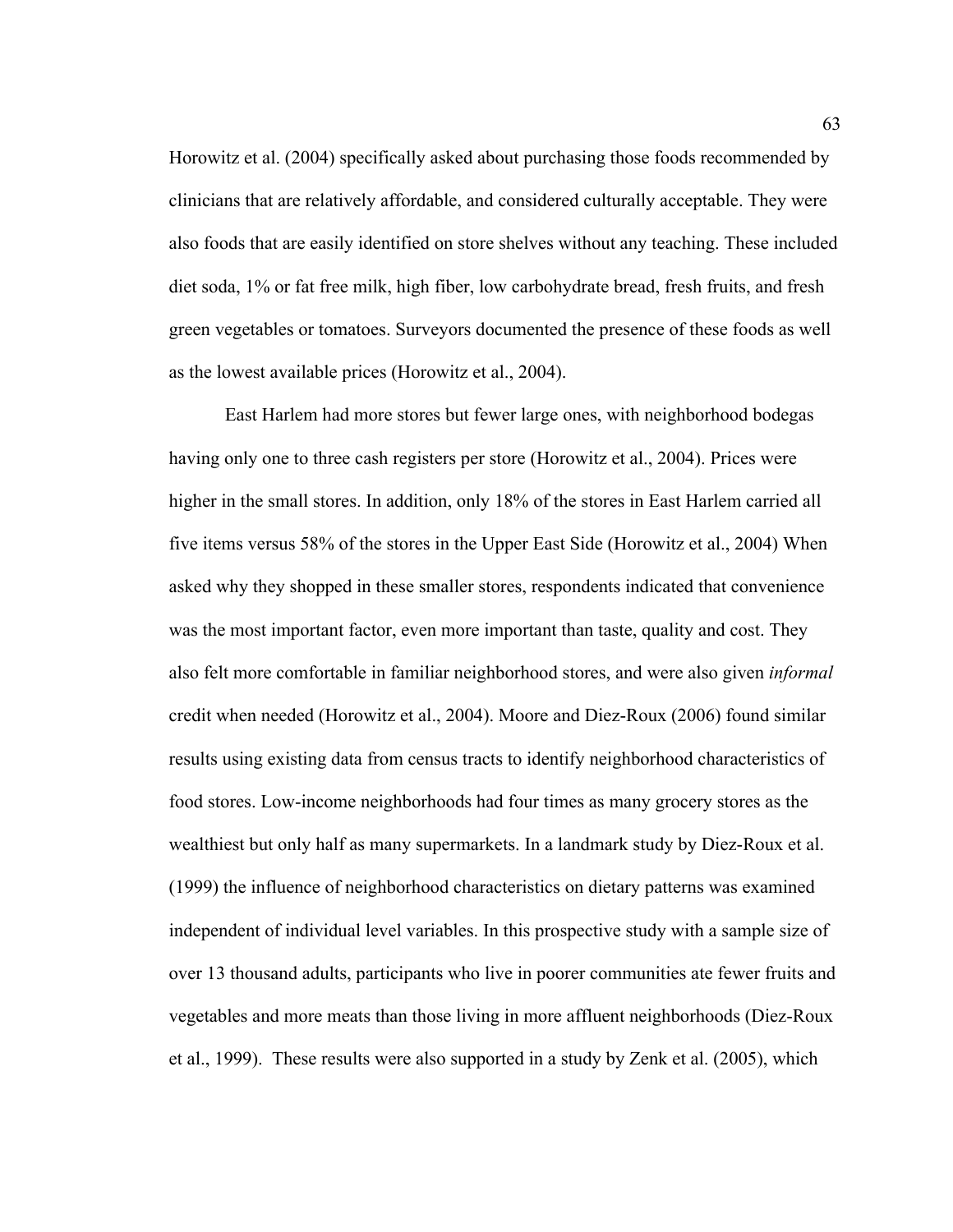Horowitz et al. (2004) specifically asked about purchasing those foods recommended by clinicians that are relatively affordable, and considered culturally acceptable. They were also foods that are easily identified on store shelves without any teaching. These included diet soda, 1% or fat free milk, high fiber, low carbohydrate bread, fresh fruits, and fresh green vegetables or tomatoes. Surveyors documented the presence of these foods as well as the lowest available prices (Horowitz et al., 2004).

East Harlem had more stores but fewer large ones, with neighborhood bodegas having only one to three cash registers per store (Horowitz et al., 2004). Prices were higher in the small stores. In addition, only 18% of the stores in East Harlem carried all five items versus 58% of the stores in the Upper East Side (Horowitz et al., 2004) When asked why they shopped in these smaller stores, respondents indicated that convenience was the most important factor, even more important than taste, quality and cost. They also felt more comfortable in familiar neighborhood stores, and were also given *informal* credit when needed (Horowitz et al., 2004). Moore and Diez-Roux (2006) found similar results using existing data from census tracts to identify neighborhood characteristics of food stores. Low-income neighborhoods had four times as many grocery stores as the wealthiest but only half as many supermarkets. In a landmark study by Diez-Roux et al. (1999) the influence of neighborhood characteristics on dietary patterns was examined independent of individual level variables. In this prospective study with a sample size of over 13 thousand adults, participants who live in poorer communities ate fewer fruits and vegetables and more meats than those living in more affluent neighborhoods (Diez-Roux et al., 1999). These results were also supported in a study by Zenk et al. (2005), which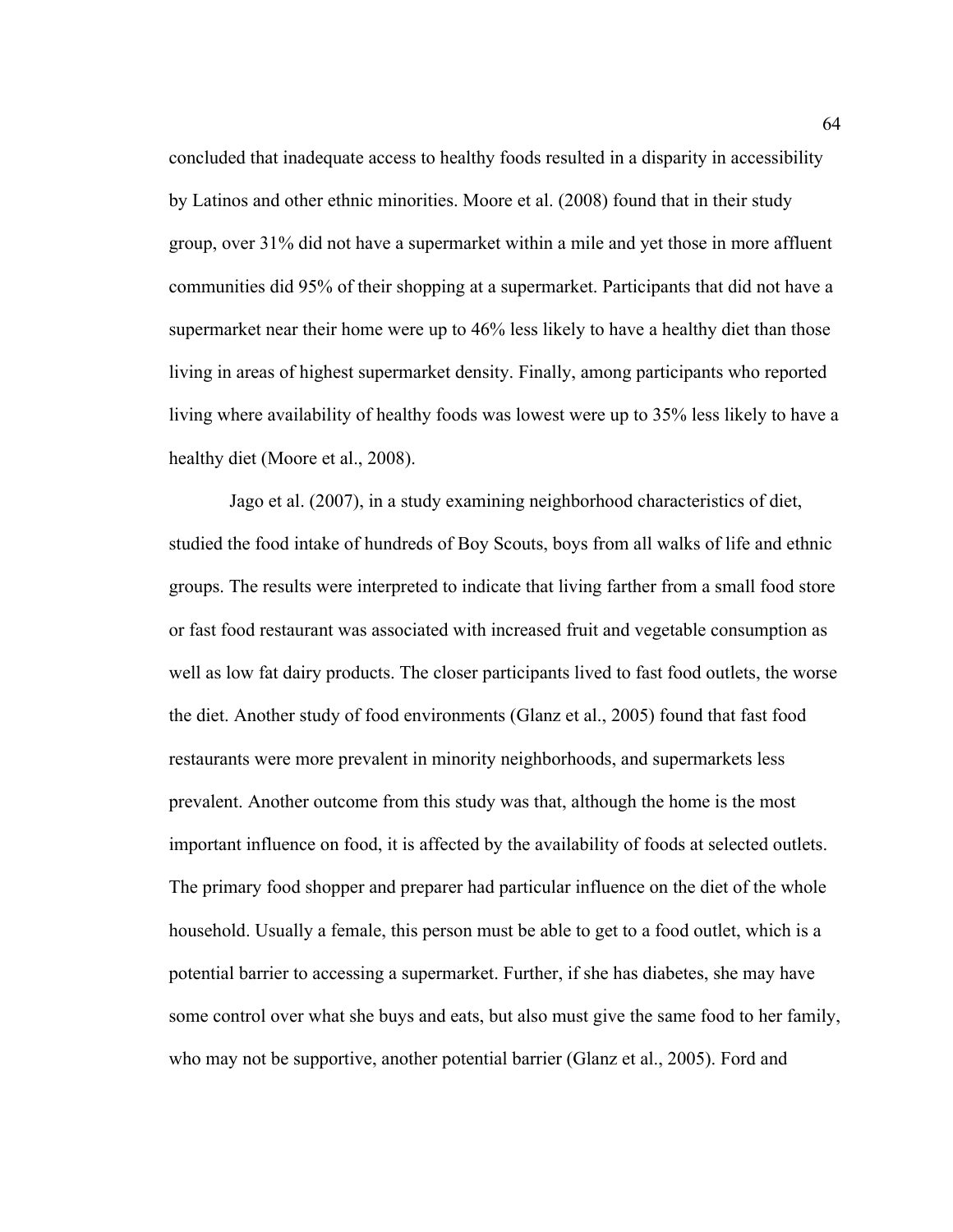concluded that inadequate access to healthy foods resulted in a disparity in accessibility by Latinos and other ethnic minorities. Moore et al. (2008) found that in their study group, over 31% did not have a supermarket within a mile and yet those in more affluent communities did 95% of their shopping at a supermarket. Participants that did not have a supermarket near their home were up to 46% less likely to have a healthy diet than those living in areas of highest supermarket density. Finally, among participants who reported living where availability of healthy foods was lowest were up to 35% less likely to have a healthy diet (Moore et al., 2008).

Jago et al. (2007), in a study examining neighborhood characteristics of diet, studied the food intake of hundreds of Boy Scouts, boys from all walks of life and ethnic groups. The results were interpreted to indicate that living farther from a small food store or fast food restaurant was associated with increased fruit and vegetable consumption as well as low fat dairy products. The closer participants lived to fast food outlets, the worse the diet. Another study of food environments (Glanz et al., 2005) found that fast food restaurants were more prevalent in minority neighborhoods, and supermarkets less prevalent. Another outcome from this study was that, although the home is the most important influence on food, it is affected by the availability of foods at selected outlets. The primary food shopper and preparer had particular influence on the diet of the whole household. Usually a female, this person must be able to get to a food outlet, which is a potential barrier to accessing a supermarket. Further, if she has diabetes, she may have some control over what she buys and eats, but also must give the same food to her family, who may not be supportive, another potential barrier (Glanz et al., 2005). Ford and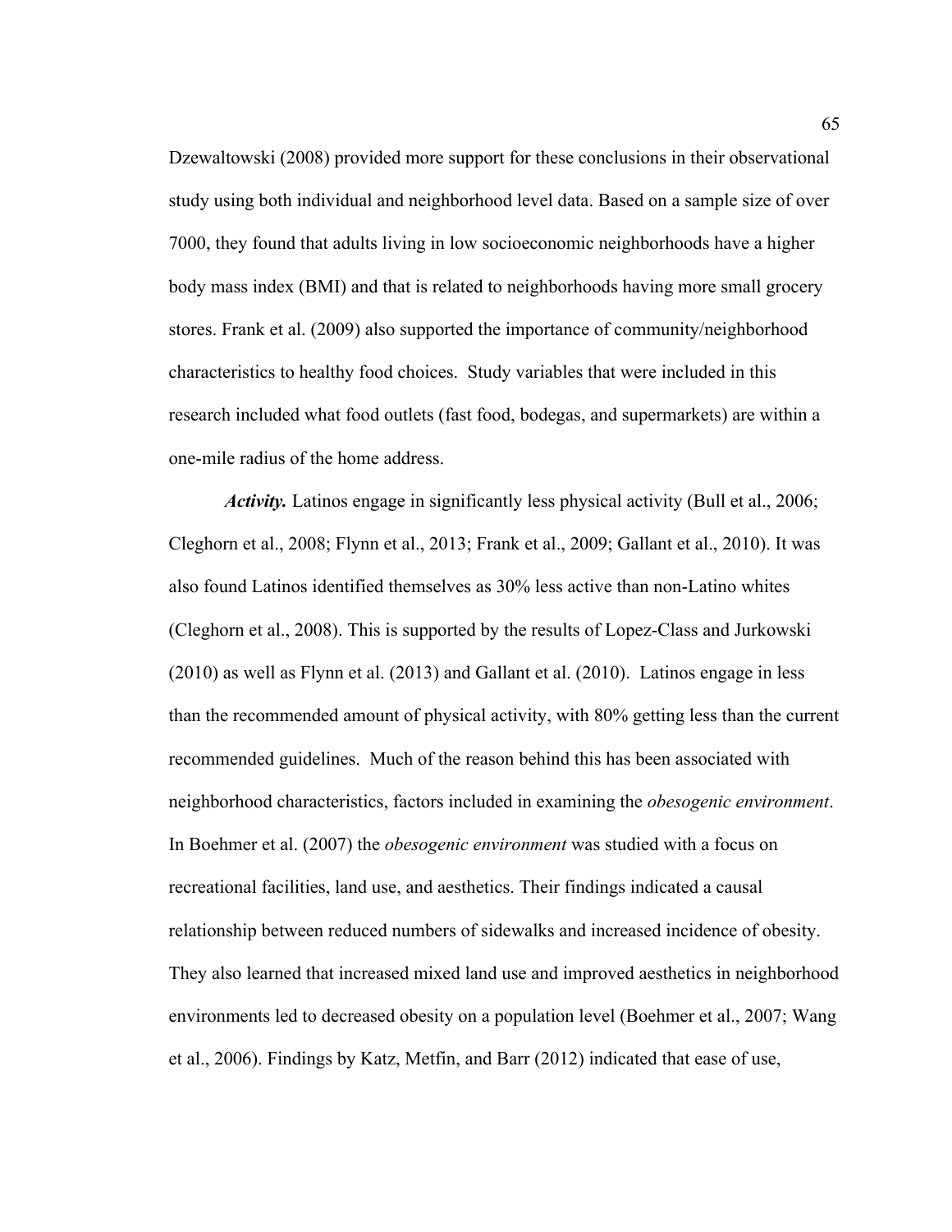Dzewaltowski (2008) provided more support for these conclusions in their observational study using both individual and neighborhood level data. Based on a sample size of over 7000, they found that adults living in low socioeconomic neighborhoods have a higher body mass index (BMI) and that is related to neighborhoods having more small grocery stores. Frank et al. (2009) also supported the importance of community/neighborhood characteristics to healthy food choices. Study variables that were included in this research included what food outlets (fast food, bodegas, and supermarkets) are within a one-mile radius of the home address.

***Activity.*** Latinos engage in significantly less physical activity (Bull et al., 2006; Cleghorn et al., 2008; Flynn et al., 2013; Frank et al., 2009; Gallant et al., 2010). It was also found Latinos identified themselves as 30% less active than non-Latino whites (Cleghorn et al., 2008). This is supported by the results of Lopez-Class and Jurkowski (2010) as well as Flynn et al. (2013) and Gallant et al. (2010). Latinos engage in less than the recommended amount of physical activity, with 80% getting less than the current recommended guidelines. Much of the reason behind this has been associated with neighborhood characteristics, factors included in examining the *obesogenic environment*. In Boehmer et al. (2007) the *obesogenic environment* was studied with a focus on recreational facilities, land use, and aesthetics. Their findings indicated a causal relationship between reduced numbers of sidewalks and increased incidence of obesity. They also learned that increased mixed land use and improved aesthetics in neighborhood environments led to decreased obesity on a population level (Boehmer et al., 2007; Wang et al., 2006). Findings by Katz, Metfin, and Barr (2012) indicated that ease of use,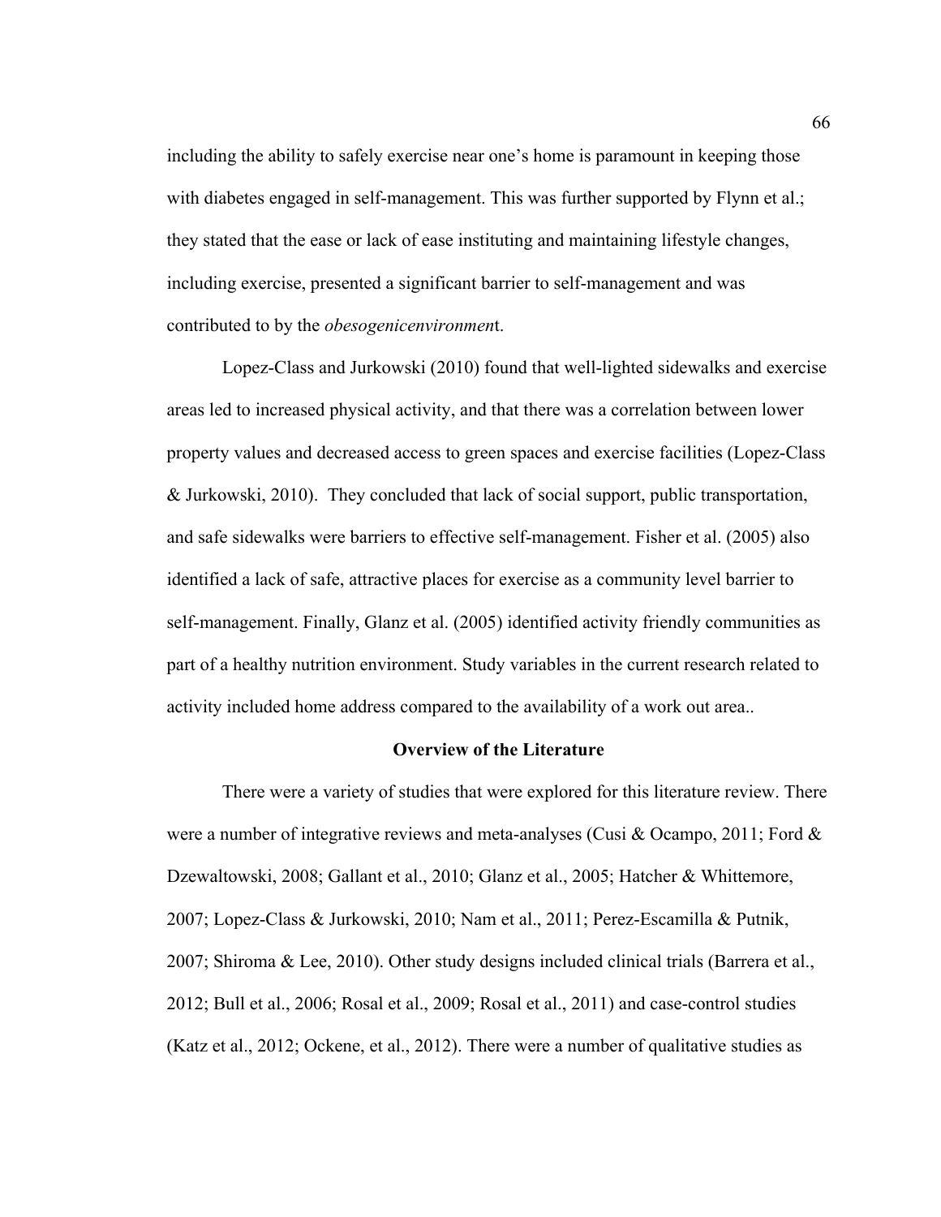including the ability to safely exercise near one's home is paramount in keeping those with diabetes engaged in self-management. This was further supported by Flynn et al.; they stated that the ease or lack of ease instituting and maintaining lifestyle changes, including exercise, presented a significant barrier to self-management and was contributed to by the *obesogenicenvironmen*t.

Lopez-Class and Jurkowski (2010) found that well-lighted sidewalks and exercise areas led to increased physical activity, and that there was a correlation between lower property values and decreased access to green spaces and exercise facilities (Lopez-Class & Jurkowski, 2010). They concluded that lack of social support, public transportation, and safe sidewalks were barriers to effective self-management. Fisher et al. (2005) also identified a lack of safe, attractive places for exercise as a community level barrier to self-management. Finally, Glanz et al. (2005) identified activity friendly communities as part of a healthy nutrition environment. Study variables in the current research related to activity included home address compared to the availability of a work out area..

**Overview of the Literature**

There were a variety of studies that were explored for this literature review. There were a number of integrative reviews and meta-analyses (Cusi & Ocampo, 2011; Ford & Dzewaltowski, 2008; Gallant et al., 2010; Glanz et al., 2005; Hatcher & Whittemore, 2007; Lopez-Class & Jurkowski, 2010; Nam et al., 2011; Perez-Escamilla & Putnik, 2007; Shiroma & Lee, 2010). Other study designs included clinical trials (Barrera et al., 2012; Bull et al., 2006; Rosal et al., 2009; Rosal et al., 2011) and case-control studies (Katz et al., 2012; Ockene, et al., 2012). There were a number of qualitative studies as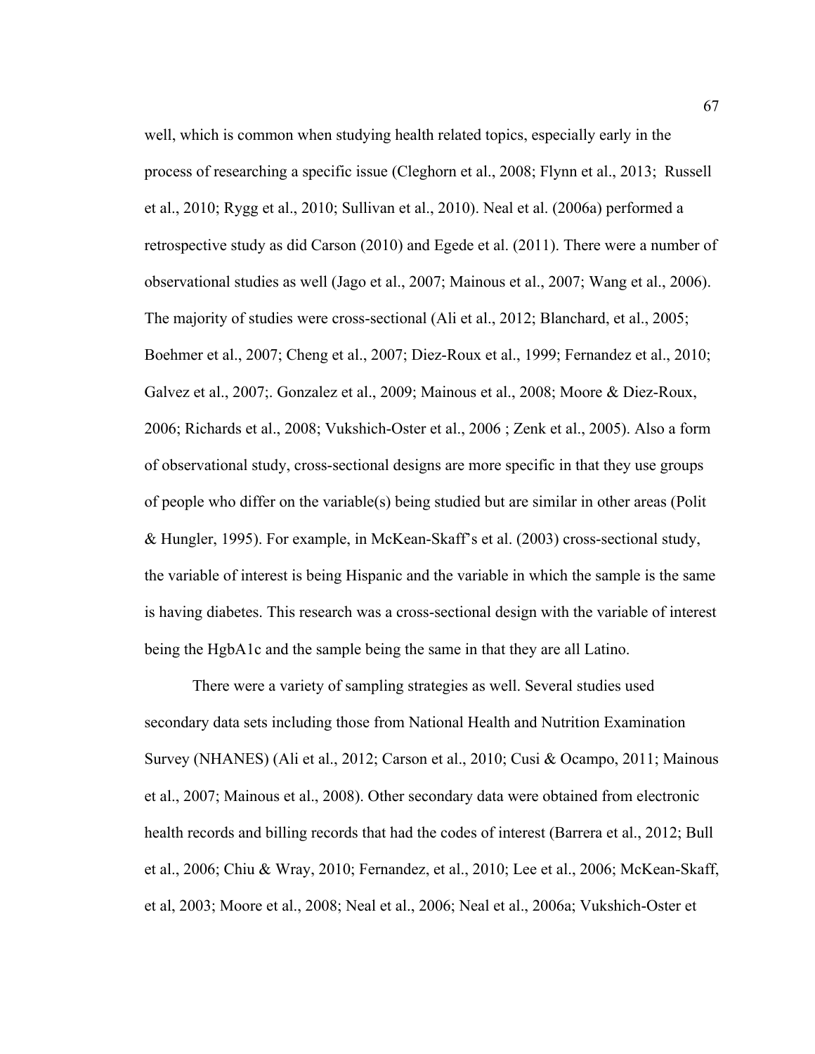well, which is common when studying health related topics, especially early in the process of researching a specific issue (Cleghorn et al., 2008; Flynn et al., 2013; Russell et al., 2010; Rygg et al., 2010; Sullivan et al., 2010). Neal et al. (2006a) performed a retrospective study as did Carson (2010) and Egede et al. (2011). There were a number of observational studies as well (Jago et al., 2007; Mainous et al., 2007; Wang et al., 2006). The majority of studies were cross-sectional (Ali et al., 2012; Blanchard, et al., 2005; Boehmer et al., 2007; Cheng et al., 2007; Diez-Roux et al., 1999; Fernandez et al., 2010; Galvez et al., 2007;. Gonzalez et al., 2009; Mainous et al., 2008; Moore & Diez-Roux, 2006; Richards et al., 2008; Vukshich-Oster et al., 2006 ; Zenk et al., 2005). Also a form of observational study, cross-sectional designs are more specific in that they use groups of people who differ on the variable(s) being studied but are similar in other areas (Polit & Hungler, 1995). For example, in McKean-Skaff's et al. (2003) cross-sectional study, the variable of interest is being Hispanic and the variable in which the sample is the same is having diabetes. This research was a cross-sectional design with the variable of interest being the HgbA1c and the sample being the same in that they are all Latino.

There were a variety of sampling strategies as well. Several studies used secondary data sets including those from National Health and Nutrition Examination Survey (NHANES) (Ali et al., 2012; Carson et al., 2010; Cusi & Ocampo, 2011; Mainous et al., 2007; Mainous et al., 2008). Other secondary data were obtained from electronic health records and billing records that had the codes of interest (Barrera et al., 2012; Bull et al., 2006; Chiu & Wray, 2010; Fernandez, et al., 2010; Lee et al., 2006; McKean-Skaff, et al, 2003; Moore et al., 2008; Neal et al., 2006; Neal et al., 2006a; Vukshich-Oster et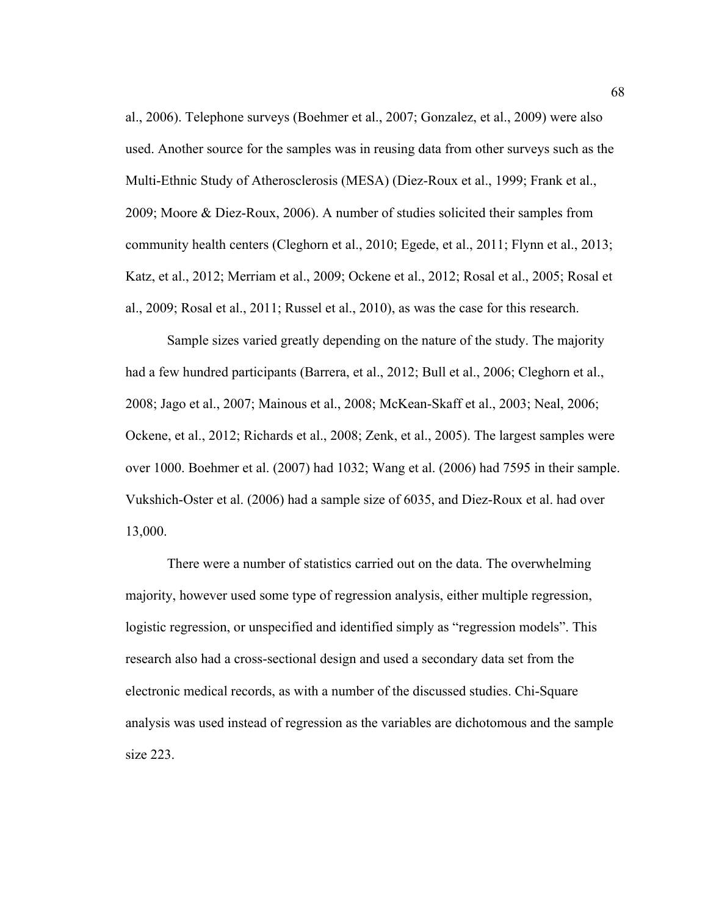al., 2006). Telephone surveys (Boehmer et al., 2007; Gonzalez, et al., 2009) were also used. Another source for the samples was in reusing data from other surveys such as the Multi-Ethnic Study of Atherosclerosis (MESA) (Diez-Roux et al., 1999; Frank et al., 2009; Moore & Diez-Roux, 2006). A number of studies solicited their samples from community health centers (Cleghorn et al., 2010; Egede, et al., 2011; Flynn et al., 2013; Katz, et al., 2012; Merriam et al., 2009; Ockene et al., 2012; Rosal et al., 2005; Rosal et al., 2009; Rosal et al., 2011; Russel et al., 2010), as was the case for this research.

Sample sizes varied greatly depending on the nature of the study. The majority had a few hundred participants (Barrera, et al., 2012; Bull et al., 2006; Cleghorn et al., 2008; Jago et al., 2007; Mainous et al., 2008; McKean-Skaff et al., 2003; Neal, 2006; Ockene, et al., 2012; Richards et al., 2008; Zenk, et al., 2005). The largest samples were over 1000. Boehmer et al. (2007) had 1032; Wang et al. (2006) had 7595 in their sample. Vukshich-Oster et al. (2006) had a sample size of 6035, and Diez-Roux et al. had over 13,000.

There were a number of statistics carried out on the data. The overwhelming majority, however used some type of regression analysis, either multiple regression, logistic regression, or unspecified and identified simply as "regression models". This research also had a cross-sectional design and used a secondary data set from the electronic medical records, as with a number of the discussed studies. Chi-Square analysis was used instead of regression as the variables are dichotomous and the sample size 223.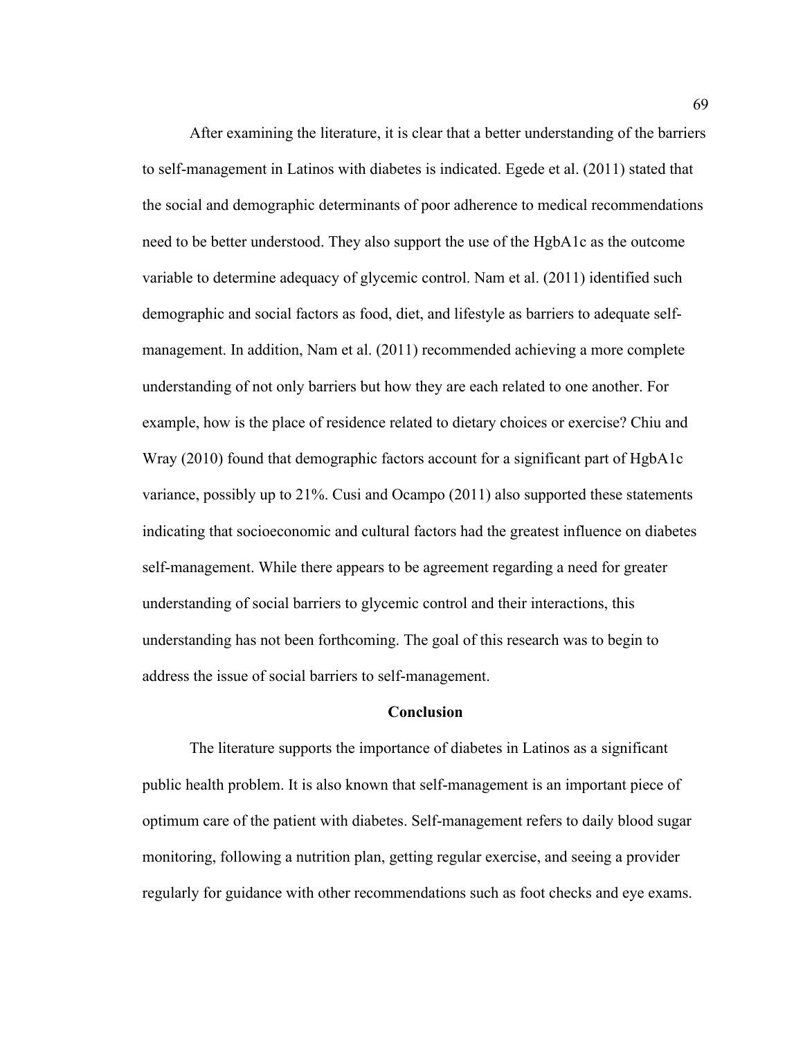After examining the literature, it is clear that a better understanding of the barriers to self-management in Latinos with diabetes is indicated. Egede et al. (2011) stated that the social and demographic determinants of poor adherence to medical recommendations need to be better understood. They also support the use of the HgbA1c as the outcome variable to determine adequacy of glycemic control. Nam et al. (2011) identified such demographic and social factors as food, diet, and lifestyle as barriers to adequate self-management. In addition, Nam et al. (2011) recommended achieving a more complete understanding of not only barriers but how they are each related to one another. For example, how is the place of residence related to dietary choices or exercise? Chiu and Wray (2010) found that demographic factors account for a significant part of HgbA1c variance, possibly up to 21%. Cusi and Ocampo (2011) also supported these statements indicating that socioeconomic and cultural factors had the greatest influence on diabetes self-management. While there appears to be agreement regarding a need for greater understanding of social barriers to glycemic control and their interactions, this understanding has not been forthcoming. The goal of this research was to begin to address the issue of social barriers to self-management.

## Conclusion

The literature supports the importance of diabetes in Latinos as a significant public health problem. It is also known that self-management is an important piece of optimum care of the patient with diabetes. Self-management refers to daily blood sugar monitoring, following a nutrition plan, getting regular exercise, and seeing a provider regularly for guidance with other recommendations such as foot checks and eye exams.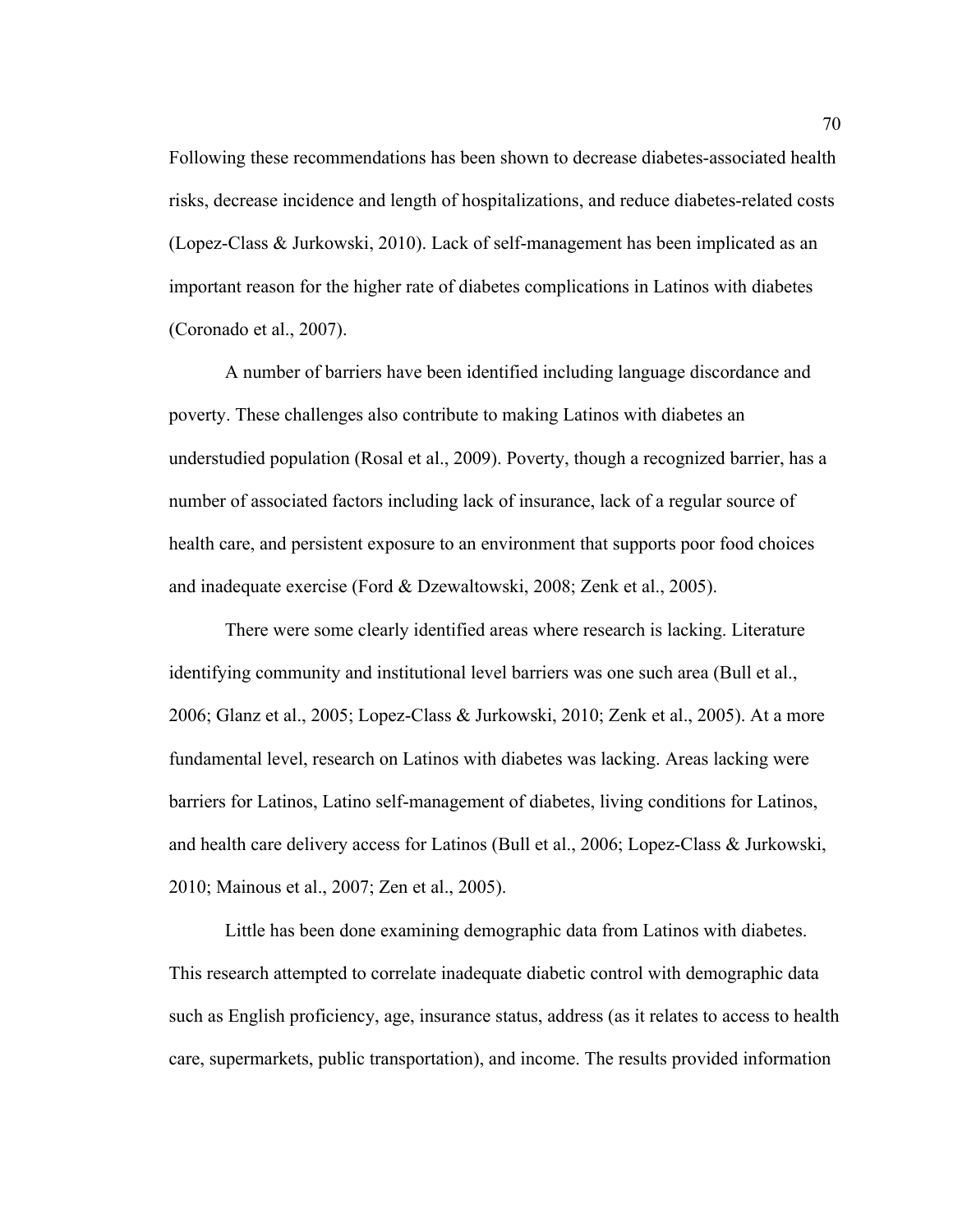Following these recommendations has been shown to decrease diabetes-associated health risks, decrease incidence and length of hospitalizations, and reduce diabetes-related costs (Lopez-Class & Jurkowski, 2010). Lack of self-management has been implicated as an important reason for the higher rate of diabetes complications in Latinos with diabetes (Coronado et al., 2007).

A number of barriers have been identified including language discordance and poverty. These challenges also contribute to making Latinos with diabetes an understudied population (Rosal et al., 2009). Poverty, though a recognized barrier, has a number of associated factors including lack of insurance, lack of a regular source of health care, and persistent exposure to an environment that supports poor food choices and inadequate exercise (Ford & Dzewaltowski, 2008; Zenk et al., 2005).

There were some clearly identified areas where research is lacking. Literature identifying community and institutional level barriers was one such area (Bull et al., 2006; Glanz et al., 2005; Lopez-Class & Jurkowski, 2010; Zenk et al., 2005). At a more fundamental level, research on Latinos with diabetes was lacking. Areas lacking were barriers for Latinos, Latino self-management of diabetes, living conditions for Latinos, and health care delivery access for Latinos (Bull et al., 2006; Lopez-Class & Jurkowski, 2010; Mainous et al., 2007; Zen et al., 2005).

Little has been done examining demographic data from Latinos with diabetes. This research attempted to correlate inadequate diabetic control with demographic data such as English proficiency, age, insurance status, address (as it relates to access to health care, supermarkets, public transportation), and income. The results provided information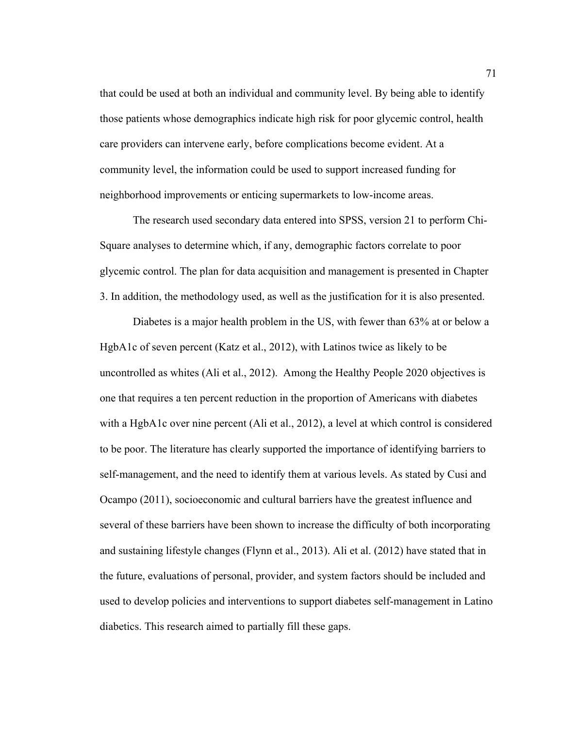that could be used at both an individual and community level. By being able to identify those patients whose demographics indicate high risk for poor glycemic control, health care providers can intervene early, before complications become evident. At a community level, the information could be used to support increased funding for neighborhood improvements or enticing supermarkets to low-income areas.

The research used secondary data entered into SPSS, version 21 to perform Chi-Square analyses to determine which, if any, demographic factors correlate to poor glycemic control. The plan for data acquisition and management is presented in Chapter 3. In addition, the methodology used, as well as the justification for it is also presented.

Diabetes is a major health problem in the US, with fewer than 63% at or below a HgbA1c of seven percent (Katz et al., 2012), with Latinos twice as likely to be uncontrolled as whites (Ali et al., 2012). Among the Healthy People 2020 objectives is one that requires a ten percent reduction in the proportion of Americans with diabetes with a HgbA1c over nine percent (Ali et al., 2012), a level at which control is considered to be poor. The literature has clearly supported the importance of identifying barriers to self-management, and the need to identify them at various levels. As stated by Cusi and Ocampo (2011), socioeconomic and cultural barriers have the greatest influence and several of these barriers have been shown to increase the difficulty of both incorporating and sustaining lifestyle changes (Flynn et al., 2013). Ali et al. (2012) have stated that in the future, evaluations of personal, provider, and system factors should be included and used to develop policies and interventions to support diabetes self-management in Latino diabetics. This research aimed to partially fill these gaps.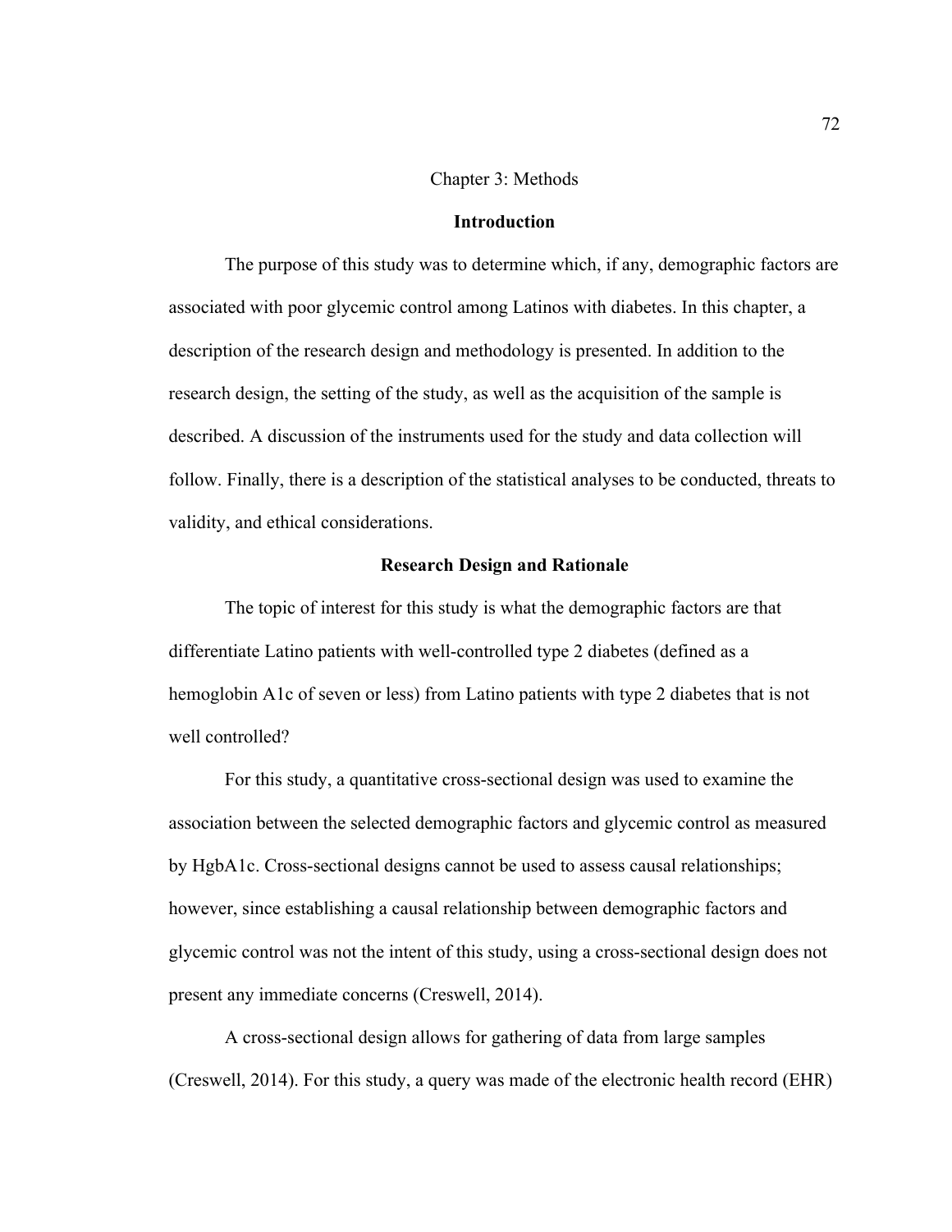# Chapter 3: Methods

## Introduction

The purpose of this study was to determine which, if any, demographic factors are associated with poor glycemic control among Latinos with diabetes. In this chapter, a description of the research design and methodology is presented. In addition to the research design, the setting of the study, as well as the acquisition of the sample is described. A discussion of the instruments used for the study and data collection will follow. Finally, there is a description of the statistical analyses to be conducted, threats to validity, and ethical considerations.

## Research Design and Rationale

The topic of interest for this study is what the demographic factors are that differentiate Latino patients with well-controlled type 2 diabetes (defined as a hemoglobin A1c of seven or less) from Latino patients with type 2 diabetes that is not well controlled?

For this study, a quantitative cross-sectional design was used to examine the association between the selected demographic factors and glycemic control as measured by HgbA1c. Cross-sectional designs cannot be used to assess causal relationships; however, since establishing a causal relationship between demographic factors and glycemic control was not the intent of this study, using a cross-sectional design does not present any immediate concerns (Creswell, 2014).

A cross-sectional design allows for gathering of data from large samples (Creswell, 2014). For this study, a query was made of the electronic health record (EHR)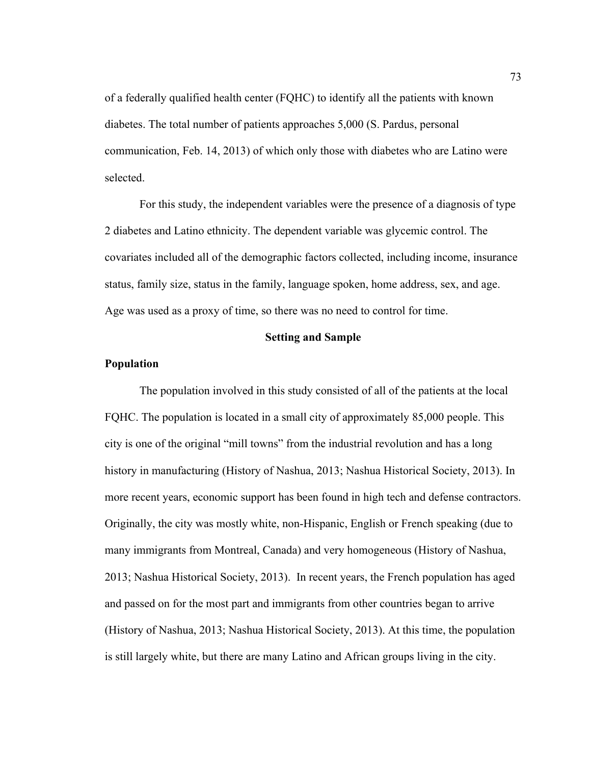of a federally qualified health center (FQHC) to identify all the patients with known diabetes. The total number of patients approaches 5,000 (S. Pardus, personal communication, Feb. 14, 2013) of which only those with diabetes who are Latino were selected.

For this study, the independent variables were the presence of a diagnosis of type 2 diabetes and Latino ethnicity. The dependent variable was glycemic control. The covariates included all of the demographic factors collected, including income, insurance status, family size, status in the family, language spoken, home address, sex, and age. Age was used as a proxy of time, so there was no need to control for time.

## Setting and Sample

### Population

The population involved in this study consisted of all of the patients at the local FQHC. The population is located in a small city of approximately 85,000 people. This city is one of the original "mill towns" from the industrial revolution and has a long history in manufacturing (History of Nashua, 2013; Nashua Historical Society, 2013). In more recent years, economic support has been found in high tech and defense contractors. Originally, the city was mostly white, non-Hispanic, English or French speaking (due to many immigrants from Montreal, Canada) and very homogeneous (History of Nashua, 2013; Nashua Historical Society, 2013). In recent years, the French population has aged and passed on for the most part and immigrants from other countries began to arrive (History of Nashua, 2013; Nashua Historical Society, 2013). At this time, the population is still largely white, but there are many Latino and African groups living in the city.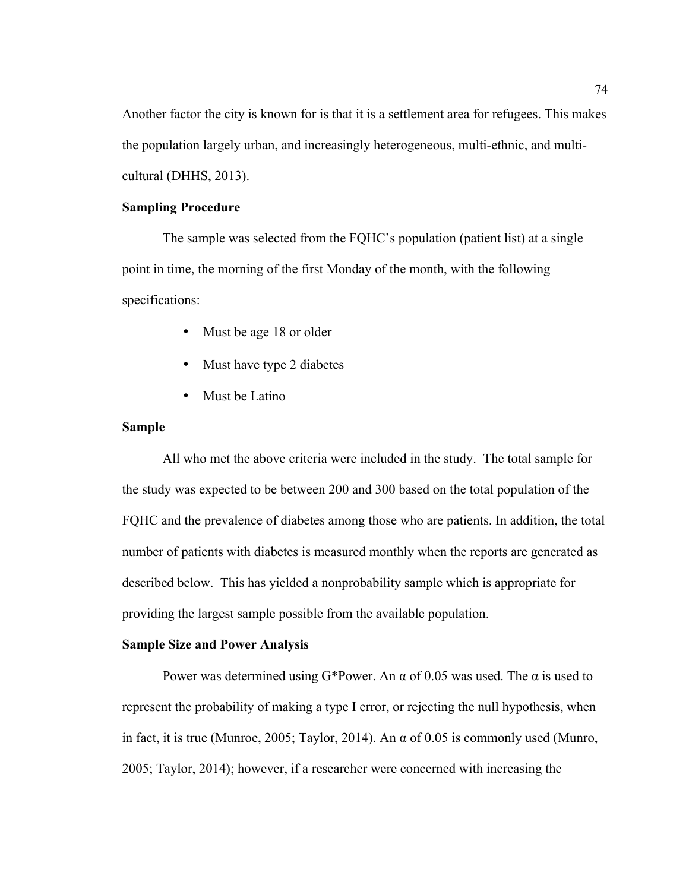Another factor the city is known for is that it is a settlement area for refugees. This makes the population largely urban, and increasingly heterogeneous, multi-ethnic, and multi-cultural (DHHS, 2013).

**Sampling Procedure**

The sample was selected from the FQHC's population (patient list) at a single point in time, the morning of the first Monday of the month, with the following specifications:

- Must be age 18 or older
- Must have type 2 diabetes
- Must be Latino

**Sample**

All who met the above criteria were included in the study. The total sample for the study was expected to be between 200 and 300 based on the total population of the FQHC and the prevalence of diabetes among those who are patients. In addition, the total number of patients with diabetes is measured monthly when the reports are generated as described below. This has yielded a nonprobability sample which is appropriate for providing the largest sample possible from the available population.

**Sample Size and Power Analysis**

Power was determined using G*Power. An $\alpha$ of 0.05 was used. The $\alpha$ is used to represent the probability of making a type I error, or rejecting the null hypothesis, when in fact, it is true (Munroe, 2005; Taylor, 2014). An $\alpha$ of 0.05 is commonly used (Munro, 2005; Taylor, 2014); however, if a researcher were concerned with increasing the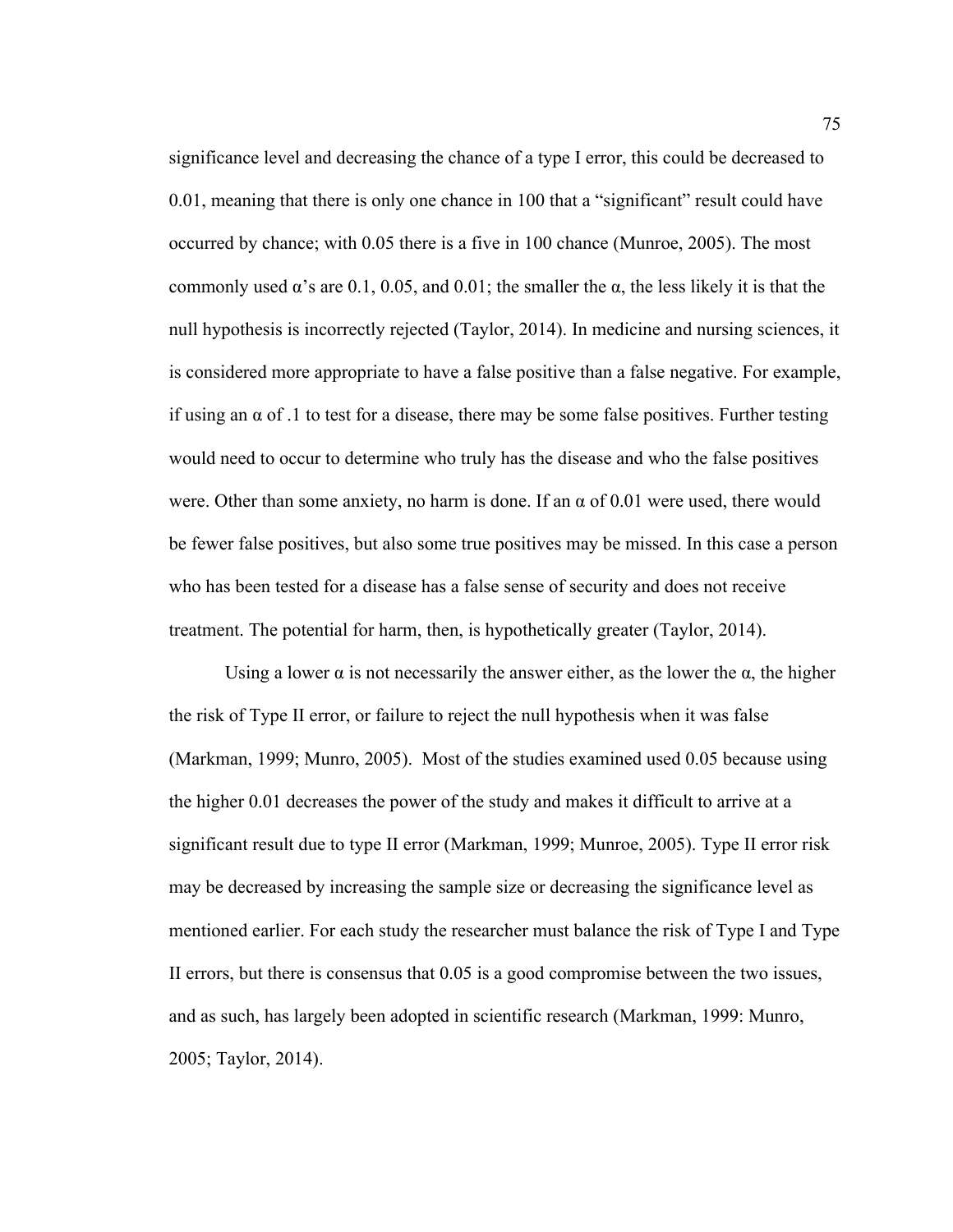significance level and decreasing the chance of a type I error, this could be decreased to 0.01, meaning that there is only one chance in 100 that a "significant" result could have occurred by chance; with 0.05 there is a five in 100 chance (Munroe, 2005). The most commonly used α's are 0.1, 0.05, and 0.01; the smaller the α, the less likely it is that the null hypothesis is incorrectly rejected (Taylor, 2014). In medicine and nursing sciences, it is considered more appropriate to have a false positive than a false negative. For example, if using an α of .1 to test for a disease, there may be some false positives. Further testing would need to occur to determine who truly has the disease and who the false positives were. Other than some anxiety, no harm is done. If an α of 0.01 were used, there would be fewer false positives, but also some true positives may be missed. In this case a person who has been tested for a disease has a false sense of security and does not receive treatment. The potential for harm, then, is hypothetically greater (Taylor, 2014).

Using a lower α is not necessarily the answer either, as the lower the α, the higher the risk of Type II error, or failure to reject the null hypothesis when it was false (Markman, 1999; Munro, 2005). Most of the studies examined used 0.05 because using the higher 0.01 decreases the power of the study and makes it difficult to arrive at a significant result due to type II error (Markman, 1999; Munroe, 2005). Type II error risk may be decreased by increasing the sample size or decreasing the significance level as mentioned earlier. For each study the researcher must balance the risk of Type I and Type II errors, but there is consensus that 0.05 is a good compromise between the two issues, and as such, has largely been adopted in scientific research (Markman, 1999: Munro, 2005; Taylor, 2014).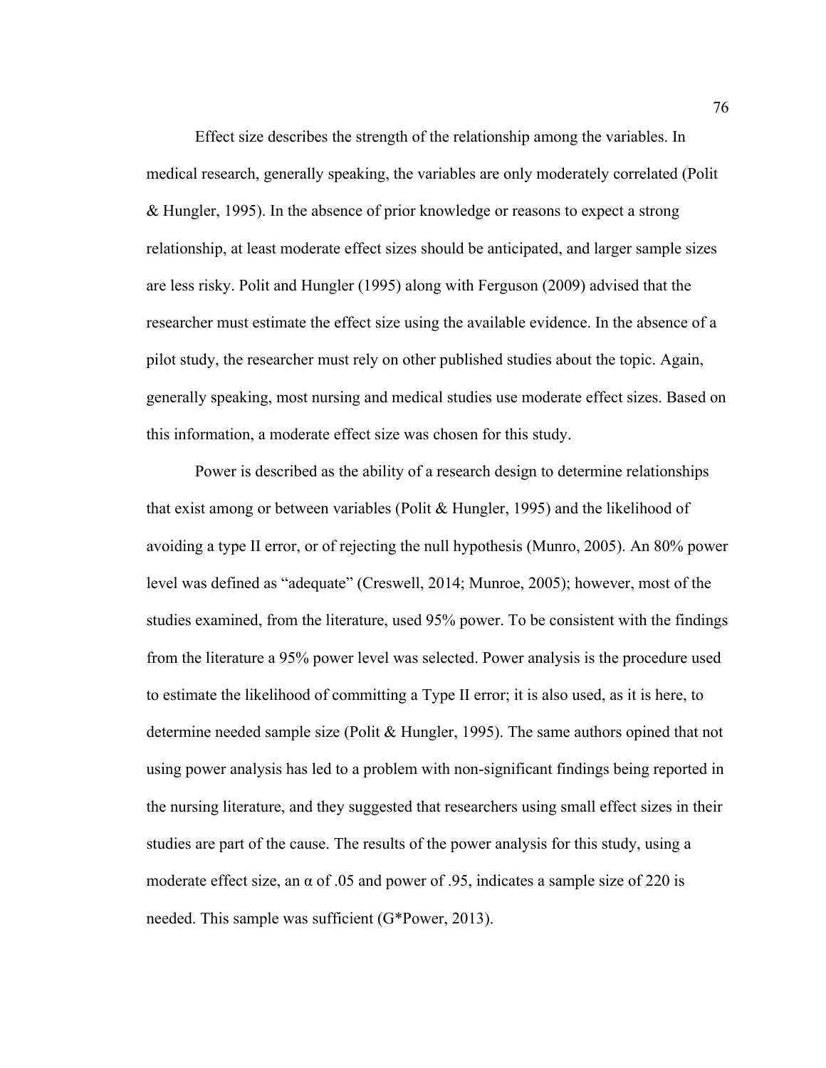Effect size describes the strength of the relationship among the variables. In medical research, generally speaking, the variables are only moderately correlated (Polit & Hungler, 1995). In the absence of prior knowledge or reasons to expect a strong relationship, at least moderate effect sizes should be anticipated, and larger sample sizes are less risky. Polit and Hungler (1995) along with Ferguson (2009) advised that the researcher must estimate the effect size using the available evidence. In the absence of a pilot study, the researcher must rely on other published studies about the topic. Again, generally speaking, most nursing and medical studies use moderate effect sizes. Based on this information, a moderate effect size was chosen for this study.

Power is described as the ability of a research design to determine relationships that exist among or between variables (Polit & Hungler, 1995) and the likelihood of avoiding a type II error, or of rejecting the null hypothesis (Munro, 2005). An 80% power level was defined as "adequate" (Creswell, 2014; Munroe, 2005); however, most of the studies examined, from the literature, used 95% power. To be consistent with the findings from the literature a 95% power level was selected. Power analysis is the procedure used to estimate the likelihood of committing a Type II error; it is also used, as it is here, to determine needed sample size (Polit & Hungler, 1995). The same authors opined that not using power analysis has led to a problem with non-significant findings being reported in the nursing literature, and they suggested that researchers using small effect sizes in their studies are part of the cause. The results of the power analysis for this study, using a moderate effect size, an $\alpha$ of .05 and power of .95, indicates a sample size of 220 is needed. This sample was sufficient (G*Power, 2013).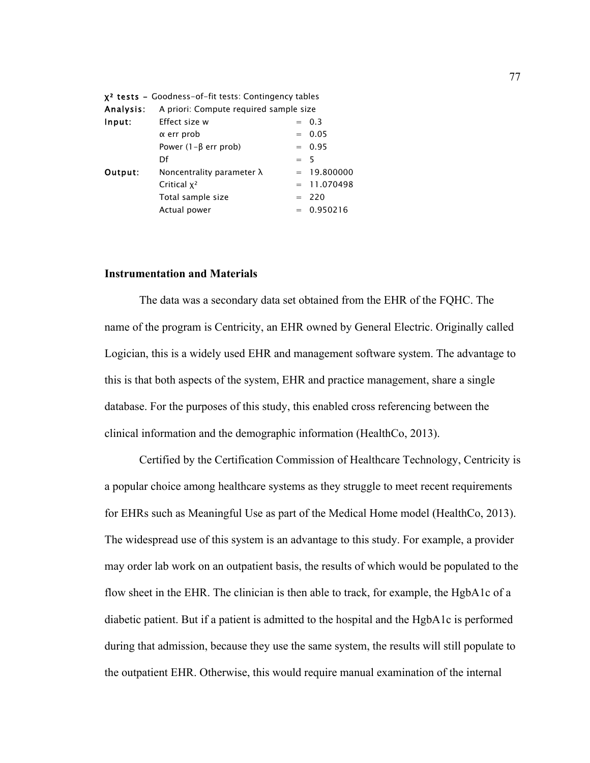**$\chi^2$ tests** – Goodness-of-fit tests: Contingency tables

| | | | |
|---|---|---|---|
| **Analysis:** | A priori: Compute required sample size | | |
| **Input:** | Effect size w | = | 0.3 |
| | $\alpha$ err prob | = | 0.05 |
| | Power (1–$\beta$ err prob) | = | 0.95 |
| | Df | = | 5 |
| **Output:** | Noncentrality parameter $\lambda$ | = | 19.800000 |
| | Critical $\chi^2$ | = | 11.070498 |
| | Total sample size | = | 220 |
| | Actual power | = | 0.950216 |

### Instrumentation and Materials

The data was a secondary data set obtained from the EHR of the FQHC. The name of the program is Centricity, an EHR owned by General Electric. Originally called Logician, this is a widely used EHR and management software system. The advantage to this is that both aspects of the system, EHR and practice management, share a single database. For the purposes of this study, this enabled cross referencing between the clinical information and the demographic information (HealthCo, 2013).

Certified by the Certification Commission of Healthcare Technology, Centricity is a popular choice among healthcare systems as they struggle to meet recent requirements for EHRs such as Meaningful Use as part of the Medical Home model (HealthCo, 2013). The widespread use of this system is an advantage to this study. For example, a provider may order lab work on an outpatient basis, the results of which would be populated to the flow sheet in the EHR. The clinician is then able to track, for example, the HgbA1c of a diabetic patient. But if a patient is admitted to the hospital and the HgbA1c is performed during that admission, because they use the same system, the results will still populate to the outpatient EHR. Otherwise, this would require manual examination of the internal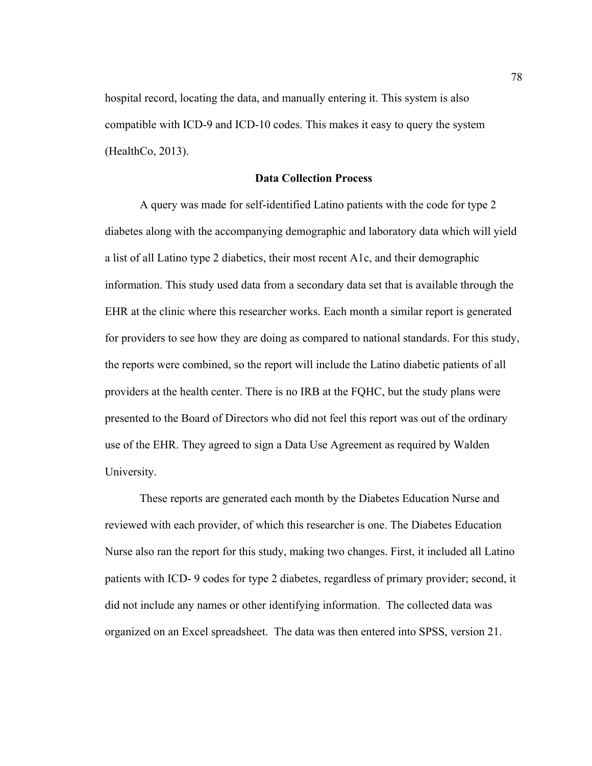hospital record, locating the data, and manually entering it. This system is also compatible with ICD-9 and ICD-10 codes. This makes it easy to query the system (HealthCo, 2013).

## Data Collection Process

A query was made for self-identified Latino patients with the code for type 2 diabetes along with the accompanying demographic and laboratory data which will yield a list of all Latino type 2 diabetics, their most recent A1c, and their demographic information. This study used data from a secondary data set that is available through the EHR at the clinic where this researcher works. Each month a similar report is generated for providers to see how they are doing as compared to national standards. For this study, the reports were combined, so the report will include the Latino diabetic patients of all providers at the health center. There is no IRB at the FQHC, but the study plans were presented to the Board of Directors who did not feel this report was out of the ordinary use of the EHR. They agreed to sign a Data Use Agreement as required by Walden University.

These reports are generated each month by the Diabetes Education Nurse and reviewed with each provider, of which this researcher is one. The Diabetes Education Nurse also ran the report for this study, making two changes. First, it included all Latino patients with ICD- 9 codes for type 2 diabetes, regardless of primary provider; second, it did not include any names or other identifying information. The collected data was organized on an Excel spreadsheet. The data was then entered into SPSS, version 21.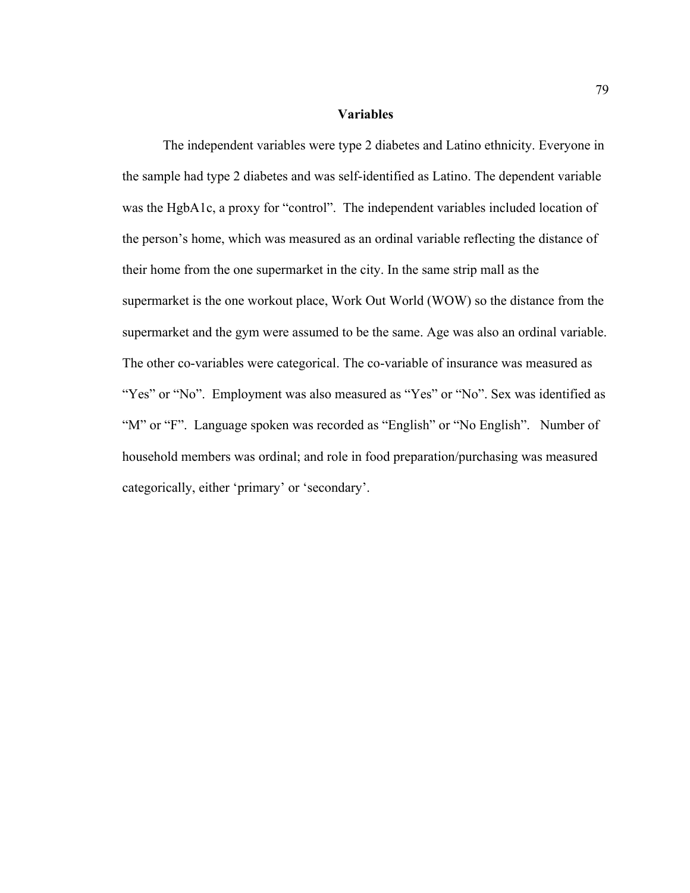## Variables

The independent variables were type 2 diabetes and Latino ethnicity. Everyone in the sample had type 2 diabetes and was self-identified as Latino. The dependent variable was the HgbA1c, a proxy for “control”. The independent variables included location of the person’s home, which was measured as an ordinal variable reflecting the distance of their home from the one supermarket in the city. In the same strip mall as the supermarket is the one workout place, Work Out World (WOW) so the distance from the supermarket and the gym were assumed to be the same. Age was also an ordinal variable. The other co-variables were categorical. The co-variable of insurance was measured as “Yes” or “No”. Employment was also measured as “Yes” or “No”. Sex was identified as “M” or “F”. Language spoken was recorded as “English” or “No English”. Number of household members was ordinal; and role in food preparation/purchasing was measured categorically, either ‘primary’ or ‘secondary’.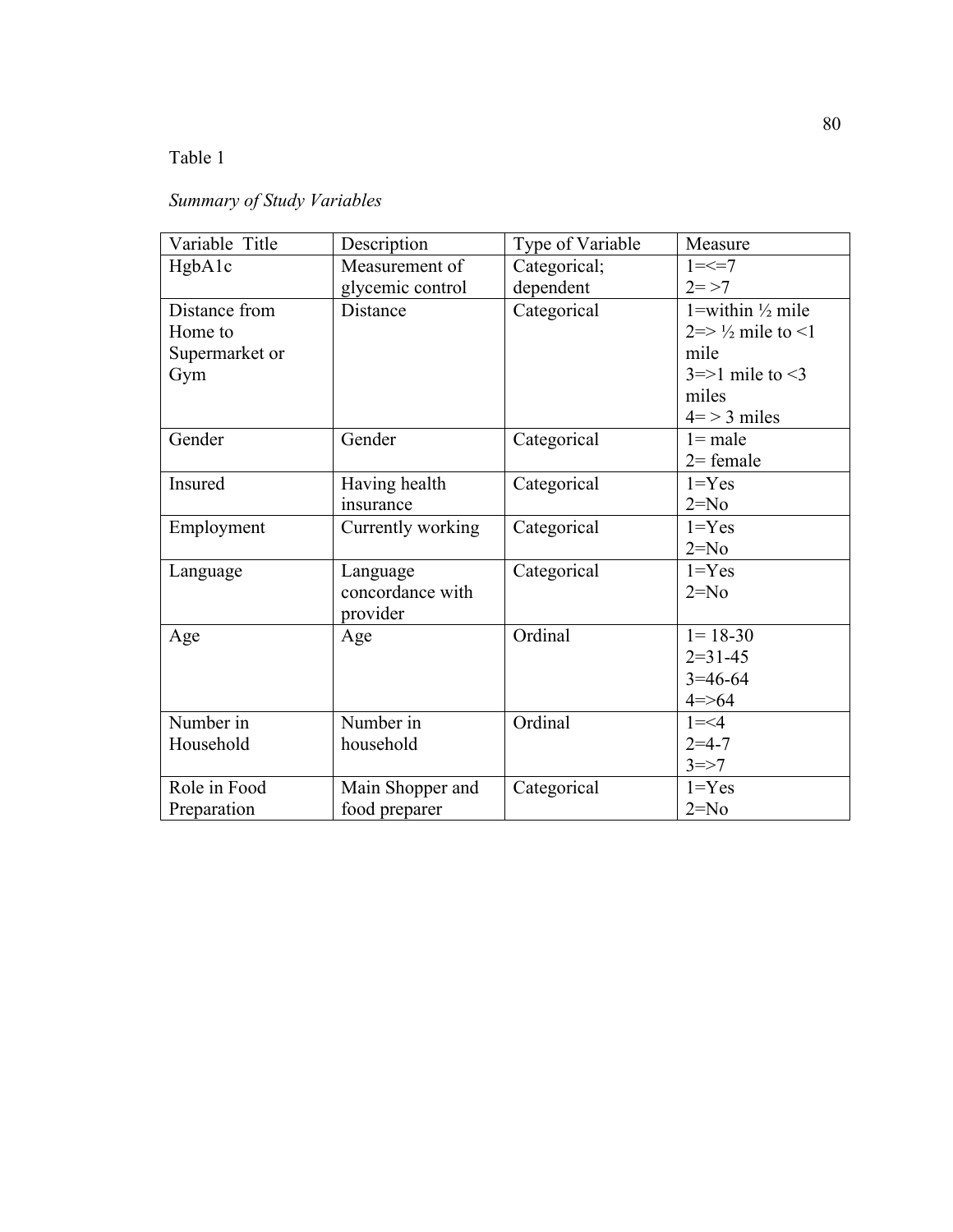Table 1

*Summary of Study Variables*

| Variable Title | Description | Type of Variable | Measure |
|---|---|---|---|
| HgbA1c | Measurement of glycemic control | Categorical; dependent | 1=<=7<br>2= >7 |
| Distance from Home to Supermarket or Gym | Distance | Categorical | 1=within ½ mile<br>2=> ½ mile to <1 mile<br>3=>1 mile to <3 miles<br>4= > 3 miles |
| Gender | Gender | Categorical | 1= male<br>2= female |
| Insured | Having health insurance | Categorical | 1=Yes<br>2=No |
| Employment | Currently working | Categorical | 1=Yes<br>2=No |
| Language | Language concordance with provider | Categorical | 1=Yes<br>2=No |
| Age | Age | Ordinal | 1= 18-30<br>2=31-45<br>3=46-64<br>4=>64 |
| Number in Household | Number in household | Ordinal | 1=<4<br>2=4-7<br>3=>7 |
| Role in Food Preparation | Main Shopper and food preparer | Categorical | 1=Yes<br>2=No |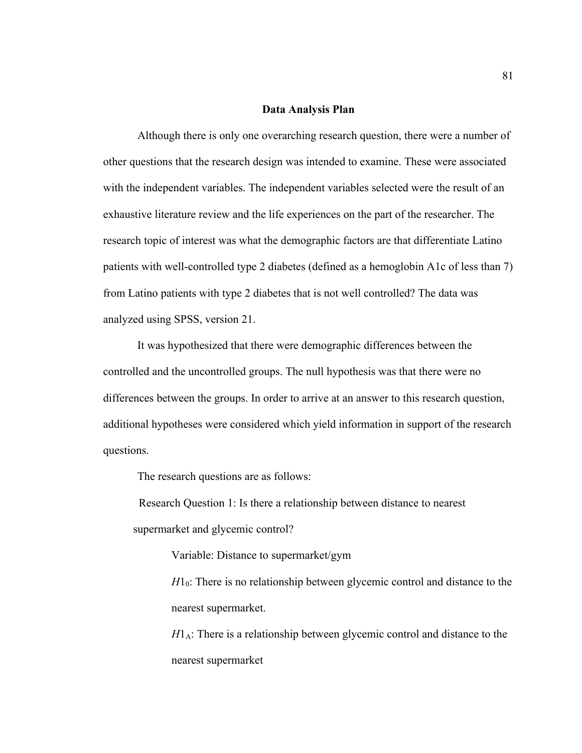## Data Analysis Plan

Although there is only one overarching research question, there were a number of other questions that the research design was intended to examine. These were associated with the independent variables. The independent variables selected were the result of an exhaustive literature review and the life experiences on the part of the researcher. The research topic of interest was what the demographic factors are that differentiate Latino patients with well-controlled type 2 diabetes (defined as a hemoglobin A1c of less than 7) from Latino patients with type 2 diabetes that is not well controlled? The data was analyzed using SPSS, version 21.

It was hypothesized that there were demographic differences between the controlled and the uncontrolled groups. The null hypothesis was that there were no differences between the groups. In order to arrive at an answer to this research question, additional hypotheses were considered which yield information in support of the research questions.

The research questions are as follows:

Research Question 1: Is there a relationship between distance to nearest supermarket and glycemic control?

Variable: Distance to supermarket/gym

$H1_0$: There is no relationship between glycemic control and distance to the nearest supermarket.

$H1_A$: There is a relationship between glycemic control and distance to the nearest supermarket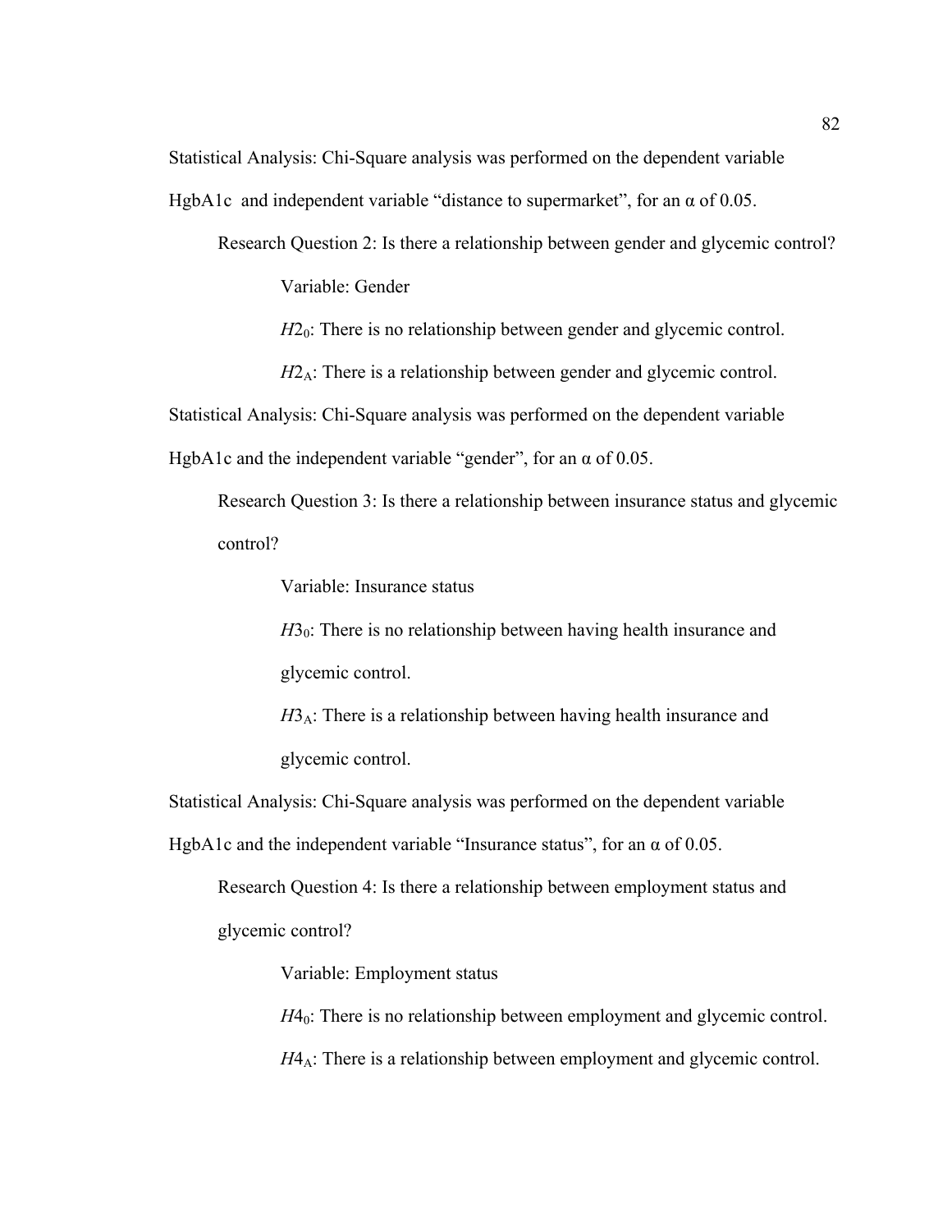Statistical Analysis: Chi-Square analysis was performed on the dependent variable HgbA1c and independent variable "distance to supermarket", for an α of 0.05.

Research Question 2: Is there a relationship between gender and glycemic control?

Variable: Gender

$H2_0$: There is no relationship between gender and glycemic control.

$H2_A$: There is a relationship between gender and glycemic control.

Statistical Analysis: Chi-Square analysis was performed on the dependent variable HgbA1c and the independent variable "gender", for an α of 0.05.

Research Question 3: Is there a relationship between insurance status and glycemic control?

Variable: Insurance status

$H3_0$: There is no relationship between having health insurance and glycemic control.

$H3_A$: There is a relationship between having health insurance and glycemic control.

Statistical Analysis: Chi-Square analysis was performed on the dependent variable HgbA1c and the independent variable "Insurance status", for an α of 0.05.

Research Question 4: Is there a relationship between employment status and glycemic control?

Variable: Employment status

$H4_0$: There is no relationship between employment and glycemic control.

$H4_A$: There is a relationship between employment and glycemic control.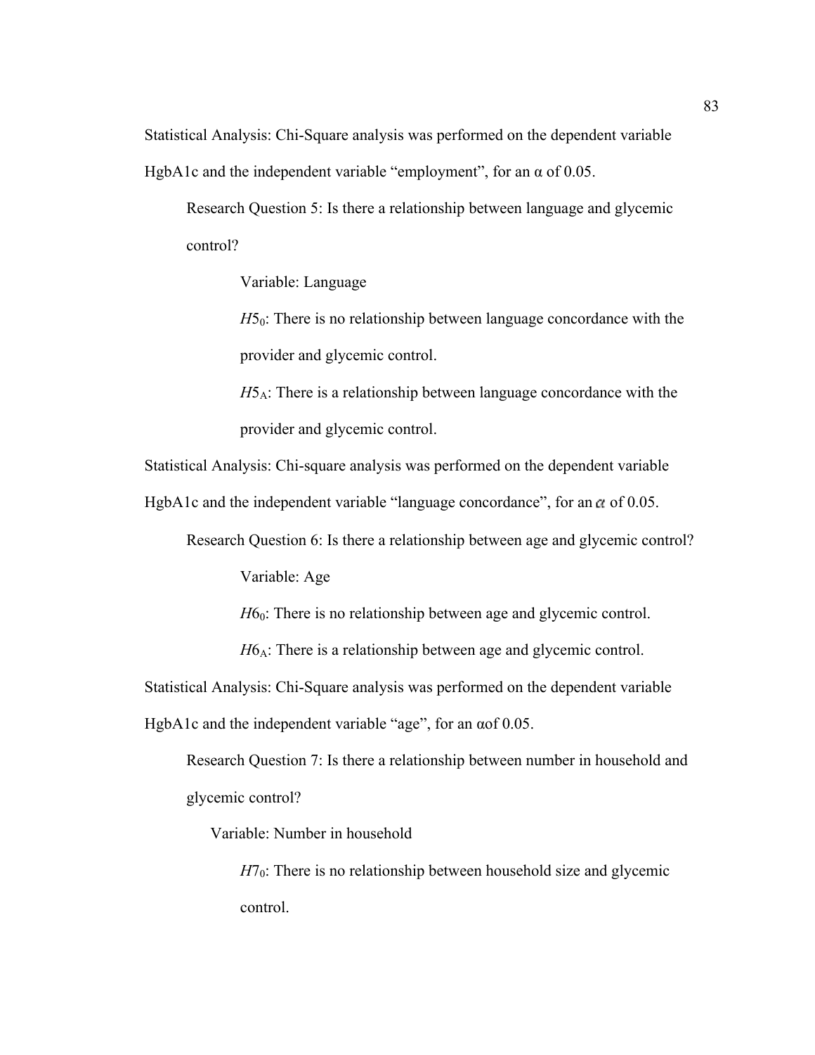Statistical Analysis: Chi-Square analysis was performed on the dependent variable HgbA1c and the independent variable “employment”, for an α of 0.05.

Research Question 5: Is there a relationship between language and glycemic control?

Variable: Language

$H5_0$: There is no relationship between language concordance with the provider and glycemic control.

$H5_A$: There is a relationship between language concordance with the provider and glycemic control.

Statistical Analysis: Chi-square analysis was performed on the dependent variable HgbA1c and the independent variable “language concordance”, for an $\alpha$ of 0.05.

Research Question 6: Is there a relationship between age and glycemic control?

Variable: Age

$H6_0$: There is no relationship between age and glycemic control.

$H6_A$: There is a relationship between age and glycemic control.

Statistical Analysis: Chi-Square analysis was performed on the dependent variable HgbA1c and the independent variable “age”, for an αof 0.05.

Research Question 7: Is there a relationship between number in household and glycemic control?

Variable: Number in household

$H7_0$: There is no relationship between household size and glycemic control.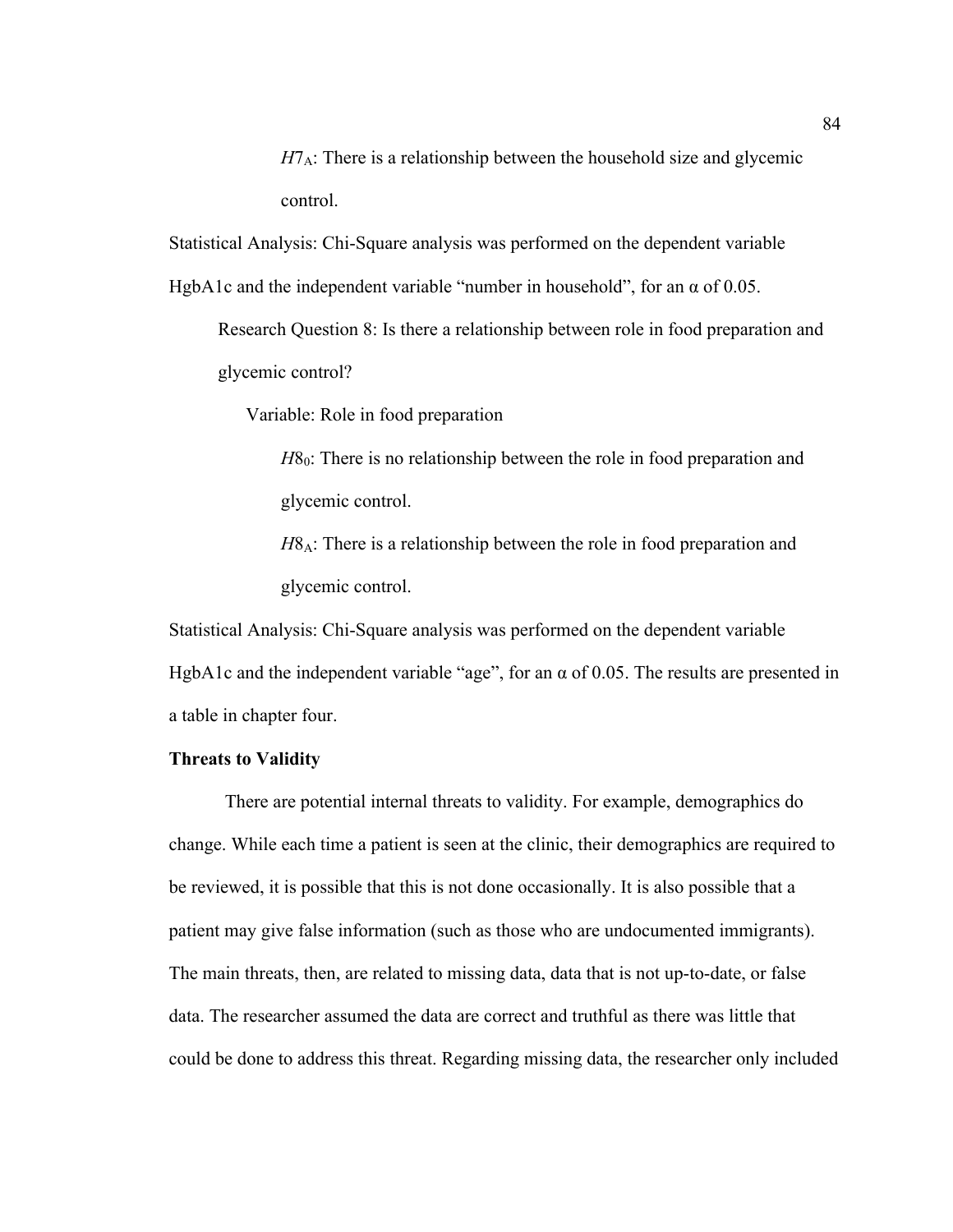*H*7$_A$: There is a relationship between the household size and glycemic control.

Statistical Analysis: Chi-Square analysis was performed on the dependent variable HgbA1c and the independent variable "number in household", for an α of 0.05.

Research Question 8: Is there a relationship between role in food preparation and glycemic control?

Variable: Role in food preparation

*H*8$_0$: There is no relationship between the role in food preparation and glycemic control.

*H*8$_A$: There is a relationship between the role in food preparation and glycemic control.

Statistical Analysis: Chi-Square analysis was performed on the dependent variable HgbA1c and the independent variable "age", for an α of 0.05. The results are presented in a table in chapter four.

**Threats to Validity**

There are potential internal threats to validity. For example, demographics do change. While each time a patient is seen at the clinic, their demographics are required to be reviewed, it is possible that this is not done occasionally. It is also possible that a patient may give false information (such as those who are undocumented immigrants). The main threats, then, are related to missing data, data that is not up-to-date, or false data. The researcher assumed the data are correct and truthful as there was little that could be done to address this threat. Regarding missing data, the researcher only included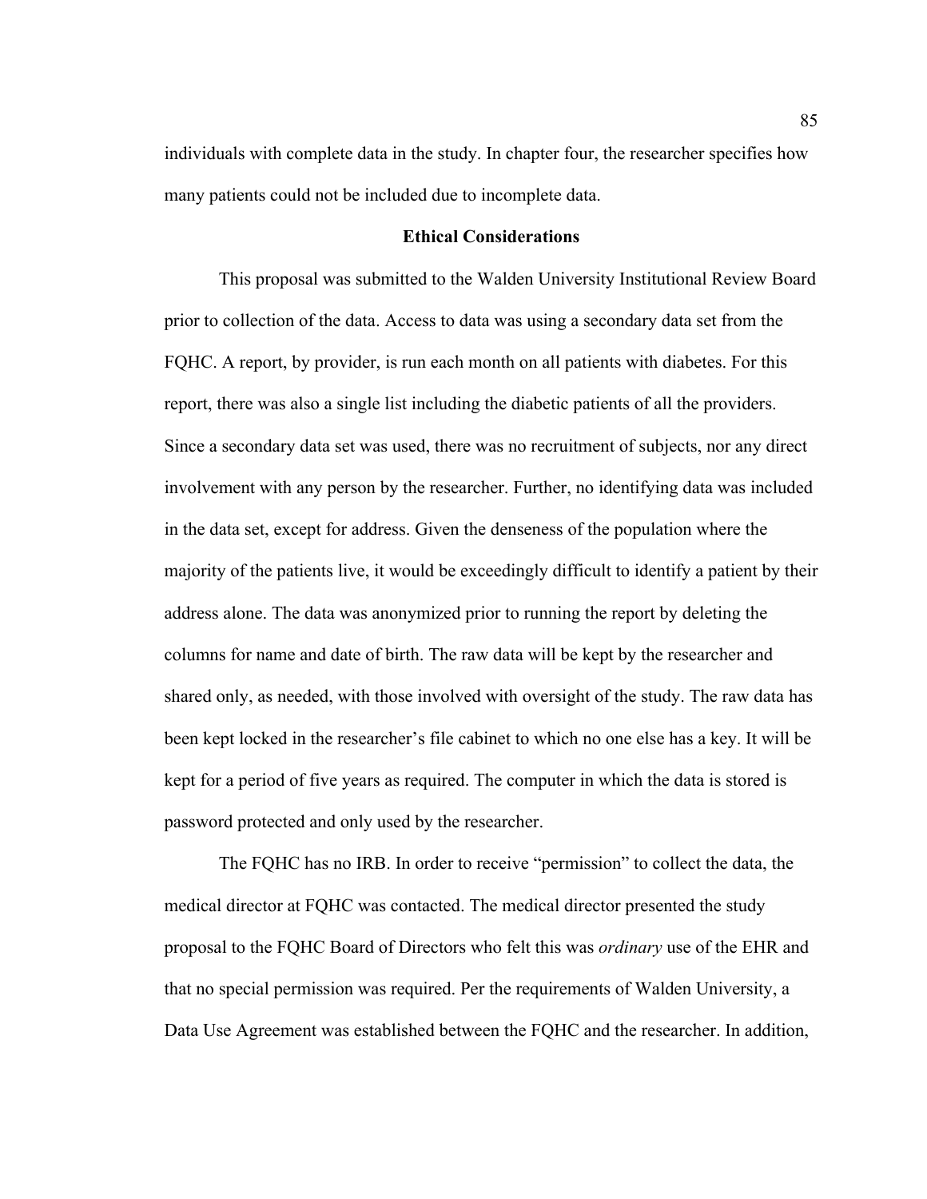individuals with complete data in the study. In chapter four, the researcher specifies how many patients could not be included due to incomplete data.

## Ethical Considerations

This proposal was submitted to the Walden University Institutional Review Board prior to collection of the data. Access to data was using a secondary data set from the FQHC. A report, by provider, is run each month on all patients with diabetes. For this report, there was also a single list including the diabetic patients of all the providers. Since a secondary data set was used, there was no recruitment of subjects, nor any direct involvement with any person by the researcher. Further, no identifying data was included in the data set, except for address. Given the denseness of the population where the majority of the patients live, it would be exceedingly difficult to identify a patient by their address alone. The data was anonymized prior to running the report by deleting the columns for name and date of birth. The raw data will be kept by the researcher and shared only, as needed, with those involved with oversight of the study. The raw data has been kept locked in the researcher's file cabinet to which no one else has a key. It will be kept for a period of five years as required. The computer in which the data is stored is password protected and only used by the researcher.

The FQHC has no IRB. In order to receive "permission" to collect the data, the medical director at FQHC was contacted. The medical director presented the study proposal to the FQHC Board of Directors who felt this was *ordinary* use of the EHR and that no special permission was required. Per the requirements of Walden University, a Data Use Agreement was established between the FQHC and the researcher. In addition,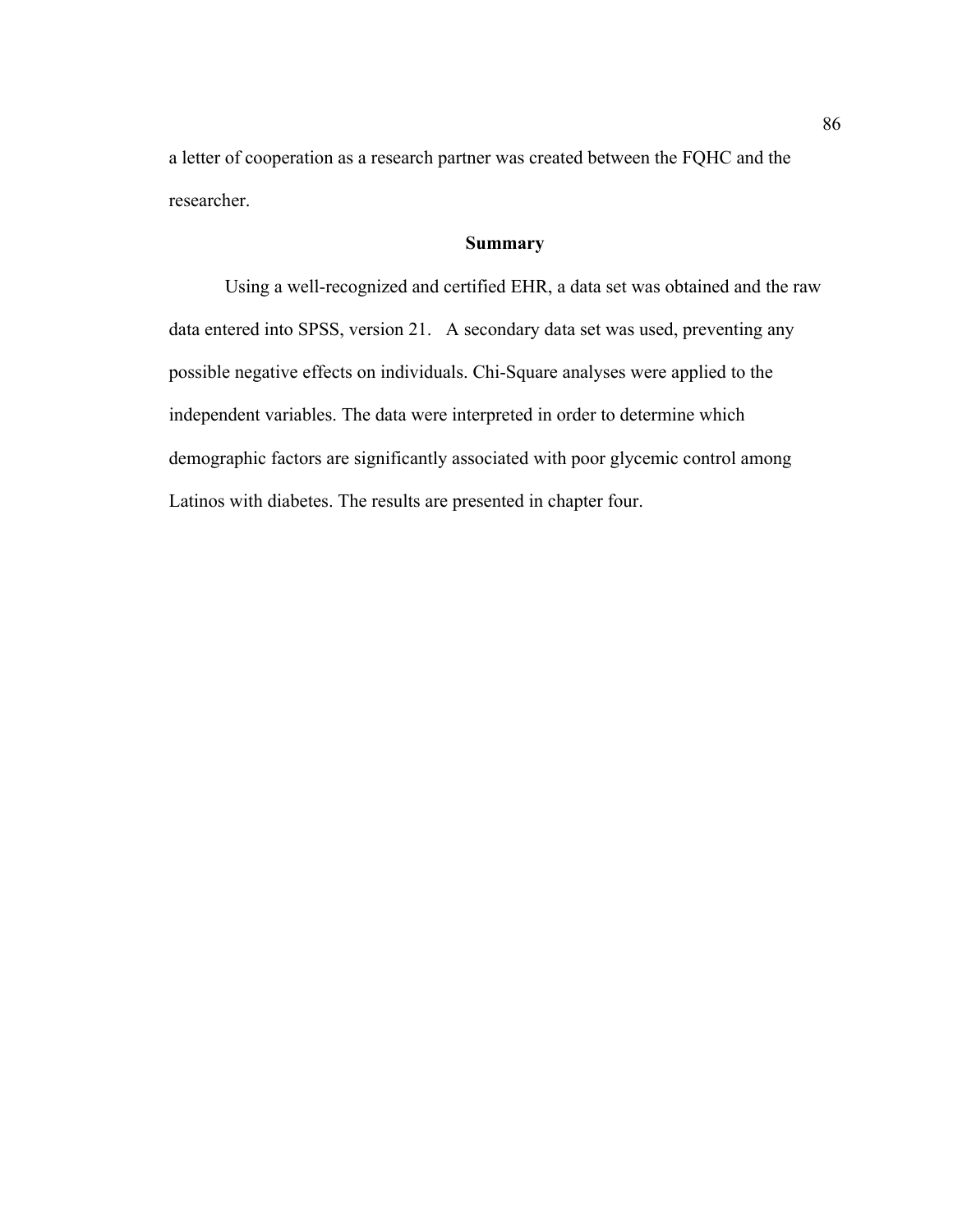a letter of cooperation as a research partner was created between the FQHC and the researcher.

## Summary

Using a well-recognized and certified EHR, a data set was obtained and the raw data entered into SPSS, version 21. A secondary data set was used, preventing any possible negative effects on individuals. Chi-Square analyses were applied to the independent variables. The data were interpreted in order to determine which demographic factors are significantly associated with poor glycemic control among Latinos with diabetes. The results are presented in chapter four.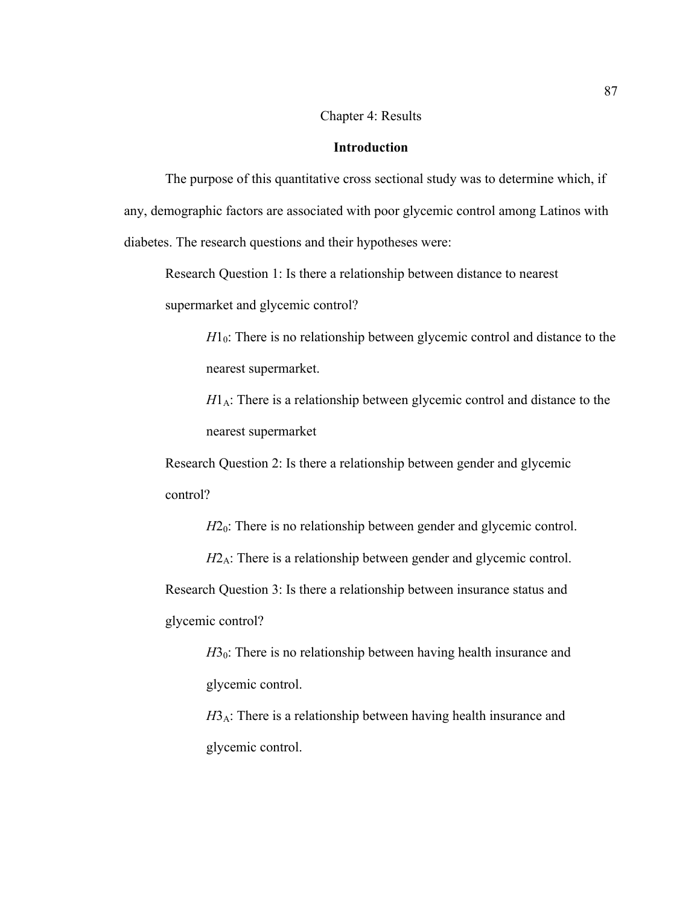# Chapter 4: Results

## Introduction

The purpose of this quantitative cross sectional study was to determine which, if any, demographic factors are associated with poor glycemic control among Latinos with diabetes. The research questions and their hypotheses were:

Research Question 1: Is there a relationship between distance to nearest supermarket and glycemic control?

$H1_0$: There is no relationship between glycemic control and distance to the nearest supermarket.

$H1_A$: There is a relationship between glycemic control and distance to the nearest supermarket

Research Question 2: Is there a relationship between gender and glycemic control?

$H2_0$: There is no relationship between gender and glycemic control.

$H2_A$: There is a relationship between gender and glycemic control.

Research Question 3: Is there a relationship between insurance status and glycemic control?

$H3_0$: There is no relationship between having health insurance and glycemic control.

$H3_A$: There is a relationship between having health insurance and glycemic control.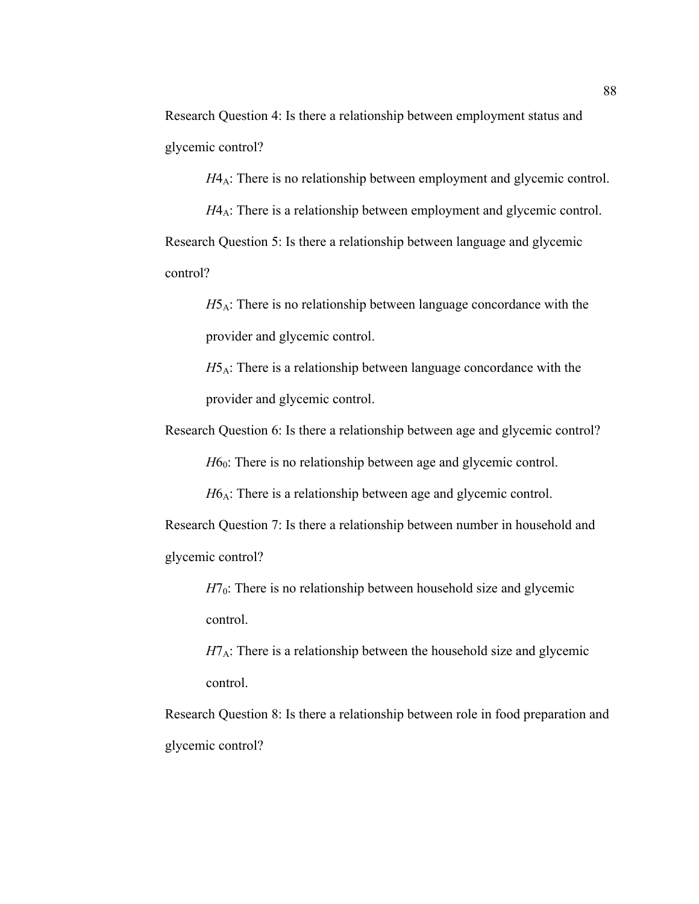Research Question 4: Is there a relationship between employment status and glycemic control?

$H4_A$: There is no relationship between employment and glycemic control.

$H4_A$: There is a relationship between employment and glycemic control.

Research Question 5: Is there a relationship between language and glycemic control?

$H5_A$: There is no relationship between language concordance with the provider and glycemic control.

$H5_A$: There is a relationship between language concordance with the provider and glycemic control.

Research Question 6: Is there a relationship between age and glycemic control?

$H6_0$: There is no relationship between age and glycemic control.

$H6_A$: There is a relationship between age and glycemic control.

Research Question 7: Is there a relationship between number in household and glycemic control?

$H7_0$: There is no relationship between household size and glycemic control.

$H7_A$: There is a relationship between the household size and glycemic control.

Research Question 8: Is there a relationship between role in food preparation and glycemic control?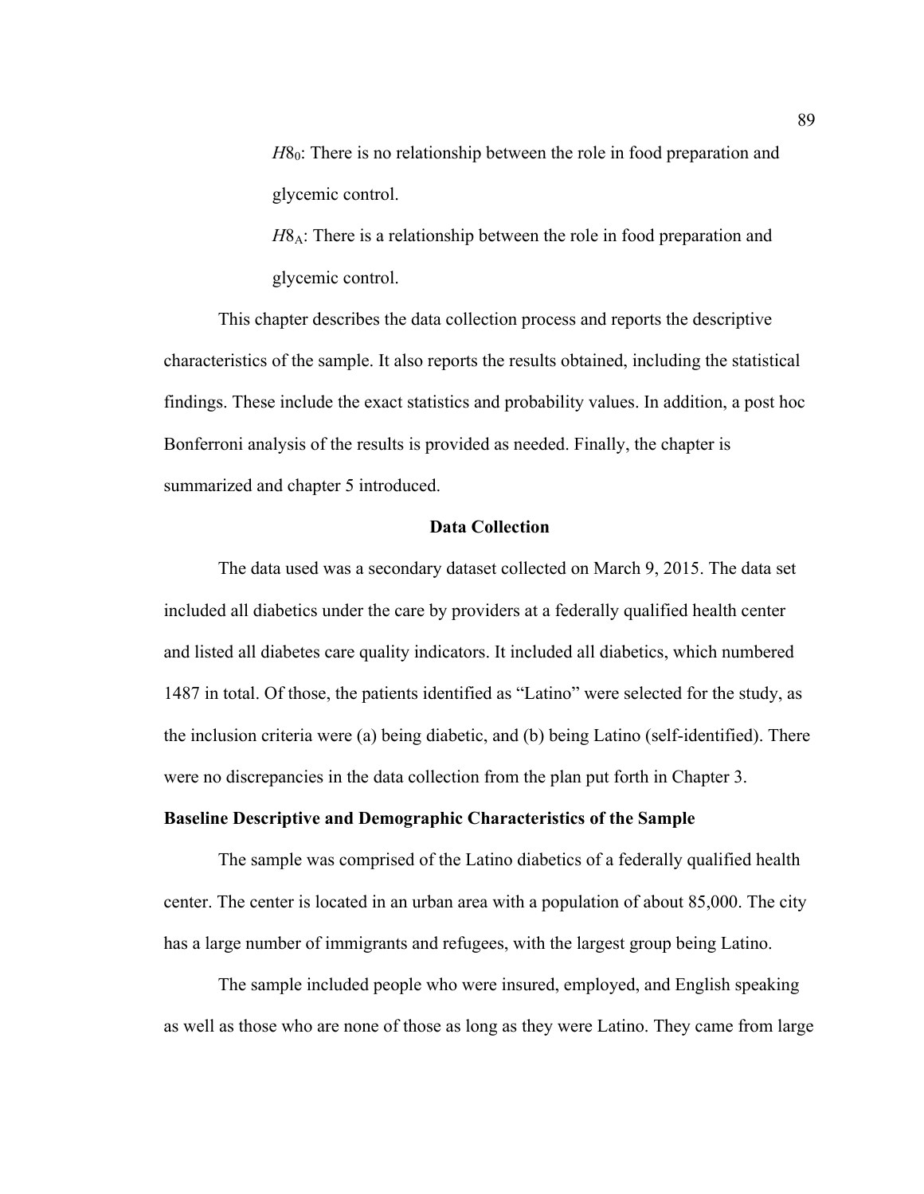*H*$8_0$: There is no relationship between the role in food preparation and glycemic control.

*H*$8_A$: There is a relationship between the role in food preparation and glycemic control.

This chapter describes the data collection process and reports the descriptive characteristics of the sample. It also reports the results obtained, including the statistical findings. These include the exact statistics and probability values. In addition, a post hoc Bonferroni analysis of the results is provided as needed. Finally, the chapter is summarized and chapter 5 introduced.

## Data Collection

The data used was a secondary dataset collected on March 9, 2015. The data set included all diabetics under the care by providers at a federally qualified health center and listed all diabetes care quality indicators. It included all diabetics, which numbered 1487 in total. Of those, the patients identified as "Latino" were selected for the study, as the inclusion criteria were (a) being diabetic, and (b) being Latino (self-identified). There were no discrepancies in the data collection from the plan put forth in Chapter 3.

### Baseline Descriptive and Demographic Characteristics of the Sample

The sample was comprised of the Latino diabetics of a federally qualified health center. The center is located in an urban area with a population of about 85,000. The city has a large number of immigrants and refugees, with the largest group being Latino.

The sample included people who were insured, employed, and English speaking as well as those who are none of those as long as they were Latino. They came from large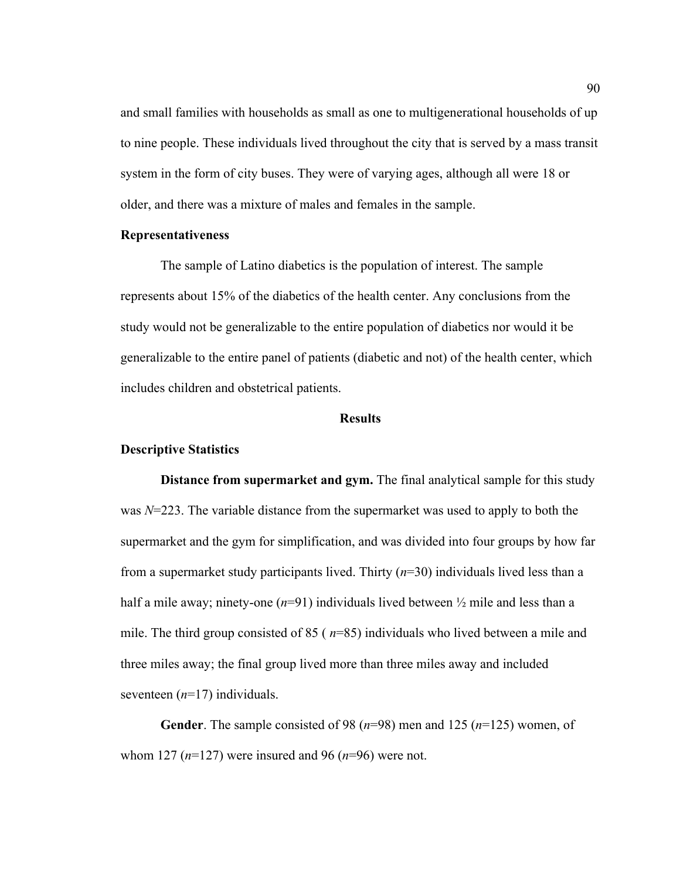and small families with households as small as one to multigenerational households of up to nine people. These individuals lived throughout the city that is served by a mass transit system in the form of city buses. They were of varying ages, although all were 18 or older, and there was a mixture of males and females in the sample.

### Representativeness

The sample of Latino diabetics is the population of interest. The sample represents about 15% of the diabetics of the health center. Any conclusions from the study would not be generalizable to the entire population of diabetics nor would it be generalizable to the entire panel of patients (diabetic and not) of the health center, which includes children and obstetrical patients.

## Results

### Descriptive Statistics

**Distance from supermarket and gym.** The final analytical sample for this study was $N$=223. The variable distance from the supermarket was used to apply to both the supermarket and the gym for simplification, and was divided into four groups by how far from a supermarket study participants lived. Thirty ($n$=30) individuals lived less than a half a mile away; ninety-one ($n$=91) individuals lived between ½ mile and less than a mile. The third group consisted of 85 ( $n$=85) individuals who lived between a mile and three miles away; the final group lived more than three miles away and included seventeen ($n$=17) individuals.

**Gender**. The sample consisted of 98 ($n$=98) men and 125 ($n$=125) women, of whom 127 ($n$=127) were insured and 96 ($n$=96) were not.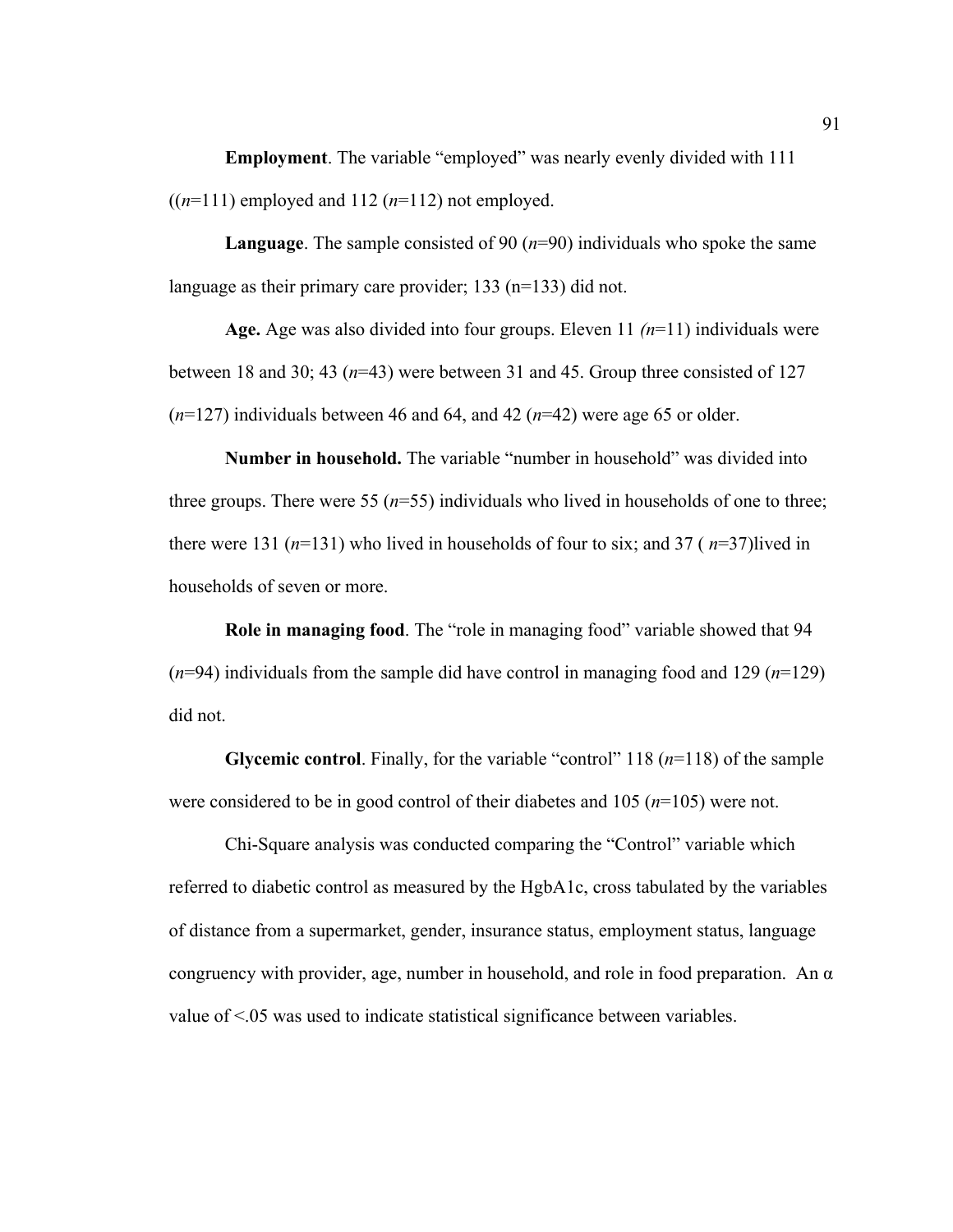**Employment**. The variable "employed" was nearly evenly divided with 111 ((*n*=111) employed and 112 (*n*=112) not employed.

**Language**. The sample consisted of 90 (*n*=90) individuals who spoke the same language as their primary care provider; 133 (n=133) did not.

**Age.** Age was also divided into four groups. Eleven 11 *(n*=11) individuals were between 18 and 30; 43 (*n*=43) were between 31 and 45. Group three consisted of 127 (*n*=127) individuals between 46 and 64, and 42 (*n*=42) were age 65 or older.

**Number in household.** The variable "number in household" was divided into three groups. There were 55 (*n*=55) individuals who lived in households of one to three; there were 131 (*n*=131) who lived in households of four to six; and 37 ( *n*=37)lived in households of seven or more.

**Role in managing food**. The "role in managing food" variable showed that 94 (*n*=94) individuals from the sample did have control in managing food and 129 (*n*=129) did not.

**Glycemic control**. Finally, for the variable "control" 118 (*n*=118) of the sample were considered to be in good control of their diabetes and 105 (*n*=105) were not.

Chi-Square analysis was conducted comparing the "Control" variable which referred to diabetic control as measured by the HgbA1c, cross tabulated by the variables of distance from a supermarket, gender, insurance status, employment status, language congruency with provider, age, number in household, and role in food preparation. An $\alpha$ value of <.05 was used to indicate statistical significance between variables.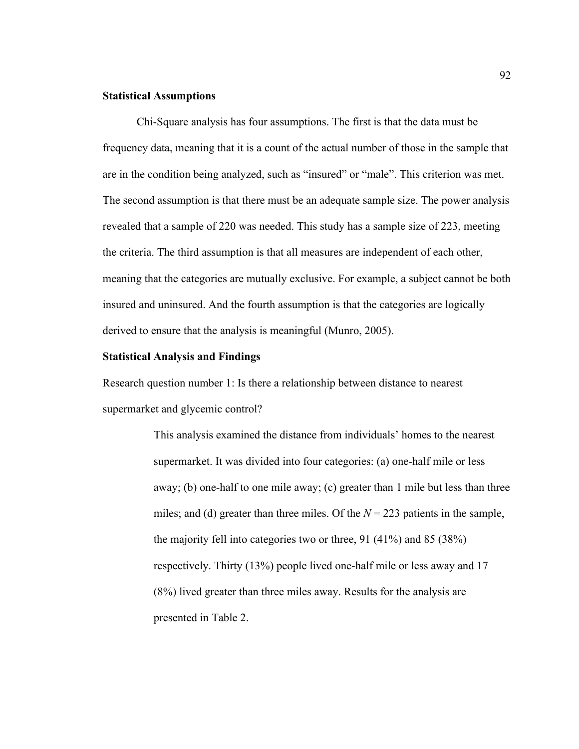### Statistical Assumptions

Chi-Square analysis has four assumptions. The first is that the data must be frequency data, meaning that it is a count of the actual number of those in the sample that are in the condition being analyzed, such as “insured” or “male”. This criterion was met. The second assumption is that there must be an adequate sample size. The power analysis revealed that a sample of 220 was needed. This study has a sample size of 223, meeting the criteria. The third assumption is that all measures are independent of each other, meaning that the categories are mutually exclusive. For example, a subject cannot be both insured and uninsured. And the fourth assumption is that the categories are logically derived to ensure that the analysis is meaningful (Munro, 2005).

### Statistical Analysis and Findings

Research question number 1: Is there a relationship between distance to nearest supermarket and glycemic control?

> This analysis examined the distance from individuals’ homes to the nearest supermarket. It was divided into four categories: (a) one-half mile or less away; (b) one-half to one mile away; (c) greater than 1 mile but less than three miles; and (d) greater than three miles. Of the $N = 223$ patients in the sample, the majority fell into categories two or three, 91 (41%) and 85 (38%) respectively. Thirty (13%) people lived one-half mile or less away and 17 (8%) lived greater than three miles away. Results for the analysis are presented in Table 2.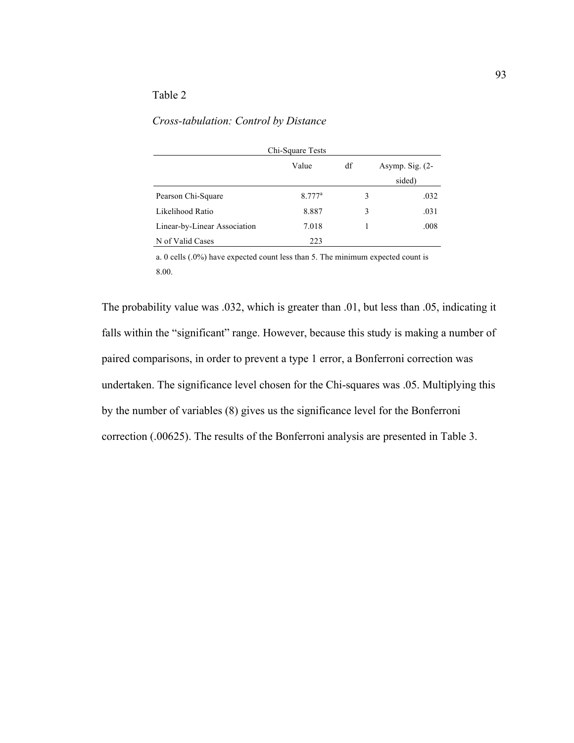Table 2

*Cross-tabulation: Control by Distance*

| Chi-Square Tests | | | |
|---|---|---|---|
| | Value | df | Asymp. Sig. (2-sided) |
| Pearson Chi-Square | 8.777[a] | 3 | .032 |
| Likelihood Ratio | 8.887 | 3 | .031 |
| Linear-by-Linear Association | 7.018 | 1 | .008 |
| N of Valid Cases | 223 | | |

a. 0 cells (.0%) have expected count less than 5. The minimum expected count is 8.00.

The probability value was .032, which is greater than .01, but less than .05, indicating it falls within the "significant" range. However, because this study is making a number of paired comparisons, in order to prevent a type 1 error, a Bonferroni correction was undertaken. The significance level chosen for the Chi-squares was .05. Multiplying this by the number of variables (8) gives us the significance level for the Bonferroni correction (.00625). The results of the Bonferroni analysis are presented in Table 3.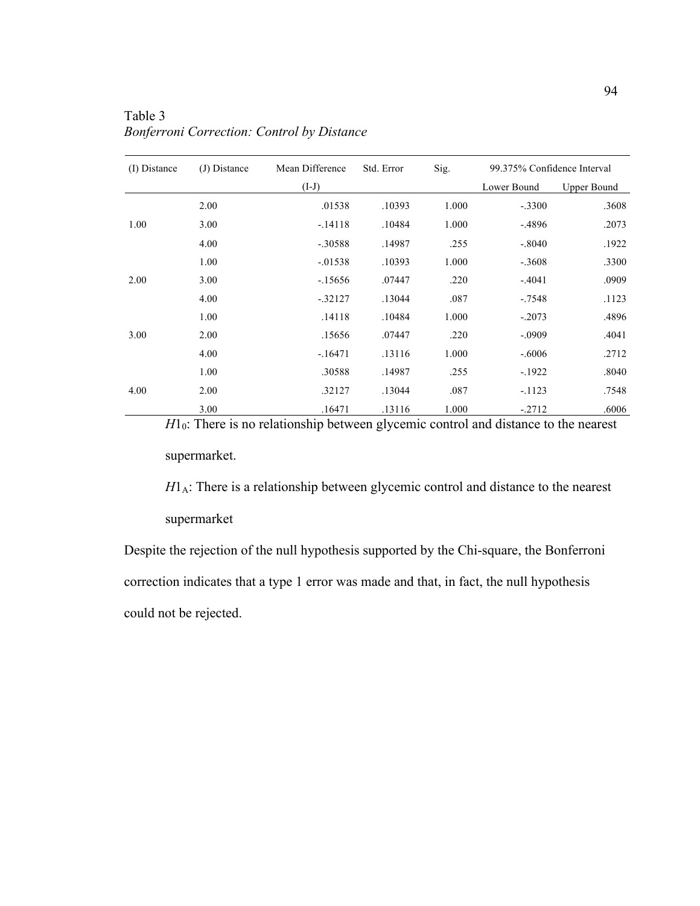Table 3
*Bonferroni Correction: Control by Distance*

| (I) Distance | (J) Distance | Mean Difference (I-J) | Std. Error | Sig. | 99.375% Confidence Interval | |
|---|---|---|---|---|---|---|
| | | | | | Lower Bound | Upper Bound |
| 1.00 | 2.00 | .01538 | .10393 | 1.000 | -.3300 | .3608 |
| | 3.00 | -.14118 | .10484 | 1.000 | -.4896 | .2073 |
| | 4.00 | -.30588 | .14987 | .255 | -.8040 | .1922 |
| 2.00 | 1.00 | -.01538 | .10393 | 1.000 | -.3608 | .3300 |
| | 3.00 | -.15656 | .07447 | .220 | -.4041 | .0909 |
| | 4.00 | -.32127 | .13044 | .087 | -.7548 | .1123 |
| 3.00 | 1.00 | .14118 | .10484 | 1.000 | -.2073 | .4896 |
| | 2.00 | .15656 | .07447 | .220 | -.0909 | .4041 |
| | 4.00 | -.16471 | .13116 | 1.000 | -.6006 | .2712 |
| 4.00 | 1.00 | .30588 | .14987 | .255 | -.1922 | .8040 |
| | 2.00 | .32127 | .13044 | .087 | -.1123 | .7548 |
| | 3.00 | .16471 | .13116 | 1.000 | -.2712 | .6006 |

$H1_0$: There is no relationship between glycemic control and distance to the nearest supermarket.

$H1_A$: There is a relationship between glycemic control and distance to the nearest supermarket

Despite the rejection of the null hypothesis supported by the Chi-square, the Bonferroni correction indicates that a type 1 error was made and that, in fact, the null hypothesis could not be rejected.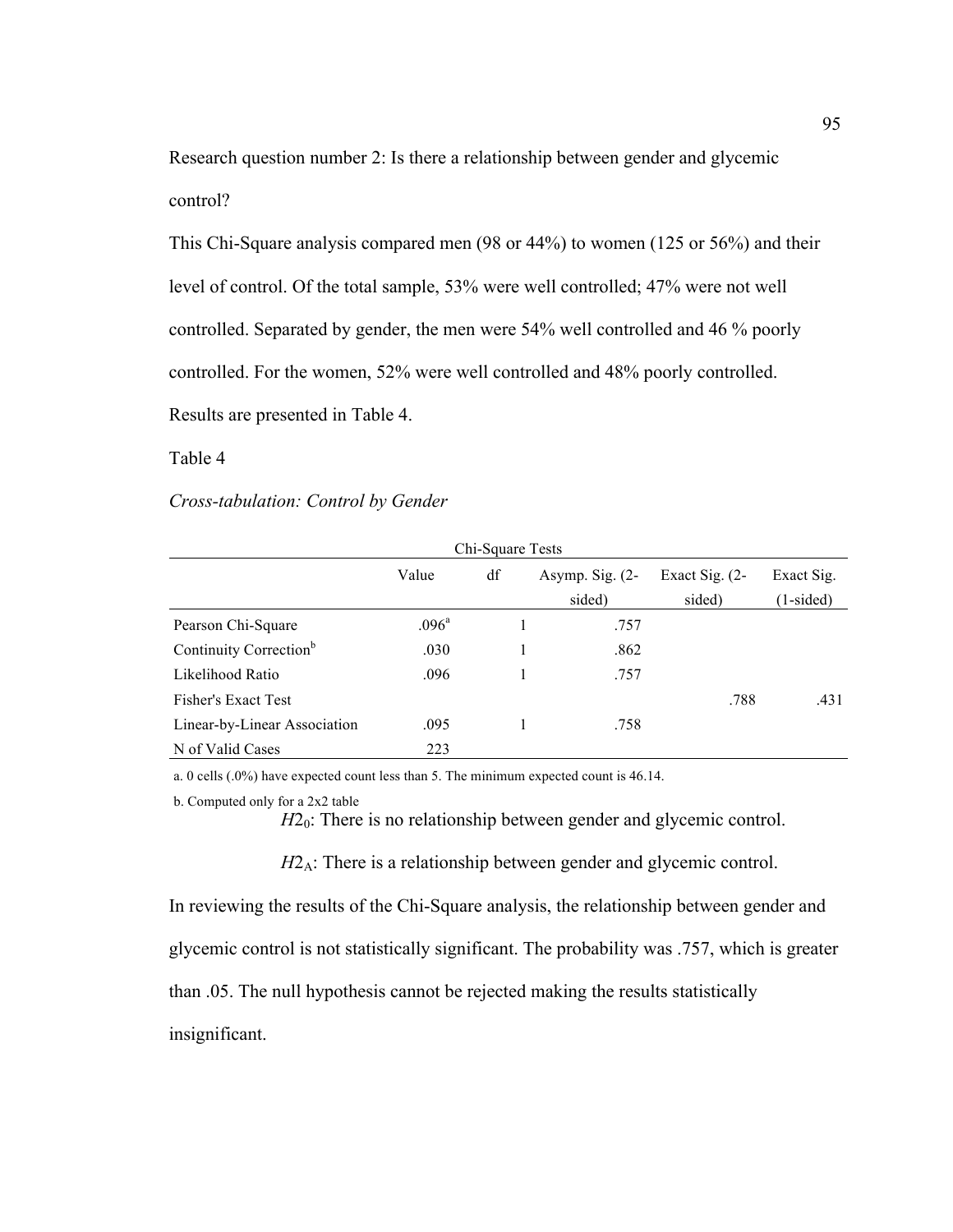Research question number 2: Is there a relationship between gender and glycemic control?

This Chi-Square analysis compared men (98 or 44%) to women (125 or 56%) and their level of control. Of the total sample, 53% were well controlled; 47% were not well controlled. Separated by gender, the men were 54% well controlled and 46 % poorly controlled. For the women, 52% were well controlled and 48% poorly controlled. Results are presented in Table 4.

Table 4

*Cross-tabulation: Control by Gender*

| Chi-Square Tests | | | | | |
|---|---|---|---|---|---|
| | Value | df | Asymp. Sig. (2-sided) | Exact Sig. (2-sided) | Exact Sig. (1-sided) |
| Pearson Chi-Square | .096[a] | 1 | .757 | | |
| Continuity Correction[b] | .030 | 1 | .862 | | |
| Likelihood Ratio | .096 | 1 | .757 | | |
| Fisher's Exact Test | | | | .788 | .431 |
| Linear-by-Linear Association | .095 | 1 | .758 | | |
| N of Valid Cases | 223 | | | | |

a. 0 cells (.0%) have expected count less than 5. The minimum expected count is 46.14.

b. Computed only for a 2x2 table

$H2_0$: There is no relationship between gender and glycemic control.

$H2_A$: There is a relationship between gender and glycemic control.

In reviewing the results of the Chi-Square analysis, the relationship between gender and glycemic control is not statistically significant. The probability was .757, which is greater than .05. The null hypothesis cannot be rejected making the results statistically insignificant.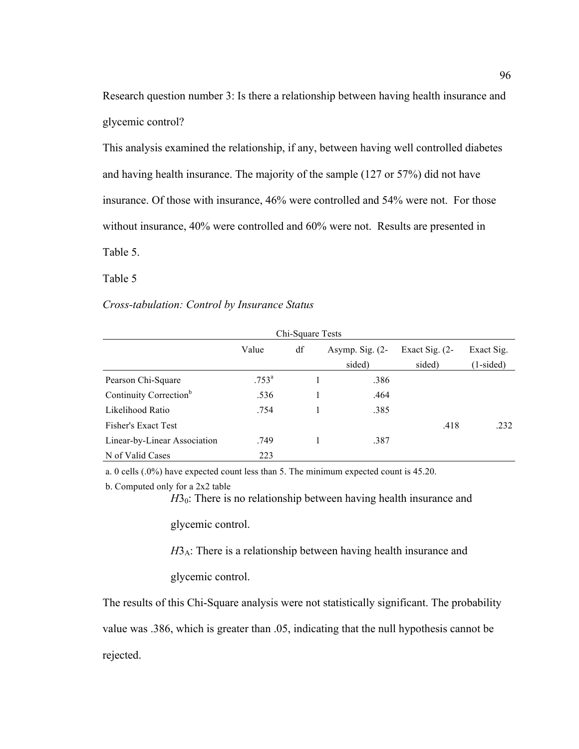Research question number 3: Is there a relationship between having health insurance and glycemic control?

This analysis examined the relationship, if any, between having well controlled diabetes and having health insurance. The majority of the sample (127 or 57%) did not have insurance. Of those with insurance, 46% were controlled and 54% were not. For those without insurance, 40% were controlled and 60% were not. Results are presented in Table 5.

Table 5

*Cross-tabulation: Control by Insurance Status*

| Chi-Square Tests | | | | | |
|---|---|---|---|---|---|
| | Value | df | Asymp. Sig. (2-sided) | Exact Sig. (2-sided) | Exact Sig. (1-sided) |
| Pearson Chi-Square | .753[a] | 1 | .386 | | |
| Continuity Correction[b] | .536 | 1 | .464 | | |
| Likelihood Ratio | .754 | 1 | .385 | | |
| Fisher's Exact Test | | | | .418 | .232 |
| Linear-by-Linear Association | .749 | 1 | .387 | | |
| N of Valid Cases | 223 | | | | |

a. 0 cells (.0%) have expected count less than 5. The minimum expected count is 45.20.

b. Computed only for a 2x2 table

> $H3_0$: There is no relationship between having health insurance and glycemic control.
>
> $H3_A$: There is a relationship between having health insurance and glycemic control.

The results of this Chi-Square analysis were not statistically significant. The probability value was .386, which is greater than .05, indicating that the null hypothesis cannot be rejected.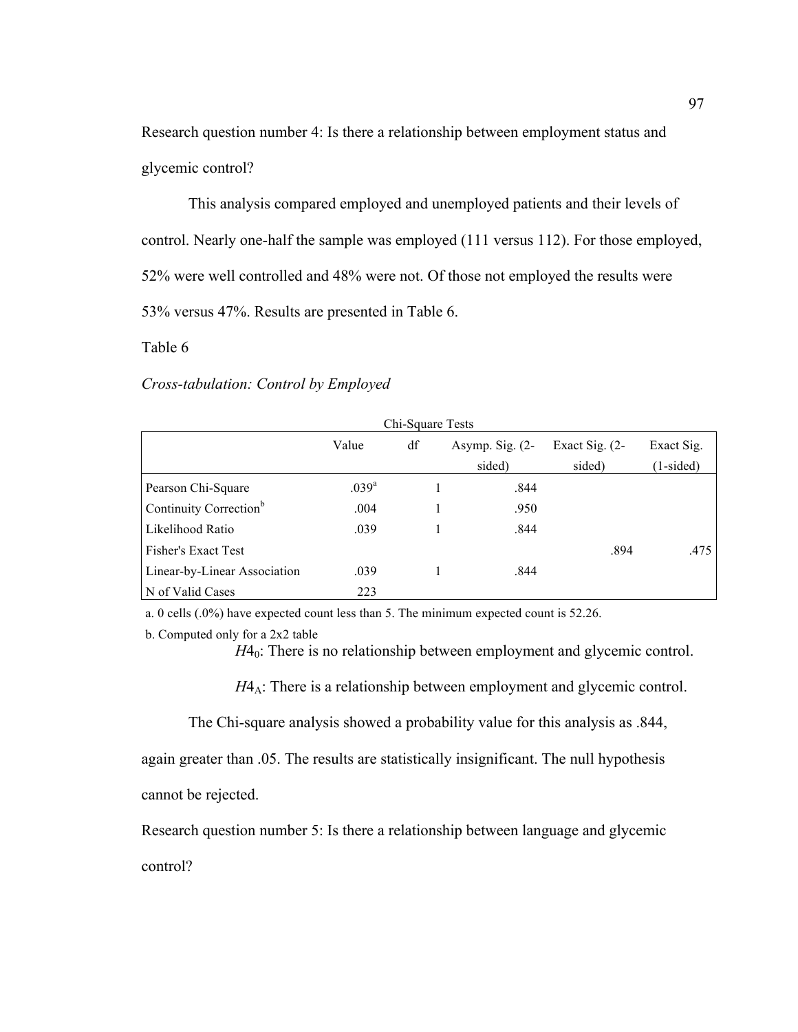Research question number 4: Is there a relationship between employment status and glycemic control?

This analysis compared employed and unemployed patients and their levels of control. Nearly one-half the sample was employed (111 versus 112). For those employed, 52% were well controlled and 48% were not. Of those not employed the results were 53% versus 47%. Results are presented in Table 6.

Table 6

*Cross-tabulation: Control by Employed*

Chi-Square Tests

| | Value | df | Asymp. Sig. (2-sided) | Exact Sig. (2-sided) | Exact Sig. (1-sided) |
|---|---|---|---|---|---|
| Pearson Chi-Square | .039[a] | 1 | .844 | | |
| Continuity Correction[b] | .004 | 1 | .950 | | |
| Likelihood Ratio | .039 | 1 | .844 | | |
| Fisher's Exact Test | | | | .894 | .475 |
| Linear-by-Linear Association | .039 | 1 | .844 | | |
| N of Valid Cases | 223 | | | | |

a. 0 cells (.0%) have expected count less than 5. The minimum expected count is 52.26.

b. Computed only for a 2x2 table

$H4_0$: There is no relationship between employment and glycemic control.

$H4_A$: There is a relationship between employment and glycemic control.

The Chi-square analysis showed a probability value for this analysis as .844, again greater than .05. The results are statistically insignificant. The null hypothesis cannot be rejected.

Research question number 5: Is there a relationship between language and glycemic control?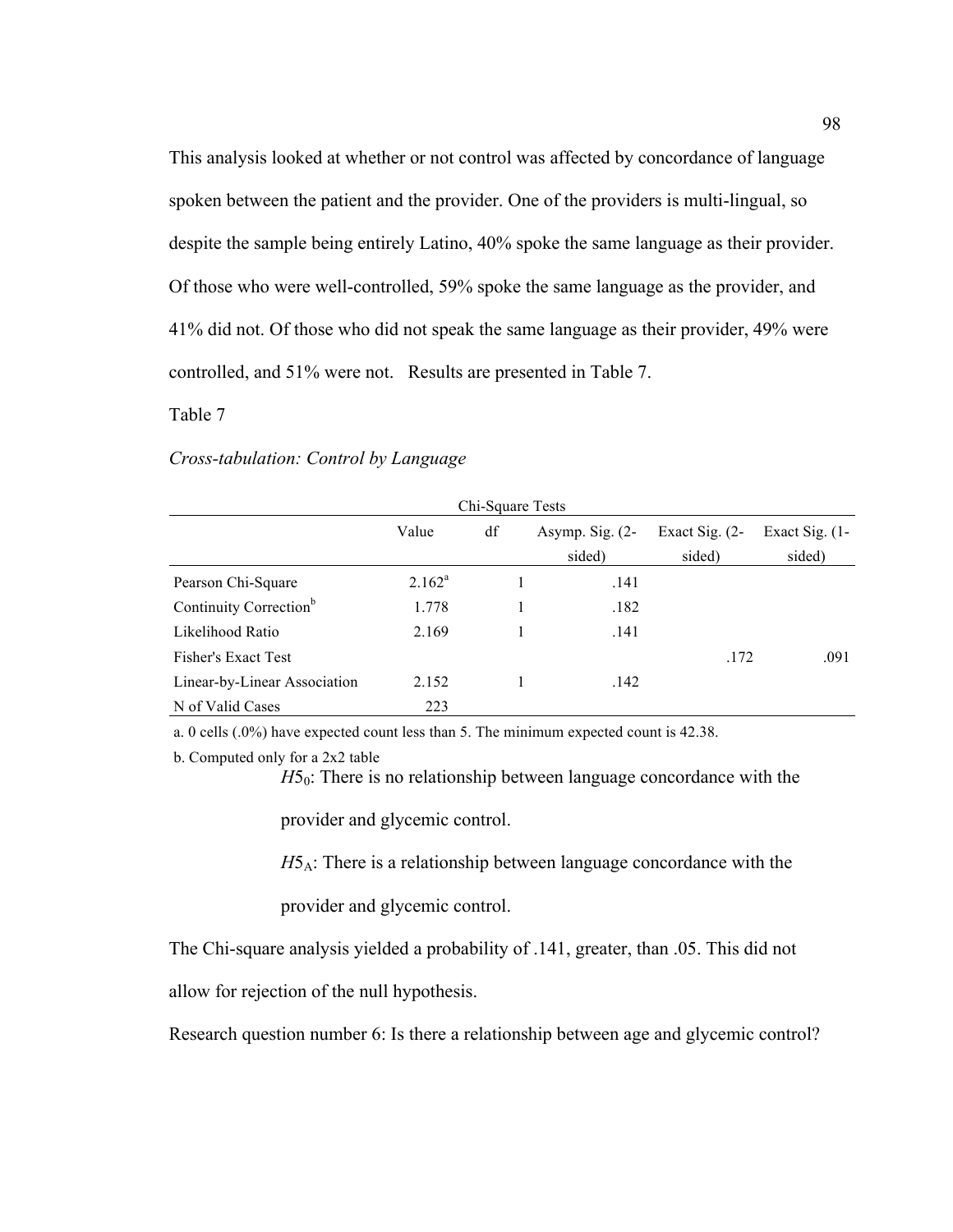This analysis looked at whether or not control was affected by concordance of language spoken between the patient and the provider. One of the providers is multi-lingual, so despite the sample being entirely Latino, 40% spoke the same language as their provider. Of those who were well-controlled, 59% spoke the same language as the provider, and 41% did not. Of those who did not speak the same language as their provider, 49% were controlled, and 51% were not. Results are presented in Table 7.

Table 7

*Cross-tabulation: Control by Language*

Chi-Square Tests

| | Value | df | Asymp. Sig. (2-sided) | Exact Sig. (2-sided) | Exact Sig. (1-sided) |
|---|---|---|---|---|---|
| Pearson Chi-Square | 2.162[a] | 1 | .141 | | |
| Continuity Correction[b] | 1.778 | 1 | .182 | | |
| Likelihood Ratio | 2.169 | 1 | .141 | | |
| Fisher's Exact Test | | | | .172 | .091 |
| Linear-by-Linear Association | 2.152 | 1 | .142 | | |
| N of Valid Cases | 223 | | | | |

a. 0 cells (.0%) have expected count less than 5. The minimum expected count is 42.38.

b. Computed only for a 2x2 table

$H5_0$: There is no relationship between language concordance with the provider and glycemic control.

$H5_A$: There is a relationship between language concordance with the provider and glycemic control.

The Chi-square analysis yielded a probability of .141, greater, than .05. This did not allow for rejection of the null hypothesis.

Research question number 6: Is there a relationship between age and glycemic control?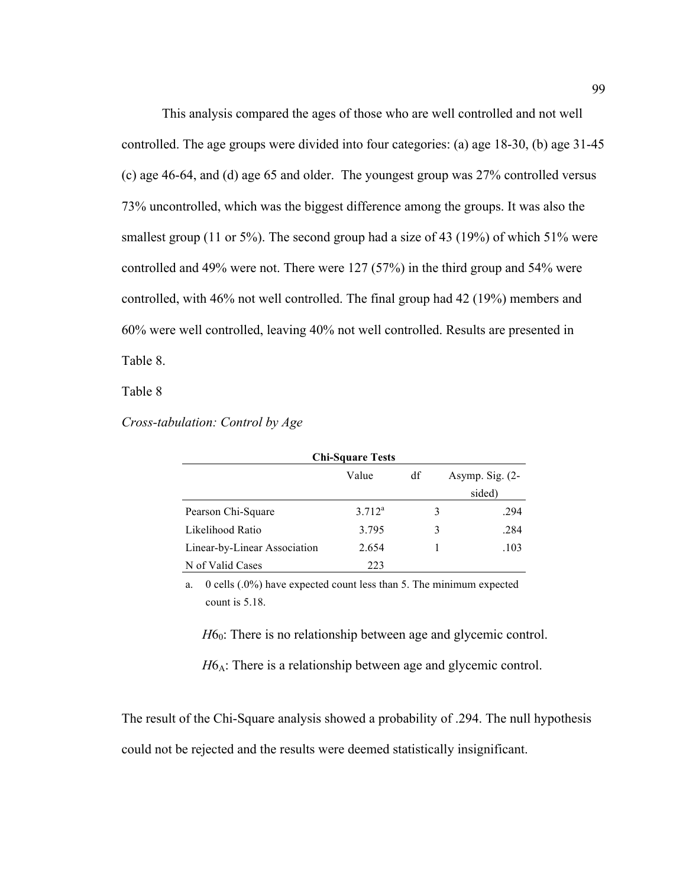This analysis compared the ages of those who are well controlled and not well controlled. The age groups were divided into four categories: (a) age 18-30, (b) age 31-45 (c) age 46-64, and (d) age 65 and older. The youngest group was 27% controlled versus 73% uncontrolled, which was the biggest difference among the groups. It was also the smallest group (11 or 5%). The second group had a size of 43 (19%) of which 51% were controlled and 49% were not. There were 127 (57%) in the third group and 54% were controlled, with 46% not well controlled. The final group had 42 (19%) members and 60% were well controlled, leaving 40% not well controlled. Results are presented in Table 8.

Table 8

*Cross-tabulation: Control by Age*

**Chi-Square Tests**

| | Value | df | Asymp. Sig. (2-sided) |
|---|---|---|---|
| Pearson Chi-Square | 3.712[a] | 3 | .294 |
| Likelihood Ratio | 3.795 | 3 | .284 |
| Linear-by-Linear Association | 2.654 | 1 | .103 |
| N of Valid Cases | 223 | | |

a. 0 cells (.0%) have expected count less than 5. The minimum expected count is 5.18.

$H6_0$: There is no relationship between age and glycemic control.

$H6_A$: There is a relationship between age and glycemic control.

The result of the Chi-Square analysis showed a probability of .294. The null hypothesis could not be rejected and the results were deemed statistically insignificant.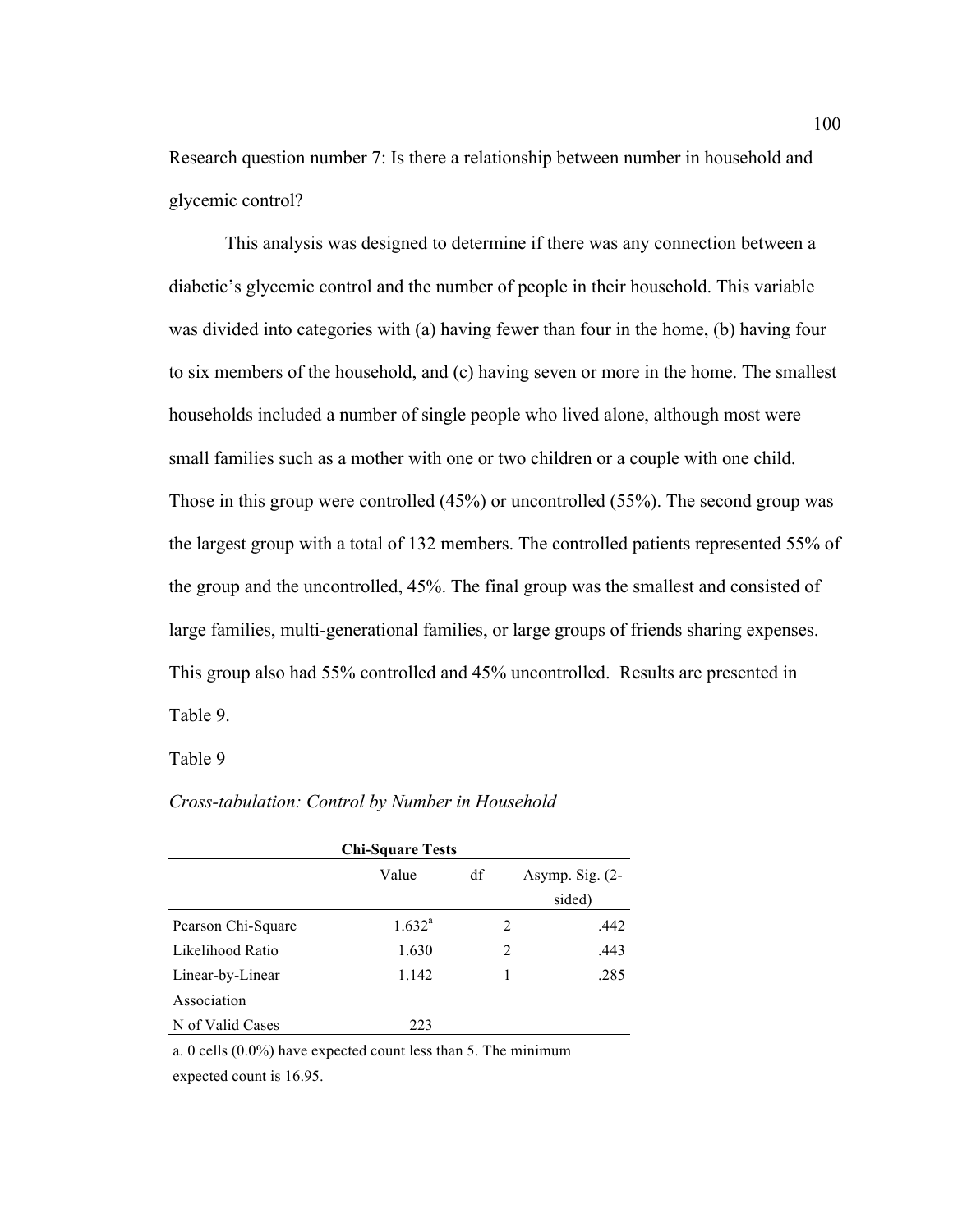Research question number 7: Is there a relationship between number in household and glycemic control?

This analysis was designed to determine if there was any connection between a diabetic's glycemic control and the number of people in their household. This variable was divided into categories with (a) having fewer than four in the home, (b) having four to six members of the household, and (c) having seven or more in the home. The smallest households included a number of single people who lived alone, although most were small families such as a mother with one or two children or a couple with one child. Those in this group were controlled (45%) or uncontrolled (55%). The second group was the largest group with a total of 132 members. The controlled patients represented 55% of the group and the uncontrolled, 45%. The final group was the smallest and consisted of large families, multi-generational families, or large groups of friends sharing expenses. This group also had 55% controlled and 45% uncontrolled. Results are presented in Table 9.

Table 9

*Cross-tabulation: Control by Number in Household*

**Chi-Square Tests**

| | Value | df | Asymp. Sig. (2-sided) |
|---|---|---|---|
| Pearson Chi-Square | 1.632[a] | 2 | .442 |
| Likelihood Ratio | 1.630 | 2 | .443 |
| Linear-by-Linear Association | 1.142 | 1 | .285 |
| N of Valid Cases | 223 | | |

a. 0 cells (0.0%) have expected count less than 5. The minimum expected count is 16.95.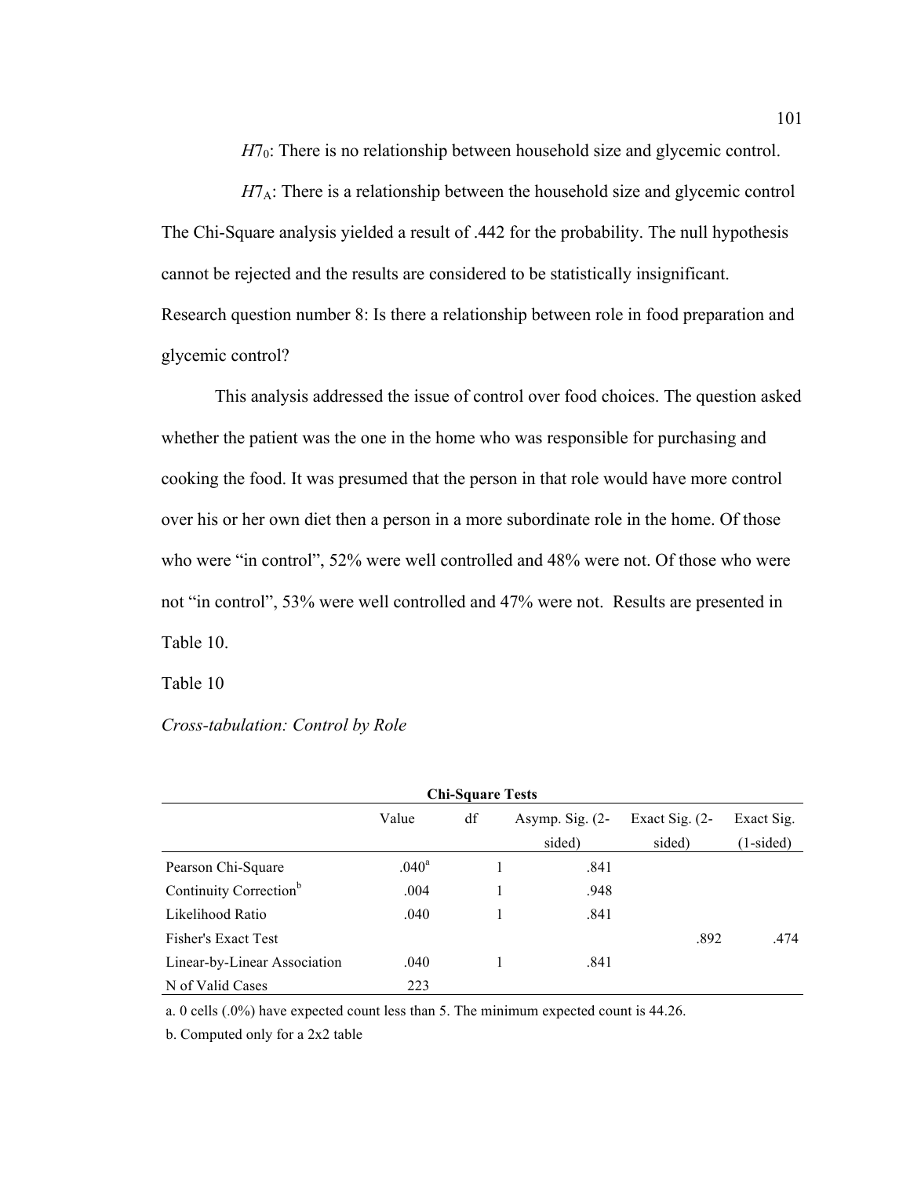$H7_0$: There is no relationship between household size and glycemic control.

$H7_A$: There is a relationship between the household size and glycemic control

The Chi-Square analysis yielded a result of .442 for the probability. The null hypothesis cannot be rejected and the results are considered to be statistically insignificant.

Research question number 8: Is there a relationship between role in food preparation and glycemic control?

This analysis addressed the issue of control over food choices. The question asked whether the patient was the one in the home who was responsible for purchasing and cooking the food. It was presumed that the person in that role would have more control over his or her own diet then a person in a more subordinate role in the home. Of those who were "in control", 52% were well controlled and 48% were not. Of those who were not "in control", 53% were well controlled and 47% were not. Results are presented in Table 10.

Table 10

*Cross-tabulation: Control by Role*

**Chi-Square Tests**

| | Value | df | Asymp. Sig. (2-sided) | Exact Sig. (2-sided) | Exact Sig. (1-sided) |
|---|---|---|---|---|---|
| Pearson Chi-Square | .040[a] | 1 | .841 | | |
| Continuity Correction[b] | .004 | 1 | .948 | | |
| Likelihood Ratio | .040 | 1 | .841 | | |
| Fisher's Exact Test | | | | .892 | .474 |
| Linear-by-Linear Association | .040 | 1 | .841 | | |
| N of Valid Cases | 223 | | | | |

a. 0 cells (.0%) have expected count less than 5. The minimum expected count is 44.26.

b. Computed only for a 2x2 table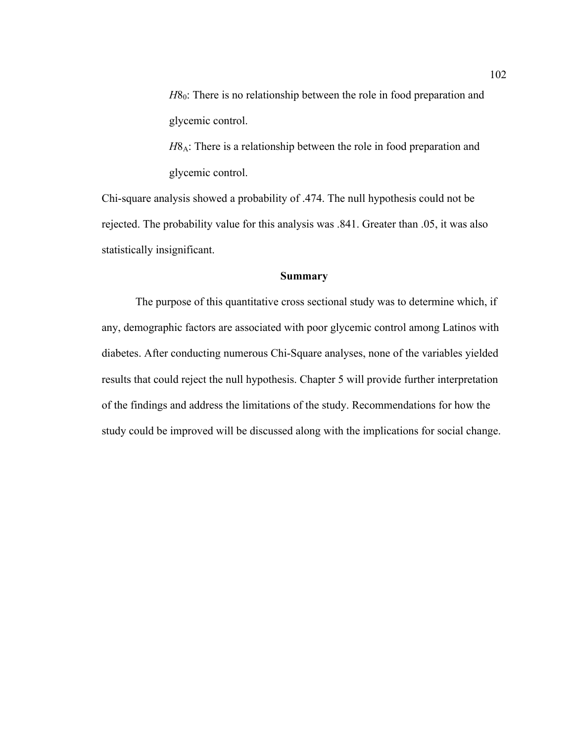*H*$8_0$: There is no relationship between the role in food preparation and glycemic control.

*H*$8_A$: There is a relationship between the role in food preparation and glycemic control.

Chi-square analysis showed a probability of .474. The null hypothesis could not be rejected. The probability value for this analysis was .841. Greater than .05, it was also statistically insignificant.

## Summary

The purpose of this quantitative cross sectional study was to determine which, if any, demographic factors are associated with poor glycemic control among Latinos with diabetes. After conducting numerous Chi-Square analyses, none of the variables yielded results that could reject the null hypothesis. Chapter 5 will provide further interpretation of the findings and address the limitations of the study. Recommendations for how the study could be improved will be discussed along with the implications for social change.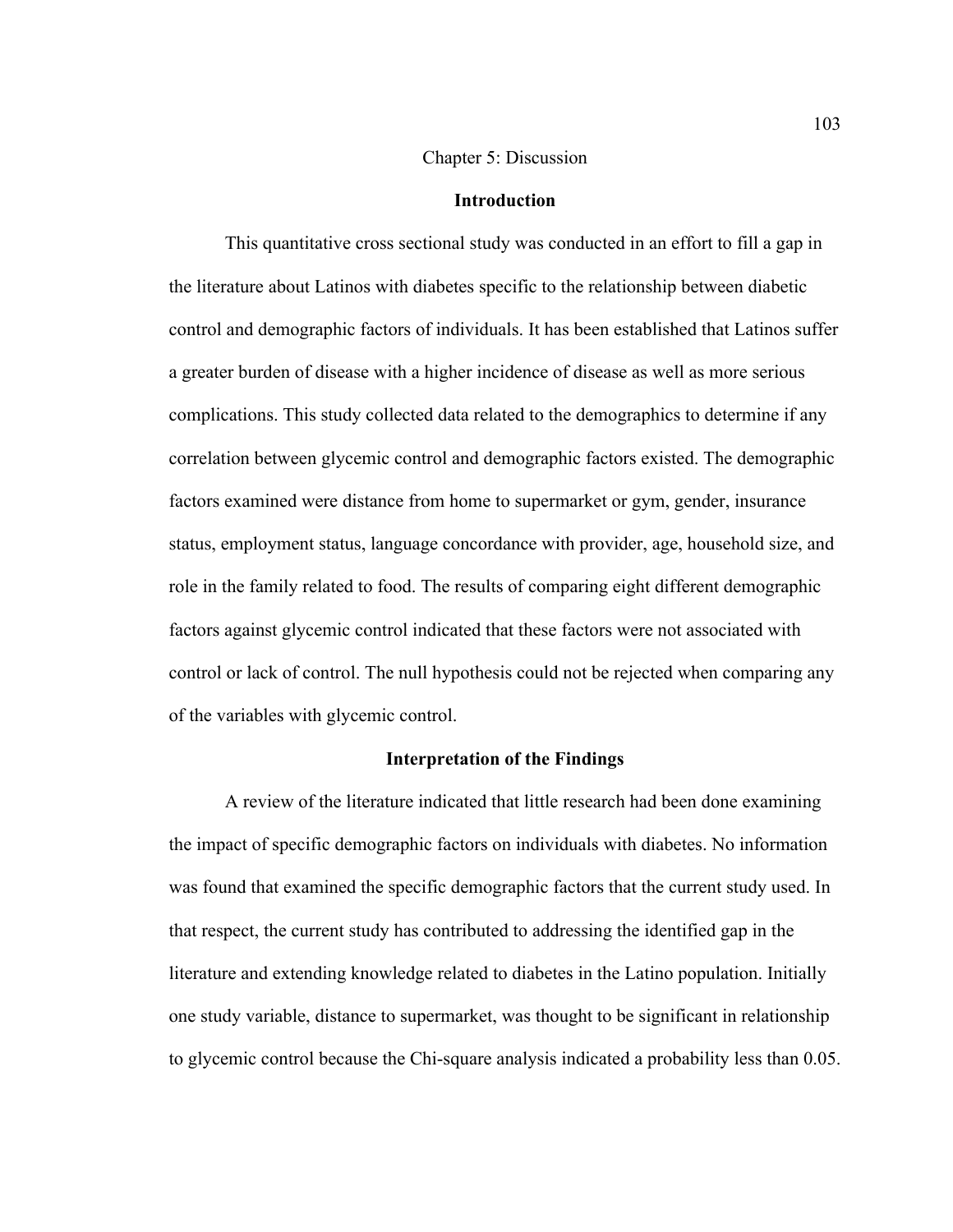# Chapter 5: Discussion

## Introduction

This quantitative cross sectional study was conducted in an effort to fill a gap in the literature about Latinos with diabetes specific to the relationship between diabetic control and demographic factors of individuals. It has been established that Latinos suffer a greater burden of disease with a higher incidence of disease as well as more serious complications. This study collected data related to the demographics to determine if any correlation between glycemic control and demographic factors existed. The demographic factors examined were distance from home to supermarket or gym, gender, insurance status, employment status, language concordance with provider, age, household size, and role in the family related to food. The results of comparing eight different demographic factors against glycemic control indicated that these factors were not associated with control or lack of control. The null hypothesis could not be rejected when comparing any of the variables with glycemic control.

## Interpretation of the Findings

A review of the literature indicated that little research had been done examining the impact of specific demographic factors on individuals with diabetes. No information was found that examined the specific demographic factors that the current study used. In that respect, the current study has contributed to addressing the identified gap in the literature and extending knowledge related to diabetes in the Latino population. Initially one study variable, distance to supermarket, was thought to be significant in relationship to glycemic control because the Chi-square analysis indicated a probability less than 0.05.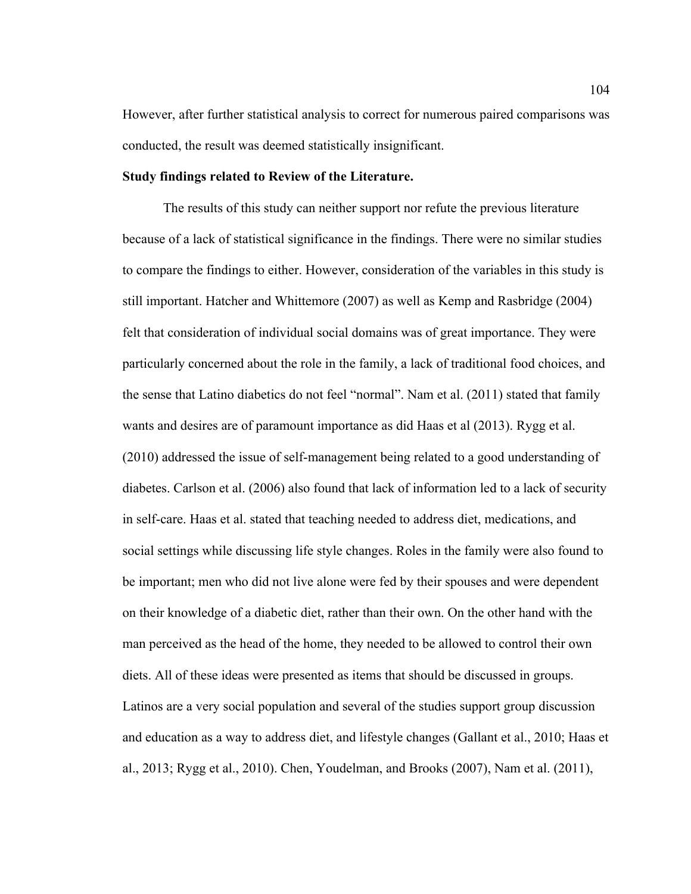However, after further statistical analysis to correct for numerous paired comparisons was conducted, the result was deemed statistically insignificant.

**Study findings related to Review of the Literature.**

The results of this study can neither support nor refute the previous literature because of a lack of statistical significance in the findings. There were no similar studies to compare the findings to either. However, consideration of the variables in this study is still important. Hatcher and Whittemore (2007) as well as Kemp and Rasbridge (2004) felt that consideration of individual social domains was of great importance. They were particularly concerned about the role in the family, a lack of traditional food choices, and the sense that Latino diabetics do not feel "normal". Nam et al. (2011) stated that family wants and desires are of paramount importance as did Haas et al (2013). Rygg et al. (2010) addressed the issue of self-management being related to a good understanding of diabetes. Carlson et al. (2006) also found that lack of information led to a lack of security in self-care. Haas et al. stated that teaching needed to address diet, medications, and social settings while discussing life style changes. Roles in the family were also found to be important; men who did not live alone were fed by their spouses and were dependent on their knowledge of a diabetic diet, rather than their own. On the other hand with the man perceived as the head of the home, they needed to be allowed to control their own diets. All of these ideas were presented as items that should be discussed in groups. Latinos are a very social population and several of the studies support group discussion and education as a way to address diet, and lifestyle changes (Gallant et al., 2010; Haas et al., 2013; Rygg et al., 2010). Chen, Youdelman, and Brooks (2007), Nam et al. (2011),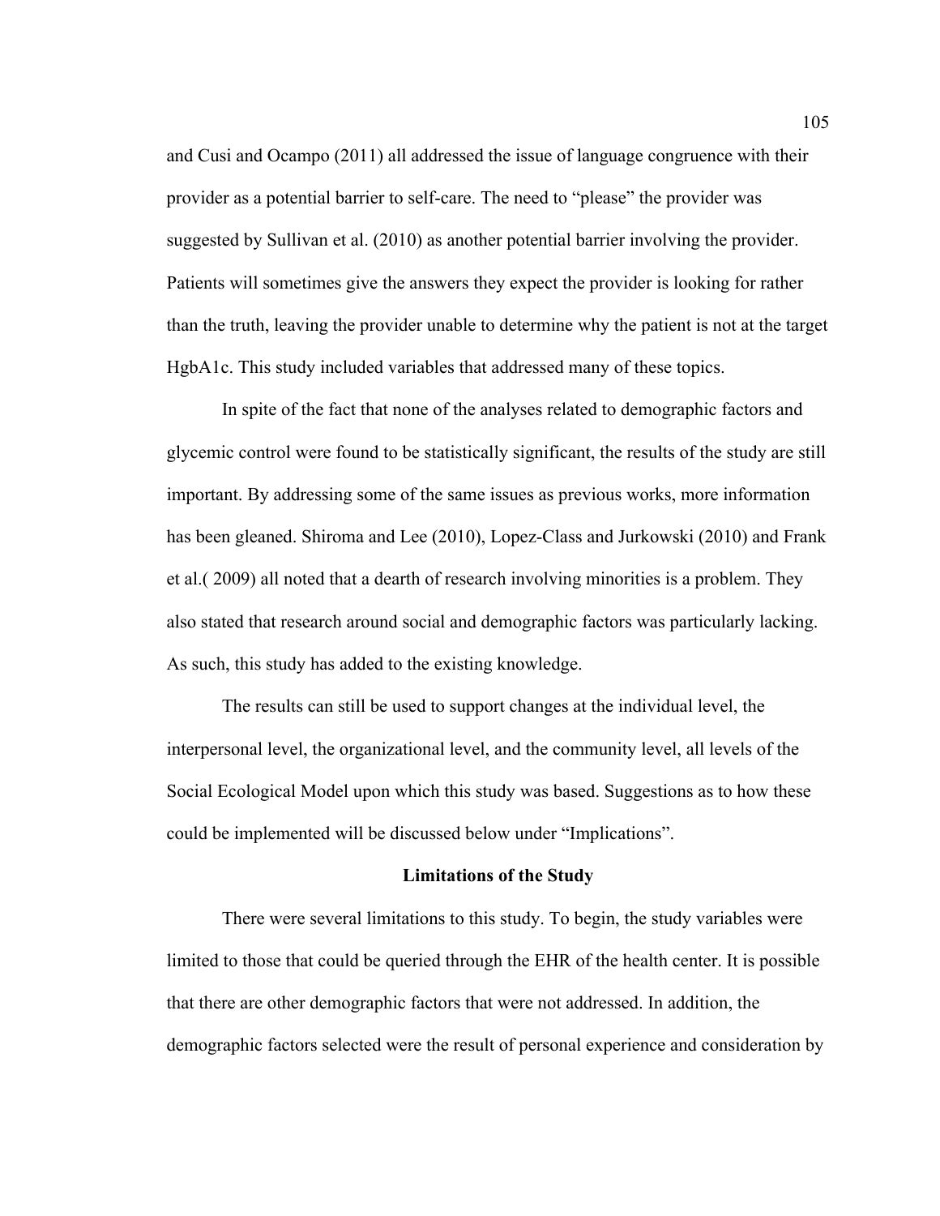and Cusi and Ocampo (2011) all addressed the issue of language congruence with their provider as a potential barrier to self-care. The need to "please" the provider was suggested by Sullivan et al. (2010) as another potential barrier involving the provider. Patients will sometimes give the answers they expect the provider is looking for rather than the truth, leaving the provider unable to determine why the patient is not at the target HgbA1c. This study included variables that addressed many of these topics.

In spite of the fact that none of the analyses related to demographic factors and glycemic control were found to be statistically significant, the results of the study are still important. By addressing some of the same issues as previous works, more information has been gleaned. Shiroma and Lee (2010), Lopez-Class and Jurkowski (2010) and Frank et al.( 2009) all noted that a dearth of research involving minorities is a problem. They also stated that research around social and demographic factors was particularly lacking. As such, this study has added to the existing knowledge.

The results can still be used to support changes at the individual level, the interpersonal level, the organizational level, and the community level, all levels of the Social Ecological Model upon which this study was based. Suggestions as to how these could be implemented will be discussed below under "Implications".

## Limitations of the Study

There were several limitations to this study. To begin, the study variables were limited to those that could be queried through the EHR of the health center. It is possible that there are other demographic factors that were not addressed. In addition, the demographic factors selected were the result of personal experience and consideration by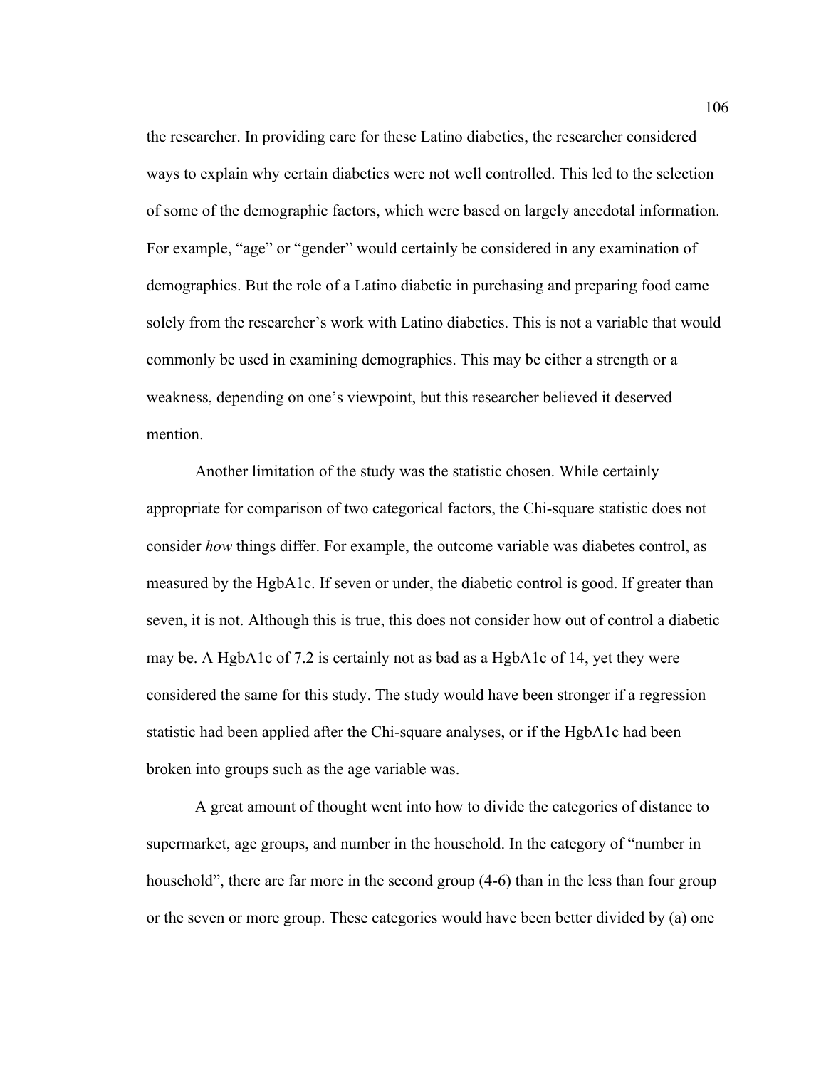the researcher. In providing care for these Latino diabetics, the researcher considered ways to explain why certain diabetics were not well controlled. This led to the selection of some of the demographic factors, which were based on largely anecdotal information. For example, "age" or "gender" would certainly be considered in any examination of demographics. But the role of a Latino diabetic in purchasing and preparing food came solely from the researcher's work with Latino diabetics. This is not a variable that would commonly be used in examining demographics. This may be either a strength or a weakness, depending on one's viewpoint, but this researcher believed it deserved mention.

Another limitation of the study was the statistic chosen. While certainly appropriate for comparison of two categorical factors, the Chi-square statistic does not consider *how* things differ. For example, the outcome variable was diabetes control, as measured by the HgbA1c. If seven or under, the diabetic control is good. If greater than seven, it is not. Although this is true, this does not consider how out of control a diabetic may be. A HgbA1c of 7.2 is certainly not as bad as a HgbA1c of 14, yet they were considered the same for this study. The study would have been stronger if a regression statistic had been applied after the Chi-square analyses, or if the HgbA1c had been broken into groups such as the age variable was.

A great amount of thought went into how to divide the categories of distance to supermarket, age groups, and number in the household. In the category of "number in household", there are far more in the second group (4-6) than in the less than four group or the seven or more group. These categories would have been better divided by (a) one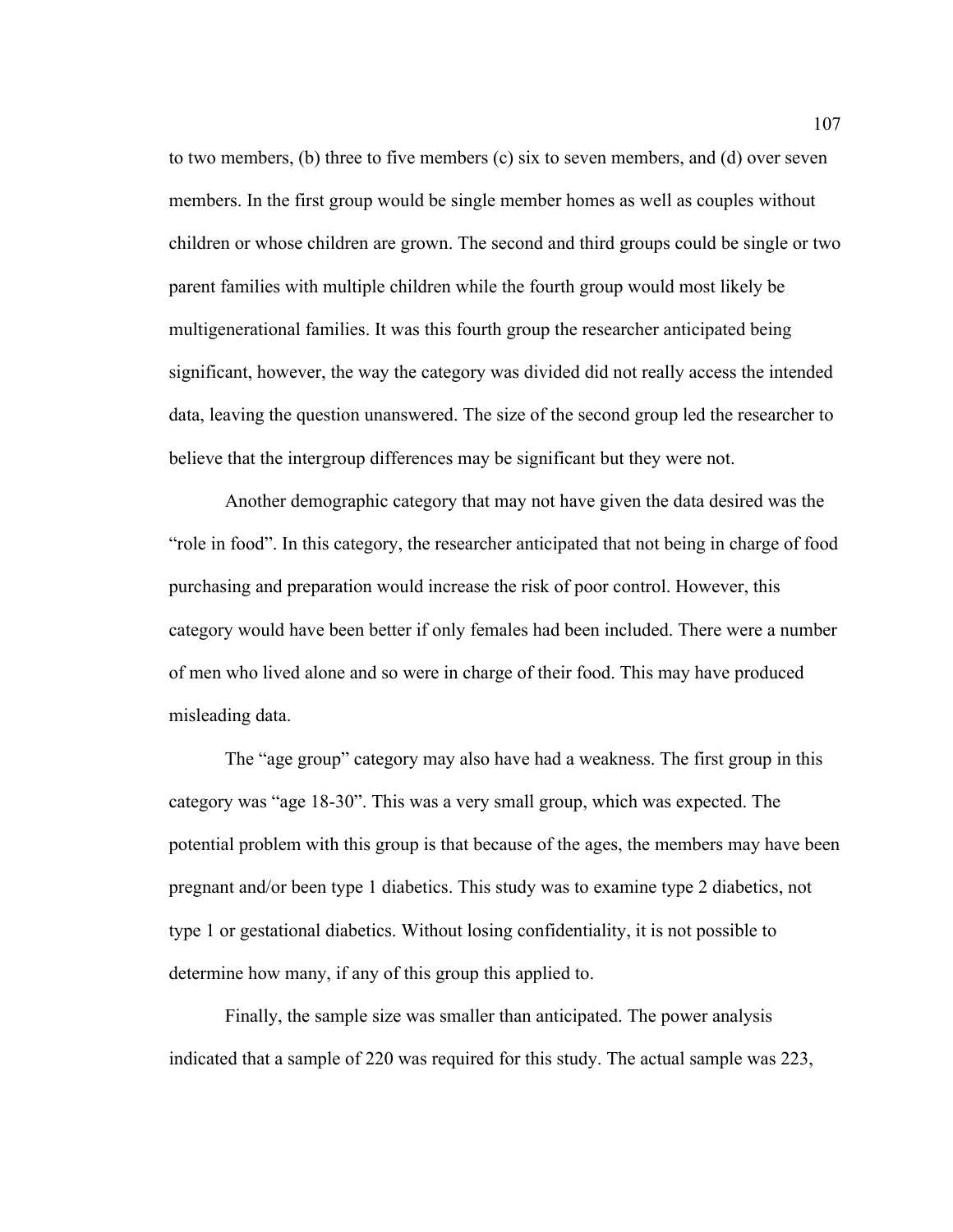to two members, (b) three to five members (c) six to seven members, and (d) over seven members. In the first group would be single member homes as well as couples without children or whose children are grown. The second and third groups could be single or two parent families with multiple children while the fourth group would most likely be multigenerational families. It was this fourth group the researcher anticipated being significant, however, the way the category was divided did not really access the intended data, leaving the question unanswered. The size of the second group led the researcher to believe that the intergroup differences may be significant but they were not.

Another demographic category that may not have given the data desired was the "role in food". In this category, the researcher anticipated that not being in charge of food purchasing and preparation would increase the risk of poor control. However, this category would have been better if only females had been included. There were a number of men who lived alone and so were in charge of their food. This may have produced misleading data.

The "age group" category may also have had a weakness. The first group in this category was "age 18-30". This was a very small group, which was expected. The potential problem with this group is that because of the ages, the members may have been pregnant and/or been type 1 diabetics. This study was to examine type 2 diabetics, not type 1 or gestational diabetics. Without losing confidentiality, it is not possible to determine how many, if any of this group this applied to.

Finally, the sample size was smaller than anticipated. The power analysis indicated that a sample of 220 was required for this study. The actual sample was 223,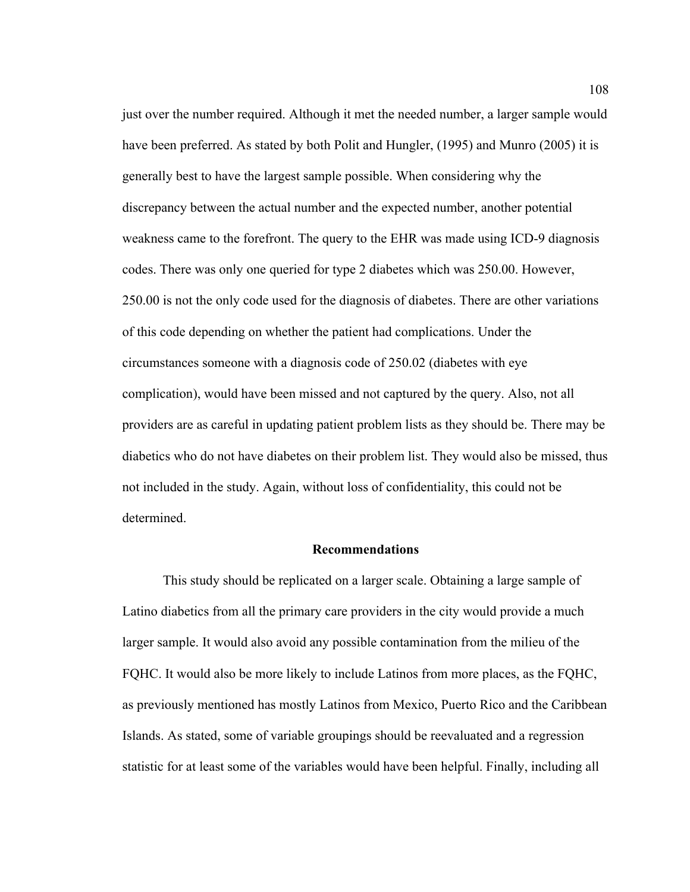just over the number required. Although it met the needed number, a larger sample would have been preferred. As stated by both Polit and Hungler, (1995) and Munro (2005) it is generally best to have the largest sample possible. When considering why the discrepancy between the actual number and the expected number, another potential weakness came to the forefront. The query to the EHR was made using ICD-9 diagnosis codes. There was only one queried for type 2 diabetes which was 250.00. However, 250.00 is not the only code used for the diagnosis of diabetes. There are other variations of this code depending on whether the patient had complications. Under the circumstances someone with a diagnosis code of 250.02 (diabetes with eye complication), would have been missed and not captured by the query. Also, not all providers are as careful in updating patient problem lists as they should be. There may be diabetics who do not have diabetes on their problem list. They would also be missed, thus not included in the study. Again, without loss of confidentiality, this could not be determined.

## Recommendations

This study should be replicated on a larger scale. Obtaining a large sample of Latino diabetics from all the primary care providers in the city would provide a much larger sample. It would also avoid any possible contamination from the milieu of the FQHC. It would also be more likely to include Latinos from more places, as the FQHC, as previously mentioned has mostly Latinos from Mexico, Puerto Rico and the Caribbean Islands. As stated, some of variable groupings should be reevaluated and a regression statistic for at least some of the variables would have been helpful. Finally, including all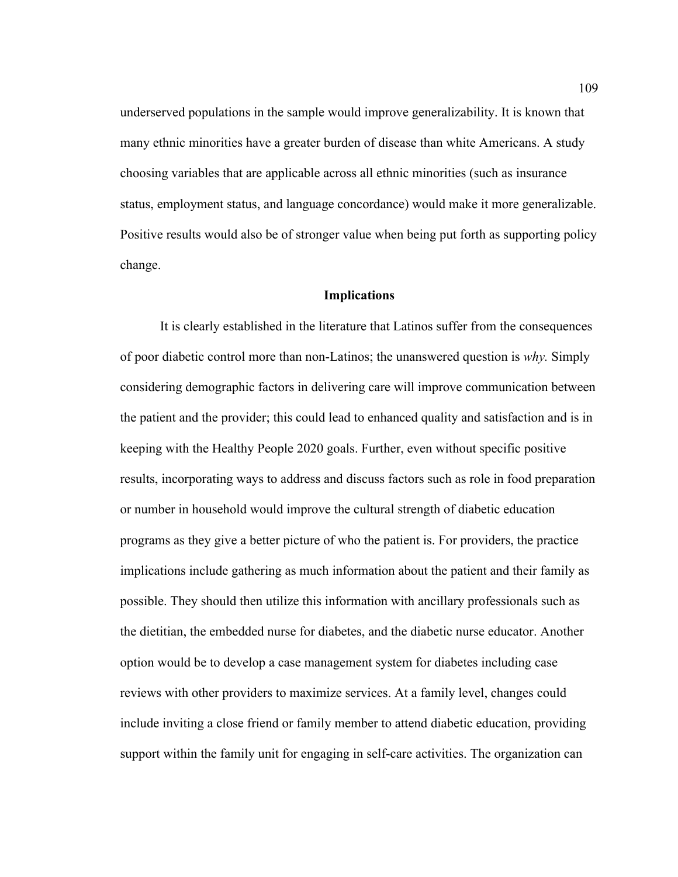underserved populations in the sample would improve generalizability. It is known that many ethnic minorities have a greater burden of disease than white Americans. A study choosing variables that are applicable across all ethnic minorities (such as insurance status, employment status, and language concordance) would make it more generalizable. Positive results would also be of stronger value when being put forth as supporting policy change.

## Implications

It is clearly established in the literature that Latinos suffer from the consequences of poor diabetic control more than non-Latinos; the unanswered question is *why.* Simply considering demographic factors in delivering care will improve communication between the patient and the provider; this could lead to enhanced quality and satisfaction and is in keeping with the Healthy People 2020 goals. Further, even without specific positive results, incorporating ways to address and discuss factors such as role in food preparation or number in household would improve the cultural strength of diabetic education programs as they give a better picture of who the patient is. For providers, the practice implications include gathering as much information about the patient and their family as possible. They should then utilize this information with ancillary professionals such as the dietitian, the embedded nurse for diabetes, and the diabetic nurse educator. Another option would be to develop a case management system for diabetes including case reviews with other providers to maximize services. At a family level, changes could include inviting a close friend or family member to attend diabetic education, providing support within the family unit for engaging in self-care activities. The organization can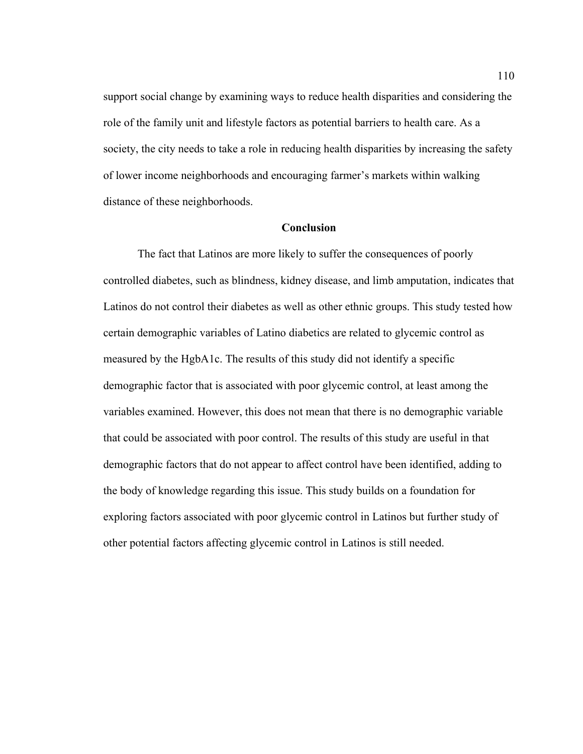support social change by examining ways to reduce health disparities and considering the role of the family unit and lifestyle factors as potential barriers to health care. As a society, the city needs to take a role in reducing health disparities by increasing the safety of lower income neighborhoods and encouraging farmer's markets within walking distance of these neighborhoods.

## Conclusion

The fact that Latinos are more likely to suffer the consequences of poorly controlled diabetes, such as blindness, kidney disease, and limb amputation, indicates that Latinos do not control their diabetes as well as other ethnic groups. This study tested how certain demographic variables of Latino diabetics are related to glycemic control as measured by the HgbA1c. The results of this study did not identify a specific demographic factor that is associated with poor glycemic control, at least among the variables examined. However, this does not mean that there is no demographic variable that could be associated with poor control. The results of this study are useful in that demographic factors that do not appear to affect control have been identified, adding to the body of knowledge regarding this issue. This study builds on a foundation for exploring factors associated with poor glycemic control in Latinos but further study of other potential factors affecting glycemic control in Latinos is still needed.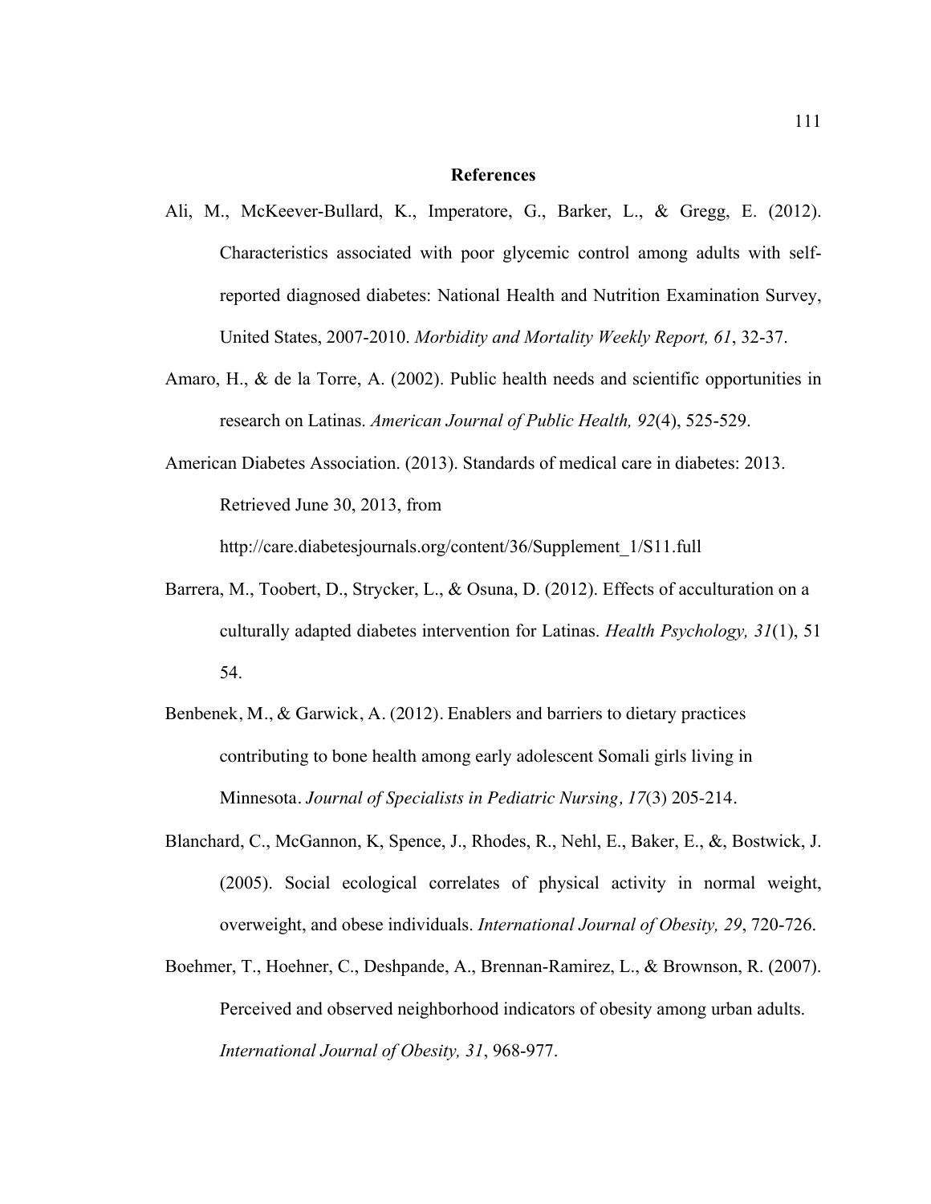## References

Ali, M., McKeever-Bullard, K., Imperatore, G., Barker, L., & Gregg, E. (2012). Characteristics associated with poor glycemic control among adults with self-reported diagnosed diabetes: National Health and Nutrition Examination Survey, United States, 2007-2010. *Morbidity and Mortality Weekly Report, 61*, 32-37.

Amaro, H., & de la Torre, A. (2002). Public health needs and scientific opportunities in research on Latinas. *American Journal of Public Health, 92*(4), 525-529.

American Diabetes Association. (2013). Standards of medical care in diabetes: 2013. Retrieved June 30, 2013, from http://care.diabetesjournals.org/content/36/Supplement_1/S11.full

Barrera, M., Toobert, D., Strycker, L., & Osuna, D. (2012). Effects of acculturation on a culturally adapted diabetes intervention for Latinas. *Health Psychology, 31*(1), 51 54.

Benbenek, M., & Garwick, A. (2012). Enablers and barriers to dietary practices contributing to bone health among early adolescent Somali girls living in Minnesota. *Journal of Specialists in Pediatric Nursing, 17*(3) 205-214.

Blanchard, C., McGannon, K, Spence, J., Rhodes, R., Nehl, E., Baker, E., &, Bostwick, J. (2005). Social ecological correlates of physical activity in normal weight, overweight, and obese individuals. *International Journal of Obesity, 29*, 720-726.

Boehmer, T., Hoehner, C., Deshpande, A., Brennan-Ramirez, L., & Brownson, R. (2007). Perceived and observed neighborhood indicators of obesity among urban adults. *International Journal of Obesity, 31*, 968-977.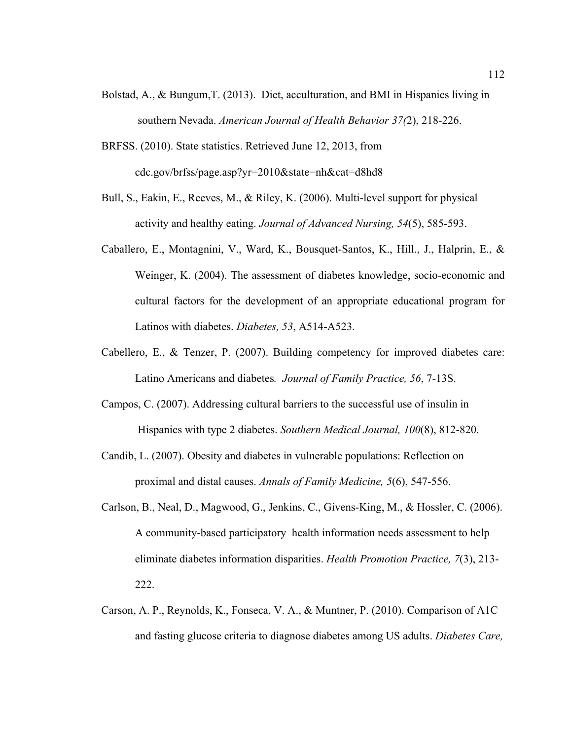Bolstad, A., & Bungum,T. (2013). Diet, acculturation, and BMI in Hispanics living in southern Nevada. *American Journal of Health Behavior 37(*2), 218-226.

BRFSS. (2010). State statistics. Retrieved June 12, 2013, from cdc.gov/brfss/page.asp?yr=2010&state=nh&cat=d8hd8

Bull, S., Eakin, E., Reeves, M., & Riley, K. (2006). Multi-level support for physical activity and healthy eating. *Journal of Advanced Nursing, 54*(5), 585-593.

Caballero, E., Montagnini, V., Ward, K., Bousquet-Santos, K., Hill., J., Halprin, E., & Weinger, K. (2004). The assessment of diabetes knowledge, socio-economic and cultural factors for the development of an appropriate educational program for Latinos with diabetes. *Diabetes, 53*, A514-A523.

Cabellero, E., & Tenzer, P. (2007). Building competency for improved diabetes care: Latino Americans and diabetes*. Journal of Family Practice, 56*, 7-13S.

Campos, C. (2007). Addressing cultural barriers to the successful use of insulin in Hispanics with type 2 diabetes. *Southern Medical Journal, 100*(8), 812-820.

Candib, L. (2007). Obesity and diabetes in vulnerable populations: Reflection on proximal and distal causes. *Annals of Family Medicine, 5*(6), 547-556.

Carlson, B., Neal, D., Magwood, G., Jenkins, C., Givens-King, M., & Hossler, C. (2006). A community-based participatory health information needs assessment to help eliminate diabetes information disparities. *Health Promotion Practice, 7*(3), 213-222.

Carson, A. P., Reynolds, K., Fonseca, V. A., & Muntner, P. (2010). Comparison of A1C and fasting glucose criteria to diagnose diabetes among US adults. *Diabetes Care,*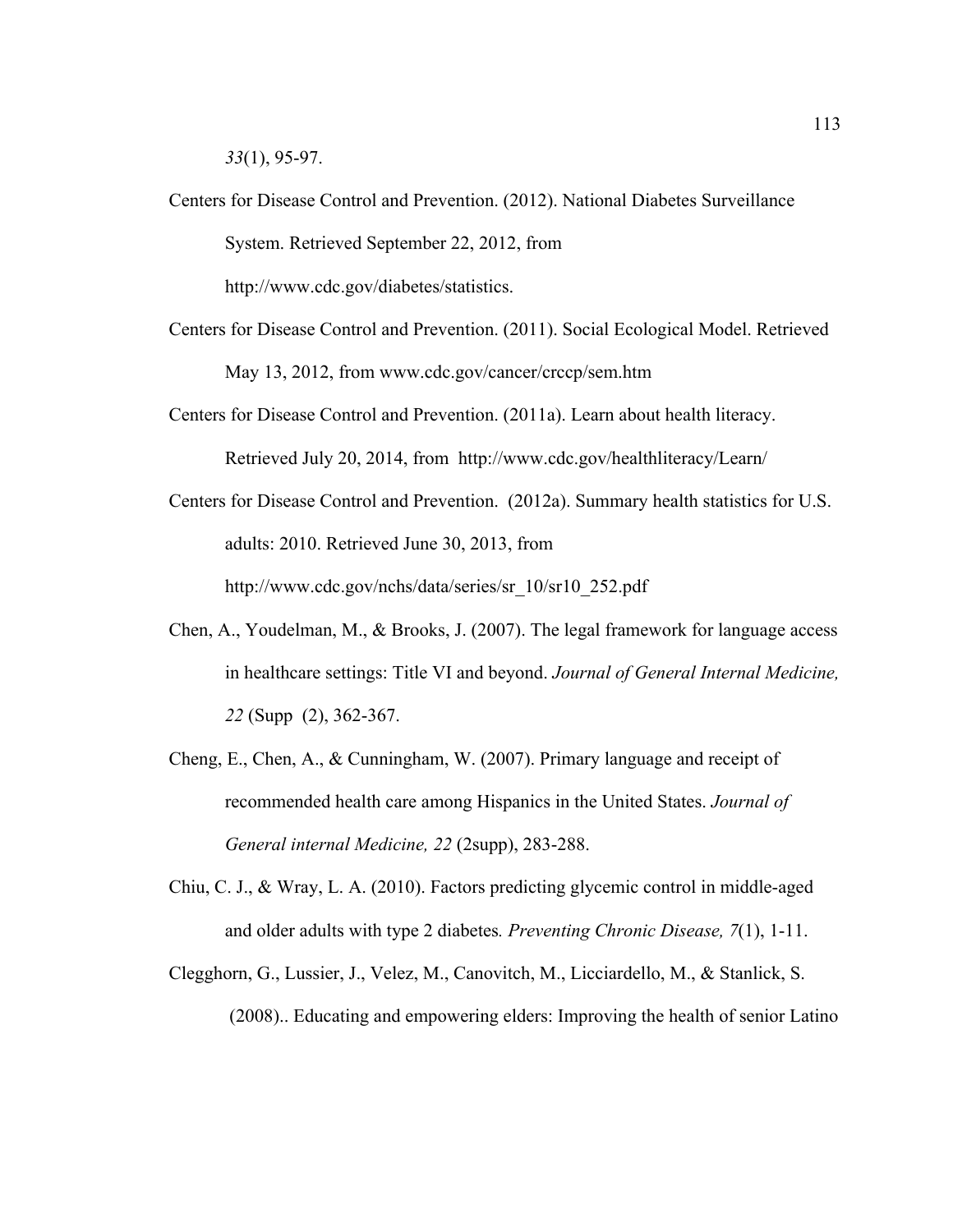*33*(1), 95-97.

Centers for Disease Control and Prevention. (2012). National Diabetes Surveillance System. Retrieved September 22, 2012, from http://www.cdc.gov/diabetes/statistics.

Centers for Disease Control and Prevention. (2011). Social Ecological Model. Retrieved May 13, 2012, from www.cdc.gov/cancer/crccp/sem.htm

Centers for Disease Control and Prevention. (2011a). Learn about health literacy. Retrieved July 20, 2014, from http://www.cdc.gov/healthliteracy/Learn/

Centers for Disease Control and Prevention. (2012a). Summary health statistics for U.S. adults: 2010. Retrieved June 30, 2013, from http://www.cdc.gov/nchs/data/series/sr_10/sr10_252.pdf

Chen, A., Youdelman, M., & Brooks, J. (2007). The legal framework for language access in healthcare settings: Title VI and beyond. *Journal of General Internal Medicine, 22* (Supp (2), 362-367.

Cheng, E., Chen, A., & Cunningham, W. (2007). Primary language and receipt of recommended health care among Hispanics in the United States. *Journal of General internal Medicine, 22* (2supp), 283-288.

Chiu, C. J., & Wray, L. A. (2010). Factors predicting glycemic control in middle-aged and older adults with type 2 diabetes*. Preventing Chronic Disease, 7*(1), 1-11.

Clegghorn, G., Lussier, J., Velez, M., Canovitch, M., Licciardello, M., & Stanlick, S. (2008).. Educating and empowering elders: Improving the health of senior Latino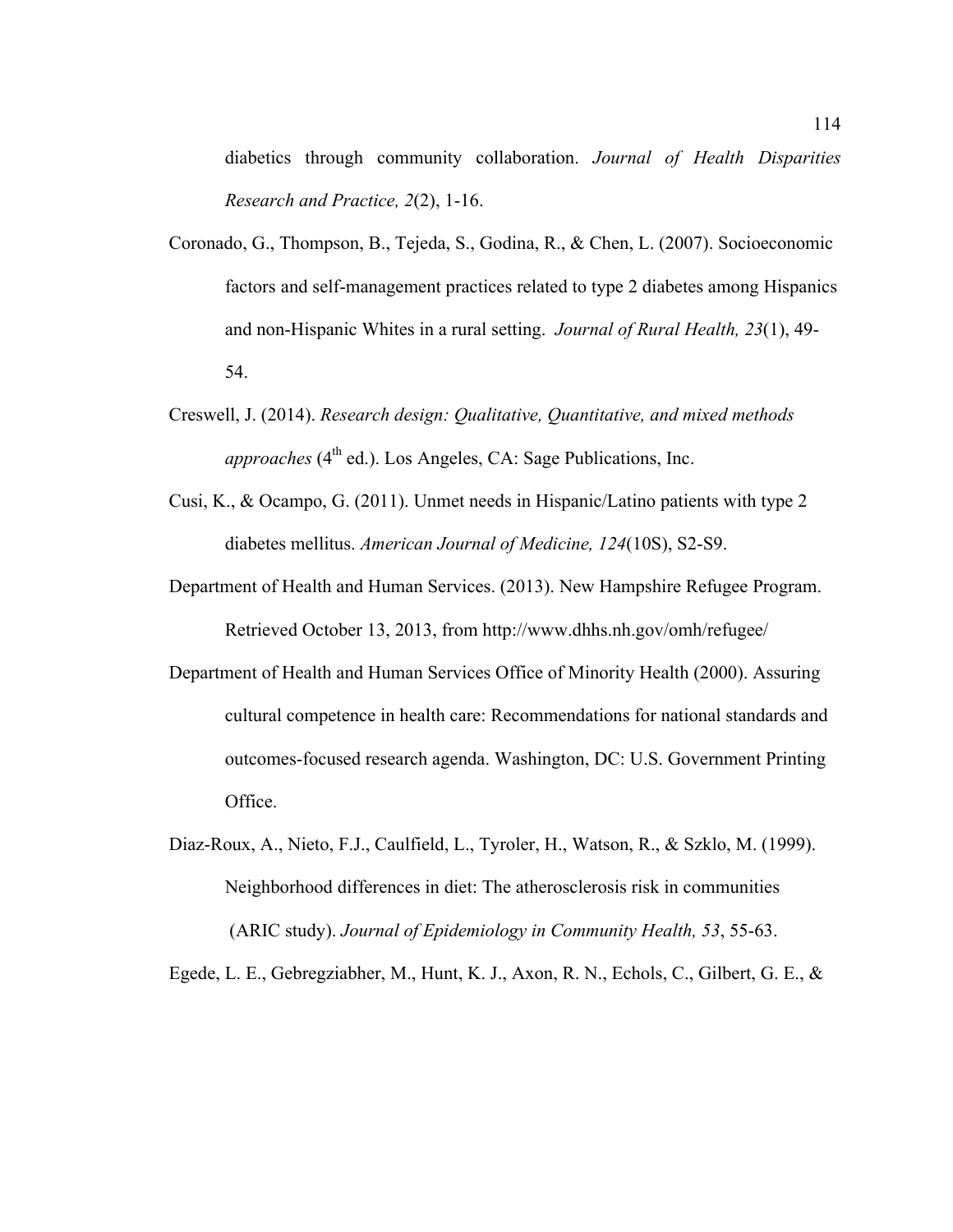diabetics through community collaboration. *Journal of Health Disparities Research and Practice, 2*(2), 1-16.

Coronado, G., Thompson, B., Tejeda, S., Godina, R., & Chen, L. (2007). Socioeconomic factors and self-management practices related to type 2 diabetes among Hispanics and non-Hispanic Whites in a rural setting. *Journal of Rural Health, 23*(1), 49-54.

Creswell, J. (2014). *Research design: Qualitative, Quantitative, and mixed methods approaches* (4th ed.). Los Angeles, CA: Sage Publications, Inc.

Cusi, K., & Ocampo, G. (2011). Unmet needs in Hispanic/Latino patients with type 2 diabetes mellitus. *American Journal of Medicine, 124*(10S), S2-S9.

Department of Health and Human Services. (2013). New Hampshire Refugee Program. Retrieved October 13, 2013, from http://www.dhhs.nh.gov/omh/refugee/

Department of Health and Human Services Office of Minority Health (2000). Assuring cultural competence in health care: Recommendations for national standards and outcomes-focused research agenda. Washington, DC: U.S. Government Printing Office.

Diaz-Roux, A., Nieto, F.J., Caulfield, L., Tyroler, H., Watson, R., & Szklo, M. (1999). Neighborhood differences in diet: The atherosclerosis risk in communities (ARIC study). *Journal of Epidemiology in Community Health, 53*, 55-63.

Egede, L. E., Gebregziabher, M., Hunt, K. J., Axon, R. N., Echols, C., Gilbert, G. E., &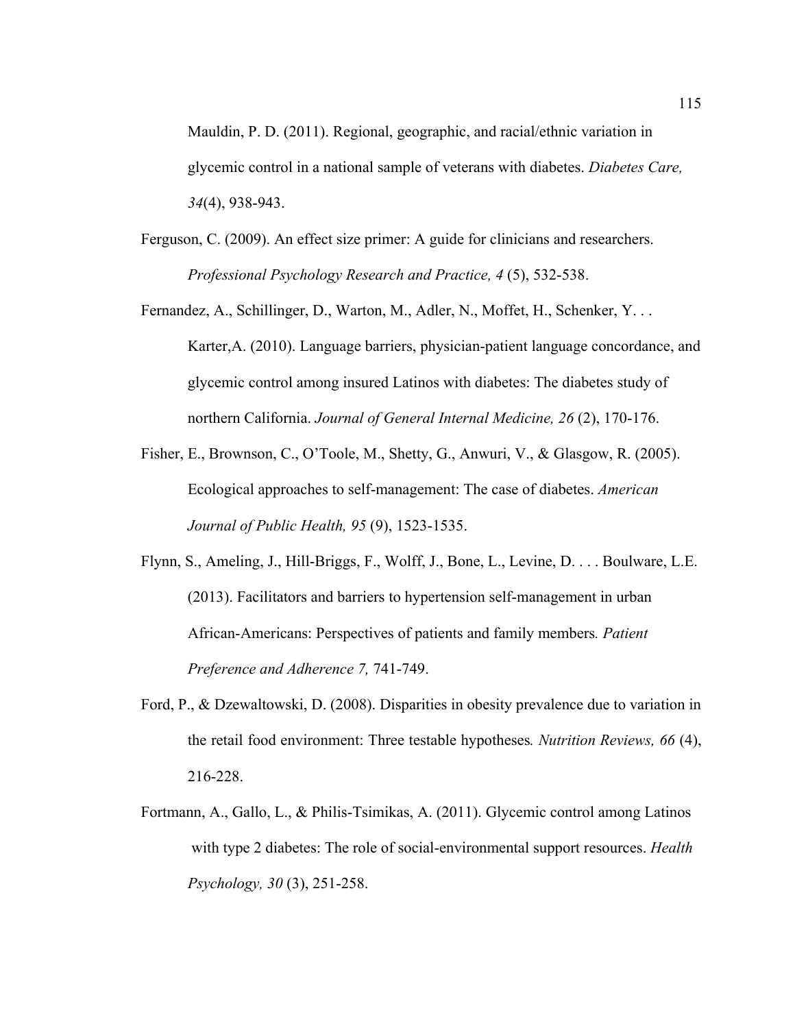Mauldin, P. D. (2011). Regional, geographic, and racial/ethnic variation in glycemic control in a national sample of veterans with diabetes. *Diabetes Care, 34*(4), 938-943.

Ferguson, C. (2009). An effect size primer: A guide for clinicians and researchers. *Professional Psychology Research and Practice, 4* (5), 532-538.

Fernandez, A., Schillinger, D., Warton, M., Adler, N., Moffet, H., Schenker, Y. . . Karter,A. (2010). Language barriers, physician-patient language concordance, and glycemic control among insured Latinos with diabetes: The diabetes study of northern California. *Journal of General Internal Medicine, 26* (2), 170-176.

Fisher, E., Brownson, C., O'Toole, M., Shetty, G., Anwuri, V., & Glasgow, R. (2005). Ecological approaches to self-management: The case of diabetes. *American Journal of Public Health, 95* (9), 1523-1535.

Flynn, S., Ameling, J., Hill-Briggs, F., Wolff, J., Bone, L., Levine, D. . . . Boulware, L.E. (2013). Facilitators and barriers to hypertension self-management in urban African-Americans: Perspectives of patients and family members*. Patient Preference and Adherence 7,* 741-749.

Ford, P., & Dzewaltowski, D. (2008). Disparities in obesity prevalence due to variation in the retail food environment: Three testable hypotheses*. Nutrition Reviews, 66* (4), 216-228.

Fortmann, A., Gallo, L., & Philis-Tsimikas, A. (2011). Glycemic control among Latinos with type 2 diabetes: The role of social-environmental support resources. *Health Psychology, 30* (3), 251-258.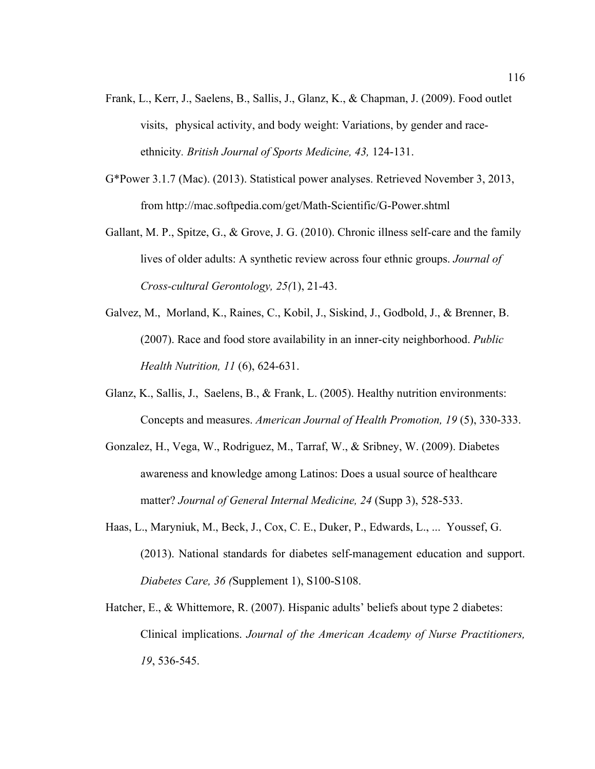Frank, L., Kerr, J., Saelens, B., Sallis, J., Glanz, K., & Chapman, J. (2009). Food outlet visits, physical activity, and body weight: Variations, by gender and race-ethnicity. *British Journal of Sports Medicine, 43,* 124-131.

G*Power 3.1.7 (Mac). (2013). Statistical power analyses. Retrieved November 3, 2013, from http://mac.softpedia.com/get/Math-Scientific/G-Power.shtml

Gallant, M. P., Spitze, G., & Grove, J. G. (2010). Chronic illness self-care and the family lives of older adults: A synthetic review across four ethnic groups. *Journal of Cross-cultural Gerontology, 25(*1), 21-43.

Galvez, M., Morland, K., Raines, C., Kobil, J., Siskind, J., Godbold, J., & Brenner, B. (2007). Race and food store availability in an inner-city neighborhood. *Public Health Nutrition, 11* (6), 624-631.

Glanz, K., Sallis, J., Saelens, B., & Frank, L. (2005). Healthy nutrition environments: Concepts and measures. *American Journal of Health Promotion, 19* (5), 330-333.

Gonzalez, H., Vega, W., Rodriguez, M., Tarraf, W., & Sribney, W. (2009). Diabetes awareness and knowledge among Latinos: Does a usual source of healthcare matter? *Journal of General Internal Medicine, 24* (Supp 3), 528-533.

Haas, L., Maryniuk, M., Beck, J., Cox, C. E., Duker, P., Edwards, L., ... Youssef, G. (2013). National standards for diabetes self-management education and support. *Diabetes Care, 36 (*Supplement 1), S100-S108.

Hatcher, E., & Whittemore, R. (2007). Hispanic adults' beliefs about type 2 diabetes: Clinical implications. *Journal of the American Academy of Nurse Practitioners, 19*, 536-545.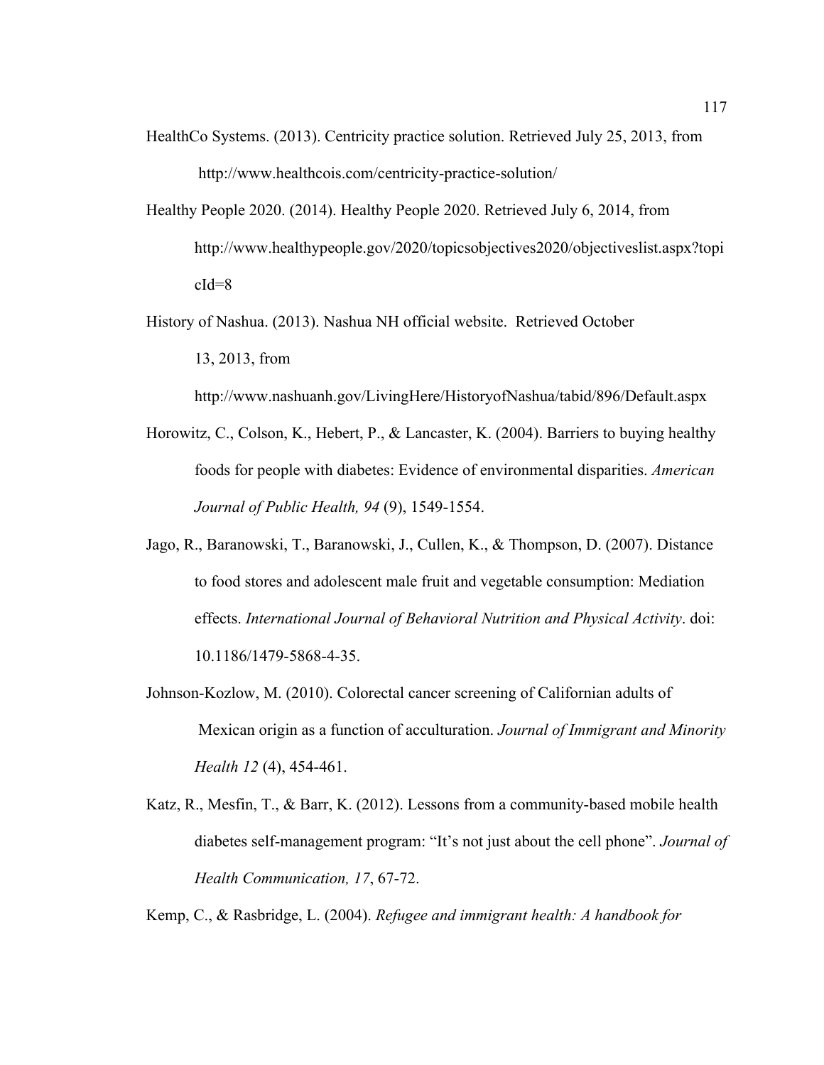HealthCo Systems. (2013). Centricity practice solution. Retrieved July 25, 2013, from http://www.healthcois.com/centricity-practice-solution/

Healthy People 2020. (2014). Healthy People 2020. Retrieved July 6, 2014, from http://www.healthypeople.gov/2020/topicsobjectives2020/objectiveslist.aspx?topicId=8

History of Nashua. (2013). Nashua NH official website. Retrieved October 13, 2013, from http://www.nashuanh.gov/LivingHere/HistoryofNashua/tabid/896/Default.aspx

Horowitz, C., Colson, K., Hebert, P., & Lancaster, K. (2004). Barriers to buying healthy foods for people with diabetes: Evidence of environmental disparities. *American Journal of Public Health, 94* (9), 1549-1554.

Jago, R., Baranowski, T., Baranowski, J., Cullen, K., & Thompson, D. (2007). Distance to food stores and adolescent male fruit and vegetable consumption: Mediation effects. *International Journal of Behavioral Nutrition and Physical Activity*. doi: 10.1186/1479-5868-4-35.

Johnson-Kozlow, M. (2010). Colorectal cancer screening of Californian adults of Mexican origin as a function of acculturation. *Journal of Immigrant and Minority Health 12* (4), 454-461.

Katz, R., Mesfin, T., & Barr, K. (2012). Lessons from a community-based mobile health diabetes self-management program: "It's not just about the cell phone". *Journal of Health Communication, 17*, 67-72.

Kemp, C., & Rasbridge, L. (2004). *Refugee and immigrant health: A handbook for*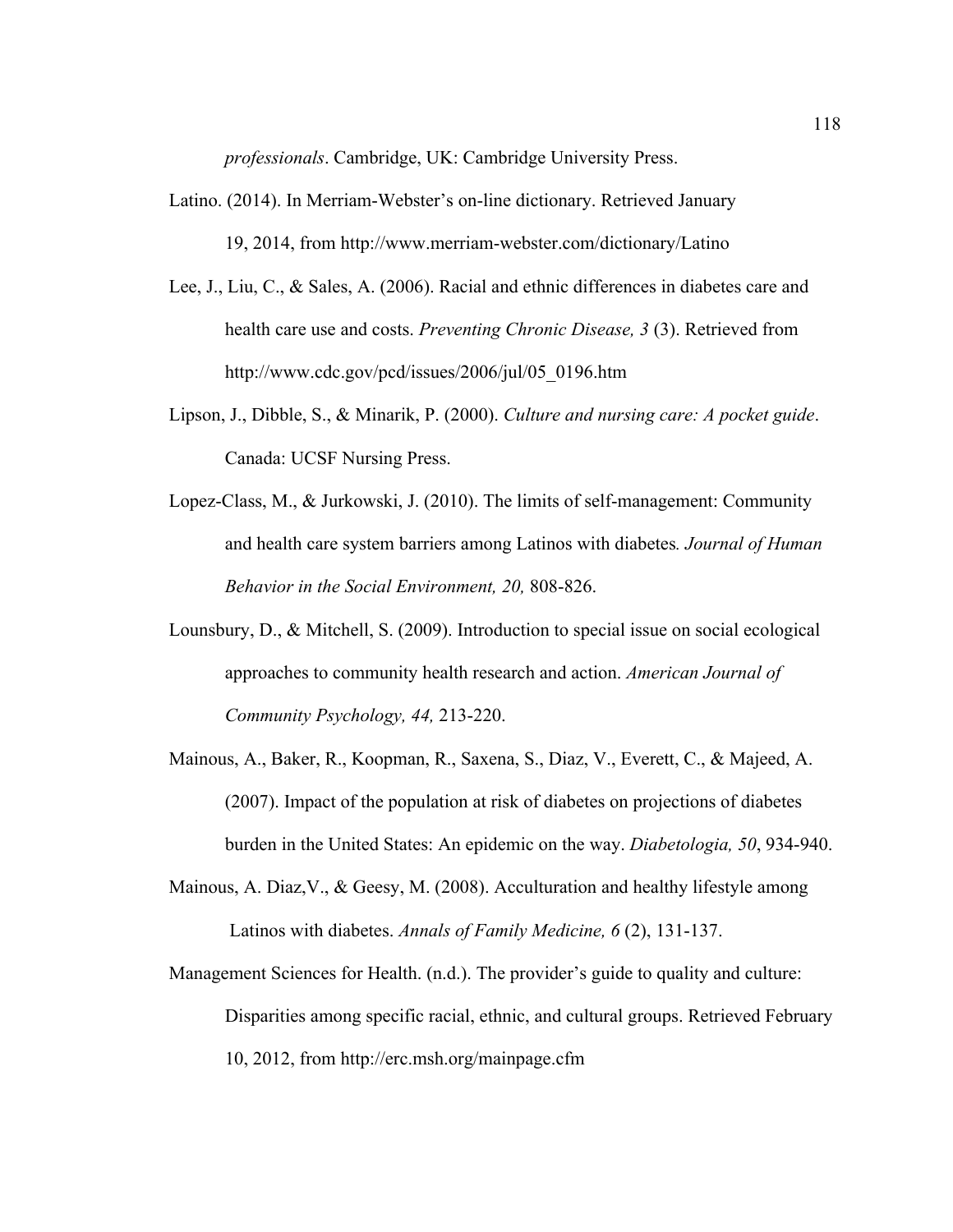*professionals*. Cambridge, UK: Cambridge University Press.

Latino. (2014). In Merriam-Webster's on-line dictionary. Retrieved January 19, 2014, from http://www.merriam-webster.com/dictionary/Latino

Lee, J., Liu, C., & Sales, A. (2006). Racial and ethnic differences in diabetes care and health care use and costs. *Preventing Chronic Disease, 3* (3). Retrieved from http://www.cdc.gov/pcd/issues/2006/jul/05_0196.htm

Lipson, J., Dibble, S., & Minarik, P. (2000). *Culture and nursing care: A pocket guide*. Canada: UCSF Nursing Press.

Lopez-Class, M., & Jurkowski, J. (2010). The limits of self-management: Community and health care system barriers among Latinos with diabetes*. Journal of Human Behavior in the Social Environment, 20,* 808-826.

Lounsbury, D., & Mitchell, S. (2009). Introduction to special issue on social ecological approaches to community health research and action. *American Journal of Community Psychology, 44,* 213-220.

Mainous, A., Baker, R., Koopman, R., Saxena, S., Diaz, V., Everett, C., & Majeed, A. (2007). Impact of the population at risk of diabetes on projections of diabetes burden in the United States: An epidemic on the way. *Diabetologia, 50*, 934-940.

Mainous, A. Diaz,V., & Geesy, M. (2008). Acculturation and healthy lifestyle among Latinos with diabetes. *Annals of Family Medicine, 6* (2), 131-137.

Management Sciences for Health. (n.d.). The provider's guide to quality and culture: Disparities among specific racial, ethnic, and cultural groups. Retrieved February 10, 2012, from http://erc.msh.org/mainpage.cfm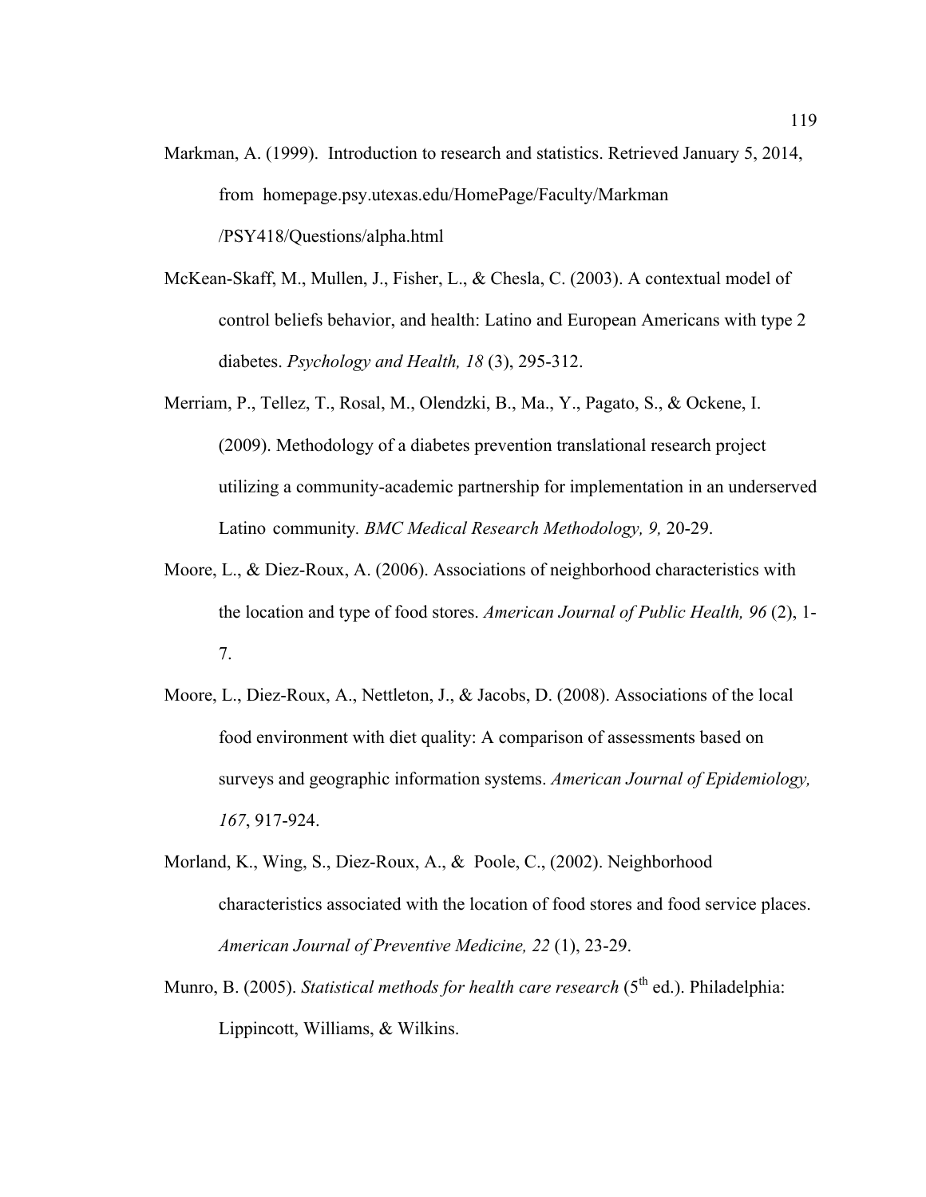Markman, A. (1999). Introduction to research and statistics. Retrieved January 5, 2014, from homepage.psy.utexas.edu/HomePage/Faculty/Markman /PSY418/Questions/alpha.html

McKean-Skaff, M., Mullen, J., Fisher, L., & Chesla, C. (2003). A contextual model of control beliefs behavior, and health: Latino and European Americans with type 2 diabetes. *Psychology and Health, 18* (3), 295-312.

Merriam, P., Tellez, T., Rosal, M., Olendzki, B., Ma., Y., Pagato, S., & Ockene, I. (2009). Methodology of a diabetes prevention translational research project utilizing a community-academic partnership for implementation in an underserved Latino community. *BMC Medical Research Methodology, 9,* 20-29.

Moore, L., & Diez-Roux, A. (2006). Associations of neighborhood characteristics with the location and type of food stores. *American Journal of Public Health, 96* (2), 1-7.

Moore, L., Diez-Roux, A., Nettleton, J., & Jacobs, D. (2008). Associations of the local food environment with diet quality: A comparison of assessments based on surveys and geographic information systems. *American Journal of Epidemiology, 167*, 917-924.

Morland, K., Wing, S., Diez-Roux, A., & Poole, C., (2002). Neighborhood characteristics associated with the location of food stores and food service places. *American Journal of Preventive Medicine, 22* (1), 23-29.

Munro, B. (2005). *Statistical methods for health care research* (5th ed.). Philadelphia: Lippincott, Williams, & Wilkins.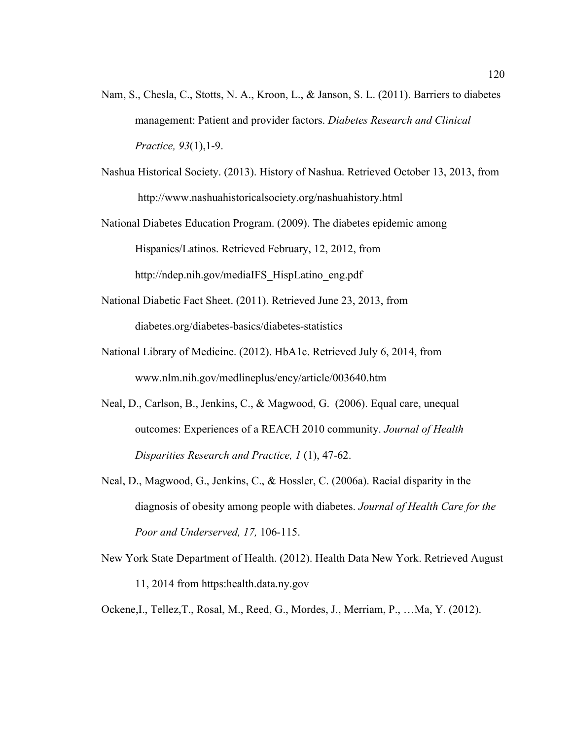Nam, S., Chesla, C., Stotts, N. A., Kroon, L., & Janson, S. L. (2011). Barriers to diabetes management: Patient and provider factors. *Diabetes Research and Clinical Practice, 93*(1),1-9.

Nashua Historical Society. (2013). History of Nashua. Retrieved October 13, 2013, from http://www.nashuahistoricalsociety.org/nashuahistory.html

National Diabetes Education Program. (2009). The diabetes epidemic among Hispanics/Latinos. Retrieved February, 12, 2012, from http://ndep.nih.gov/mediaIFS_HispLatino_eng.pdf

National Diabetic Fact Sheet. (2011). Retrieved June 23, 2013, from diabetes.org/diabetes-basics/diabetes-statistics

National Library of Medicine. (2012). HbA1c. Retrieved July 6, 2014, from www.nlm.nih.gov/medlineplus/ency/article/003640.htm

Neal, D., Carlson, B., Jenkins, C., & Magwood, G. (2006). Equal care, unequal outcomes: Experiences of a REACH 2010 community. *Journal of Health Disparities Research and Practice, 1* (1), 47-62.

Neal, D., Magwood, G., Jenkins, C., & Hossler, C. (2006a). Racial disparity in the diagnosis of obesity among people with diabetes. *Journal of Health Care for the Poor and Underserved, 17,* 106-115.

New York State Department of Health. (2012). Health Data New York. Retrieved August 11, 2014 from https:health.data.ny.gov

Ockene,I., Tellez,T., Rosal, M., Reed, G., Mordes, J., Merriam, P., …Ma, Y. (2012).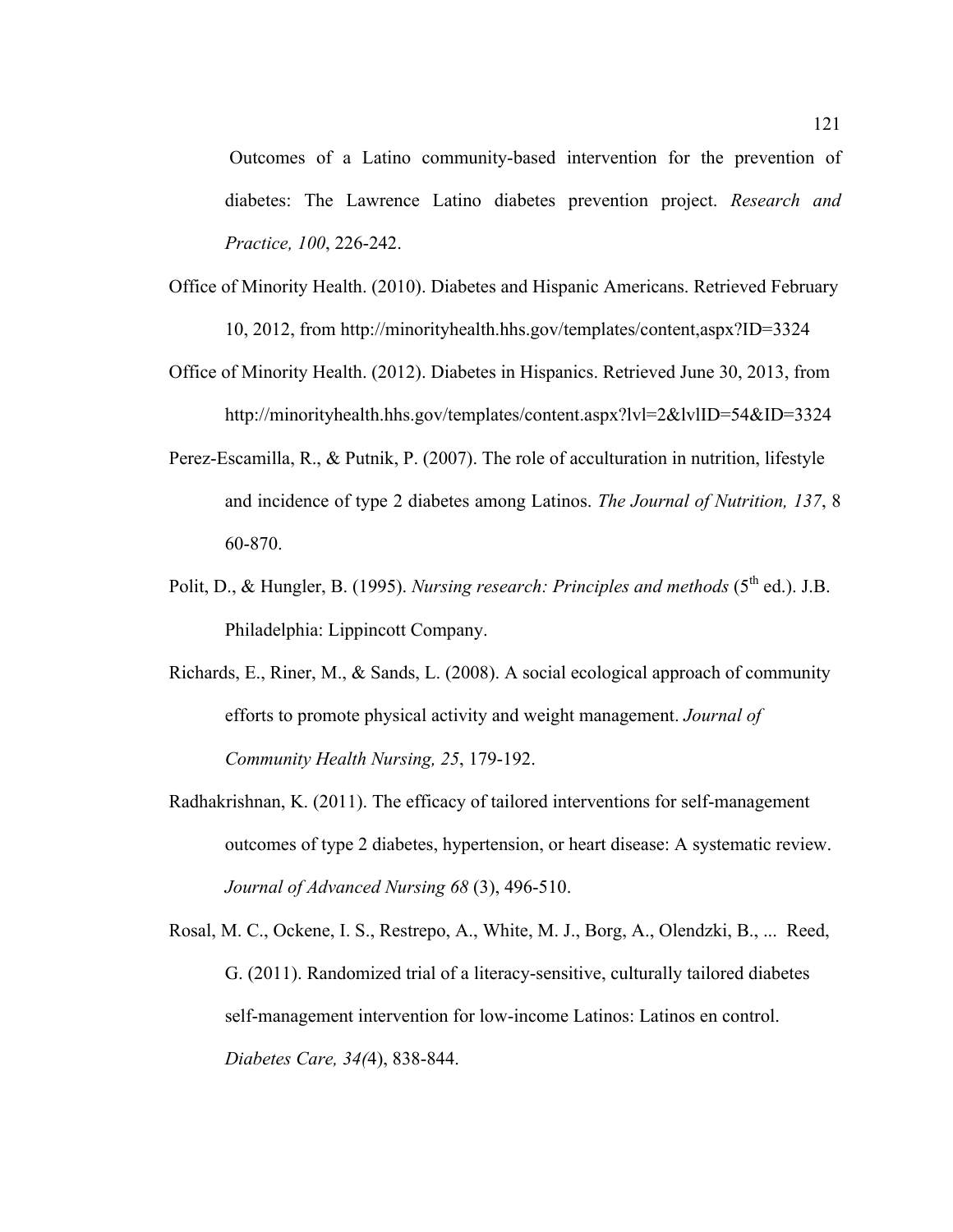Outcomes of a Latino community-based intervention for the prevention of diabetes: The Lawrence Latino diabetes prevention project. *Research and Practice, 100*, 226-242.

Office of Minority Health. (2010). Diabetes and Hispanic Americans. Retrieved February 10, 2012, from http://minorityhealth.hhs.gov/templates/content,aspx?ID=3324

Office of Minority Health. (2012). Diabetes in Hispanics. Retrieved June 30, 2013, from http://minorityhealth.hhs.gov/templates/content.aspx?lvl=2&lvlID=54&ID=3324

Perez-Escamilla, R., & Putnik, P. (2007). The role of acculturation in nutrition, lifestyle and incidence of type 2 diabetes among Latinos. *The Journal of Nutrition, 137*, 8 60-870.

Polit, D., & Hungler, B. (1995). *Nursing research: Principles and methods* (5th ed.). J.B. Philadelphia: Lippincott Company.

Richards, E., Riner, M., & Sands, L. (2008). A social ecological approach of community efforts to promote physical activity and weight management. *Journal of Community Health Nursing, 25*, 179-192.

Radhakrishnan, K. (2011). The efficacy of tailored interventions for self-management outcomes of type 2 diabetes, hypertension, or heart disease: A systematic review. *Journal of Advanced Nursing 68* (3), 496-510.

Rosal, M. C., Ockene, I. S., Restrepo, A., White, M. J., Borg, A., Olendzki, B., ... Reed, G. (2011). Randomized trial of a literacy-sensitive, culturally tailored diabetes self-management intervention for low-income Latinos: Latinos en control. *Diabetes Care, 34(*4), 838-844.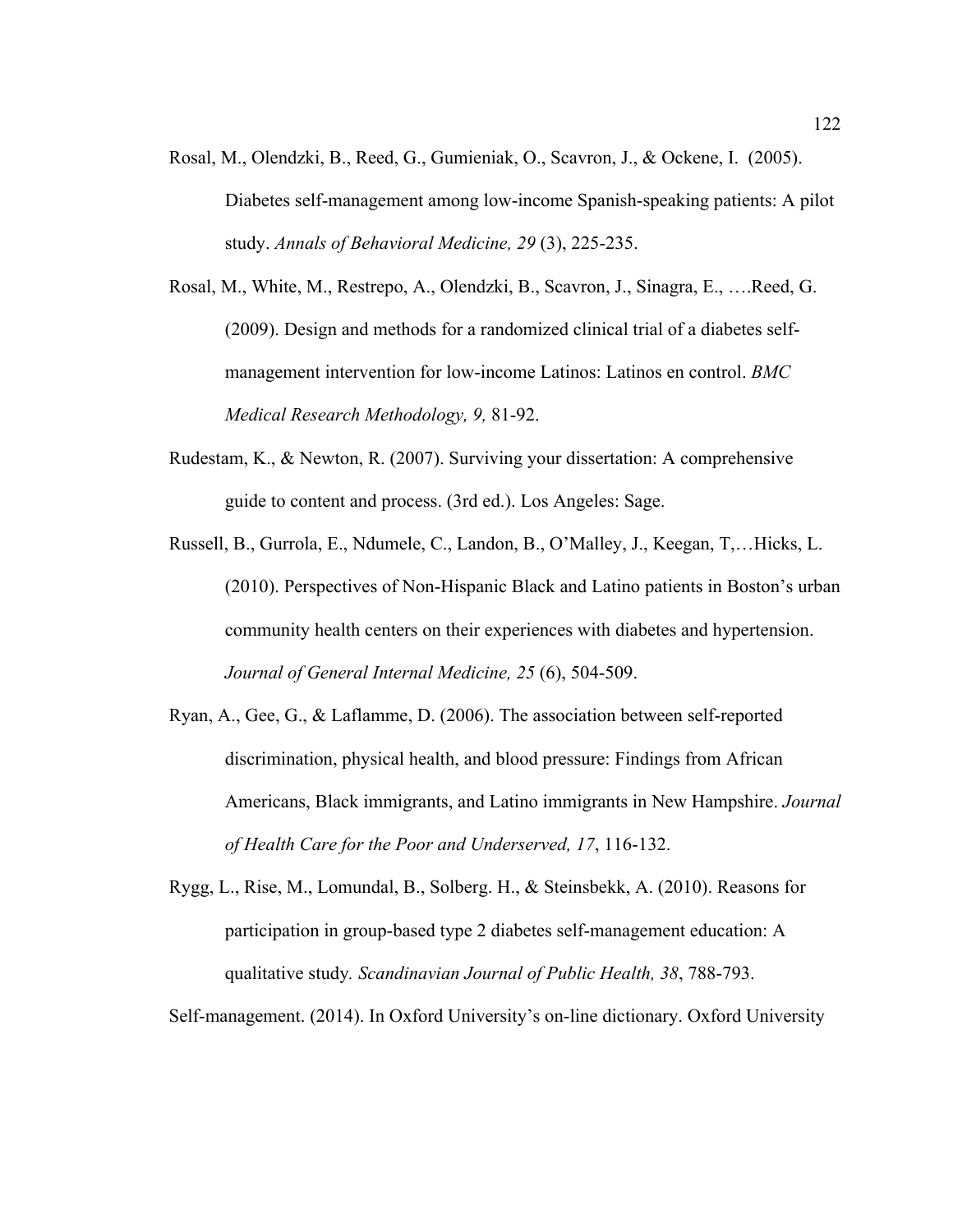Rosal, M., Olendzki, B., Reed, G., Gumieniak, O., Scavron, J., & Ockene, I. (2005). Diabetes self-management among low-income Spanish-speaking patients: A pilot study. *Annals of Behavioral Medicine, 29* (3), 225-235.

Rosal, M., White, M., Restrepo, A., Olendzki, B., Scavron, J., Sinagra, E., ….Reed, G. (2009). Design and methods for a randomized clinical trial of a diabetes self-management intervention for low-income Latinos: Latinos en control. *BMC Medical Research Methodology, 9,* 81-92.

Rudestam, K., & Newton, R. (2007). Surviving your dissertation: A comprehensive guide to content and process. (3rd ed.). Los Angeles: Sage.

Russell, B., Gurrola, E., Ndumele, C., Landon, B., O'Malley, J., Keegan, T,…Hicks, L. (2010). Perspectives of Non-Hispanic Black and Latino patients in Boston's urban community health centers on their experiences with diabetes and hypertension. *Journal of General Internal Medicine, 25* (6), 504-509.

Ryan, A., Gee, G., & Laflamme, D. (2006). The association between self-reported discrimination, physical health, and blood pressure: Findings from African Americans, Black immigrants, and Latino immigrants in New Hampshire. *Journal of Health Care for the Poor and Underserved, 17*, 116-132.

Rygg, L., Rise, M., Lomundal, B., Solberg. H., & Steinsbekk, A. (2010). Reasons for participation in group-based type 2 diabetes self-management education: A qualitative study*. Scandinavian Journal of Public Health, 38*, 788-793.

Self-management. (2014). In Oxford University's on-line dictionary. Oxford University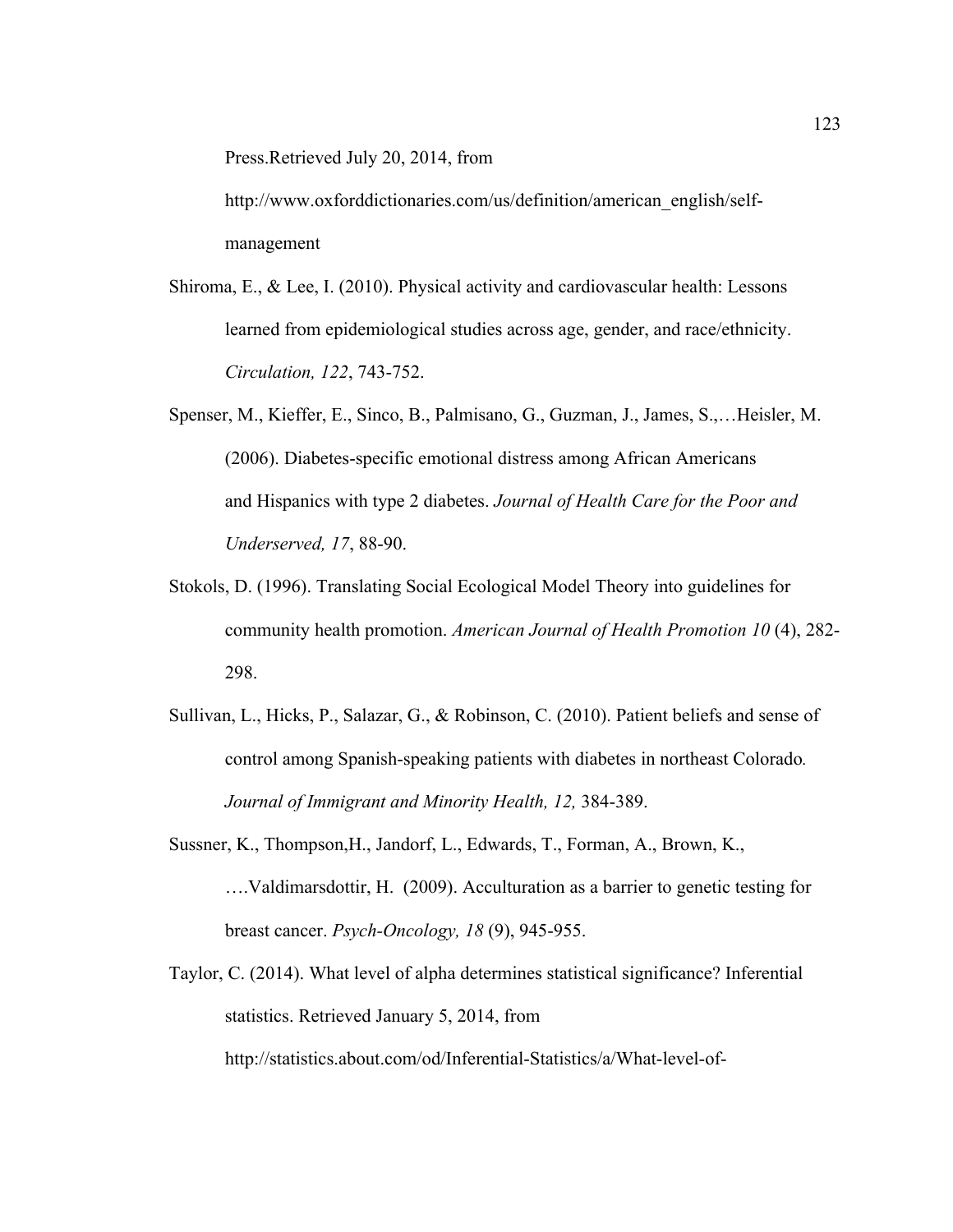Press.Retrieved July 20, 2014, from http://www.oxforddictionaries.com/us/definition/american_english/self-management

Shiroma, E., & Lee, I. (2010). Physical activity and cardiovascular health: Lessons learned from epidemiological studies across age, gender, and race/ethnicity. *Circulation, 122*, 743-752.

Spenser, M., Kieffer, E., Sinco, B., Palmisano, G., Guzman, J., James, S.,…Heisler, M. (2006). Diabetes-specific emotional distress among African Americans and Hispanics with type 2 diabetes. *Journal of Health Care for the Poor and Underserved, 17*, 88-90.

Stokols, D. (1996). Translating Social Ecological Model Theory into guidelines for community health promotion. *American Journal of Health Promotion 10* (4), 282-298.

Sullivan, L., Hicks, P., Salazar, G., & Robinson, C. (2010). Patient beliefs and sense of control among Spanish-speaking patients with diabetes in northeast Colorado. *Journal of Immigrant and Minority Health, 12,* 384-389.

Sussner, K., Thompson,H., Jandorf, L., Edwards, T., Forman, A., Brown, K., ….Valdimarsdottir, H. (2009). Acculturation as a barrier to genetic testing for breast cancer. *Psych-Oncology, 18* (9), 945-955.

Taylor, C. (2014). What level of alpha determines statistical significance? Inferential statistics. Retrieved January 5, 2014, from http://statistics.about.com/od/Inferential-Statistics/a/What-level-of-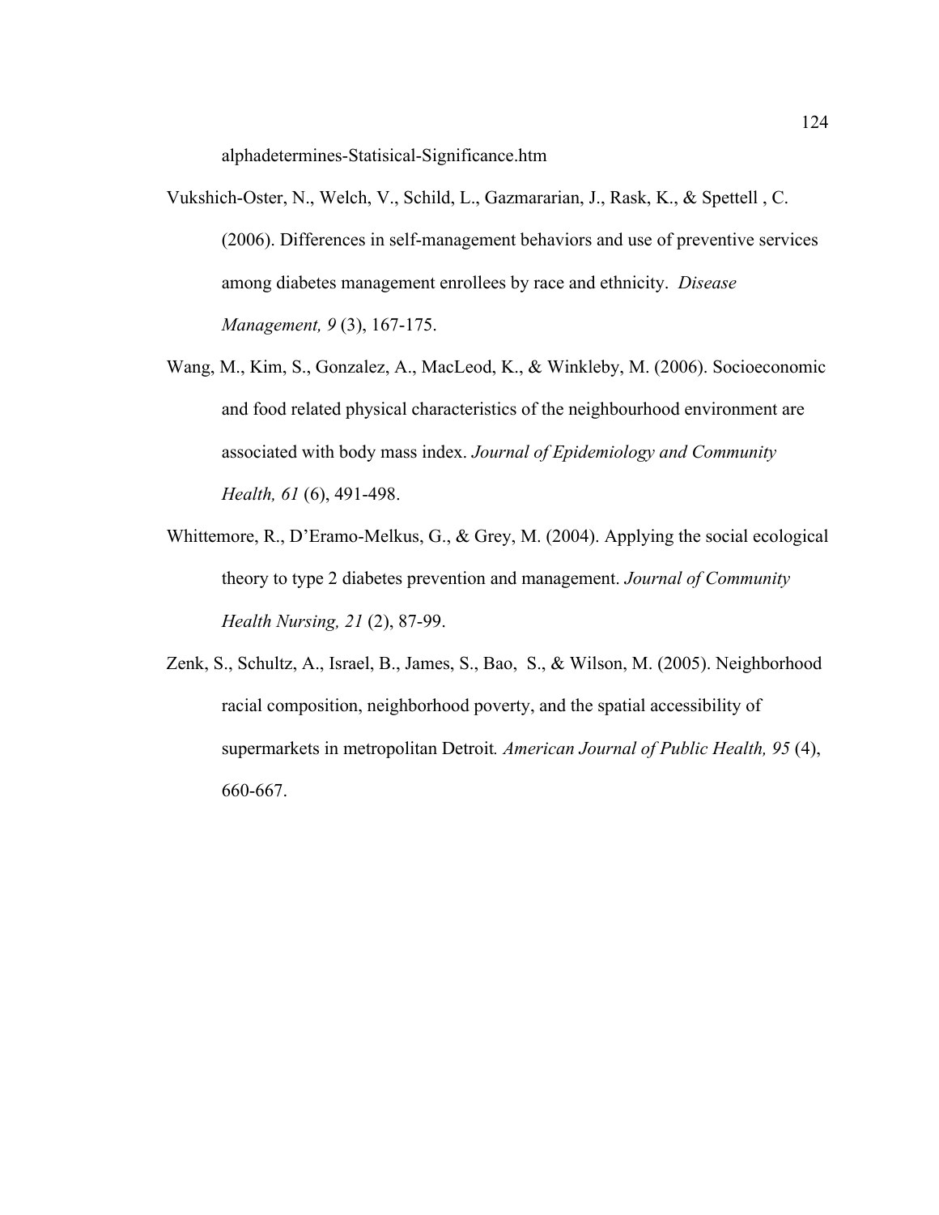alphadetermines-Statisical-Significance.htm

Vukshich-Oster, N., Welch, V., Schild, L., Gazmararian, J., Rask, K., & Spettell , C. (2006). Differences in self-management behaviors and use of preventive services among diabetes management enrollees by race and ethnicity. *Disease Management, 9* (3), 167-175.

Wang, M., Kim, S., Gonzalez, A., MacLeod, K., & Winkleby, M. (2006). Socioeconomic and food related physical characteristics of the neighbourhood environment are associated with body mass index. *Journal of Epidemiology and Community Health, 61* (6), 491-498.

Whittemore, R., D'Eramo-Melkus, G., & Grey, M. (2004). Applying the social ecological theory to type 2 diabetes prevention and management. *Journal of Community Health Nursing, 21* (2), 87-99.

Zenk, S., Schultz, A., Israel, B., James, S., Bao, S., & Wilson, M. (2005). Neighborhood racial composition, neighborhood poverty, and the spatial accessibility of supermarkets in metropolitan Detroit*. American Journal of Public Health, 95* (4), 660-667.